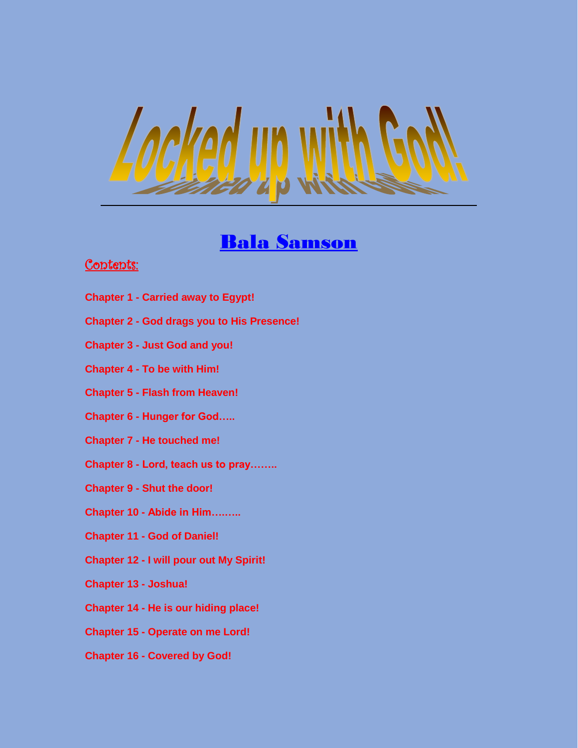# Locked up with God!

## Bala Samson

**Contents:**

**Chapter 1 - Carried away to Egypt!**

**Chapter 2 - God drags you to His Presence!**

**Chapter 3 - Just God and you!**

**Chapter 4 - To be with Him!**

**Chapter 5 - Flash from Heaven!**

**Chapter 6 - Hunger for God…..**

**Chapter 7 - He touched me!**

**Chapter 8 - Lord, teach us to pray……..**

**Chapter 9 - Shut the door!**

**Chapter 10 - Abide in Him……...**

**Chapter 11 - God of Daniel!**

**Chapter 12 - I will pour out My Spirit!**

**Chapter 13 - Joshua!**

**Chapter 14 - He is our hiding place!**

**Chapter 15 - Operate on me Lord!**

**Chapter 16 - Covered by God!**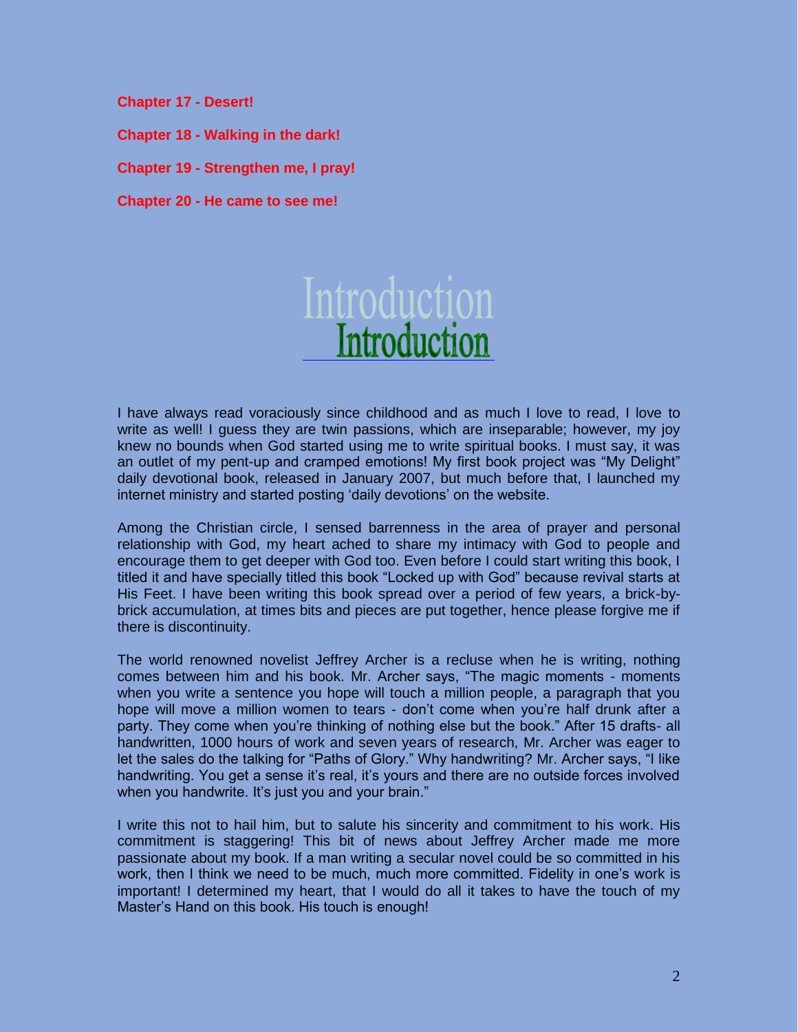**Chapter 17 - Desert!**

**Chapter 18 - Walking in the dark!**

**Chapter 19 - Strengthen me, I pray!**

**Chapter 20 - He came to see me!**

# Introduction

I have always read voraciously since childhood and as much I love to read, I love to write as well! I guess they are twin passions, which are inseparable; however, my joy knew no bounds when God started using me to write spiritual books. I must say, it was an outlet of my pent-up and cramped emotions! My first book project was "My Delight" daily devotional book, released in January 2007, but much before that, I launched my internet ministry and started posting 'daily devotions' on the website.

Among the Christian circle, I sensed barrenness in the area of prayer and personal relationship with God, my heart ached to share my intimacy with God to people and encourage them to get deeper with God too. Even before I could start writing this book, I titled it and have specially titled this book "Locked up with God" because revival starts at His Feet. I have been writing this book spread over a period of few years, a brick-by-brick accumulation, at times bits and pieces are put together, hence please forgive me if there is discontinuity.

The world renowned novelist Jeffrey Archer is a recluse when he is writing, nothing comes between him and his book. Mr. Archer says, "The magic moments - moments when you write a sentence you hope will touch a million people, a paragraph that you hope will move a million women to tears - don't come when you're half drunk after a party. They come when you're thinking of nothing else but the book." After 15 drafts- all handwritten, 1000 hours of work and seven years of research, Mr. Archer was eager to let the sales do the talking for "Paths of Glory." Why handwriting? Mr. Archer says, "I like handwriting. You get a sense it's real, it's yours and there are no outside forces involved when you handwrite. It's just you and your brain."

I write this not to hail him, but to salute his sincerity and commitment to his work. His commitment is staggering! This bit of news about Jeffrey Archer made me more passionate about my book. If a man writing a secular novel could be so committed in his work, then I think we need to be much, much more committed. Fidelity in one's work is important! I determined my heart, that I would do all it takes to have the touch of my Master's Hand on this book. His touch is enough!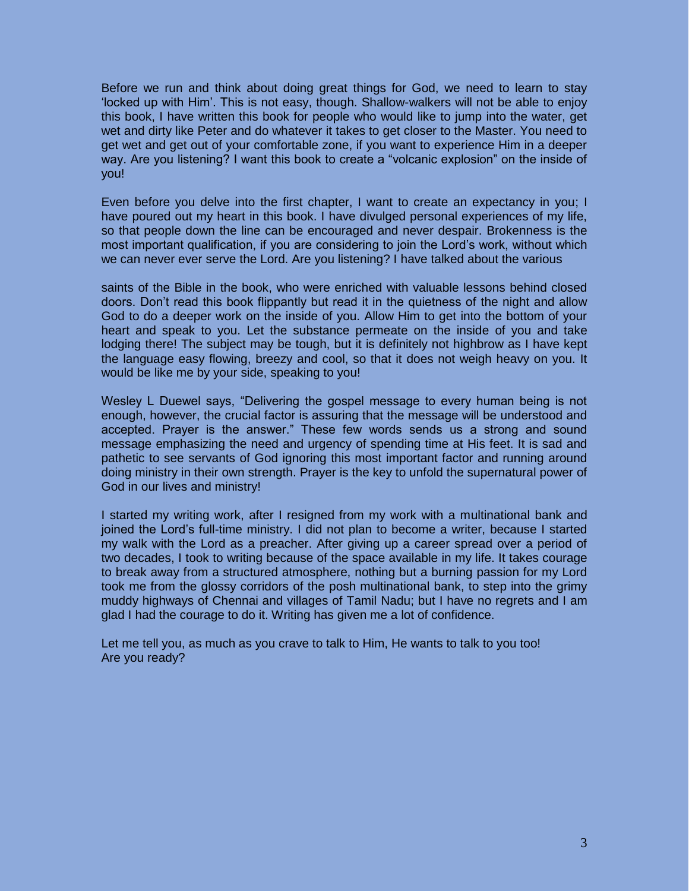Before we run and think about doing great things for God, we need to learn to stay 'locked up with Him'. This is not easy, though. Shallow-walkers will not be able to enjoy this book, I have written this book for people who would like to jump into the water, get wet and dirty like Peter and do whatever it takes to get closer to the Master. You need to get wet and get out of your comfortable zone, if you want to experience Him in a deeper way. Are you listening? I want this book to create a "volcanic explosion" on the inside of you!

Even before you delve into the first chapter, I want to create an expectancy in you; I have poured out my heart in this book. I have divulged personal experiences of my life, so that people down the line can be encouraged and never despair. Brokenness is the most important qualification, if you are considering to join the Lord's work, without which we can never ever serve the Lord. Are you listening? I have talked about the various saints of the Bible in the book, who were enriched with valuable lessons behind closed doors. Don't read this book flippantly but read it in the quietness of the night and allow God to do a deeper work on the inside of you. Allow Him to get into the bottom of your heart and speak to you. Let the substance permeate on the inside of you and take lodging there! The subject may be tough, but it is definitely not highbrow as I have kept the language easy flowing, breezy and cool, so that it does not weigh heavy on you. It would be like me by your side, speaking to you!

Wesley L Duewel says, "Delivering the gospel message to every human being is not enough, however, the crucial factor is assuring that the message will be understood and accepted. Prayer is the answer." These few words sends us a strong and sound message emphasizing the need and urgency of spending time at His feet. It is sad and pathetic to see servants of God ignoring this most important factor and running around doing ministry in their own strength. Prayer is the key to unfold the supernatural power of God in our lives and ministry!

I started my writing work, after I resigned from my work with a multinational bank and joined the Lord's full-time ministry. I did not plan to become a writer, because I started my walk with the Lord as a preacher. After giving up a career spread over a period of two decades, I took to writing because of the space available in my life. It takes courage to break away from a structured atmosphere, nothing but a burning passion for my Lord took me from the glossy corridors of the posh multinational bank, to step into the grimy muddy highways of Chennai and villages of Tamil Nadu; but I have no regrets and I am glad I had the courage to do it. Writing has given me a lot of confidence.

Let me tell you, as much as you crave to talk to Him, He wants to talk to you too!
Are you ready?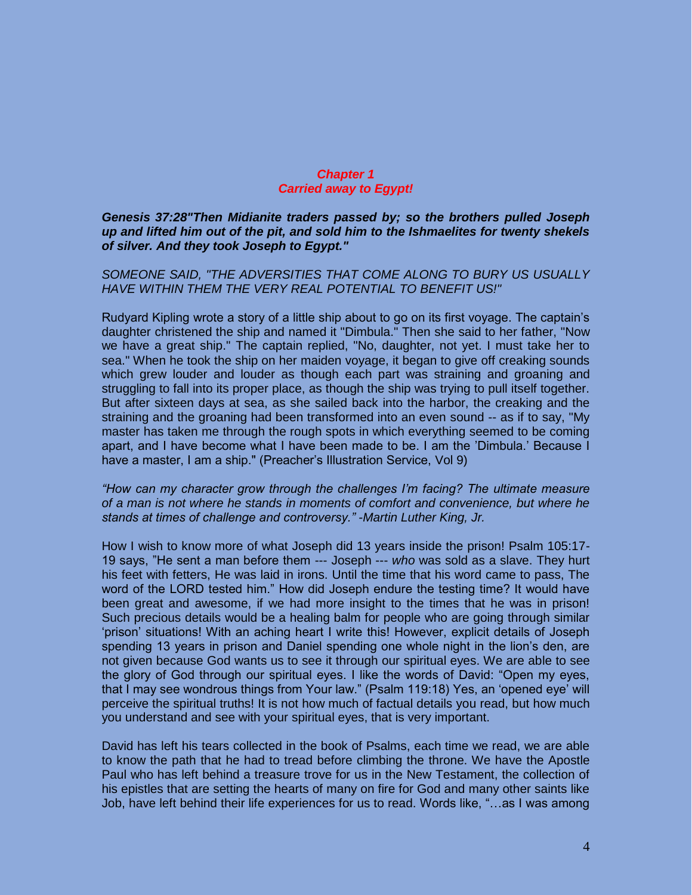## *Chapter 1*
## *Carried away to Egypt!*

***Genesis 37:28"Then Midianite traders passed by; so the brothers pulled Joseph up and lifted him out of the pit, and sold him to the Ishmaelites for twenty shekels of silver. And they took Joseph to Egypt."***

*SOMEONE SAID, "THE ADVERSITIES THAT COME ALONG TO BURY US USUALLY HAVE WITHIN THEM THE VERY REAL POTENTIAL TO BENEFIT US!"*

Rudyard Kipling wrote a story of a little ship about to go on its first voyage. The captain's daughter christened the ship and named it "Dimbula." Then she said to her father, "Now we have a great ship." The captain replied, "No, daughter, not yet. I must take her to sea." When he took the ship on her maiden voyage, it began to give off creaking sounds which grew louder and louder as though each part was straining and groaning and struggling to fall into its proper place, as though the ship was trying to pull itself together. But after sixteen days at sea, as she sailed back into the harbor, the creaking and the straining and the groaning had been transformed into an even sound -- as if to say, "My master has taken me through the rough spots in which everything seemed to be coming apart, and I have become what I have been made to be. I am the 'Dimbula.' Because I have a master, I am a ship." (Preacher's Illustration Service, Vol 9)

*"How can my character grow through the challenges I'm facing? The ultimate measure of a man is not where he stands in moments of comfort and convenience, but where he stands at times of challenge and controversy." -Martin Luther King, Jr.*

How I wish to know more of what Joseph did 13 years inside the prison! Psalm 105:17-19 says, "He sent a man before them --- Joseph --- *who* was sold as a slave. They hurt his feet with fetters, He was laid in irons. Until the time that his word came to pass, The word of the LORD tested him." How did Joseph endure the testing time? It would have been great and awesome, if we had more insight to the times that he was in prison! Such precious details would be a healing balm for people who are going through similar 'prison' situations! With an aching heart I write this! However, explicit details of Joseph spending 13 years in prison and Daniel spending one whole night in the lion's den, are not given because God wants us to see it through our spiritual eyes. We are able to see the glory of God through our spiritual eyes. I like the words of David: "Open my eyes, that I may see wondrous things from Your law." (Psalm 119:18) Yes, an 'opened eye' will perceive the spiritual truths! It is not how much of factual details you read, but how much you understand and see with your spiritual eyes, that is very important.

David has left his tears collected in the book of Psalms, each time we read, we are able to know the path that he had to tread before climbing the throne. We have the Apostle Paul who has left behind a treasure trove for us in the New Testament, the collection of his epistles that are setting the hearts of many on fire for God and many other saints like Job, have left behind their life experiences for us to read. Words like, "…as I was among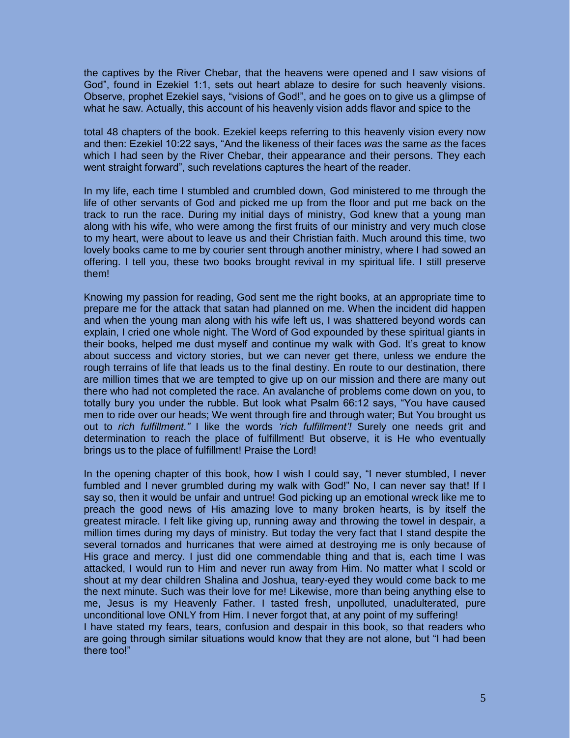the captives by the River Chebar, that the heavens were opened and I saw visions of God", found in Ezekiel 1:1, sets out heart ablaze to desire for such heavenly visions. Observe, prophet Ezekiel says, "visions of God!", and he goes on to give us a glimpse of what he saw. Actually, this account of his heavenly vision adds flavor and spice to the

total 48 chapters of the book. Ezekiel keeps referring to this heavenly vision every now and then: Ezekiel 10:22 says, "And the likeness of their faces *was* the same *as* the faces which I had seen by the River Chebar, their appearance and their persons. They each went straight forward", such revelations captures the heart of the reader.

In my life, each time I stumbled and crumbled down, God ministered to me through the life of other servants of God and picked me up from the floor and put me back on the track to run the race. During my initial days of ministry, God knew that a young man along with his wife, who were among the first fruits of our ministry and very much close to my heart, were about to leave us and their Christian faith. Much around this time, two lovely books came to me by courier sent through another ministry, where I had sowed an offering. I tell you, these two books brought revival in my spiritual life. I still preserve them!

Knowing my passion for reading, God sent me the right books, at an appropriate time to prepare me for the attack that satan had planned on me. When the incident did happen and when the young man along with his wife left us, I was shattered beyond words can explain, I cried one whole night. The Word of God expounded by these spiritual giants in their books, helped me dust myself and continue my walk with God. It's great to know about success and victory stories, but we can never get there, unless we endure the rough terrains of life that leads us to the final destiny. En route to our destination, there are million times that we are tempted to give up on our mission and there are many out there who had not completed the race. An avalanche of problems come down on you, to totally bury you under the rubble. But look what Psalm 66:12 says, "You have caused men to ride over our heads; We went through fire and through water; But You brought us out to *rich fulfillment."* I like the words *'rich fulfillment'!* Surely one needs grit and determination to reach the place of fulfillment! But observe, it is He who eventually brings us to the place of fulfillment! Praise the Lord!

In the opening chapter of this book, how I wish I could say, "I never stumbled, I never fumbled and I never grumbled during my walk with God!" No, I can never say that! If I say so, then it would be unfair and untrue! God picking up an emotional wreck like me to preach the good news of His amazing love to many broken hearts, is by itself the greatest miracle. I felt like giving up, running away and throwing the towel in despair, a million times during my days of ministry. But today the very fact that I stand despite the several tornados and hurricanes that were aimed at destroying me is only because of His grace and mercy. I just did one commendable thing and that is, each time I was attacked, I would run to Him and never run away from Him. No matter what I scold or shout at my dear children Shalina and Joshua, teary-eyed they would come back to me the next minute. Such was their love for me! Likewise, more than being anything else to me, Jesus is my Heavenly Father. I tasted fresh, unpolluted, unadulterated, pure unconditional love ONLY from Him. I never forgot that, at any point of my suffering!
I have stated my fears, tears, confusion and despair in this book, so that readers who are going through similar situations would know that they are not alone, but "I had been there too!"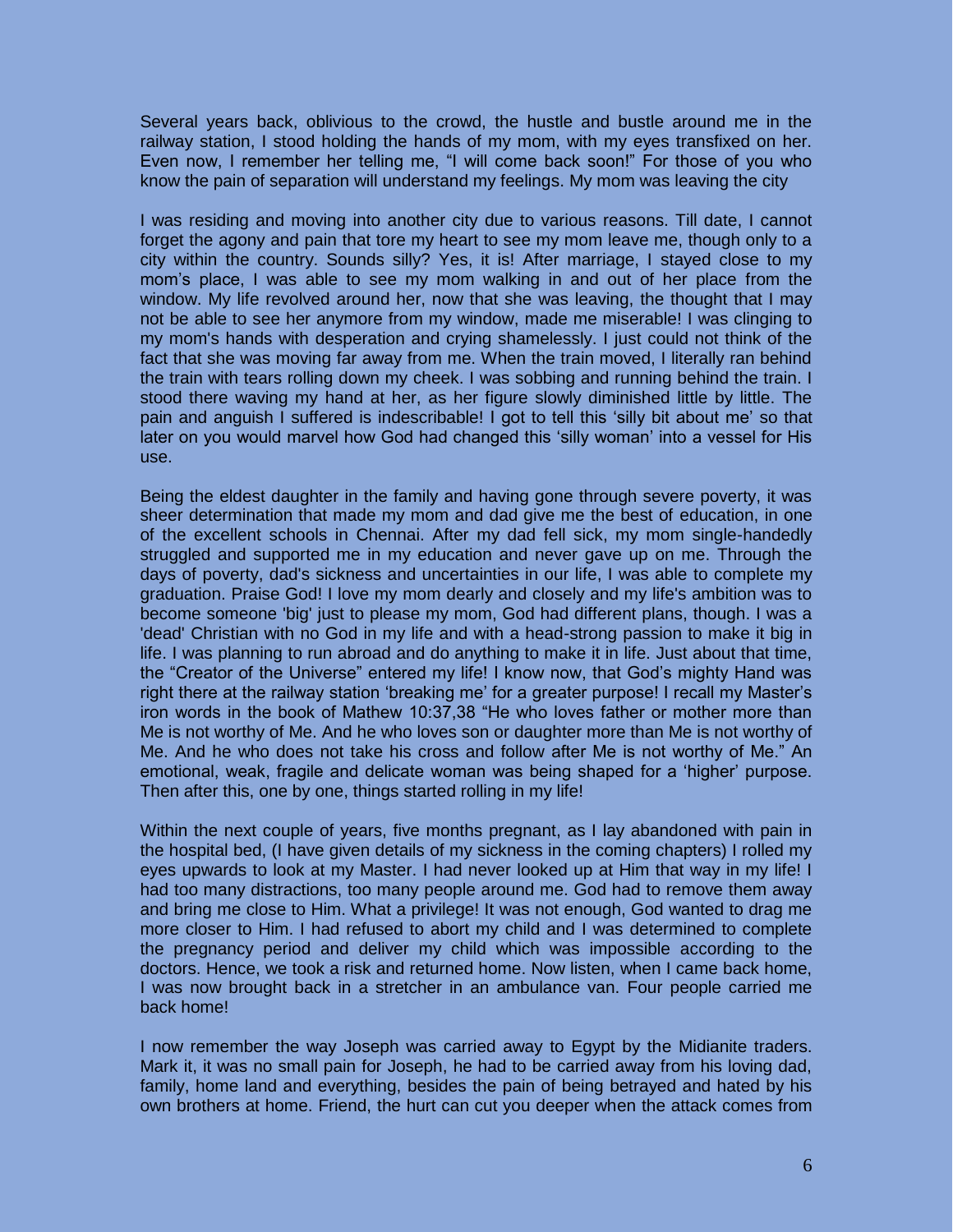Several years back, oblivious to the crowd, the hustle and bustle around me in the railway station, I stood holding the hands of my mom, with my eyes transfixed on her. Even now, I remember her telling me, "I will come back soon!" For those of you who know the pain of separation will understand my feelings. My mom was leaving the city

I was residing and moving into another city due to various reasons. Till date, I cannot forget the agony and pain that tore my heart to see my mom leave me, though only to a city within the country. Sounds silly? Yes, it is! After marriage, I stayed close to my mom's place, I was able to see my mom walking in and out of her place from the window. My life revolved around her, now that she was leaving, the thought that I may not be able to see her anymore from my window, made me miserable! I was clinging to my mom's hands with desperation and crying shamelessly. I just could not think of the fact that she was moving far away from me. When the train moved, I literally ran behind the train with tears rolling down my cheek. I was sobbing and running behind the train. I stood there waving my hand at her, as her figure slowly diminished little by little. The pain and anguish I suffered is indescribable! I got to tell this 'silly bit about me' so that later on you would marvel how God had changed this 'silly woman' into a vessel for His use.

Being the eldest daughter in the family and having gone through severe poverty, it was sheer determination that made my mom and dad give me the best of education, in one of the excellent schools in Chennai. After my dad fell sick, my mom single-handedly struggled and supported me in my education and never gave up on me. Through the days of poverty, dad's sickness and uncertainties in our life, I was able to complete my graduation. Praise God! I love my mom dearly and closely and my life's ambition was to become someone 'big' just to please my mom, God had different plans, though. I was a 'dead' Christian with no God in my life and with a head-strong passion to make it big in life. I was planning to run abroad and do anything to make it in life. Just about that time, the "Creator of the Universe" entered my life! I know now, that God's mighty Hand was right there at the railway station 'breaking me' for a greater purpose! I recall my Master's iron words in the book of Mathew 10:37,38 "He who loves father or mother more than Me is not worthy of Me. And he who loves son or daughter more than Me is not worthy of Me. And he who does not take his cross and follow after Me is not worthy of Me." An emotional, weak, fragile and delicate woman was being shaped for a 'higher' purpose. Then after this, one by one, things started rolling in my life!

Within the next couple of years, five months pregnant, as I lay abandoned with pain in the hospital bed, (I have given details of my sickness in the coming chapters) I rolled my eyes upwards to look at my Master. I had never looked up at Him that way in my life! I had too many distractions, too many people around me. God had to remove them away and bring me close to Him. What a privilege! It was not enough, God wanted to drag me more closer to Him. I had refused to abort my child and I was determined to complete the pregnancy period and deliver my child which was impossible according to the doctors. Hence, we took a risk and returned home. Now listen, when I came back home, I was now brought back in a stretcher in an ambulance van. Four people carried me back home!

I now remember the way Joseph was carried away to Egypt by the Midianite traders. Mark it, it was no small pain for Joseph, he had to be carried away from his loving dad, family, home land and everything, besides the pain of being betrayed and hated by his own brothers at home. Friend, the hurt can cut you deeper when the attack comes from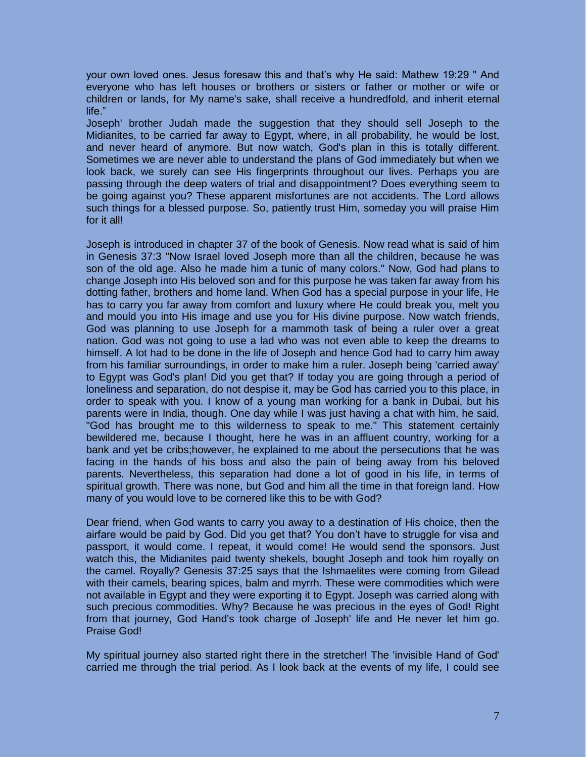your own loved ones. Jesus foresaw this and that's why He said: Mathew 19:29 " And everyone who has left houses or brothers or sisters or father or mother or wife or children or lands, for My name's sake, shall receive a hundredfold, and inherit eternal life."

Joseph' brother Judah made the suggestion that they should sell Joseph to the Midianites, to be carried far away to Egypt, where, in all probability, he would be lost, and never heard of anymore. But now watch, God's plan in this is totally different. Sometimes we are never able to understand the plans of God immediately but when we look back, we surely can see His fingerprints throughout our lives. Perhaps you are passing through the deep waters of trial and disappointment? Does everything seem to be going against you? These apparent misfortunes are not accidents. The Lord allows such things for a blessed purpose. So, patiently trust Him, someday you will praise Him for it all!

Joseph is introduced in chapter 37 of the book of Genesis. Now read what is said of him in Genesis 37:3 "Now Israel loved Joseph more than all the children, because he was son of the old age. Also he made him a tunic of many colors." Now, God had plans to change Joseph into His beloved son and for this purpose he was taken far away from his dotting father, brothers and home land. When God has a special purpose in your life, He has to carry you far away from comfort and luxury where He could break you, melt you and mould you into His image and use you for His divine purpose. Now watch friends, God was planning to use Joseph for a mammoth task of being a ruler over a great nation. God was not going to use a lad who was not even able to keep the dreams to himself. A lot had to be done in the life of Joseph and hence God had to carry him away from his familiar surroundings, in order to make him a ruler. Joseph being 'carried away' to Egypt was God's plan! Did you get that? If today you are going through a period of loneliness and separation, do not despise it, may be God has carried you to this place, in order to speak with you. I know of a young man working for a bank in Dubai, but his parents were in India, though. One day while I was just having a chat with him, he said, "God has brought me to this wilderness to speak to me." This statement certainly bewildered me, because I thought, here he was in an affluent country, working for a bank and yet be cribs;however, he explained to me about the persecutions that he was facing in the hands of his boss and also the pain of being away from his beloved parents. Nevertheless, this separation had done a lot of good in his life, in terms of spiritual growth. There was none, but God and him all the time in that foreign land. How many of you would love to be cornered like this to be with God?

Dear friend, when God wants to carry you away to a destination of His choice, then the airfare would be paid by God. Did you get that? You don't have to struggle for visa and passport, it would come. I repeat, it would come! He would send the sponsors. Just watch this, the Midianites paid twenty shekels, bought Joseph and took him royally on the camel. Royally? Genesis 37:25 says that the Ishmaelites were coming from Gilead with their camels, bearing spices, balm and myrrh. These were commodities which were not available in Egypt and they were exporting it to Egypt. Joseph was carried along with such precious commodities. Why? Because he was precious in the eyes of God! Right from that journey, God Hand's took charge of Joseph' life and He never let him go. Praise God!

My spiritual journey also started right there in the stretcher! The 'invisible Hand of God' carried me through the trial period. As I look back at the events of my life, I could see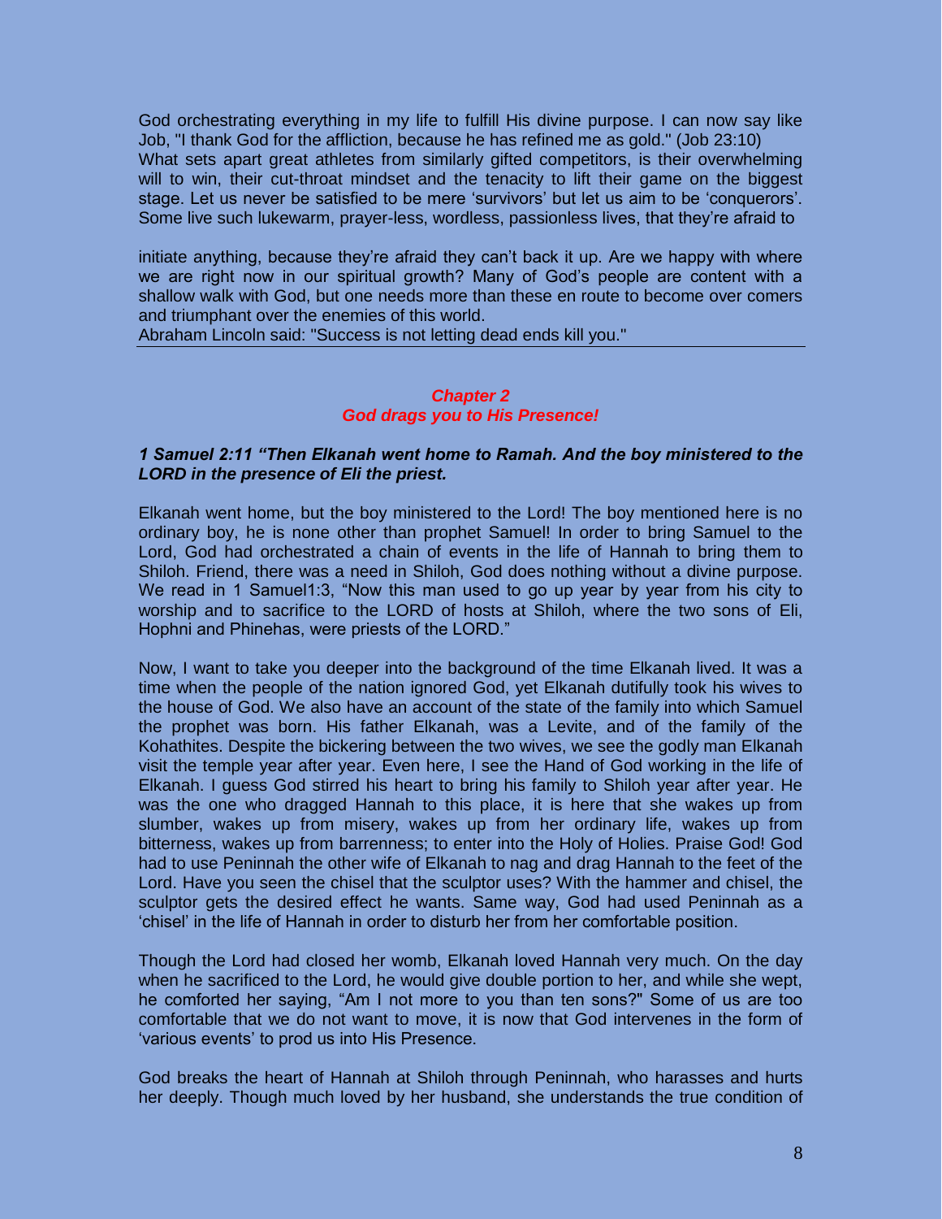God orchestrating everything in my life to fulfill His divine purpose. I can now say like Job, "I thank God for the affliction, because he has refined me as gold." (Job 23:10)
What sets apart great athletes from similarly gifted competitors, is their overwhelming will to win, their cut-throat mindset and the tenacity to lift their game on the biggest stage. Let us never be satisfied to be mere 'survivors' but let us aim to be 'conquerors'. Some live such lukewarm, prayer-less, wordless, passionless lives, that they're afraid to

initiate anything, because they're afraid they can't back it up. Are we happy with where we are right now in our spiritual growth? Many of God's people are content with a shallow walk with God, but one needs more than these en route to become over comers and triumphant over the enemies of this world.
Abraham Lincoln said: "Success is not letting dead ends kill you."

---

## *Chapter 2*
## *God drags you to His Presence!*

***1 Samuel 2:11 "Then Elkanah went home to Ramah. And the boy ministered to the LORD in the presence of Eli the priest.***

Elkanah went home, but the boy ministered to the Lord! The boy mentioned here is no ordinary boy, he is none other than prophet Samuel! In order to bring Samuel to the Lord, God had orchestrated a chain of events in the life of Hannah to bring them to Shiloh. Friend, there was a need in Shiloh, God does nothing without a divine purpose. We read in 1 Samuel1:3, "Now this man used to go up year by year from his city to worship and to sacrifice to the LORD of hosts at Shiloh, where the two sons of Eli, Hophni and Phinehas, were priests of the LORD."

Now, I want to take you deeper into the background of the time Elkanah lived. It was a time when the people of the nation ignored God, yet Elkanah dutifully took his wives to the house of God. We also have an account of the state of the family into which Samuel the prophet was born. His father Elkanah, was a Levite, and of the family of the Kohathites. Despite the bickering between the two wives, we see the godly man Elkanah visit the temple year after year. Even here, I see the Hand of God working in the life of Elkanah. I guess God stirred his heart to bring his family to Shiloh year after year. He was the one who dragged Hannah to this place, it is here that she wakes up from slumber, wakes up from misery, wakes up from her ordinary life, wakes up from bitterness, wakes up from barrenness; to enter into the Holy of Holies. Praise God! God had to use Peninnah the other wife of Elkanah to nag and drag Hannah to the feet of the Lord. Have you seen the chisel that the sculptor uses? With the hammer and chisel, the sculptor gets the desired effect he wants. Same way, God had used Peninnah as a 'chisel' in the life of Hannah in order to disturb her from her comfortable position.

Though the Lord had closed her womb, Elkanah loved Hannah very much. On the day when he sacrificed to the Lord, he would give double portion to her, and while she wept, he comforted her saying, "Am I not more to you than ten sons?" Some of us are too comfortable that we do not want to move, it is now that God intervenes in the form of 'various events' to prod us into His Presence.

God breaks the heart of Hannah at Shiloh through Peninnah, who harasses and hurts her deeply. Though much loved by her husband, she understands the true condition of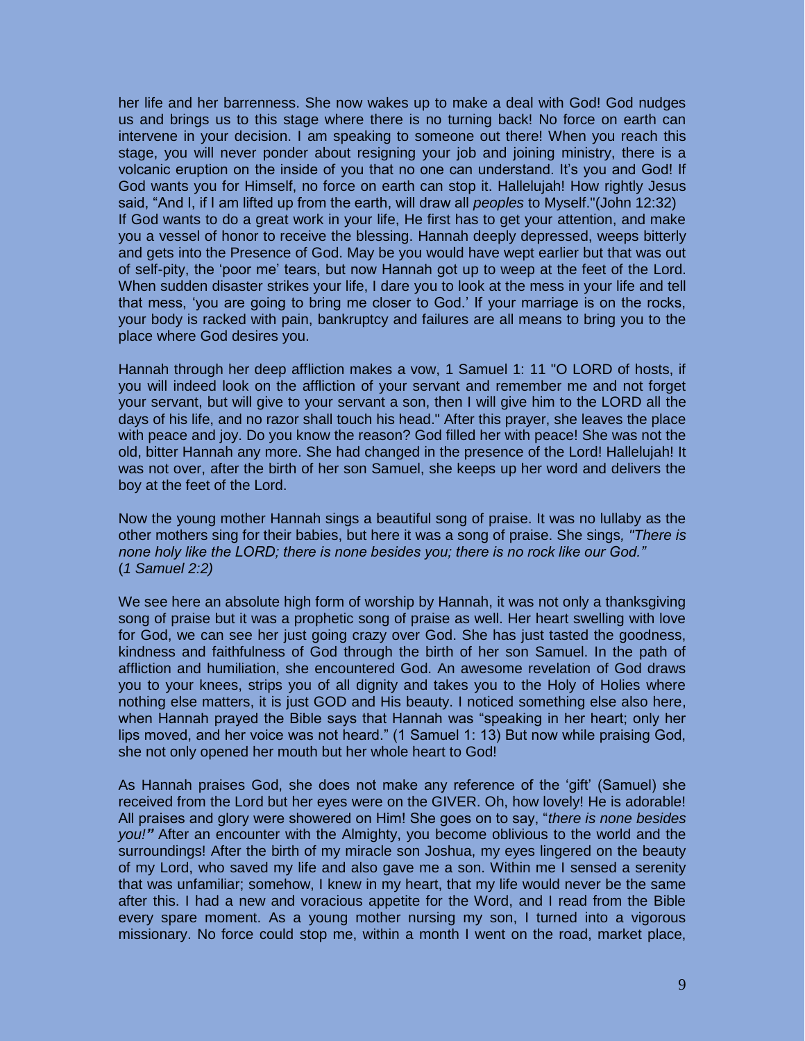her life and her barrenness. She now wakes up to make a deal with God! God nudges us and brings us to this stage where there is no turning back! No force on earth can intervene in your decision. I am speaking to someone out there! When you reach this stage, you will never ponder about resigning your job and joining ministry, there is a volcanic eruption on the inside of you that no one can understand. It's you and God! If God wants you for Himself, no force on earth can stop it. Hallelujah! How rightly Jesus said, "And I, if I am lifted up from the earth, will draw all *peoples* to Myself."(John 12:32) If God wants to do a great work in your life, He first has to get your attention, and make you a vessel of honor to receive the blessing. Hannah deeply depressed, weeps bitterly and gets into the Presence of God. May be you would have wept earlier but that was out of self-pity, the 'poor me' tears, but now Hannah got up to weep at the feet of the Lord. When sudden disaster strikes your life, I dare you to look at the mess in your life and tell that mess, 'you are going to bring me closer to God.' If your marriage is on the rocks, your body is racked with pain, bankruptcy and failures are all means to bring you to the place where God desires you.

Hannah through her deep affliction makes a vow, 1 Samuel 1: 11 "O LORD of hosts, if you will indeed look on the affliction of your servant and remember me and not forget your servant, but will give to your servant a son, then I will give him to the LORD all the days of his life, and no razor shall touch his head." After this prayer, she leaves the place with peace and joy. Do you know the reason? God filled her with peace! She was not the old, bitter Hannah any more. She had changed in the presence of the Lord! Hallelujah! It was not over, after the birth of her son Samuel, she keeps up her word and delivers the boy at the feet of the Lord.

Now the young mother Hannah sings a beautiful song of praise. It was no lullaby as the other mothers sing for their babies, but here it was a song of praise. She sings*, "There is none holy like the LORD; there is none besides you; there is no rock like our God."* (*1 Samuel 2:2)*

We see here an absolute high form of worship by Hannah, it was not only a thanksgiving song of praise but it was a prophetic song of praise as well. Her heart swelling with love for God, we can see her just going crazy over God. She has just tasted the goodness, kindness and faithfulness of God through the birth of her son Samuel. In the path of affliction and humiliation, she encountered God. An awesome revelation of God draws you to your knees, strips you of all dignity and takes you to the Holy of Holies where nothing else matters, it is just GOD and His beauty. I noticed something else also here, when Hannah prayed the Bible says that Hannah was "speaking in her heart; only her lips moved, and her voice was not heard." (1 Samuel 1: 13) But now while praising God, she not only opened her mouth but her whole heart to God!

As Hannah praises God, she does not make any reference of the 'gift' (Samuel) she received from the Lord but her eyes were on the GIVER. Oh, how lovely! He is adorable! All praises and glory were showered on Him! She goes on to say, "*there is none besides you!***"** After an encounter with the Almighty, you become oblivious to the world and the surroundings! After the birth of my miracle son Joshua, my eyes lingered on the beauty of my Lord, who saved my life and also gave me a son. Within me I sensed a serenity that was unfamiliar; somehow, I knew in my heart, that my life would never be the same after this. I had a new and voracious appetite for the Word, and I read from the Bible every spare moment. As a young mother nursing my son, I turned into a vigorous missionary. No force could stop me, within a month I went on the road, market place,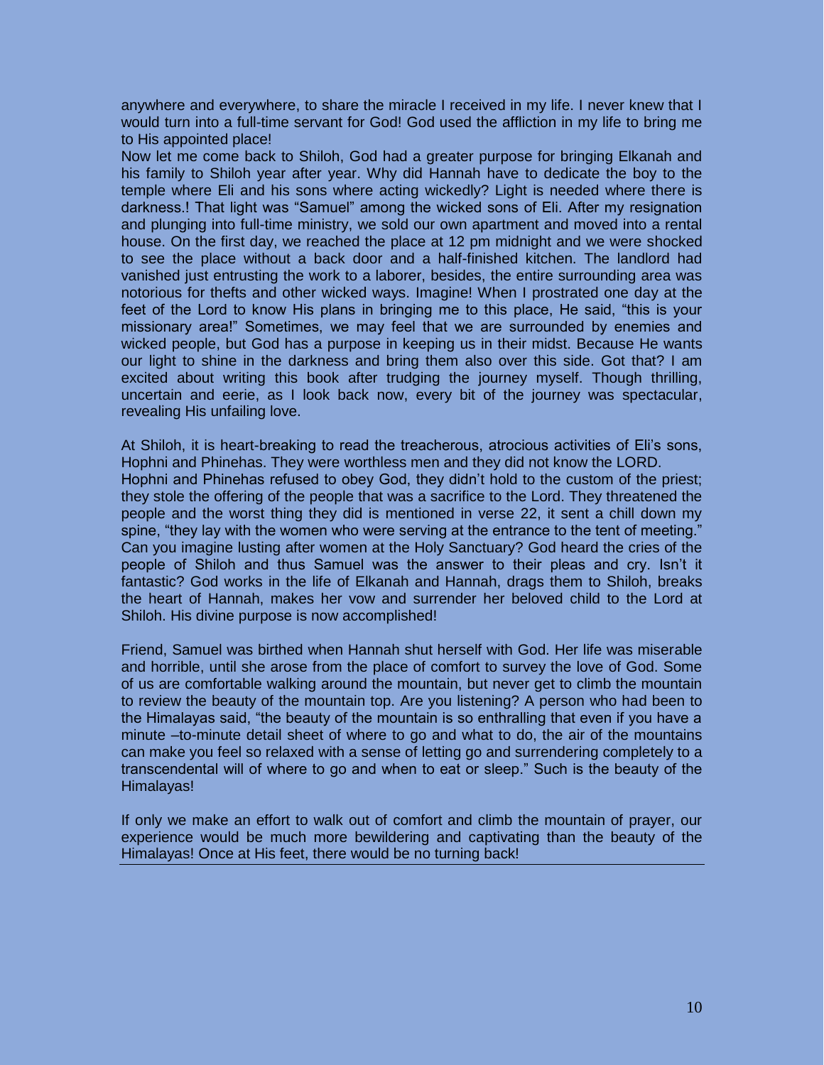anywhere and everywhere, to share the miracle I received in my life. I never knew that I would turn into a full-time servant for God! God used the affliction in my life to bring me to His appointed place!

Now let me come back to Shiloh, God had a greater purpose for bringing Elkanah and his family to Shiloh year after year. Why did Hannah have to dedicate the boy to the temple where Eli and his sons where acting wickedly? Light is needed where there is darkness.! That light was “Samuel” among the wicked sons of Eli. After my resignation and plunging into full-time ministry, we sold our own apartment and moved into a rental house. On the first day, we reached the place at 12 pm midnight and we were shocked to see the place without a back door and a half-finished kitchen. The landlord had vanished just entrusting the work to a laborer, besides, the entire surrounding area was notorious for thefts and other wicked ways. Imagine! When I prostrated one day at the feet of the Lord to know His plans in bringing me to this place, He said, “this is your missionary area!” Sometimes, we may feel that we are surrounded by enemies and wicked people, but God has a purpose in keeping us in their midst. Because He wants our light to shine in the darkness and bring them also over this side. Got that? I am excited about writing this book after trudging the journey myself. Though thrilling, uncertain and eerie, as I look back now, every bit of the journey was spectacular, revealing His unfailing love.

At Shiloh, it is heart-breaking to read the treacherous, atrocious activities of Eli’s sons, Hophni and Phinehas. They were worthless men and they did not know the LORD.

Hophni and Phinehas refused to obey God, they didn’t hold to the custom of the priest; they stole the offering of the people that was a sacrifice to the Lord. They threatened the people and the worst thing they did is mentioned in verse 22, it sent a chill down my spine, “they lay with the women who were serving at the entrance to the tent of meeting.” Can you imagine lusting after women at the Holy Sanctuary? God heard the cries of the people of Shiloh and thus Samuel was the answer to their pleas and cry. Isn’t it fantastic? God works in the life of Elkanah and Hannah, drags them to Shiloh, breaks the heart of Hannah, makes her vow and surrender her beloved child to the Lord at Shiloh. His divine purpose is now accomplished!

Friend, Samuel was birthed when Hannah shut herself with God. Her life was miserable and horrible, until she arose from the place of comfort to survey the love of God. Some of us are comfortable walking around the mountain, but never get to climb the mountain to review the beauty of the mountain top. Are you listening? A person who had been to the Himalayas said, “the beauty of the mountain is so enthralling that even if you have a minute –to-minute detail sheet of where to go and what to do, the air of the mountains can make you feel so relaxed with a sense of letting go and surrendering completely to a transcendental will of where to go and when to eat or sleep.” Such is the beauty of the Himalayas!

If only we make an effort to walk out of comfort and climb the mountain of prayer, our experience would be much more bewildering and captivating than the beauty of the Himalayas! Once at His feet, there would be no turning back!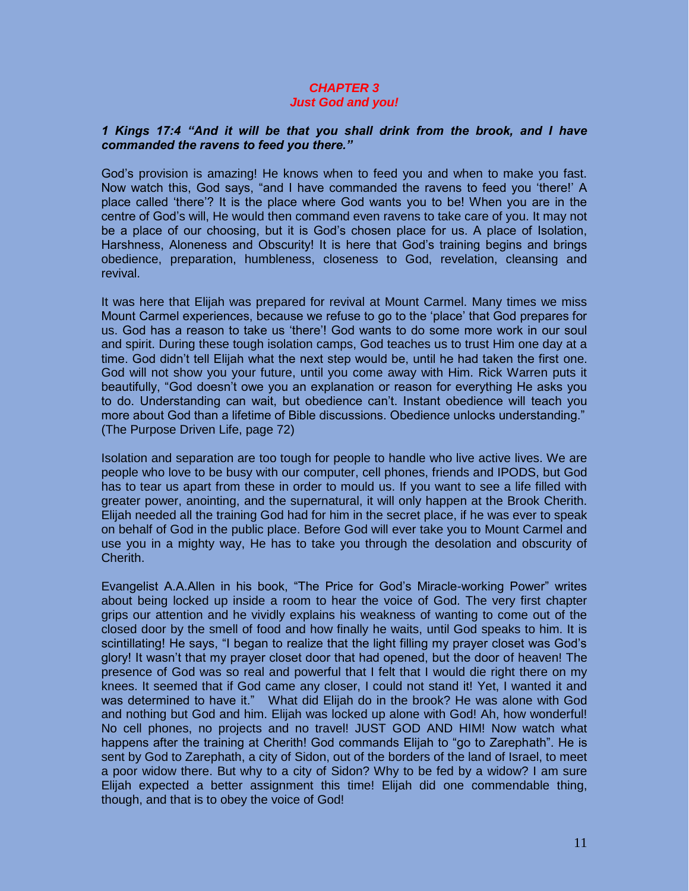# *CHAPTER 3*
## *Just God and you!*

***1 Kings 17:4 "And it will be that you shall drink from the brook, and I have commanded the ravens to feed you there."***

God's provision is amazing! He knows when to feed you and when to make you fast. Now watch this, God says, "and I have commanded the ravens to feed you 'there!' A place called 'there'? It is the place where God wants you to be! When you are in the centre of God's will, He would then command even ravens to take care of you. It may not be a place of our choosing, but it is God's chosen place for us. A place of Isolation, Harshness, Aloneness and Obscurity! It is here that God's training begins and brings obedience, preparation, humbleness, closeness to God, revelation, cleansing and revival.

It was here that Elijah was prepared for revival at Mount Carmel. Many times we miss Mount Carmel experiences, because we refuse to go to the 'place' that God prepares for us. God has a reason to take us 'there'! God wants to do some more work in our soul and spirit. During these tough isolation camps, God teaches us to trust Him one day at a time. God didn't tell Elijah what the next step would be, until he had taken the first one. God will not show you your future, until you come away with Him. Rick Warren puts it beautifully, "God doesn't owe you an explanation or reason for everything He asks you to do. Understanding can wait, but obedience can't. Instant obedience will teach you more about God than a lifetime of Bible discussions. Obedience unlocks understanding." (The Purpose Driven Life, page 72)

Isolation and separation are too tough for people to handle who live active lives. We are people who love to be busy with our computer, cell phones, friends and IPODS, but God has to tear us apart from these in order to mould us. If you want to see a life filled with greater power, anointing, and the supernatural, it will only happen at the Brook Cherith. Elijah needed all the training God had for him in the secret place, if he was ever to speak on behalf of God in the public place. Before God will ever take you to Mount Carmel and use you in a mighty way, He has to take you through the desolation and obscurity of Cherith.

Evangelist A.A.Allen in his book, "The Price for God's Miracle-working Power" writes about being locked up inside a room to hear the voice of God. The very first chapter grips our attention and he vividly explains his weakness of wanting to come out of the closed door by the smell of food and how finally he waits, until God speaks to him. It is scintillating! He says, "I began to realize that the light filling my prayer closet was God's glory! It wasn't that my prayer closet door that had opened, but the door of heaven! The presence of God was so real and powerful that I felt that I would die right there on my knees. It seemed that if God came any closer, I could not stand it! Yet, I wanted it and was determined to have it." What did Elijah do in the brook? He was alone with God and nothing but God and him. Elijah was locked up alone with God! Ah, how wonderful! No cell phones, no projects and no travel! JUST GOD AND HIM! Now watch what happens after the training at Cherith! God commands Elijah to "go to Zarephath". He is sent by God to Zarephath, a city of Sidon, out of the borders of the land of Israel, to meet a poor widow there. But why to a city of Sidon? Why to be fed by a widow? I am sure Elijah expected a better assignment this time! Elijah did one commendable thing, though, and that is to obey the voice of God!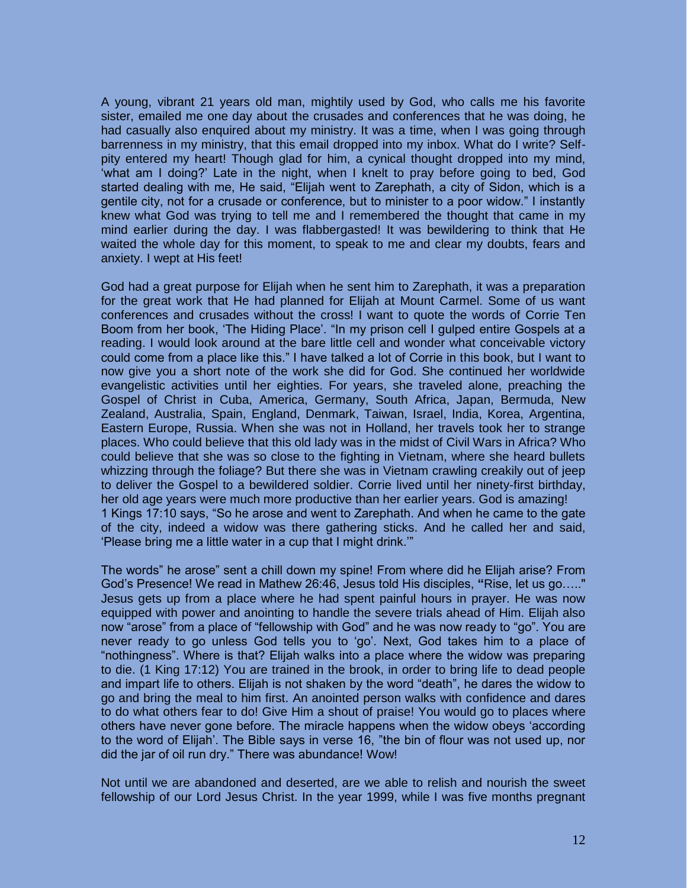A young, vibrant 21 years old man, mightily used by God, who calls me his favorite sister, emailed me one day about the crusades and conferences that he was doing, he had casually also enquired about my ministry. It was a time, when I was going through barrenness in my ministry, that this email dropped into my inbox. What do I write? Self-pity entered my heart! Though glad for him, a cynical thought dropped into my mind, 'what am I doing?' Late in the night, when I knelt to pray before going to bed, God started dealing with me, He said, "Elijah went to Zarephath, a city of Sidon, which is a gentile city, not for a crusade or conference, but to minister to a poor widow." I instantly knew what God was trying to tell me and I remembered the thought that came in my mind earlier during the day. I was flabbergasted! It was bewildering to think that He waited the whole day for this moment, to speak to me and clear my doubts, fears and anxiety. I wept at His feet!

God had a great purpose for Elijah when he sent him to Zarephath, it was a preparation for the great work that He had planned for Elijah at Mount Carmel. Some of us want conferences and crusades without the cross! I want to quote the words of Corrie Ten Boom from her book, 'The Hiding Place'. "In my prison cell I gulped entire Gospels at a reading. I would look around at the bare little cell and wonder what conceivable victory could come from a place like this." I have talked a lot of Corrie in this book, but I want to now give you a short note of the work she did for God. She continued her worldwide evangelistic activities until her eighties. For years, she traveled alone, preaching the Gospel of Christ in Cuba, America, Germany, South Africa, Japan, Bermuda, New Zealand, Australia, Spain, England, Denmark, Taiwan, Israel, India, Korea, Argentina, Eastern Europe, Russia. When she was not in Holland, her travels took her to strange places. Who could believe that this old lady was in the midst of Civil Wars in Africa? Who could believe that she was so close to the fighting in Vietnam, where she heard bullets whizzing through the foliage? But there she was in Vietnam crawling creakily out of jeep to deliver the Gospel to a bewildered soldier. Corrie lived until her ninety-first birthday, her old age years were much more productive than her earlier years. God is amazing!
1 Kings 17:10 says, "So he arose and went to Zarephath. And when he came to the gate of the city, indeed a widow was there gathering sticks. And he called her and said, 'Please bring me a little water in a cup that I might drink.'"

The words" he arose" sent a chill down my spine! From where did he Elijah arise? From God's Presence! We read in Mathew 26:46, Jesus told His disciples, **"**Rise, let us go….." Jesus gets up from a place where he had spent painful hours in prayer. He was now equipped with power and anointing to handle the severe trials ahead of Him. Elijah also now "arose" from a place of "fellowship with God" and he was now ready to "go". You are never ready to go unless God tells you to 'go'. Next, God takes him to a place of "nothingness". Where is that? Elijah walks into a place where the widow was preparing to die. (1 King 17:12) You are trained in the brook, in order to bring life to dead people and impart life to others. Elijah is not shaken by the word "death", he dares the widow to go and bring the meal to him first. An anointed person walks with confidence and dares to do what others fear to do! Give Him a shout of praise! You would go to places where others have never gone before. The miracle happens when the widow obeys 'according to the word of Elijah'. The Bible says in verse 16, "the bin of flour was not used up, nor did the jar of oil run dry." There was abundance! Wow!

Not until we are abandoned and deserted, are we able to relish and nourish the sweet fellowship of our Lord Jesus Christ. In the year 1999, while I was five months pregnant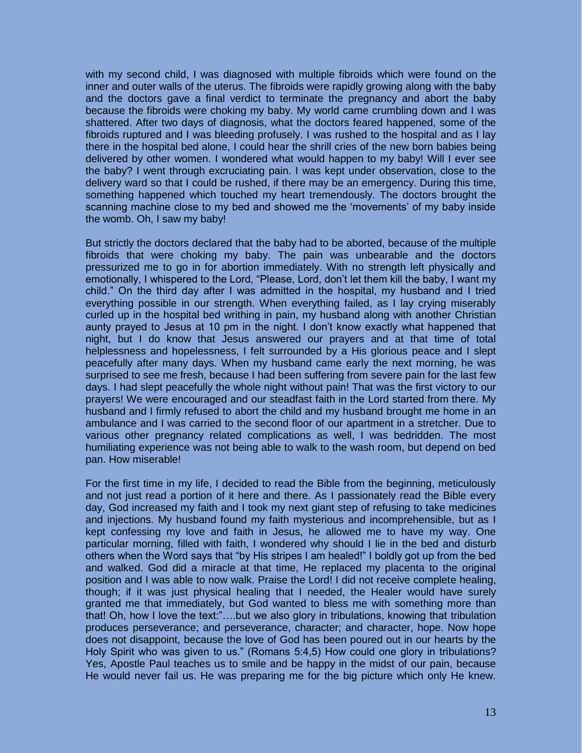with my second child, I was diagnosed with multiple fibroids which were found on the inner and outer walls of the uterus. The fibroids were rapidly growing along with the baby and the doctors gave a final verdict to terminate the pregnancy and abort the baby because the fibroids were choking my baby. My world came crumbling down and I was shattered. After two days of diagnosis, what the doctors feared happened, some of the fibroids ruptured and I was bleeding profusely. I was rushed to the hospital and as I lay there in the hospital bed alone, I could hear the shrill cries of the new born babies being delivered by other women. I wondered what would happen to my baby! Will I ever see the baby? I went through excruciating pain. I was kept under observation, close to the delivery ward so that I could be rushed, if there may be an emergency. During this time, something happened which touched my heart tremendously. The doctors brought the scanning machine close to my bed and showed me the 'movements' of my baby inside the womb. Oh, I saw my baby!

But strictly the doctors declared that the baby had to be aborted, because of the multiple fibroids that were choking my baby. The pain was unbearable and the doctors pressurized me to go in for abortion immediately. With no strength left physically and emotionally, I whispered to the Lord, "Please, Lord, don't let them kill the baby, I want my child." On the third day after I was admitted in the hospital, my husband and I tried everything possible in our strength. When everything failed, as I lay crying miserably curled up in the hospital bed writhing in pain, my husband along with another Christian aunty prayed to Jesus at 10 pm in the night. I don't know exactly what happened that night, but I do know that Jesus answered our prayers and at that time of total helplessness and hopelessness, I felt surrounded by a His glorious peace and I slept peacefully after many days. When my husband came early the next morning, he was surprised to see me fresh, because I had been suffering from severe pain for the last few days. I had slept peacefully the whole night without pain! That was the first victory to our prayers! We were encouraged and our steadfast faith in the Lord started from there. My husband and I firmly refused to abort the child and my husband brought me home in an ambulance and I was carried to the second floor of our apartment in a stretcher. Due to various other pregnancy related complications as well, I was bedridden. The most humiliating experience was not being able to walk to the wash room, but depend on bed pan. How miserable!

For the first time in my life, I decided to read the Bible from the beginning, meticulously and not just read a portion of it here and there. As I passionately read the Bible every day, God increased my faith and I took my next giant step of refusing to take medicines and injections. My husband found my faith mysterious and incomprehensible, but as I kept confessing my love and faith in Jesus, he allowed me to have my way. One particular morning, filled with faith, I wondered why should I lie in the bed and disturb others when the Word says that "by His stripes I am healed!" I boldly got up from the bed and walked. God did a miracle at that time, He replaced my placenta to the original position and I was able to now walk. Praise the Lord! I did not receive complete healing, though; if it was just physical healing that I needed, the Healer would have surely granted me that immediately, but God wanted to bless me with something more than that! Oh, how I love the text:"….but we also glory in tribulations, knowing that tribulation produces perseverance; and perseverance, character; and character, hope. Now hope does not disappoint, because the love of God has been poured out in our hearts by the Holy Spirit who was given to us." (Romans 5:4,5) How could one glory in tribulations? Yes, Apostle Paul teaches us to smile and be happy in the midst of our pain, because He would never fail us. He was preparing me for the big picture which only He knew.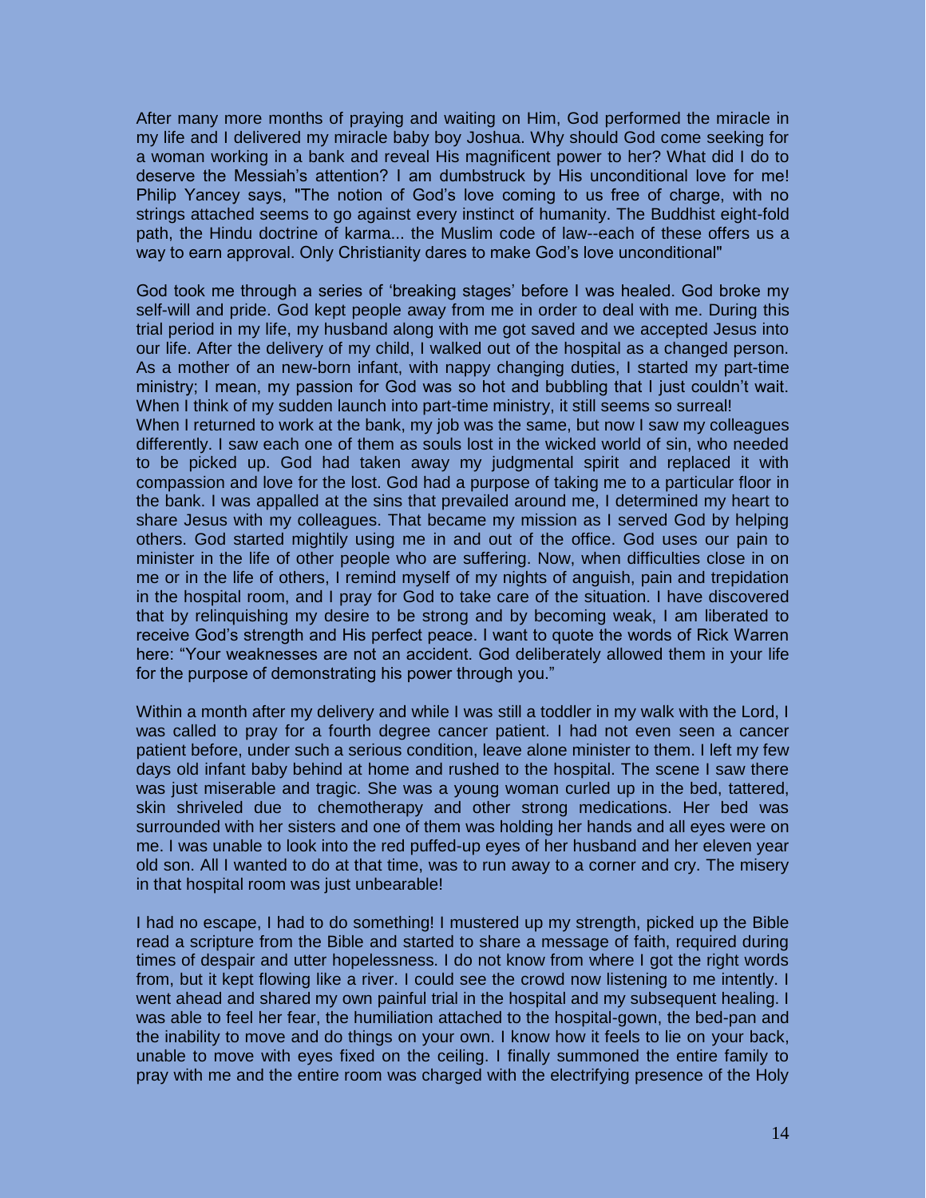After many more months of praying and waiting on Him, God performed the miracle in my life and I delivered my miracle baby boy Joshua. Why should God come seeking for a woman working in a bank and reveal His magnificent power to her? What did I do to deserve the Messiah's attention? I am dumbstruck by His unconditional love for me! Philip Yancey says, "The notion of God's love coming to us free of charge, with no strings attached seems to go against every instinct of humanity. The Buddhist eight-fold path, the Hindu doctrine of karma... the Muslim code of law--each of these offers us a way to earn approval. Only Christianity dares to make God's love unconditional"

God took me through a series of 'breaking stages' before I was healed. God broke my self-will and pride. God kept people away from me in order to deal with me. During this trial period in my life, my husband along with me got saved and we accepted Jesus into our life. After the delivery of my child, I walked out of the hospital as a changed person. As a mother of an new-born infant, with nappy changing duties, I started my part-time ministry; I mean, my passion for God was so hot and bubbling that I just couldn't wait. When I think of my sudden launch into part-time ministry, it still seems so surreal!

When I returned to work at the bank, my job was the same, but now I saw my colleagues differently. I saw each one of them as souls lost in the wicked world of sin, who needed to be picked up. God had taken away my judgmental spirit and replaced it with compassion and love for the lost. God had a purpose of taking me to a particular floor in the bank. I was appalled at the sins that prevailed around me, I determined my heart to share Jesus with my colleagues. That became my mission as I served God by helping others. God started mightily using me in and out of the office. God uses our pain to minister in the life of other people who are suffering. Now, when difficulties close in on me or in the life of others, I remind myself of my nights of anguish, pain and trepidation in the hospital room, and I pray for God to take care of the situation. I have discovered that by relinquishing my desire to be strong and by becoming weak, I am liberated to receive God's strength and His perfect peace. I want to quote the words of Rick Warren here: "Your weaknesses are not an accident. God deliberately allowed them in your life for the purpose of demonstrating his power through you."

Within a month after my delivery and while I was still a toddler in my walk with the Lord, I was called to pray for a fourth degree cancer patient. I had not even seen a cancer patient before, under such a serious condition, leave alone minister to them. I left my few days old infant baby behind at home and rushed to the hospital. The scene I saw there was just miserable and tragic. She was a young woman curled up in the bed, tattered, skin shriveled due to chemotherapy and other strong medications. Her bed was surrounded with her sisters and one of them was holding her hands and all eyes were on me. I was unable to look into the red puffed-up eyes of her husband and her eleven year old son. All I wanted to do at that time, was to run away to a corner and cry. The misery in that hospital room was just unbearable!

I had no escape, I had to do something! I mustered up my strength, picked up the Bible read a scripture from the Bible and started to share a message of faith, required during times of despair and utter hopelessness. I do not know from where I got the right words from, but it kept flowing like a river. I could see the crowd now listening to me intently. I went ahead and shared my own painful trial in the hospital and my subsequent healing. I was able to feel her fear, the humiliation attached to the hospital-gown, the bed-pan and the inability to move and do things on your own. I know how it feels to lie on your back, unable to move with eyes fixed on the ceiling. I finally summoned the entire family to pray with me and the entire room was charged with the electrifying presence of the Holy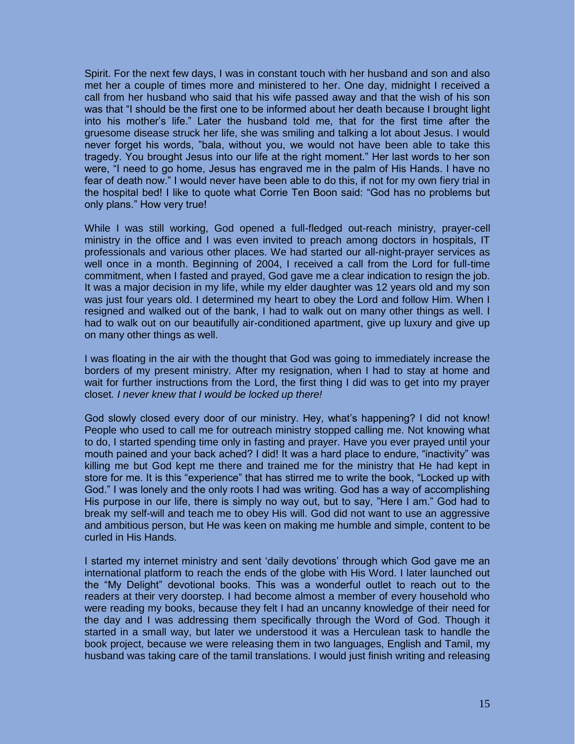Spirit. For the next few days, I was in constant touch with her husband and son and also met her a couple of times more and ministered to her. One day, midnight I received a call from her husband who said that his wife passed away and that the wish of his son was that "I should be the first one to be informed about her death because I brought light into his mother's life." Later the husband told me, that for the first time after the gruesome disease struck her life, she was smiling and talking a lot about Jesus. I would never forget his words, "bala, without you, we would not have been able to take this tragedy. You brought Jesus into our life at the right moment." Her last words to her son were, "I need to go home, Jesus has engraved me in the palm of His Hands. I have no fear of death now." I would never have been able to do this, if not for my own fiery trial in the hospital bed! I like to quote what Corrie Ten Boon said: "God has no problems but only plans." How very true!

While I was still working, God opened a full-fledged out-reach ministry, prayer-cell ministry in the office and I was even invited to preach among doctors in hospitals, IT professionals and various other places. We had started our all-night-prayer services as well once in a month. Beginning of 2004, I received a call from the Lord for full-time commitment, when I fasted and prayed, God gave me a clear indication to resign the job. It was a major decision in my life, while my elder daughter was 12 years old and my son was just four years old. I determined my heart to obey the Lord and follow Him. When I resigned and walked out of the bank, I had to walk out on many other things as well. I had to walk out on our beautifully air-conditioned apartment, give up luxury and give up on many other things as well.

I was floating in the air with the thought that God was going to immediately increase the borders of my present ministry. After my resignation, when I had to stay at home and wait for further instructions from the Lord, the first thing I did was to get into my prayer closet. *I never knew that I would be locked up there!*

God slowly closed every door of our ministry. Hey, what's happening? I did not know! People who used to call me for outreach ministry stopped calling me. Not knowing what to do, I started spending time only in fasting and prayer. Have you ever prayed until your mouth pained and your back ached? I did! It was a hard place to endure, "inactivity" was killing me but God kept me there and trained me for the ministry that He had kept in store for me. It is this "experience" that has stirred me to write the book, "Locked up with God." I was lonely and the only roots I had was writing. God has a way of accomplishing His purpose in our life, there is simply no way out, but to say, "Here I am." God had to break my self-will and teach me to obey His will. God did not want to use an aggressive and ambitious person, but He was keen on making me humble and simple, content to be curled in His Hands.

I started my internet ministry and sent 'daily devotions' through which God gave me an international platform to reach the ends of the globe with His Word. I later launched out the "My Delight" devotional books. This was a wonderful outlet to reach out to the readers at their very doorstep. I had become almost a member of every household who were reading my books, because they felt I had an uncanny knowledge of their need for the day and I was addressing them specifically through the Word of God. Though it started in a small way, but later we understood it was a Herculean task to handle the book project, because we were releasing them in two languages, English and Tamil, my husband was taking care of the tamil translations. I would just finish writing and releasing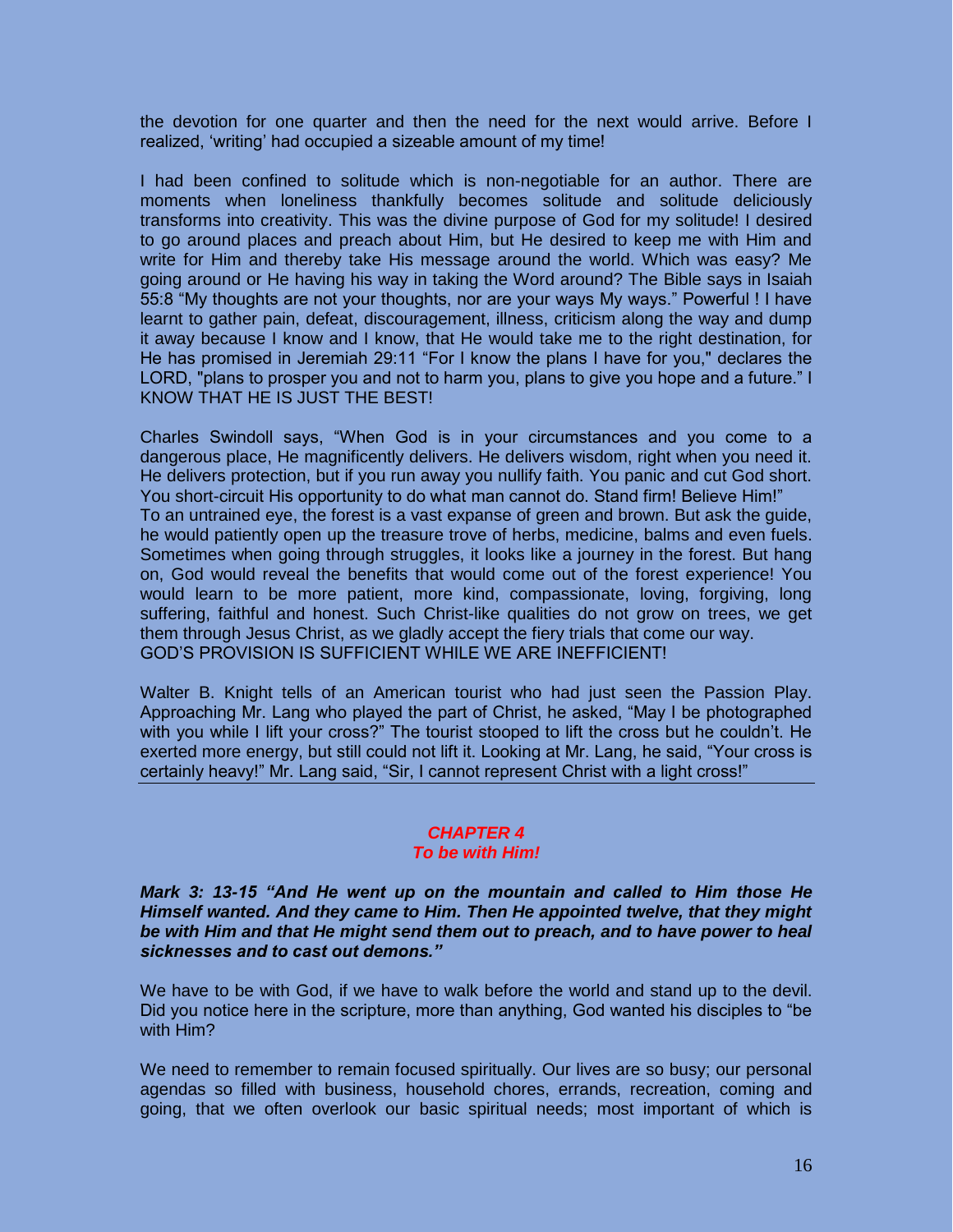the devotion for one quarter and then the need for the next would arrive. Before I realized, 'writing' had occupied a sizeable amount of my time!

I had been confined to solitude which is non-negotiable for an author. There are moments when loneliness thankfully becomes solitude and solitude deliciously transforms into creativity. This was the divine purpose of God for my solitude! I desired to go around places and preach about Him, but He desired to keep me with Him and write for Him and thereby take His message around the world. Which was easy? Me going around or He having his way in taking the Word around? The Bible says in Isaiah 55:8 "My thoughts are not your thoughts, nor are your ways My ways." Powerful ! I have learnt to gather pain, defeat, discouragement, illness, criticism along the way and dump it away because I know and I know, that He would take me to the right destination, for He has promised in Jeremiah 29:11 "For I know the plans I have for you," declares the LORD, "plans to prosper you and not to harm you, plans to give you hope and a future." I KNOW THAT HE IS JUST THE BEST!

Charles Swindoll says, "When God is in your circumstances and you come to a dangerous place, He magnificently delivers. He delivers wisdom, right when you need it. He delivers protection, but if you run away you nullify faith. You panic and cut God short. You short-circuit His opportunity to do what man cannot do. Stand firm! Believe Him!"
To an untrained eye, the forest is a vast expanse of green and brown. But ask the guide, he would patiently open up the treasure trove of herbs, medicine, balms and even fuels. Sometimes when going through struggles, it looks like a journey in the forest. But hang on, God would reveal the benefits that would come out of the forest experience! You would learn to be more patient, more kind, compassionate, loving, forgiving, long suffering, faithful and honest. Such Christ-like qualities do not grow on trees, we get them through Jesus Christ, as we gladly accept the fiery trials that come our way.
GOD'S PROVISION IS SUFFICIENT WHILE WE ARE INEFFICIENT!

Walter B. Knight tells of an American tourist who had just seen the Passion Play. Approaching Mr. Lang who played the part of Christ, he asked, "May I be photographed with you while I lift your cross?" The tourist stooped to lift the cross but he couldn't. He exerted more energy, but still could not lift it. Looking at Mr. Lang, he said, "Your cross is certainly heavy!" Mr. Lang said, "Sir, I cannot represent Christ with a light cross!"

## *CHAPTER 4*
## *To be with Him!*

***Mark 3: 13-15 "And He went up on the mountain and called to Him those He Himself wanted. And they came to Him. Then He appointed twelve, that they might be with Him and that He might send them out to preach, and to have power to heal sicknesses and to cast out demons."***

We have to be with God, if we have to walk before the world and stand up to the devil. Did you notice here in the scripture, more than anything, God wanted his disciples to "be with Him?

We need to remember to remain focused spiritually. Our lives are so busy; our personal agendas so filled with business, household chores, errands, recreation, coming and going, that we often overlook our basic spiritual needs; most important of which is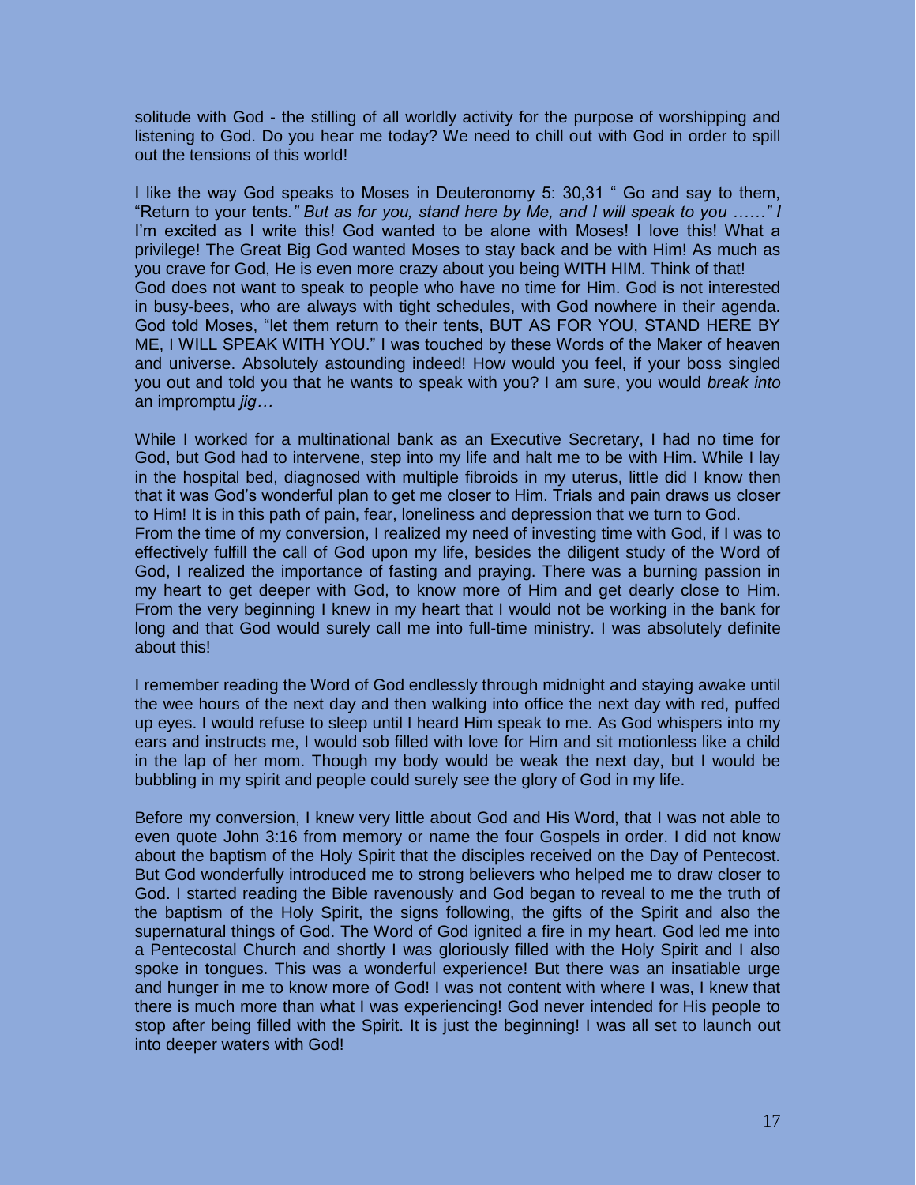solitude with God - the stilling of all worldly activity for the purpose of worshipping and listening to God. Do you hear me today? We need to chill out with God in order to spill out the tensions of this world!

I like the way God speaks to Moses in Deuteronomy 5: 30,31 " Go and say to them, "Return to your tents.*" But as for you, stand here by Me, and I will speak to you ……" I* I'm excited as I write this! God wanted to be alone with Moses! I love this! What a privilege! The Great Big God wanted Moses to stay back and be with Him! As much as you crave for God, He is even more crazy about you being WITH HIM. Think of that!
God does not want to speak to people who have no time for Him. God is not interested in busy-bees, who are always with tight schedules, with God nowhere in their agenda. God told Moses, "let them return to their tents, BUT AS FOR YOU, STAND HERE BY ME, I WILL SPEAK WITH YOU." I was touched by these Words of the Maker of heaven and universe. Absolutely astounding indeed! How would you feel, if your boss singled you out and told you that he wants to speak with you? I am sure, you would *break into* an impromptu *jig…*

While I worked for a multinational bank as an Executive Secretary, I had no time for God, but God had to intervene, step into my life and halt me to be with Him. While I lay in the hospital bed, diagnosed with multiple fibroids in my uterus, little did I know then that it was God's wonderful plan to get me closer to Him. Trials and pain draws us closer to Him! It is in this path of pain, fear, loneliness and depression that we turn to God.
From the time of my conversion, I realized my need of investing time with God, if I was to effectively fulfill the call of God upon my life, besides the diligent study of the Word of God, I realized the importance of fasting and praying. There was a burning passion in my heart to get deeper with God, to know more of Him and get dearly close to Him. From the very beginning I knew in my heart that I would not be working in the bank for long and that God would surely call me into full-time ministry. I was absolutely definite about this!

I remember reading the Word of God endlessly through midnight and staying awake until the wee hours of the next day and then walking into office the next day with red, puffed up eyes. I would refuse to sleep until I heard Him speak to me. As God whispers into my ears and instructs me, I would sob filled with love for Him and sit motionless like a child in the lap of her mom. Though my body would be weak the next day, but I would be bubbling in my spirit and people could surely see the glory of God in my life.

Before my conversion, I knew very little about God and His Word, that I was not able to even quote John 3:16 from memory or name the four Gospels in order. I did not know about the baptism of the Holy Spirit that the disciples received on the Day of Pentecost. But God wonderfully introduced me to strong believers who helped me to draw closer to God. I started reading the Bible ravenously and God began to reveal to me the truth of the baptism of the Holy Spirit, the signs following, the gifts of the Spirit and also the supernatural things of God. The Word of God ignited a fire in my heart. God led me into a Pentecostal Church and shortly I was gloriously filled with the Holy Spirit and I also spoke in tongues. This was a wonderful experience! But there was an insatiable urge and hunger in me to know more of God! I was not content with where I was, I knew that there is much more than what I was experiencing! God never intended for His people to stop after being filled with the Spirit. It is just the beginning! I was all set to launch out into deeper waters with God!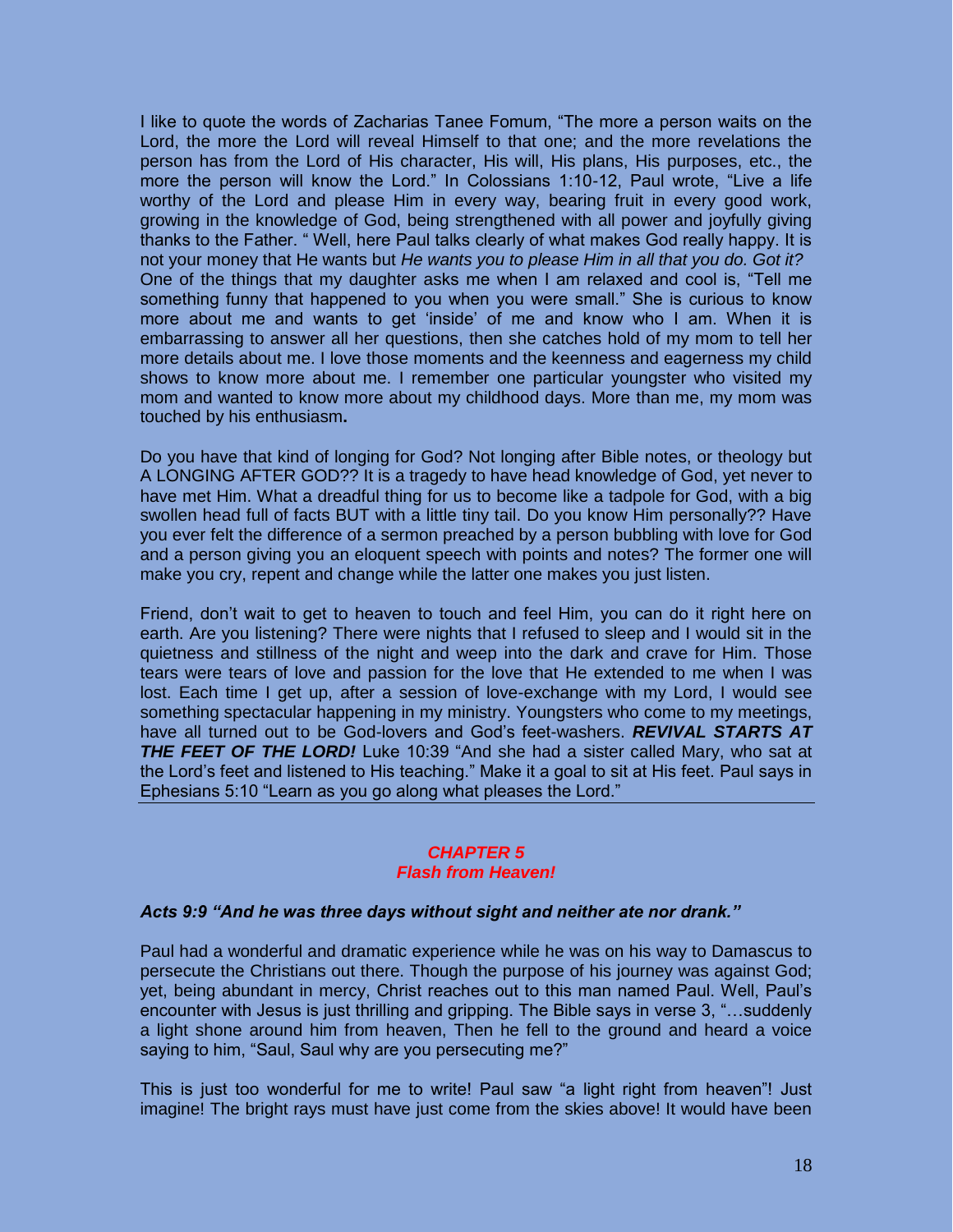I like to quote the words of Zacharias Tanee Fomum, "The more a person waits on the Lord, the more the Lord will reveal Himself to that one; and the more revelations the person has from the Lord of His character, His will, His plans, His purposes, etc., the more the person will know the Lord." In Colossians 1:10-12, Paul wrote, "Live a life worthy of the Lord and please Him in every way, bearing fruit in every good work, growing in the knowledge of God, being strengthened with all power and joyfully giving thanks to the Father. " Well, here Paul talks clearly of what makes God really happy. It is not your money that He wants but *He wants you to please Him in all that you do. Got it?* One of the things that my daughter asks me when I am relaxed and cool is, "Tell me something funny that happened to you when you were small." She is curious to know more about me and wants to get 'inside' of me and know who I am. When it is embarrassing to answer all her questions, then she catches hold of my mom to tell her more details about me. I love those moments and the keenness and eagerness my child shows to know more about me. I remember one particular youngster who visited my mom and wanted to know more about my childhood days. More than me, my mom was touched by his enthusiasm.

Do you have that kind of longing for God? Not longing after Bible notes, or theology but A LONGING AFTER GOD?? It is a tragedy to have head knowledge of God, yet never to have met Him. What a dreadful thing for us to become like a tadpole for God, with a big swollen head full of facts BUT with a little tiny tail. Do you know Him personally?? Have you ever felt the difference of a sermon preached by a person bubbling with love for God and a person giving you an eloquent speech with points and notes? The former one will make you cry, repent and change while the latter one makes you just listen.

Friend, don't wait to get to heaven to touch and feel Him, you can do it right here on earth. Are you listening? There were nights that I refused to sleep and I would sit in the quietness and stillness of the night and weep into the dark and crave for Him. Those tears were tears of love and passion for the love that He extended to me when I was lost. Each time I get up, after a session of love-exchange with my Lord, I would see something spectacular happening in my ministry. Youngsters who come to my meetings, have all turned out to be God-lovers and God's feet-washers. ***REVIVAL STARTS AT THE FEET OF THE LORD!*** Luke 10:39 "And she had a sister called Mary, who sat at the Lord's feet and listened to His teaching." Make it a goal to sit at His feet. Paul says in Ephesians 5:10 "Learn as you go along what pleases the Lord."

---

## *CHAPTER 5*
## *Flash from Heaven!*

***Acts 9:9 "And he was three days without sight and neither ate nor drank."***

Paul had a wonderful and dramatic experience while he was on his way to Damascus to persecute the Christians out there. Though the purpose of his journey was against God; yet, being abundant in mercy, Christ reaches out to this man named Paul. Well, Paul's encounter with Jesus is just thrilling and gripping. The Bible says in verse 3, "…suddenly a light shone around him from heaven, Then he fell to the ground and heard a voice saying to him, "Saul, Saul why are you persecuting me?"

This is just too wonderful for me to write! Paul saw "a light right from heaven"! Just imagine! The bright rays must have just come from the skies above! It would have been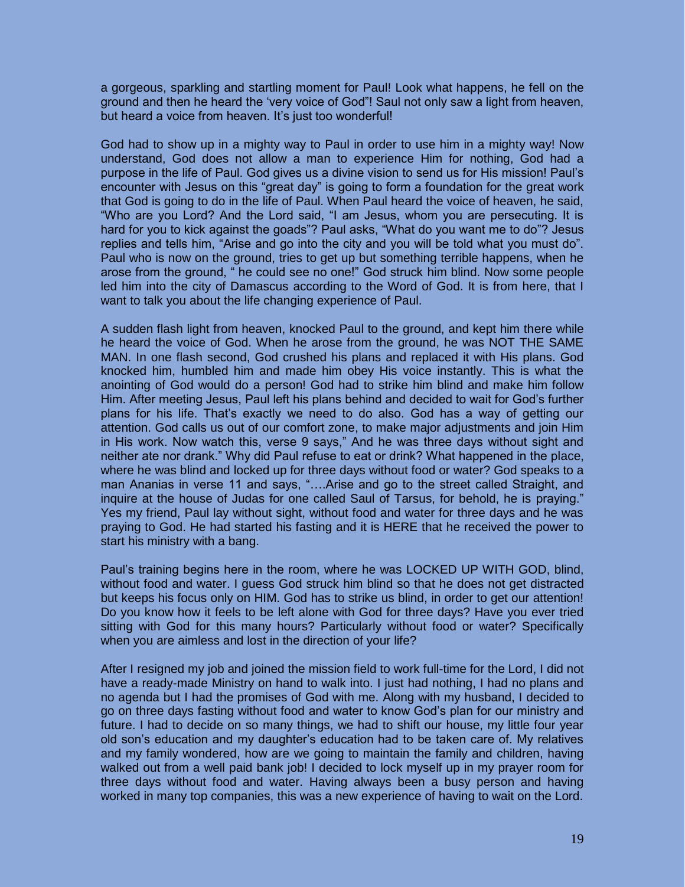a gorgeous, sparkling and startling moment for Paul! Look what happens, he fell on the ground and then he heard the 'very voice of God"! Saul not only saw a light from heaven, but heard a voice from heaven. It's just too wonderful!

God had to show up in a mighty way to Paul in order to use him in a mighty way! Now understand, God does not allow a man to experience Him for nothing, God had a purpose in the life of Paul. God gives us a divine vision to send us for His mission! Paul's encounter with Jesus on this "great day" is going to form a foundation for the great work that God is going to do in the life of Paul. When Paul heard the voice of heaven, he said, "Who are you Lord? And the Lord said, "I am Jesus, whom you are persecuting. It is hard for you to kick against the goads"? Paul asks, "What do you want me to do"? Jesus replies and tells him, "Arise and go into the city and you will be told what you must do". Paul who is now on the ground, tries to get up but something terrible happens, when he arose from the ground, " he could see no one!" God struck him blind. Now some people led him into the city of Damascus according to the Word of God. It is from here, that I want to talk you about the life changing experience of Paul.

A sudden flash light from heaven, knocked Paul to the ground, and kept him there while he heard the voice of God. When he arose from the ground, he was NOT THE SAME MAN. In one flash second, God crushed his plans and replaced it with His plans. God knocked him, humbled him and made him obey His voice instantly. This is what the anointing of God would do a person! God had to strike him blind and make him follow Him. After meeting Jesus, Paul left his plans behind and decided to wait for God's further plans for his life. That's exactly we need to do also. God has a way of getting our attention. God calls us out of our comfort zone, to make major adjustments and join Him in His work. Now watch this, verse 9 says," And he was three days without sight and neither ate nor drank." Why did Paul refuse to eat or drink? What happened in the place, where he was blind and locked up for three days without food or water? God speaks to a man Ananias in verse 11 and says, "….Arise and go to the street called Straight, and inquire at the house of Judas for one called Saul of Tarsus, for behold, he is praying." Yes my friend, Paul lay without sight, without food and water for three days and he was praying to God. He had started his fasting and it is HERE that he received the power to start his ministry with a bang.

Paul's training begins here in the room, where he was LOCKED UP WITH GOD, blind, without food and water. I guess God struck him blind so that he does not get distracted but keeps his focus only on HIM. God has to strike us blind, in order to get our attention! Do you know how it feels to be left alone with God for three days? Have you ever tried sitting with God for this many hours? Particularly without food or water? Specifically when you are aimless and lost in the direction of your life?

After I resigned my job and joined the mission field to work full-time for the Lord, I did not have a ready-made Ministry on hand to walk into. I just had nothing, I had no plans and no agenda but I had the promises of God with me. Along with my husband, I decided to go on three days fasting without food and water to know God's plan for our ministry and future. I had to decide on so many things, we had to shift our house, my little four year old son's education and my daughter's education had to be taken care of. My relatives and my family wondered, how are we going to maintain the family and children, having walked out from a well paid bank job! I decided to lock myself up in my prayer room for three days without food and water. Having always been a busy person and having worked in many top companies, this was a new experience of having to wait on the Lord.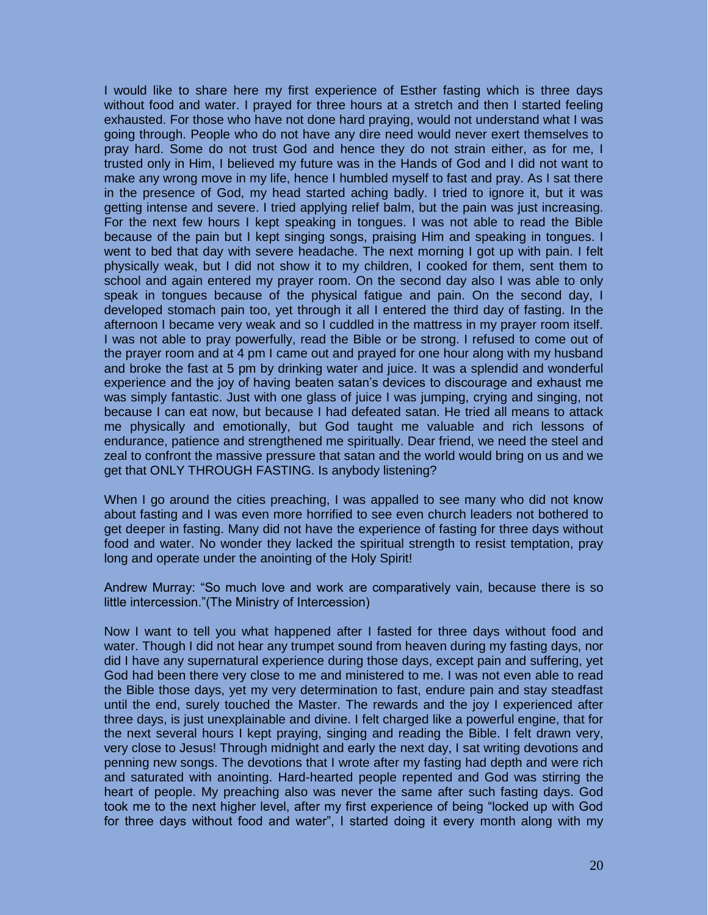I would like to share here my first experience of Esther fasting which is three days without food and water. I prayed for three hours at a stretch and then I started feeling exhausted. For those who have not done hard praying, would not understand what I was going through. People who do not have any dire need would never exert themselves to pray hard. Some do not trust God and hence they do not strain either, as for me, I trusted only in Him, I believed my future was in the Hands of God and I did not want to make any wrong move in my life, hence I humbled myself to fast and pray. As I sat there in the presence of God, my head started aching badly. I tried to ignore it, but it was getting intense and severe. I tried applying relief balm, but the pain was just increasing. For the next few hours I kept speaking in tongues. I was not able to read the Bible because of the pain but I kept singing songs, praising Him and speaking in tongues. I went to bed that day with severe headache. The next morning I got up with pain. I felt physically weak, but I did not show it to my children, I cooked for them, sent them to school and again entered my prayer room. On the second day also I was able to only speak in tongues because of the physical fatigue and pain. On the second day, I developed stomach pain too, yet through it all I entered the third day of fasting. In the afternoon I became very weak and so I cuddled in the mattress in my prayer room itself. I was not able to pray powerfully, read the Bible or be strong. I refused to come out of the prayer room and at 4 pm I came out and prayed for one hour along with my husband and broke the fast at 5 pm by drinking water and juice. It was a splendid and wonderful experience and the joy of having beaten satan's devices to discourage and exhaust me was simply fantastic. Just with one glass of juice I was jumping, crying and singing, not because I can eat now, but because I had defeated satan. He tried all means to attack me physically and emotionally, but God taught me valuable and rich lessons of endurance, patience and strengthened me spiritually. Dear friend, we need the steel and zeal to confront the massive pressure that satan and the world would bring on us and we get that ONLY THROUGH FASTING. Is anybody listening?

When I go around the cities preaching, I was appalled to see many who did not know about fasting and I was even more horrified to see even church leaders not bothered to get deeper in fasting. Many did not have the experience of fasting for three days without food and water. No wonder they lacked the spiritual strength to resist temptation, pray long and operate under the anointing of the Holy Spirit!

Andrew Murray: "So much love and work are comparatively vain, because there is so little intercession."(The Ministry of Intercession)

Now I want to tell you what happened after I fasted for three days without food and water. Though I did not hear any trumpet sound from heaven during my fasting days, nor did I have any supernatural experience during those days, except pain and suffering, yet God had been there very close to me and ministered to me. I was not even able to read the Bible those days, yet my very determination to fast, endure pain and stay steadfast until the end, surely touched the Master. The rewards and the joy I experienced after three days, is just unexplainable and divine. I felt charged like a powerful engine, that for the next several hours I kept praying, singing and reading the Bible. I felt drawn very, very close to Jesus! Through midnight and early the next day, I sat writing devotions and penning new songs. The devotions that I wrote after my fasting had depth and were rich and saturated with anointing. Hard-hearted people repented and God was stirring the heart of people. My preaching also was never the same after such fasting days. God took me to the next higher level, after my first experience of being "locked up with God for three days without food and water", I started doing it every month along with my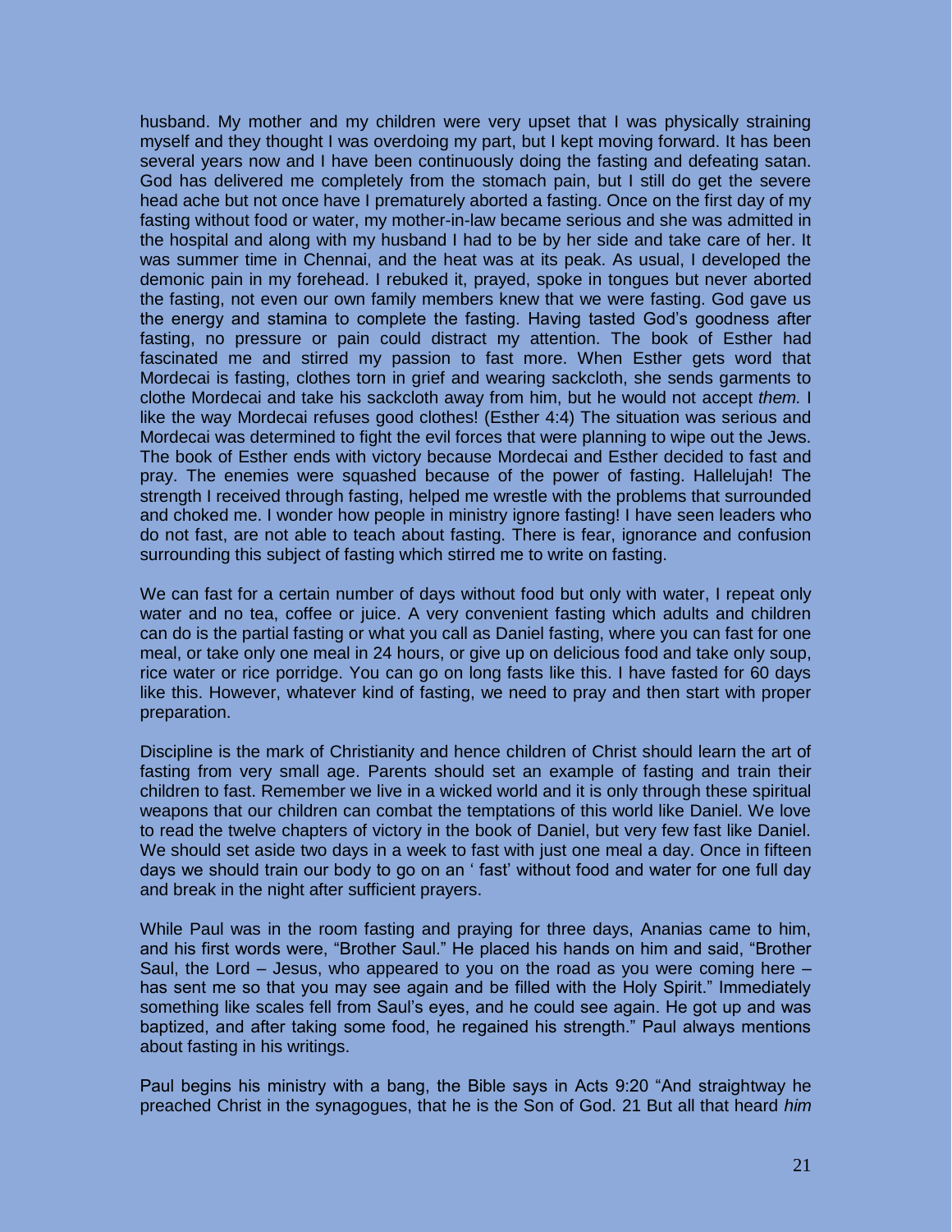husband. My mother and my children were very upset that I was physically straining myself and they thought I was overdoing my part, but I kept moving forward. It has been several years now and I have been continuously doing the fasting and defeating satan. God has delivered me completely from the stomach pain, but I still do get the severe head ache but not once have I prematurely aborted a fasting. Once on the first day of my fasting without food or water, my mother-in-law became serious and she was admitted in the hospital and along with my husband I had to be by her side and take care of her. It was summer time in Chennai, and the heat was at its peak. As usual, I developed the demonic pain in my forehead. I rebuked it, prayed, spoke in tongues but never aborted the fasting, not even our own family members knew that we were fasting. God gave us the energy and stamina to complete the fasting. Having tasted God's goodness after fasting, no pressure or pain could distract my attention. The book of Esther had fascinated me and stirred my passion to fast more. When Esther gets word that Mordecai is fasting, clothes torn in grief and wearing sackcloth, she sends garments to clothe Mordecai and take his sackcloth away from him, but he would not accept *them.* I like the way Mordecai refuses good clothes! (Esther 4:4) The situation was serious and Mordecai was determined to fight the evil forces that were planning to wipe out the Jews. The book of Esther ends with victory because Mordecai and Esther decided to fast and pray. The enemies were squashed because of the power of fasting. Hallelujah! The strength I received through fasting, helped me wrestle with the problems that surrounded and choked me. I wonder how people in ministry ignore fasting! I have seen leaders who do not fast, are not able to teach about fasting. There is fear, ignorance and confusion surrounding this subject of fasting which stirred me to write on fasting.

We can fast for a certain number of days without food but only with water, I repeat only water and no tea, coffee or juice. A very convenient fasting which adults and children can do is the partial fasting or what you call as Daniel fasting, where you can fast for one meal, or take only one meal in 24 hours, or give up on delicious food and take only soup, rice water or rice porridge. You can go on long fasts like this. I have fasted for 60 days like this. However, whatever kind of fasting, we need to pray and then start with proper preparation.

Discipline is the mark of Christianity and hence children of Christ should learn the art of fasting from very small age. Parents should set an example of fasting and train their children to fast. Remember we live in a wicked world and it is only through these spiritual weapons that our children can combat the temptations of this world like Daniel. We love to read the twelve chapters of victory in the book of Daniel, but very few fast like Daniel. We should set aside two days in a week to fast with just one meal a day. Once in fifteen days we should train our body to go on an ' fast' without food and water for one full day and break in the night after sufficient prayers.

While Paul was in the room fasting and praying for three days, Ananias came to him, and his first words were, "Brother Saul." He placed his hands on him and said, "Brother Saul, the Lord – Jesus, who appeared to you on the road as you were coming here – has sent me so that you may see again and be filled with the Holy Spirit." Immediately something like scales fell from Saul's eyes, and he could see again. He got up and was baptized, and after taking some food, he regained his strength." Paul always mentions about fasting in his writings.

Paul begins his ministry with a bang, the Bible says in Acts 9:20 "And straightway he preached Christ in the synagogues, that he is the Son of God. 21 But all that heard *him*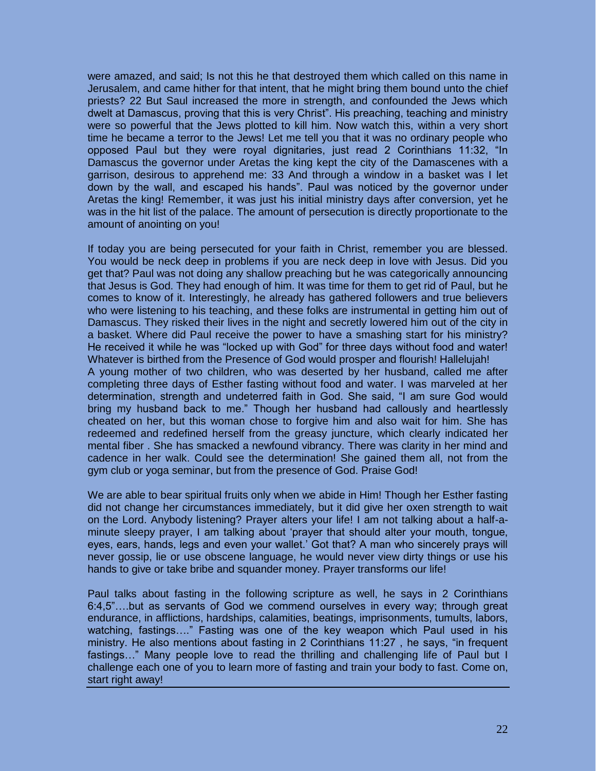were amazed, and said; Is not this he that destroyed them which called on this name in Jerusalem, and came hither for that intent, that he might bring them bound unto the chief priests? 22 But Saul increased the more in strength, and confounded the Jews which dwelt at Damascus, proving that this is very Christ". His preaching, teaching and ministry were so powerful that the Jews plotted to kill him. Now watch this, within a very short time he became a terror to the Jews! Let me tell you that it was no ordinary people who opposed Paul but they were royal dignitaries, just read 2 Corinthians 11:32, "In Damascus the governor under Aretas the king kept the city of the Damascenes with a garrison, desirous to apprehend me: 33 And through a window in a basket was I let down by the wall, and escaped his hands". Paul was noticed by the governor under Aretas the king! Remember, it was just his initial ministry days after conversion, yet he was in the hit list of the palace. The amount of persecution is directly proportionate to the amount of anointing on you!

If today you are being persecuted for your faith in Christ, remember you are blessed. You would be neck deep in problems if you are neck deep in love with Jesus. Did you get that? Paul was not doing any shallow preaching but he was categorically announcing that Jesus is God. They had enough of him. It was time for them to get rid of Paul, but he comes to know of it. Interestingly, he already has gathered followers and true believers who were listening to his teaching, and these folks are instrumental in getting him out of Damascus. They risked their lives in the night and secretly lowered him out of the city in a basket. Where did Paul receive the power to have a smashing start for his ministry? He received it while he was "locked up with God" for three days without food and water! Whatever is birthed from the Presence of God would prosper and flourish! Hallelujah!

A young mother of two children, who was deserted by her husband, called me after completing three days of Esther fasting without food and water. I was marveled at her determination, strength and undeterred faith in God. She said, "I am sure God would bring my husband back to me." Though her husband had callously and heartlessly cheated on her, but this woman chose to forgive him and also wait for him. She has redeemed and redefined herself from the greasy juncture, which clearly indicated her mental fiber . She has smacked a newfound vibrancy. There was clarity in her mind and cadence in her walk. Could see the determination! She gained them all, not from the gym club or yoga seminar, but from the presence of God. Praise God!

We are able to bear spiritual fruits only when we abide in Him! Though her Esther fasting did not change her circumstances immediately, but it did give her oxen strength to wait on the Lord. Anybody listening? Prayer alters your life! I am not talking about a half-a-minute sleepy prayer, I am talking about 'prayer that should alter your mouth, tongue, eyes, ears, hands, legs and even your wallet.' Got that? A man who sincerely prays will never gossip, lie or use obscene language, he would never view dirty things or use his hands to give or take bribe and squander money. Prayer transforms our life!

Paul talks about fasting in the following scripture as well, he says in 2 Corinthians 6:4,5"….but as servants of God we commend ourselves in every way; through great endurance, in afflictions, hardships, calamities, beatings, imprisonments, tumults, labors, watching, fastings…." Fasting was one of the key weapon which Paul used in his ministry. He also mentions about fasting in 2 Corinthians 11:27 , he says, "in frequent fastings…" Many people love to read the thrilling and challenging life of Paul but I challenge each one of you to learn more of fasting and train your body to fast. Come on, start right away!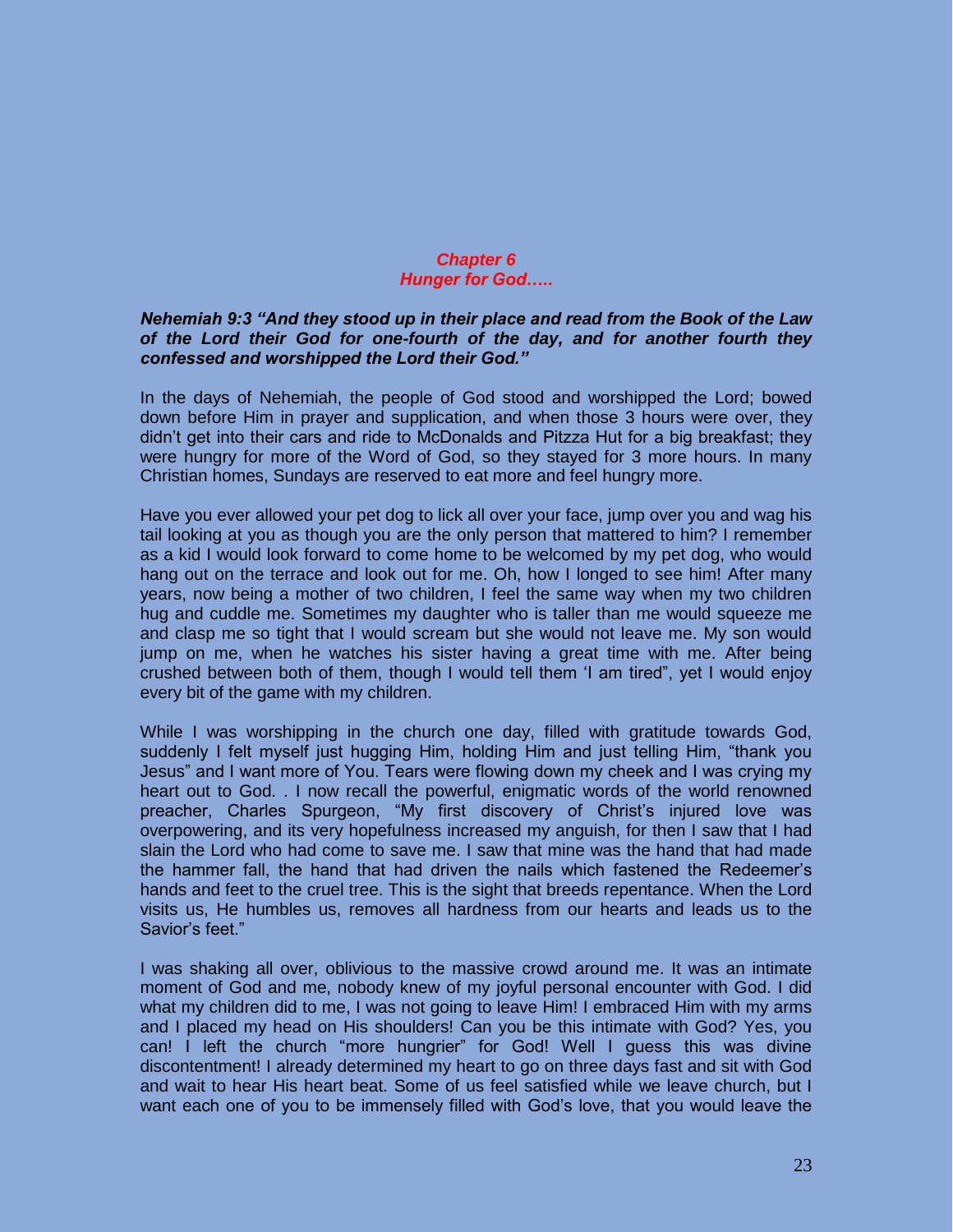## *Chapter 6*
## *Hunger for God…..*

***Nehemiah 9:3 "And they stood up in their place and read from the Book of the Law of the Lord their God for one-fourth of the day, and for another fourth they confessed and worshipped the Lord their God."***

In the days of Nehemiah, the people of God stood and worshipped the Lord; bowed down before Him in prayer and supplication, and when those 3 hours were over, they didn't get into their cars and ride to McDonalds and Pitzza Hut for a big breakfast; they were hungry for more of the Word of God, so they stayed for 3 more hours. In many Christian homes, Sundays are reserved to eat more and feel hungry more.

Have you ever allowed your pet dog to lick all over your face, jump over you and wag his tail looking at you as though you are the only person that mattered to him? I remember as a kid I would look forward to come home to be welcomed by my pet dog, who would hang out on the terrace and look out for me. Oh, how I longed to see him! After many years, now being a mother of two children, I feel the same way when my two children hug and cuddle me. Sometimes my daughter who is taller than me would squeeze me and clasp me so tight that I would scream but she would not leave me. My son would jump on me, when he watches his sister having a great time with me. After being crushed between both of them, though I would tell them 'I am tired", yet I would enjoy every bit of the game with my children.

While I was worshipping in the church one day, filled with gratitude towards God, suddenly I felt myself just hugging Him, holding Him and just telling Him, "thank you Jesus" and I want more of You. Tears were flowing down my cheek and I was crying my heart out to God. . I now recall the powerful, enigmatic words of the world renowned preacher, Charles Spurgeon, "My first discovery of Christ's injured love was overpowering, and its very hopefulness increased my anguish, for then I saw that I had slain the Lord who had come to save me. I saw that mine was the hand that had made the hammer fall, the hand that had driven the nails which fastened the Redeemer's hands and feet to the cruel tree. This is the sight that breeds repentance. When the Lord visits us, He humbles us, removes all hardness from our hearts and leads us to the Savior's feet."

I was shaking all over, oblivious to the massive crowd around me. It was an intimate moment of God and me, nobody knew of my joyful personal encounter with God. I did what my children did to me, I was not going to leave Him! I embraced Him with my arms and I placed my head on His shoulders! Can you be this intimate with God? Yes, you can! I left the church "more hungrier" for God! Well I guess this was divine discontentment! I already determined my heart to go on three days fast and sit with God and wait to hear His heart beat. Some of us feel satisfied while we leave church, but I want each one of you to be immensely filled with God's love, that you would leave the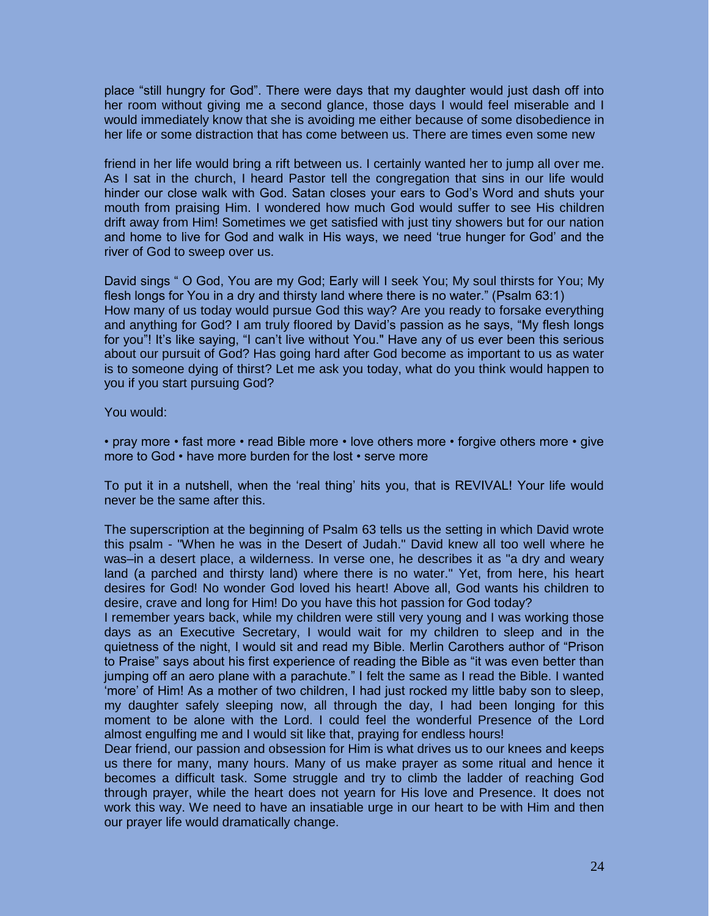place "still hungry for God". There were days that my daughter would just dash off into her room without giving me a second glance, those days I would feel miserable and I would immediately know that she is avoiding me either because of some disobedience in her life or some distraction that has come between us. There are times even some new

friend in her life would bring a rift between us. I certainly wanted her to jump all over me. As I sat in the church, I heard Pastor tell the congregation that sins in our life would hinder our close walk with God. Satan closes your ears to God's Word and shuts your mouth from praising Him. I wondered how much God would suffer to see His children drift away from Him! Sometimes we get satisfied with just tiny showers but for our nation and home to live for God and walk in His ways, we need 'true hunger for God' and the river of God to sweep over us.

David sings " O God, You are my God; Early will I seek You; My soul thirsts for You; My flesh longs for You in a dry and thirsty land where there is no water." (Psalm 63:1)
How many of us today would pursue God this way? Are you ready to forsake everything and anything for God? I am truly floored by David's passion as he says, "My flesh longs for you"! It's like saying, "I can't live without You." Have any of us ever been this serious about our pursuit of God? Has going hard after God become as important to us as water is to someone dying of thirst? Let me ask you today, what do you think would happen to you if you start pursuing God?

You would:

• pray more • fast more • read Bible more • love others more • forgive others more • give more to God • have more burden for the lost • serve more

To put it in a nutshell, when the 'real thing' hits you, that is REVIVAL! Your life would never be the same after this.

The superscription at the beginning of Psalm 63 tells us the setting in which David wrote this psalm - "When he was in the Desert of Judah." David knew all too well where he was–in a desert place, a wilderness. In verse one, he describes it as "a dry and weary land (a parched and thirsty land) where there is no water." Yet, from here, his heart desires for God! No wonder God loved his heart! Above all, God wants his children to desire, crave and long for Him! Do you have this hot passion for God today?
I remember years back, while my children were still very young and I was working those days as an Executive Secretary, I would wait for my children to sleep and in the quietness of the night, I would sit and read my Bible. Merlin Carothers author of "Prison to Praise" says about his first experience of reading the Bible as "it was even better than jumping off an aero plane with a parachute." I felt the same as I read the Bible. I wanted 'more' of Him! As a mother of two children, I had just rocked my little baby son to sleep, my daughter safely sleeping now, all through the day, I had been longing for this moment to be alone with the Lord. I could feel the wonderful Presence of the Lord almost engulfing me and I would sit like that, praying for endless hours!
Dear friend, our passion and obsession for Him is what drives us to our knees and keeps us there for many, many hours. Many of us make prayer as some ritual and hence it becomes a difficult task. Some struggle and try to climb the ladder of reaching God through prayer, while the heart does not yearn for His love and Presence. It does not work this way. We need to have an insatiable urge in our heart to be with Him and then our prayer life would dramatically change.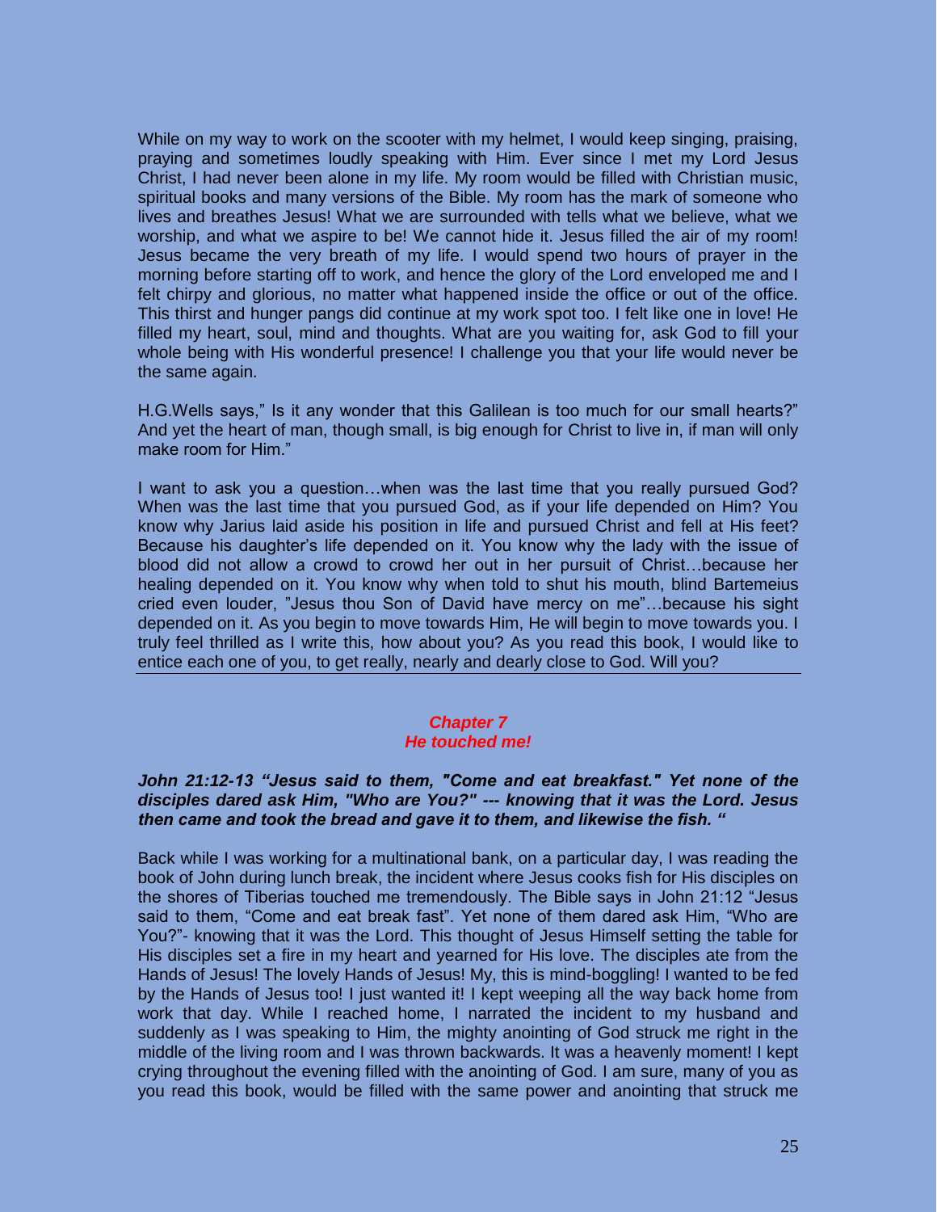While on my way to work on the scooter with my helmet, I would keep singing, praising, praying and sometimes loudly speaking with Him. Ever since I met my Lord Jesus Christ, I had never been alone in my life. My room would be filled with Christian music, spiritual books and many versions of the Bible. My room has the mark of someone who lives and breathes Jesus! What we are surrounded with tells what we believe, what we worship, and what we aspire to be! We cannot hide it. Jesus filled the air of my room! Jesus became the very breath of my life. I would spend two hours of prayer in the morning before starting off to work, and hence the glory of the Lord enveloped me and I felt chirpy and glorious, no matter what happened inside the office or out of the office. This thirst and hunger pangs did continue at my work spot too. I felt like one in love! He filled my heart, soul, mind and thoughts. What are you waiting for, ask God to fill your whole being with His wonderful presence! I challenge you that your life would never be the same again.

H.G.Wells says," Is it any wonder that this Galilean is too much for our small hearts?" And yet the heart of man, though small, is big enough for Christ to live in, if man will only make room for Him."

I want to ask you a question…when was the last time that you really pursued God? When was the last time that you pursued God, as if your life depended on Him? You know why Jarius laid aside his position in life and pursued Christ and fell at His feet? Because his daughter's life depended on it. You know why the lady with the issue of blood did not allow a crowd to crowd her out in her pursuit of Christ…because her healing depended on it. You know why when told to shut his mouth, blind Bartemeius cried even louder, "Jesus thou Son of David have mercy on me"…because his sight depended on it. As you begin to move towards Him, He will begin to move towards you. I truly feel thrilled as I write this, how about you? As you read this book, I would like to entice each one of you, to get really, nearly and dearly close to God. Will you?

---

## *Chapter 7*
## *He touched me!*

***John 21:12-13 "Jesus said to them, "Come and eat breakfast." Yet none of the disciples dared ask Him, "Who are You?" --- knowing that it was the Lord. Jesus then came and took the bread and gave it to them, and likewise the fish. "***

Back while I was working for a multinational bank, on a particular day, I was reading the book of John during lunch break, the incident where Jesus cooks fish for His disciples on the shores of Tiberias touched me tremendously. The Bible says in John 21:12 "Jesus said to them, "Come and eat break fast". Yet none of them dared ask Him, "Who are You?"- knowing that it was the Lord. This thought of Jesus Himself setting the table for His disciples set a fire in my heart and yearned for His love. The disciples ate from the Hands of Jesus! The lovely Hands of Jesus! My, this is mind-boggling! I wanted to be fed by the Hands of Jesus too! I just wanted it! I kept weeping all the way back home from work that day. While I reached home, I narrated the incident to my husband and suddenly as I was speaking to Him, the mighty anointing of God struck me right in the middle of the living room and I was thrown backwards. It was a heavenly moment! I kept crying throughout the evening filled with the anointing of God. I am sure, many of you as you read this book, would be filled with the same power and anointing that struck me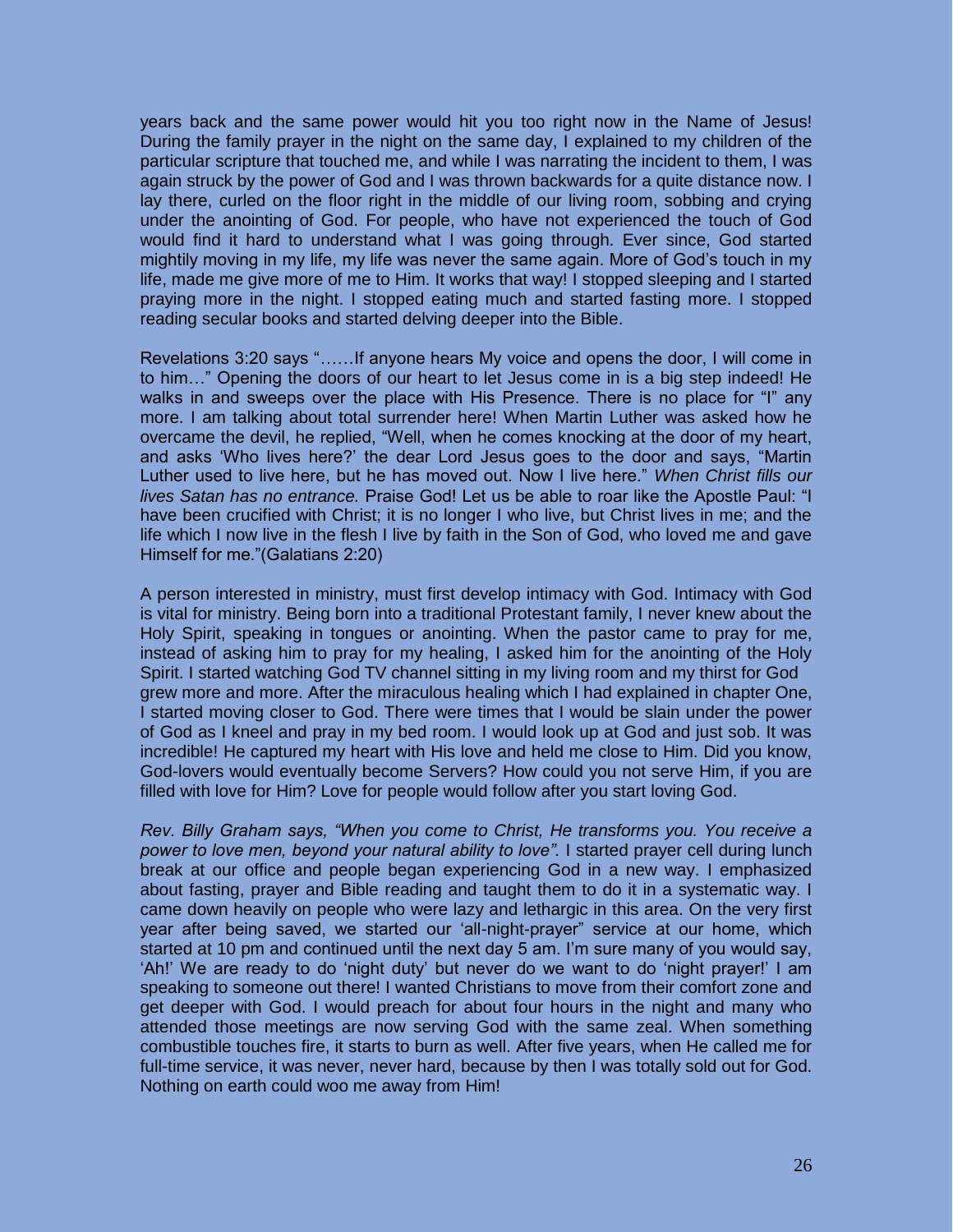years back and the same power would hit you too right now in the Name of Jesus! During the family prayer in the night on the same day, I explained to my children of the particular scripture that touched me, and while I was narrating the incident to them, I was again struck by the power of God and I was thrown backwards for a quite distance now. I lay there, curled on the floor right in the middle of our living room, sobbing and crying under the anointing of God. For people, who have not experienced the touch of God would find it hard to understand what I was going through. Ever since, God started mightily moving in my life, my life was never the same again. More of God's touch in my life, made me give more of me to Him. It works that way! I stopped sleeping and I started praying more in the night. I stopped eating much and started fasting more. I stopped reading secular books and started delving deeper into the Bible.

Revelations 3:20 says "……If anyone hears My voice and opens the door, I will come in to him…" Opening the doors of our heart to let Jesus come in is a big step indeed! He walks in and sweeps over the place with His Presence. There is no place for "I" any more. I am talking about total surrender here! When Martin Luther was asked how he overcame the devil, he replied, "Well, when he comes knocking at the door of my heart, and asks 'Who lives here?' the dear Lord Jesus goes to the door and says, "Martin Luther used to live here, but he has moved out. Now I live here." *When Christ fills our lives Satan has no entrance.* Praise God! Let us be able to roar like the Apostle Paul: "I have been crucified with Christ; it is no longer I who live, but Christ lives in me; and the life which I now live in the flesh I live by faith in the Son of God, who loved me and gave Himself for me."(Galatians 2:20)

A person interested in ministry, must first develop intimacy with God. Intimacy with God is vital for ministry. Being born into a traditional Protestant family, I never knew about the Holy Spirit, speaking in tongues or anointing. When the pastor came to pray for me, instead of asking him to pray for my healing, I asked him for the anointing of the Holy Spirit. I started watching God TV channel sitting in my living room and my thirst for God grew more and more. After the miraculous healing which I had explained in chapter One, I started moving closer to God. There were times that I would be slain under the power of God as I kneel and pray in my bed room. I would look up at God and just sob. It was incredible! He captured my heart with His love and held me close to Him. Did you know, God-lovers would eventually become Servers? How could you not serve Him, if you are filled with love for Him? Love for people would follow after you start loving God.

*Rev. Billy Graham says, "When you come to Christ, He transforms you. You receive a power to love men, beyond your natural ability to love".* I started prayer cell during lunch break at our office and people began experiencing God in a new way. I emphasized about fasting, prayer and Bible reading and taught them to do it in a systematic way. I came down heavily on people who were lazy and lethargic in this area. On the very first year after being saved, we started our 'all-night-prayer" service at our home, which started at 10 pm and continued until the next day 5 am. I'm sure many of you would say, 'Ah!' We are ready to do 'night duty' but never do we want to do 'night prayer!' I am speaking to someone out there! I wanted Christians to move from their comfort zone and get deeper with God. I would preach for about four hours in the night and many who attended those meetings are now serving God with the same zeal. When something combustible touches fire, it starts to burn as well. After five years, when He called me for full-time service, it was never, never hard, because by then I was totally sold out for God. Nothing on earth could woo me away from Him!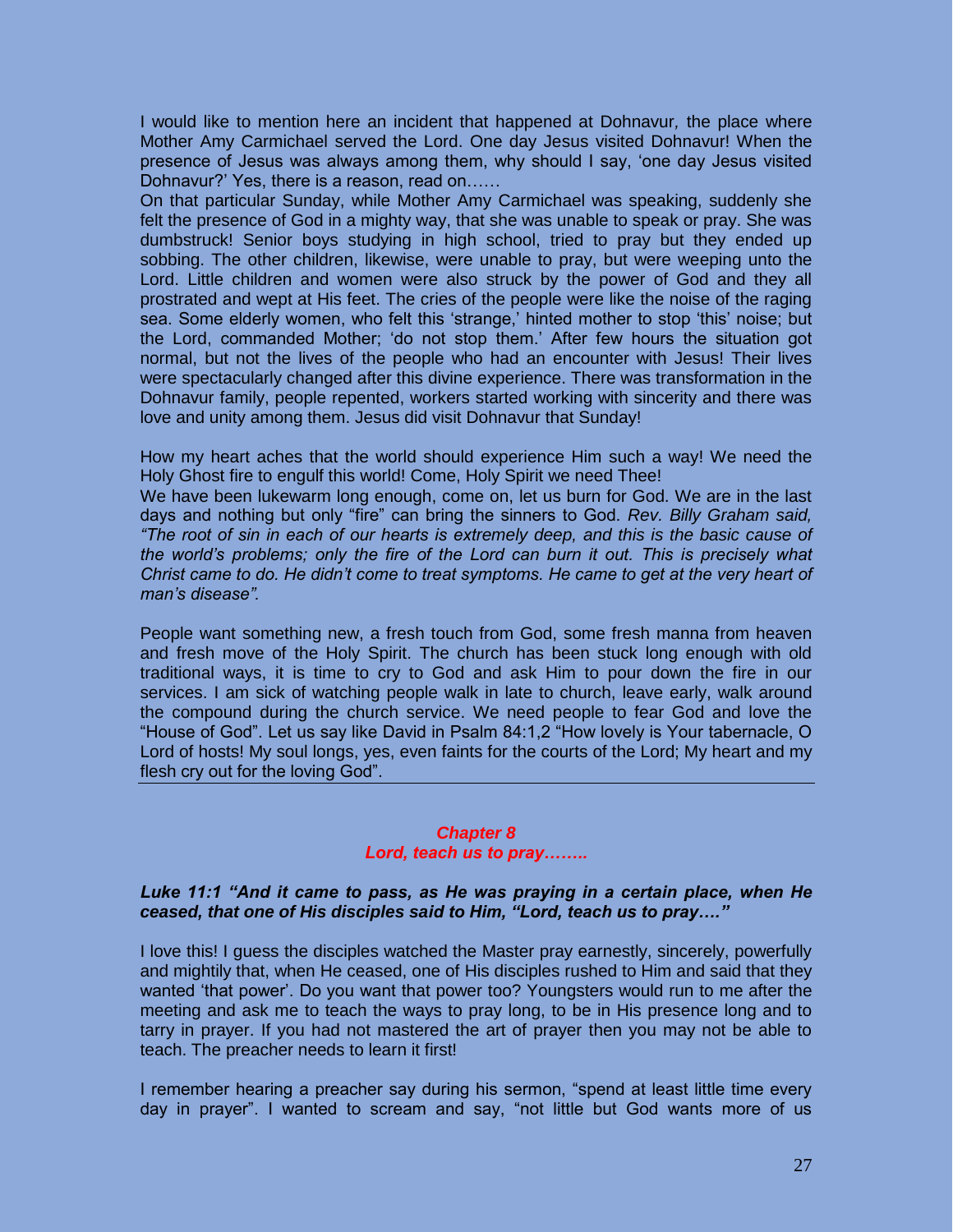I would like to mention here an incident that happened at Dohnavur, the place where Mother Amy Carmichael served the Lord. One day Jesus visited Dohnavur! When the presence of Jesus was always among them, why should I say, 'one day Jesus visited Dohnavur?' Yes, there is a reason, read on……

On that particular Sunday, while Mother Amy Carmichael was speaking, suddenly she felt the presence of God in a mighty way, that she was unable to speak or pray. She was dumbstruck! Senior boys studying in high school, tried to pray but they ended up sobbing. The other children, likewise, were unable to pray, but were weeping unto the Lord. Little children and women were also struck by the power of God and they all prostrated and wept at His feet. The cries of the people were like the noise of the raging sea. Some elderly women, who felt this 'strange,' hinted mother to stop 'this' noise; but the Lord, commanded Mother; 'do not stop them.' After few hours the situation got normal, but not the lives of the people who had an encounter with Jesus! Their lives were spectacularly changed after this divine experience. There was transformation in the Dohnavur family, people repented, workers started working with sincerity and there was love and unity among them. Jesus did visit Dohnavur that Sunday!

How my heart aches that the world should experience Him such a way! We need the Holy Ghost fire to engulf this world! Come, Holy Spirit we need Thee!

We have been lukewarm long enough, come on, let us burn for God. We are in the last days and nothing but only "fire" can bring the sinners to God. *Rev. Billy Graham said, "The root of sin in each of our hearts is extremely deep, and this is the basic cause of the world's problems; only the fire of the Lord can burn it out. This is precisely what Christ came to do. He didn't come to treat symptoms. He came to get at the very heart of man's disease".*

People want something new, a fresh touch from God, some fresh manna from heaven and fresh move of the Holy Spirit. The church has been stuck long enough with old traditional ways, it is time to cry to God and ask Him to pour down the fire in our services. I am sick of watching people walk in late to church, leave early, walk around the compound during the church service. We need people to fear God and love the "House of God". Let us say like David in Psalm 84:1,2 "How lovely is Your tabernacle, O Lord of hosts! My soul longs, yes, even faints for the courts of the Lord; My heart and my flesh cry out for the loving God".

---

## *Chapter 8*
## *Lord, teach us to pray……..*

***Luke 11:1 "And it came to pass, as He was praying in a certain place, when He ceased, that one of His disciples said to Him, "Lord, teach us to pray…."***

I love this! I guess the disciples watched the Master pray earnestly, sincerely, powerfully and mightily that, when He ceased, one of His disciples rushed to Him and said that they wanted 'that power'. Do you want that power too? Youngsters would run to me after the meeting and ask me to teach the ways to pray long, to be in His presence long and to tarry in prayer. If you had not mastered the art of prayer then you may not be able to teach. The preacher needs to learn it first!

I remember hearing a preacher say during his sermon, "spend at least little time every day in prayer". I wanted to scream and say, "not little but God wants more of us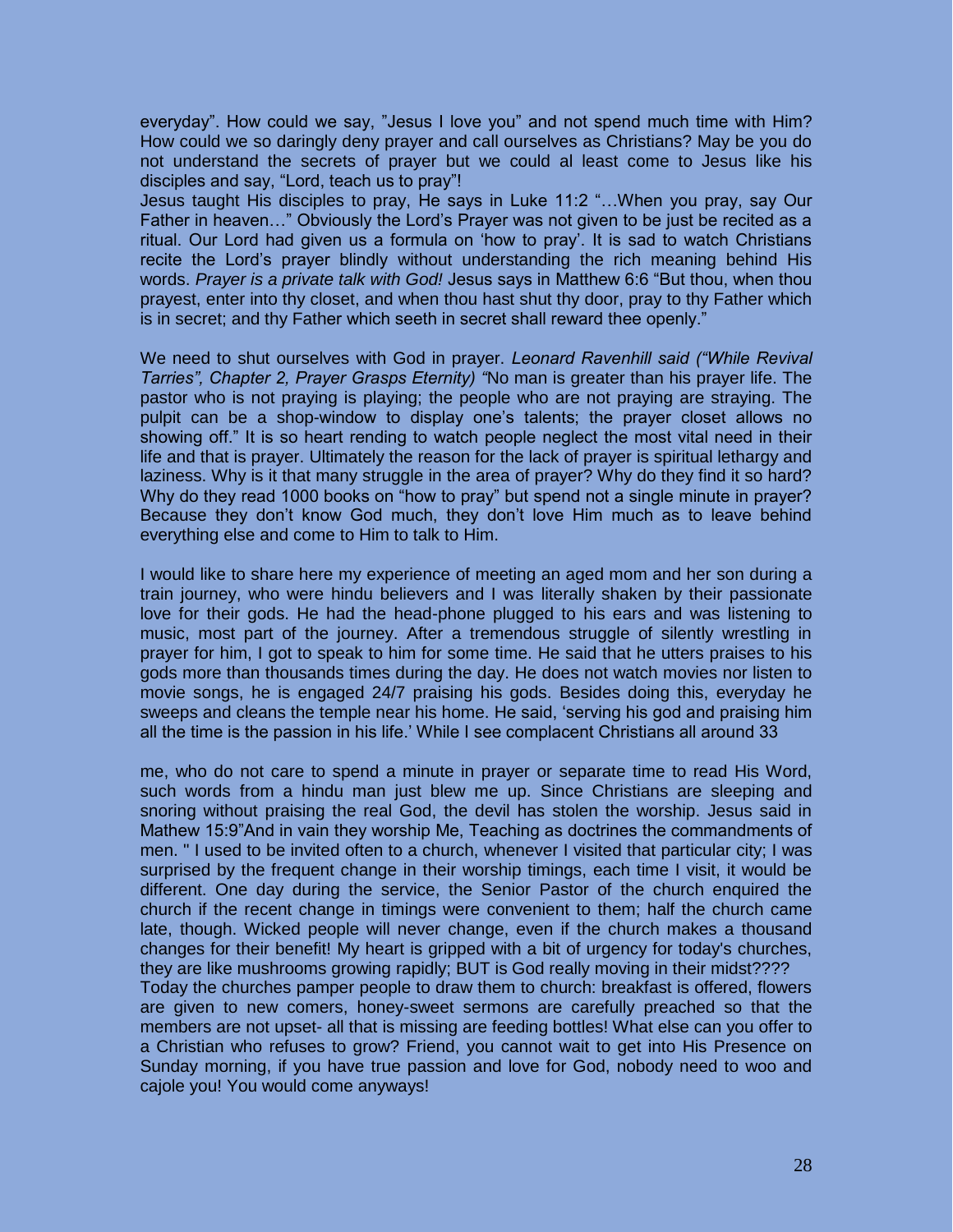everyday". How could we say, "Jesus I love you" and not spend much time with Him? How could we so daringly deny prayer and call ourselves as Christians? May be you do not understand the secrets of prayer but we could al least come to Jesus like his disciples and say, "Lord, teach us to pray"!

Jesus taught His disciples to pray, He says in Luke 11:2 "…When you pray, say Our Father in heaven…" Obviously the Lord's Prayer was not given to be just be recited as a ritual. Our Lord had given us a formula on 'how to pray'. It is sad to watch Christians recite the Lord's prayer blindly without understanding the rich meaning behind His words. *Prayer is a private talk with God!* Jesus says in Matthew 6:6 "But thou, when thou prayest, enter into thy closet, and when thou hast shut thy door, pray to thy Father which is in secret; and thy Father which seeth in secret shall reward thee openly."

We need to shut ourselves with God in prayer. *Leonard Ravenhill said ("While Revival Tarries", Chapter 2, Prayer Grasps Eternity) "*No man is greater than his prayer life. The pastor who is not praying is playing; the people who are not praying are straying. The pulpit can be a shop-window to display one's talents; the prayer closet allows no showing off." It is so heart rending to watch people neglect the most vital need in their life and that is prayer. Ultimately the reason for the lack of prayer is spiritual lethargy and laziness. Why is it that many struggle in the area of prayer? Why do they find it so hard? Why do they read 1000 books on "how to pray" but spend not a single minute in prayer? Because they don't know God much, they don't love Him much as to leave behind everything else and come to Him to talk to Him.

I would like to share here my experience of meeting an aged mom and her son during a train journey, who were hindu believers and I was literally shaken by their passionate love for their gods. He had the head-phone plugged to his ears and was listening to music, most part of the journey. After a tremendous struggle of silently wrestling in prayer for him, I got to speak to him for some time. He said that he utters praises to his gods more than thousands times during the day. He does not watch movies nor listen to movie songs, he is engaged 24/7 praising his gods. Besides doing this, everyday he sweeps and cleans the temple near his home. He said, 'serving his god and praising him all the time is the passion in his life.' While I see complacent Christians all around 33

me, who do not care to spend a minute in prayer or separate time to read His Word, such words from a hindu man just blew me up. Since Christians are sleeping and snoring without praising the real God, the devil has stolen the worship. Jesus said in Mathew 15:9"And in vain they worship Me, Teaching as doctrines the commandments of men. " I used to be invited often to a church, whenever I visited that particular city; I was surprised by the frequent change in their worship timings, each time I visit, it would be different. One day during the service, the Senior Pastor of the church enquired the church if the recent change in timings were convenient to them; half the church came late, though. Wicked people will never change, even if the church makes a thousand changes for their benefit! My heart is gripped with a bit of urgency for today's churches, they are like mushrooms growing rapidly; BUT is God really moving in their midst????

Today the churches pamper people to draw them to church: breakfast is offered, flowers are given to new comers, honey-sweet sermons are carefully preached so that the members are not upset- all that is missing are feeding bottles! What else can you offer to a Christian who refuses to grow? Friend, you cannot wait to get into His Presence on Sunday morning, if you have true passion and love for God, nobody need to woo and cajole you! You would come anyways!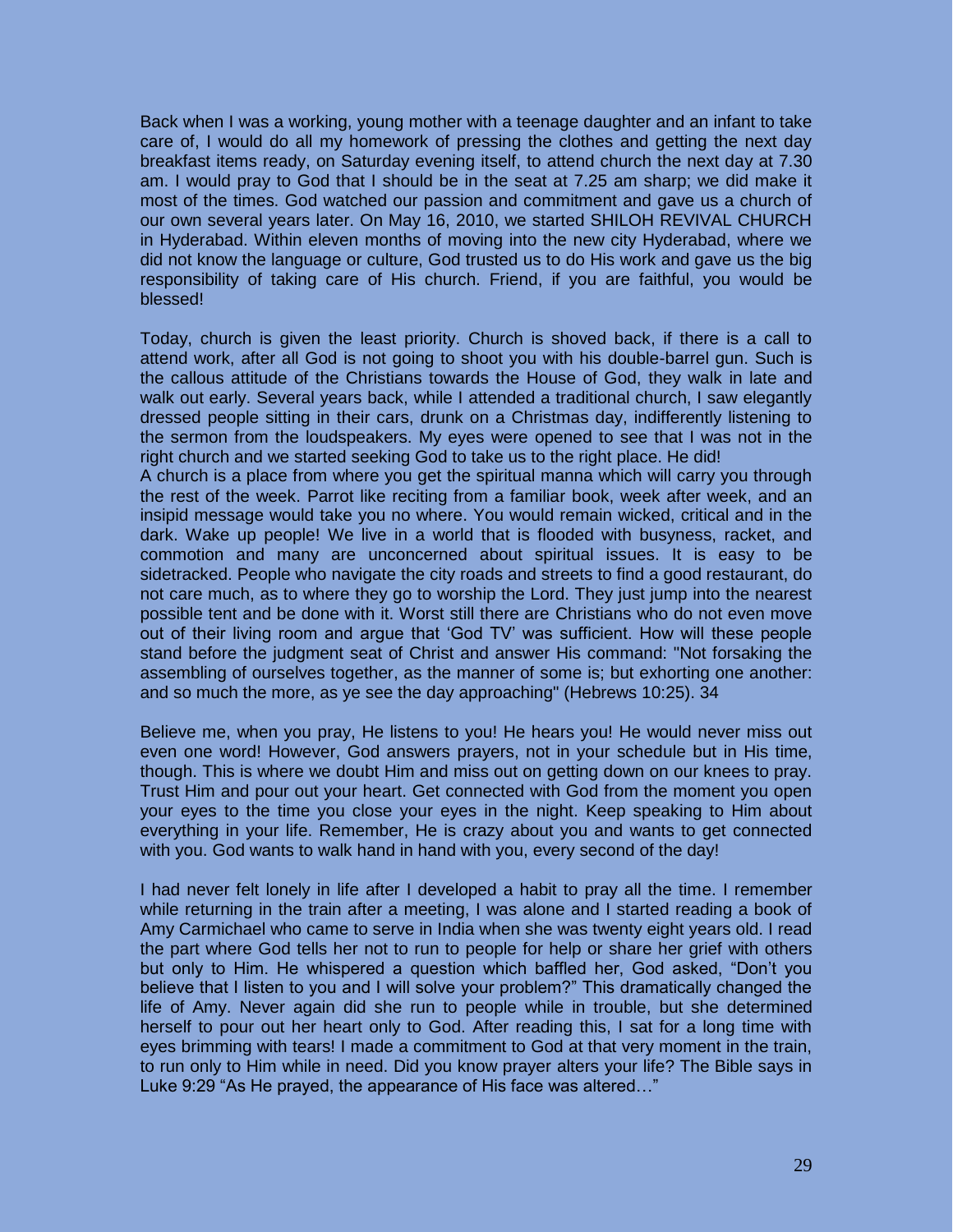Back when I was a working, young mother with a teenage daughter and an infant to take care of, I would do all my homework of pressing the clothes and getting the next day breakfast items ready, on Saturday evening itself, to attend church the next day at 7.30 am. I would pray to God that I should be in the seat at 7.25 am sharp; we did make it most of the times. God watched our passion and commitment and gave us a church of our own several years later. On May 16, 2010, we started SHILOH REVIVAL CHURCH in Hyderabad. Within eleven months of moving into the new city Hyderabad, where we did not know the language or culture, God trusted us to do His work and gave us the big responsibility of taking care of His church. Friend, if you are faithful, you would be blessed!

Today, church is given the least priority. Church is shoved back, if there is a call to attend work, after all God is not going to shoot you with his double-barrel gun. Such is the callous attitude of the Christians towards the House of God, they walk in late and walk out early. Several years back, while I attended a traditional church, I saw elegantly dressed people sitting in their cars, drunk on a Christmas day, indifferently listening to the sermon from the loudspeakers. My eyes were opened to see that I was not in the right church and we started seeking God to take us to the right place. He did!

A church is a place from where you get the spiritual manna which will carry you through the rest of the week. Parrot like reciting from a familiar book, week after week, and an insipid message would take you no where. You would remain wicked, critical and in the dark. Wake up people! We live in a world that is flooded with busyness, racket, and commotion and many are unconcerned about spiritual issues. It is easy to be sidetracked. People who navigate the city roads and streets to find a good restaurant, do not care much, as to where they go to worship the Lord. They just jump into the nearest possible tent and be done with it. Worst still there are Christians who do not even move out of their living room and argue that 'God TV' was sufficient. How will these people stand before the judgment seat of Christ and answer His command: "Not forsaking the assembling of ourselves together, as the manner of some is; but exhorting one another: and so much the more, as ye see the day approaching" (Hebrews 10:25). 34

Believe me, when you pray, He listens to you! He hears you! He would never miss out even one word! However, God answers prayers, not in your schedule but in His time, though. This is where we doubt Him and miss out on getting down on our knees to pray. Trust Him and pour out your heart. Get connected with God from the moment you open your eyes to the time you close your eyes in the night. Keep speaking to Him about everything in your life. Remember, He is crazy about you and wants to get connected with you. God wants to walk hand in hand with you, every second of the day!

I had never felt lonely in life after I developed a habit to pray all the time. I remember while returning in the train after a meeting, I was alone and I started reading a book of Amy Carmichael who came to serve in India when she was twenty eight years old. I read the part where God tells her not to run to people for help or share her grief with others but only to Him. He whispered a question which baffled her, God asked, "Don't you believe that I listen to you and I will solve your problem?" This dramatically changed the life of Amy. Never again did she run to people while in trouble, but she determined herself to pour out her heart only to God. After reading this, I sat for a long time with eyes brimming with tears! I made a commitment to God at that very moment in the train, to run only to Him while in need. Did you know prayer alters your life? The Bible says in Luke 9:29 "As He prayed, the appearance of His face was altered…"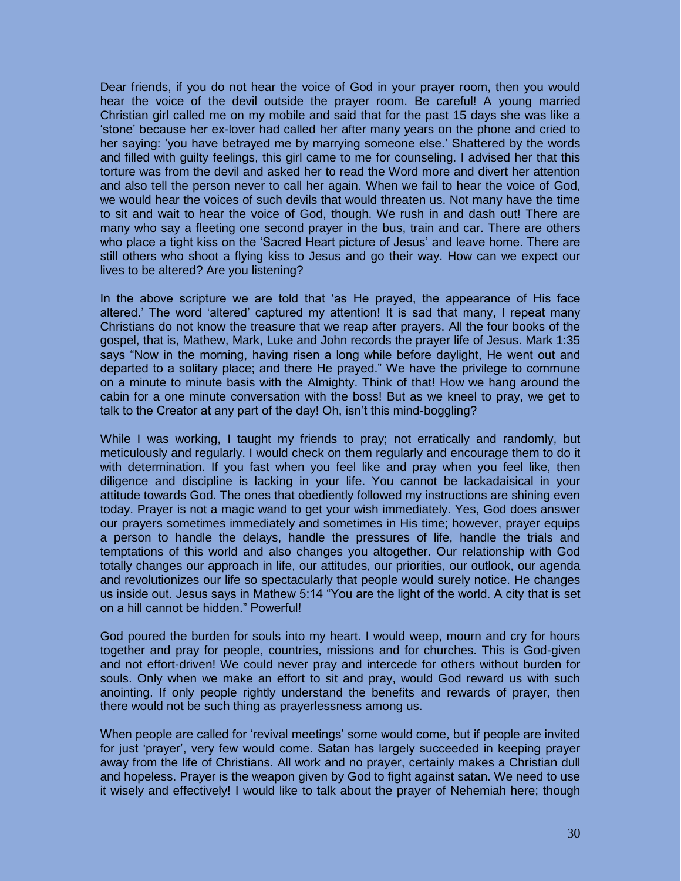Dear friends, if you do not hear the voice of God in your prayer room, then you would hear the voice of the devil outside the prayer room. Be careful! A young married Christian girl called me on my mobile and said that for the past 15 days she was like a 'stone' because her ex-lover had called her after many years on the phone and cried to her saying: 'you have betrayed me by marrying someone else.' Shattered by the words and filled with guilty feelings, this girl came to me for counseling. I advised her that this torture was from the devil and asked her to read the Word more and divert her attention and also tell the person never to call her again. When we fail to hear the voice of God, we would hear the voices of such devils that would threaten us. Not many have the time to sit and wait to hear the voice of God, though. We rush in and dash out! There are many who say a fleeting one second prayer in the bus, train and car. There are others who place a tight kiss on the 'Sacred Heart picture of Jesus' and leave home. There are still others who shoot a flying kiss to Jesus and go their way. How can we expect our lives to be altered? Are you listening?

In the above scripture we are told that 'as He prayed, the appearance of His face altered.' The word 'altered' captured my attention! It is sad that many, I repeat many Christians do not know the treasure that we reap after prayers. All the four books of the gospel, that is, Mathew, Mark, Luke and John records the prayer life of Jesus. Mark 1:35 says "Now in the morning, having risen a long while before daylight, He went out and departed to a solitary place; and there He prayed." We have the privilege to commune on a minute to minute basis with the Almighty. Think of that! How we hang around the cabin for a one minute conversation with the boss! But as we kneel to pray, we get to talk to the Creator at any part of the day! Oh, isn't this mind-boggling?

While I was working, I taught my friends to pray; not erratically and randomly, but meticulously and regularly. I would check on them regularly and encourage them to do it with determination. If you fast when you feel like and pray when you feel like, then diligence and discipline is lacking in your life. You cannot be lackadaisical in your attitude towards God. The ones that obediently followed my instructions are shining even today. Prayer is not a magic wand to get your wish immediately. Yes, God does answer our prayers sometimes immediately and sometimes in His time; however, prayer equips a person to handle the delays, handle the pressures of life, handle the trials and temptations of this world and also changes you altogether. Our relationship with God totally changes our approach in life, our attitudes, our priorities, our outlook, our agenda and revolutionizes our life so spectacularly that people would surely notice. He changes us inside out. Jesus says in Mathew 5:14 "You are the light of the world. A city that is set on a hill cannot be hidden." Powerful!

God poured the burden for souls into my heart. I would weep, mourn and cry for hours together and pray for people, countries, missions and for churches. This is God-given and not effort-driven! We could never pray and intercede for others without burden for souls. Only when we make an effort to sit and pray, would God reward us with such anointing. If only people rightly understand the benefits and rewards of prayer, then there would not be such thing as prayerlessness among us.

When people are called for 'revival meetings' some would come, but if people are invited for just 'prayer', very few would come. Satan has largely succeeded in keeping prayer away from the life of Christians. All work and no prayer, certainly makes a Christian dull and hopeless. Prayer is the weapon given by God to fight against satan. We need to use it wisely and effectively! I would like to talk about the prayer of Nehemiah here; though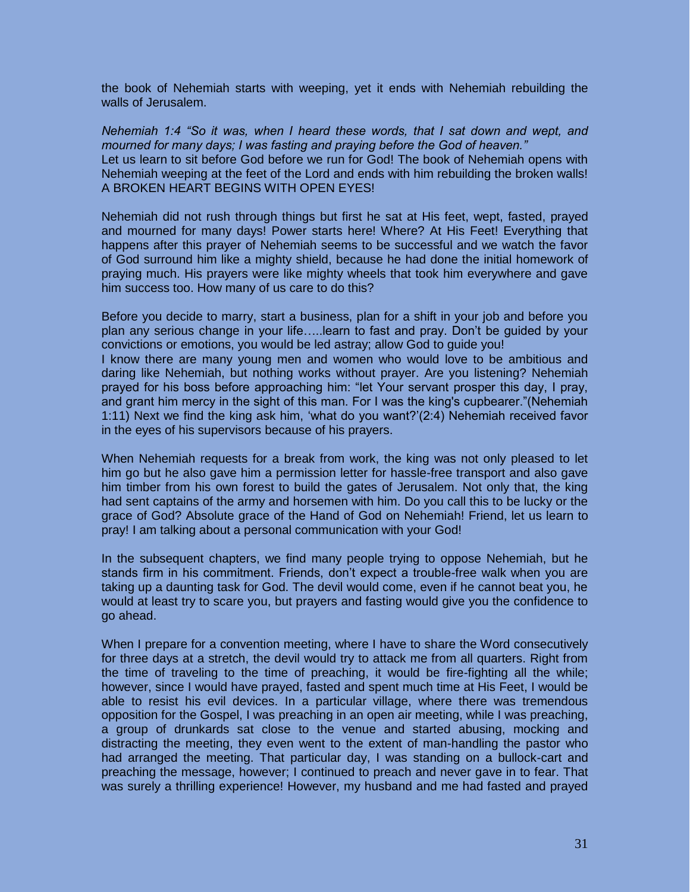the book of Nehemiah starts with weeping, yet it ends with Nehemiah rebuilding the walls of Jerusalem.

*Nehemiah 1:4 "So it was, when I heard these words, that I sat down and wept, and mourned for many days; I was fasting and praying before the God of heaven."*
Let us learn to sit before God before we run for God! The book of Nehemiah opens with Nehemiah weeping at the feet of the Lord and ends with him rebuilding the broken walls! A BROKEN HEART BEGINS WITH OPEN EYES!

Nehemiah did not rush through things but first he sat at His feet, wept, fasted, prayed and mourned for many days! Power starts here! Where? At His Feet! Everything that happens after this prayer of Nehemiah seems to be successful and we watch the favor of God surround him like a mighty shield, because he had done the initial homework of praying much. His prayers were like mighty wheels that took him everywhere and gave him success too. How many of us care to do this?

Before you decide to marry, start a business, plan for a shift in your job and before you plan any serious change in your life…..learn to fast and pray. Don't be guided by your convictions or emotions, you would be led astray; allow God to guide you!
I know there are many young men and women who would love to be ambitious and daring like Nehemiah, but nothing works without prayer. Are you listening? Nehemiah prayed for his boss before approaching him: "let Your servant prosper this day, I pray, and grant him mercy in the sight of this man. For I was the king's cupbearer."(Nehemiah 1:11) Next we find the king ask him, 'what do you want?'(2:4) Nehemiah received favor in the eyes of his supervisors because of his prayers.

When Nehemiah requests for a break from work, the king was not only pleased to let him go but he also gave him a permission letter for hassle-free transport and also gave him timber from his own forest to build the gates of Jerusalem. Not only that, the king had sent captains of the army and horsemen with him. Do you call this to be lucky or the grace of God? Absolute grace of the Hand of God on Nehemiah! Friend, let us learn to pray! I am talking about a personal communication with your God!

In the subsequent chapters, we find many people trying to oppose Nehemiah, but he stands firm in his commitment. Friends, don't expect a trouble-free walk when you are taking up a daunting task for God. The devil would come, even if he cannot beat you, he would at least try to scare you, but prayers and fasting would give you the confidence to go ahead.

When I prepare for a convention meeting, where I have to share the Word consecutively for three days at a stretch, the devil would try to attack me from all quarters. Right from the time of traveling to the time of preaching, it would be fire-fighting all the while; however, since I would have prayed, fasted and spent much time at His Feet, I would be able to resist his evil devices. In a particular village, where there was tremendous opposition for the Gospel, I was preaching in an open air meeting, while I was preaching, a group of drunkards sat close to the venue and started abusing, mocking and distracting the meeting, they even went to the extent of man-handling the pastor who had arranged the meeting. That particular day, I was standing on a bullock-cart and preaching the message, however; I continued to preach and never gave in to fear. That was surely a thrilling experience! However, my husband and me had fasted and prayed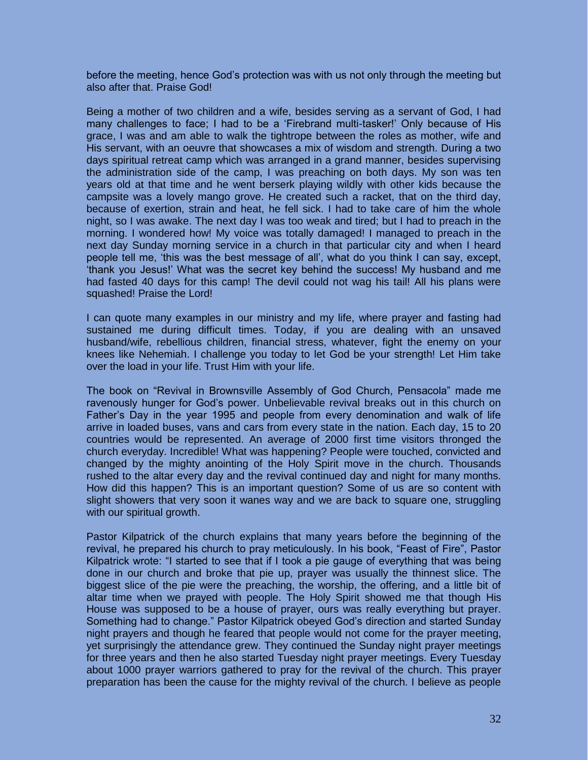before the meeting, hence God's protection was with us not only through the meeting but also after that. Praise God!

Being a mother of two children and a wife, besides serving as a servant of God, I had many challenges to face; I had to be a 'Firebrand multi-tasker!' Only because of His grace, I was and am able to walk the tightrope between the roles as mother, wife and His servant, with an oeuvre that showcases a mix of wisdom and strength. During a two days spiritual retreat camp which was arranged in a grand manner, besides supervising the administration side of the camp, I was preaching on both days. My son was ten years old at that time and he went berserk playing wildly with other kids because the campsite was a lovely mango grove. He created such a racket, that on the third day, because of exertion, strain and heat, he fell sick. I had to take care of him the whole night, so I was awake. The next day I was too weak and tired; but I had to preach in the morning. I wondered how! My voice was totally damaged! I managed to preach in the next day Sunday morning service in a church in that particular city and when I heard people tell me, 'this was the best message of all', what do you think I can say, except, 'thank you Jesus!' What was the secret key behind the success! My husband and me had fasted 40 days for this camp! The devil could not wag his tail! All his plans were squashed! Praise the Lord!

I can quote many examples in our ministry and my life, where prayer and fasting had sustained me during difficult times. Today, if you are dealing with an unsaved husband/wife, rebellious children, financial stress, whatever, fight the enemy on your knees like Nehemiah. I challenge you today to let God be your strength! Let Him take over the load in your life. Trust Him with your life.

The book on "Revival in Brownsville Assembly of God Church, Pensacola" made me ravenously hunger for God's power. Unbelievable revival breaks out in this church on Father's Day in the year 1995 and people from every denomination and walk of life arrive in loaded buses, vans and cars from every state in the nation. Each day, 15 to 20 countries would be represented. An average of 2000 first time visitors thronged the church everyday. Incredible! What was happening? People were touched, convicted and changed by the mighty anointing of the Holy Spirit move in the church. Thousands rushed to the altar every day and the revival continued day and night for many months. How did this happen? This is an important question? Some of us are so content with slight showers that very soon it wanes way and we are back to square one, struggling with our spiritual growth.

Pastor Kilpatrick of the church explains that many years before the beginning of the revival, he prepared his church to pray meticulously. In his book, "Feast of Fire", Pastor Kilpatrick wrote: "I started to see that if I took a pie gauge of everything that was being done in our church and broke that pie up, prayer was usually the thinnest slice. The biggest slice of the pie were the preaching, the worship, the offering, and a little bit of altar time when we prayed with people. The Holy Spirit showed me that though His House was supposed to be a house of prayer, ours was really everything but prayer. Something had to change." Pastor Kilpatrick obeyed God's direction and started Sunday night prayers and though he feared that people would not come for the prayer meeting, yet surprisingly the attendance grew. They continued the Sunday night prayer meetings for three years and then he also started Tuesday night prayer meetings. Every Tuesday about 1000 prayer warriors gathered to pray for the revival of the church. This prayer preparation has been the cause for the mighty revival of the church. I believe as people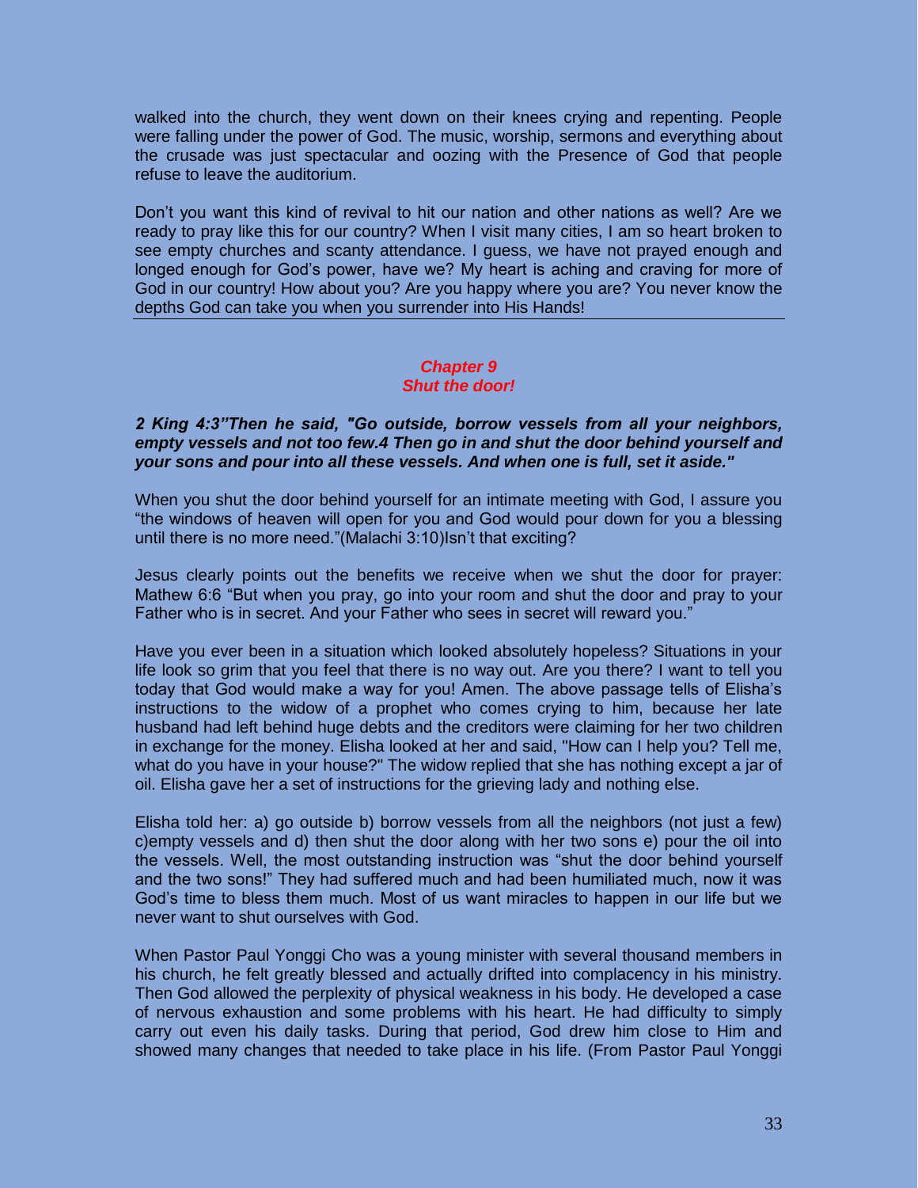walked into the church, they went down on their knees crying and repenting. People were falling under the power of God. The music, worship, sermons and everything about the crusade was just spectacular and oozing with the Presence of God that people refuse to leave the auditorium.

Don't you want this kind of revival to hit our nation and other nations as well? Are we ready to pray like this for our country? When I visit many cities, I am so heart broken to see empty churches and scanty attendance. I guess, we have not prayed enough and longed enough for God's power, have we? My heart is aching and craving for more of God in our country! How about you? Are you happy where you are? You never know the depths God can take you when you surrender into His Hands!

## *Chapter 9*
## *Shut the door!*

***2 King 4:3"Then he said, "Go outside, borrow vessels from all your neighbors, empty vessels and not too few.4 Then go in and shut the door behind yourself and your sons and pour into all these vessels. And when one is full, set it aside."***

When you shut the door behind yourself for an intimate meeting with God, I assure you "the windows of heaven will open for you and God would pour down for you a blessing until there is no more need."(Malachi 3:10)Isn't that exciting?

Jesus clearly points out the benefits we receive when we shut the door for prayer: Mathew 6:6 "But when you pray, go into your room and shut the door and pray to your Father who is in secret. And your Father who sees in secret will reward you."

Have you ever been in a situation which looked absolutely hopeless? Situations in your life look so grim that you feel that there is no way out. Are you there? I want to tell you today that God would make a way for you! Amen. The above passage tells of Elisha's instructions to the widow of a prophet who comes crying to him, because her late husband had left behind huge debts and the creditors were claiming for her two children in exchange for the money. Elisha looked at her and said, "How can I help you? Tell me, what do you have in your house?" The widow replied that she has nothing except a jar of oil. Elisha gave her a set of instructions for the grieving lady and nothing else.

Elisha told her: a) go outside b) borrow vessels from all the neighbors (not just a few) c)empty vessels and d) then shut the door along with her two sons e) pour the oil into the vessels. Well, the most outstanding instruction was "shut the door behind yourself and the two sons!" They had suffered much and had been humiliated much, now it was God's time to bless them much. Most of us want miracles to happen in our life but we never want to shut ourselves with God.

When Pastor Paul Yonggi Cho was a young minister with several thousand members in his church, he felt greatly blessed and actually drifted into complacency in his ministry. Then God allowed the perplexity of physical weakness in his body. He developed a case of nervous exhaustion and some problems with his heart. He had difficulty to simply carry out even his daily tasks. During that period, God drew him close to Him and showed many changes that needed to take place in his life. (From Pastor Paul Yonggi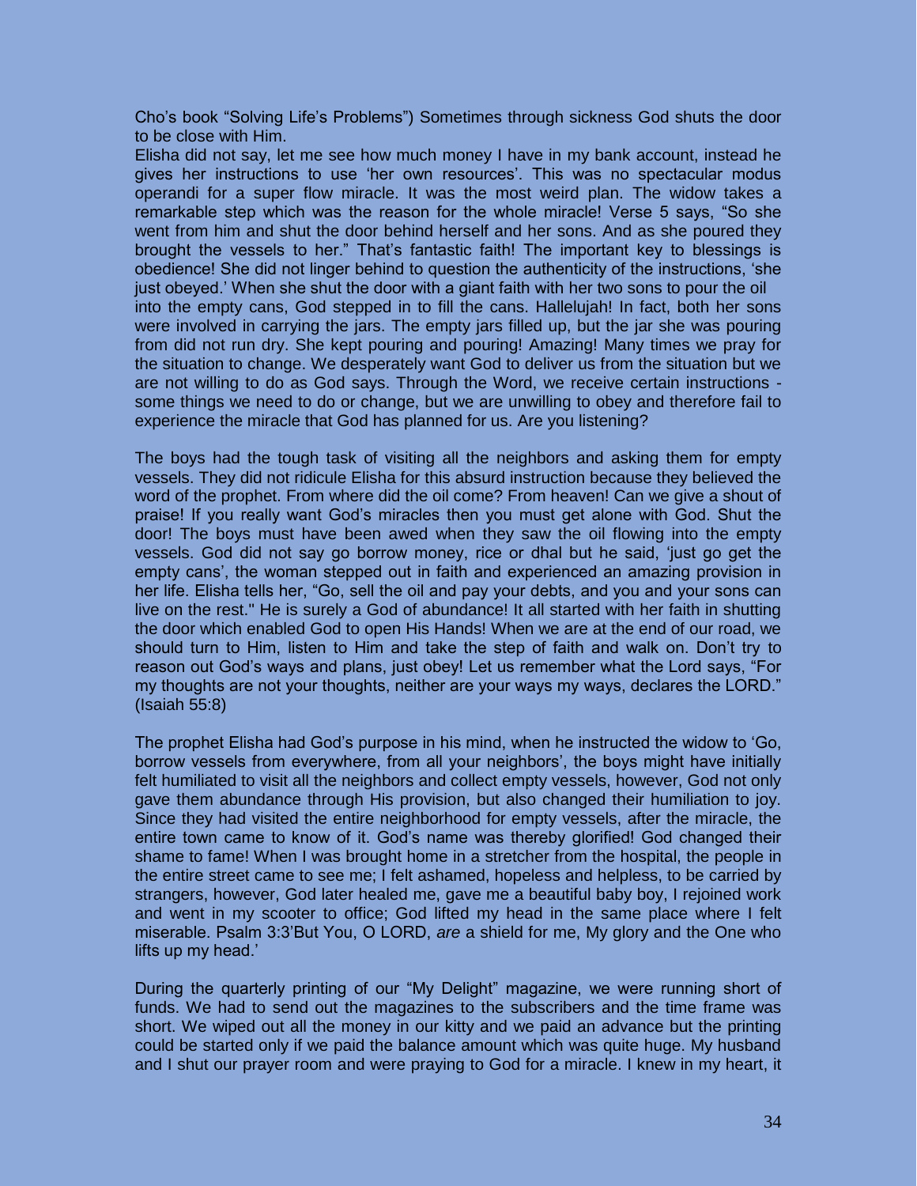Cho's book "Solving Life's Problems") Sometimes through sickness God shuts the door to be close with Him.

Elisha did not say, let me see how much money I have in my bank account, instead he gives her instructions to use 'her own resources'. This was no spectacular modus operandi for a super flow miracle. It was the most weird plan. The widow takes a remarkable step which was the reason for the whole miracle! Verse 5 says, "So she went from him and shut the door behind herself and her sons. And as she poured they brought the vessels to her." That's fantastic faith! The important key to blessings is obedience! She did not linger behind to question the authenticity of the instructions, 'she just obeyed.' When she shut the door with a giant faith with her two sons to pour the oil into the empty cans, God stepped in to fill the cans. Hallelujah! In fact, both her sons were involved in carrying the jars. The empty jars filled up, but the jar she was pouring from did not run dry. She kept pouring and pouring! Amazing! Many times we pray for the situation to change. We desperately want God to deliver us from the situation but we are not willing to do as God says. Through the Word, we receive certain instructions - some things we need to do or change, but we are unwilling to obey and therefore fail to experience the miracle that God has planned for us. Are you listening?

The boys had the tough task of visiting all the neighbors and asking them for empty vessels. They did not ridicule Elisha for this absurd instruction because they believed the word of the prophet. From where did the oil come? From heaven! Can we give a shout of praise! If you really want God's miracles then you must get alone with God. Shut the door! The boys must have been awed when they saw the oil flowing into the empty vessels. God did not say go borrow money, rice or dhal but he said, 'just go get the empty cans', the woman stepped out in faith and experienced an amazing provision in her life. Elisha tells her, "Go, sell the oil and pay your debts, and you and your sons can live on the rest." He is surely a God of abundance! It all started with her faith in shutting the door which enabled God to open His Hands! When we are at the end of our road, we should turn to Him, listen to Him and take the step of faith and walk on. Don't try to reason out God's ways and plans, just obey! Let us remember what the Lord says, "For my thoughts are not your thoughts, neither are your ways my ways, declares the LORD." (Isaiah 55:8)

The prophet Elisha had God's purpose in his mind, when he instructed the widow to 'Go, borrow vessels from everywhere, from all your neighbors', the boys might have initially felt humiliated to visit all the neighbors and collect empty vessels, however, God not only gave them abundance through His provision, but also changed their humiliation to joy. Since they had visited the entire neighborhood for empty vessels, after the miracle, the entire town came to know of it. God's name was thereby glorified! God changed their shame to fame! When I was brought home in a stretcher from the hospital, the people in the entire street came to see me; I felt ashamed, hopeless and helpless, to be carried by strangers, however, God later healed me, gave me a beautiful baby boy, I rejoined work and went in my scooter to office; God lifted my head in the same place where I felt miserable. Psalm 3:3'But You, O LORD, *are* a shield for me, My glory and the One who lifts up my head.'

During the quarterly printing of our "My Delight" magazine, we were running short of funds. We had to send out the magazines to the subscribers and the time frame was short. We wiped out all the money in our kitty and we paid an advance but the printing could be started only if we paid the balance amount which was quite huge. My husband and I shut our prayer room and were praying to God for a miracle. I knew in my heart, it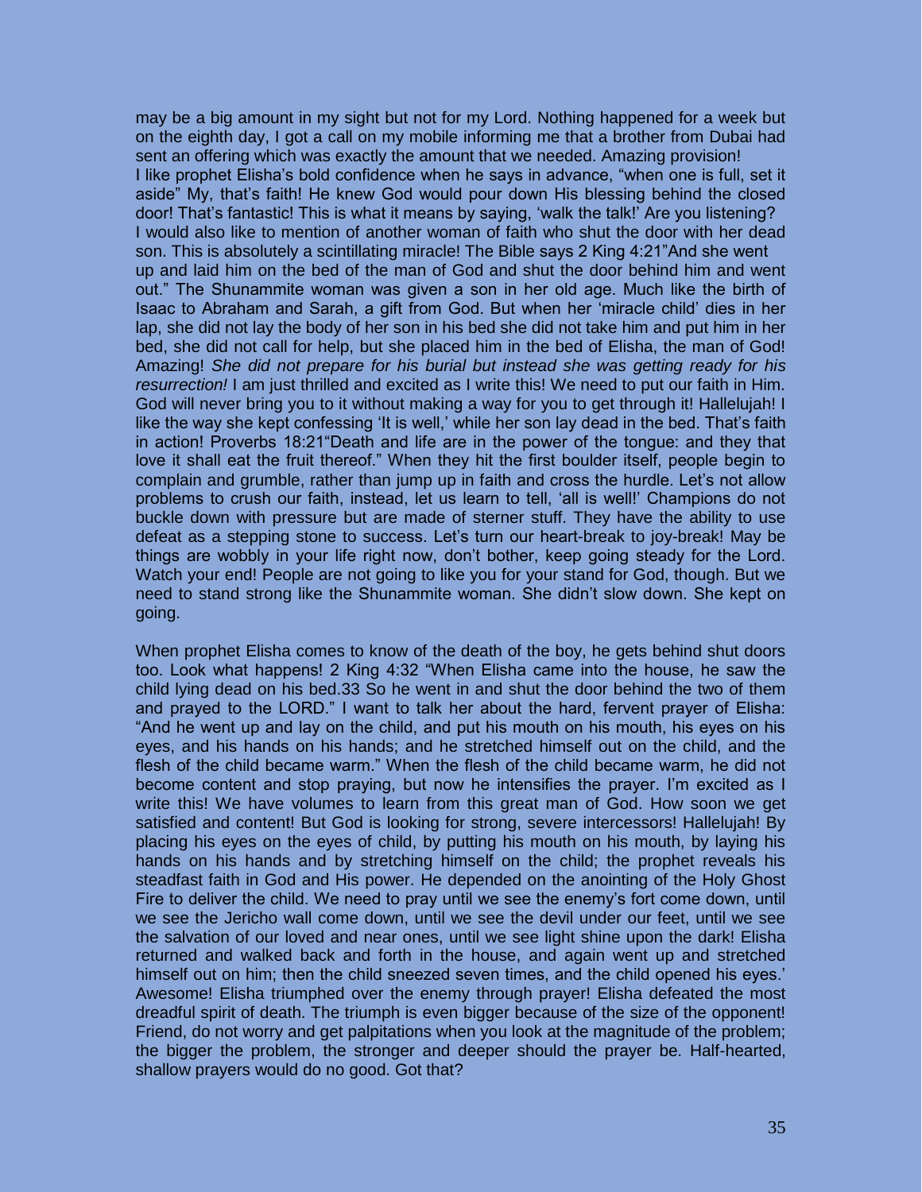may be a big amount in my sight but not for my Lord. Nothing happened for a week but on the eighth day, I got a call on my mobile informing me that a brother from Dubai had sent an offering which was exactly the amount that we needed. Amazing provision!
I like prophet Elisha's bold confidence when he says in advance, "when one is full, set it aside" My, that's faith! He knew God would pour down His blessing behind the closed door! That's fantastic! This is what it means by saying, 'walk the talk!' Are you listening?
I would also like to mention of another woman of faith who shut the door with her dead son. This is absolutely a scintillating miracle! The Bible says 2 King 4:21"And she went up and laid him on the bed of the man of God and shut the door behind him and went out." The Shunammite woman was given a son in her old age. Much like the birth of Isaac to Abraham and Sarah, a gift from God. But when her 'miracle child' dies in her lap, she did not lay the body of her son in his bed she did not take him and put him in her bed, she did not call for help, but she placed him in the bed of Elisha, the man of God! Amazing! *She did not prepare for his burial but instead she was getting ready for his resurrection!* I am just thrilled and excited as I write this! We need to put our faith in Him. God will never bring you to it without making a way for you to get through it! Hallelujah! I like the way she kept confessing 'It is well,' while her son lay dead in the bed. That's faith in action! Proverbs 18:21"Death and life are in the power of the tongue: and they that love it shall eat the fruit thereof." When they hit the first boulder itself, people begin to complain and grumble, rather than jump up in faith and cross the hurdle. Let's not allow problems to crush our faith, instead, let us learn to tell, 'all is well!' Champions do not buckle down with pressure but are made of sterner stuff. They have the ability to use defeat as a stepping stone to success. Let's turn our heart-break to joy-break! May be things are wobbly in your life right now, don't bother, keep going steady for the Lord. Watch your end! People are not going to like you for your stand for God, though. But we need to stand strong like the Shunammite woman. She didn't slow down. She kept on going.

When prophet Elisha comes to know of the death of the boy, he gets behind shut doors too. Look what happens! 2 King 4:32 "When Elisha came into the house, he saw the child lying dead on his bed.33 So he went in and shut the door behind the two of them and prayed to the LORD." I want to talk her about the hard, fervent prayer of Elisha: "And he went up and lay on the child, and put his mouth on his mouth, his eyes on his eyes, and his hands on his hands; and he stretched himself out on the child, and the flesh of the child became warm." When the flesh of the child became warm, he did not become content and stop praying, but now he intensifies the prayer. I'm excited as I write this! We have volumes to learn from this great man of God. How soon we get satisfied and content! But God is looking for strong, severe intercessors! Hallelujah! By placing his eyes on the eyes of child, by putting his mouth on his mouth, by laying his hands on his hands and by stretching himself on the child; the prophet reveals his steadfast faith in God and His power. He depended on the anointing of the Holy Ghost Fire to deliver the child. We need to pray until we see the enemy's fort come down, until we see the Jericho wall come down, until we see the devil under our feet, until we see the salvation of our loved and near ones, until we see light shine upon the dark! Elisha returned and walked back and forth in the house, and again went up and stretched himself out on him; then the child sneezed seven times, and the child opened his eyes.' Awesome! Elisha triumphed over the enemy through prayer! Elisha defeated the most dreadful spirit of death. The triumph is even bigger because of the size of the opponent! Friend, do not worry and get palpitations when you look at the magnitude of the problem; the bigger the problem, the stronger and deeper should the prayer be. Half-hearted, shallow prayers would do no good. Got that?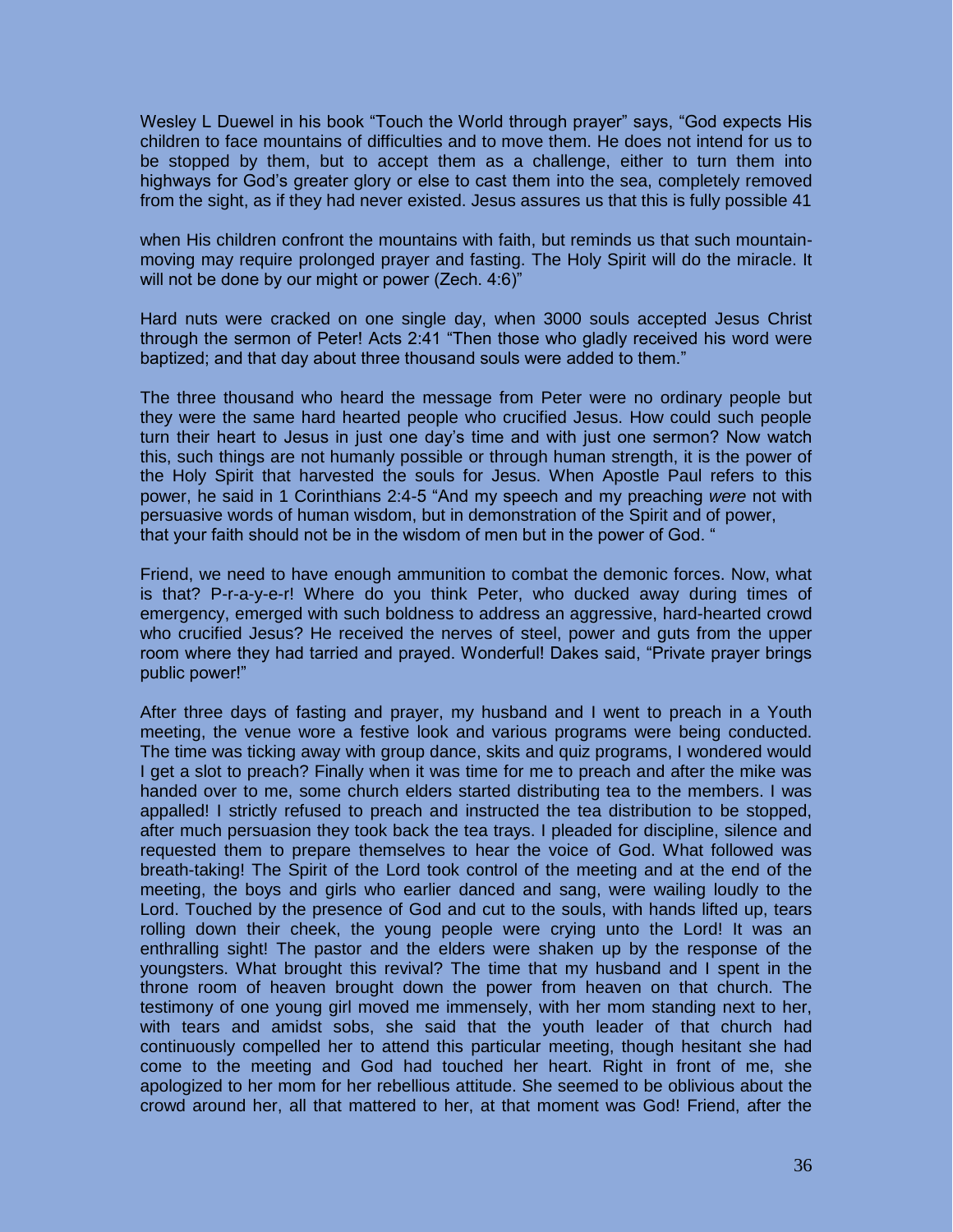Wesley L Duewel in his book “Touch the World through prayer” says, “God expects His children to face mountains of difficulties and to move them. He does not intend for us to be stopped by them, but to accept them as a challenge, either to turn them into highways for God’s greater glory or else to cast them into the sea, completely removed from the sight, as if they had never existed. Jesus assures us that this is fully possible 41

when His children confront the mountains with faith, but reminds us that such mountain-moving may require prolonged prayer and fasting. The Holy Spirit will do the miracle. It will not be done by our might or power (Zech. 4:6)”

Hard nuts were cracked on one single day, when 3000 souls accepted Jesus Christ through the sermon of Peter! Acts 2:41 “Then those who gladly received his word were baptized; and that day about three thousand souls were added to them.”

The three thousand who heard the message from Peter were no ordinary people but they were the same hard hearted people who crucified Jesus. How could such people turn their heart to Jesus in just one day’s time and with just one sermon? Now watch this, such things are not humanly possible or through human strength, it is the power of the Holy Spirit that harvested the souls for Jesus. When Apostle Paul refers to this power, he said in 1 Corinthians 2:4-5 “And my speech and my preaching *were* not with persuasive words of human wisdom, but in demonstration of the Spirit and of power, that your faith should not be in the wisdom of men but in the power of God. “

Friend, we need to have enough ammunition to combat the demonic forces. Now, what is that? P-r-a-y-e-r! Where do you think Peter, who ducked away during times of emergency, emerged with such boldness to address an aggressive, hard-hearted crowd who crucified Jesus? He received the nerves of steel, power and guts from the upper room where they had tarried and prayed. Wonderful! Dakes said, “Private prayer brings public power!”

After three days of fasting and prayer, my husband and I went to preach in a Youth meeting, the venue wore a festive look and various programs were being conducted. The time was ticking away with group dance, skits and quiz programs, I wondered would I get a slot to preach? Finally when it was time for me to preach and after the mike was handed over to me, some church elders started distributing tea to the members. I was appalled! I strictly refused to preach and instructed the tea distribution to be stopped, after much persuasion they took back the tea trays. I pleaded for discipline, silence and requested them to prepare themselves to hear the voice of God. What followed was breath-taking! The Spirit of the Lord took control of the meeting and at the end of the meeting, the boys and girls who earlier danced and sang, were wailing loudly to the Lord. Touched by the presence of God and cut to the souls, with hands lifted up, tears rolling down their cheek, the young people were crying unto the Lord! It was an enthralling sight! The pastor and the elders were shaken up by the response of the youngsters. What brought this revival? The time that my husband and I spent in the throne room of heaven brought down the power from heaven on that church. The testimony of one young girl moved me immensely, with her mom standing next to her, with tears and amidst sobs, she said that the youth leader of that church had continuously compelled her to attend this particular meeting, though hesitant she had come to the meeting and God had touched her heart. Right in front of me, she apologized to her mom for her rebellious attitude. She seemed to be oblivious about the crowd around her, all that mattered to her, at that moment was God! Friend, after the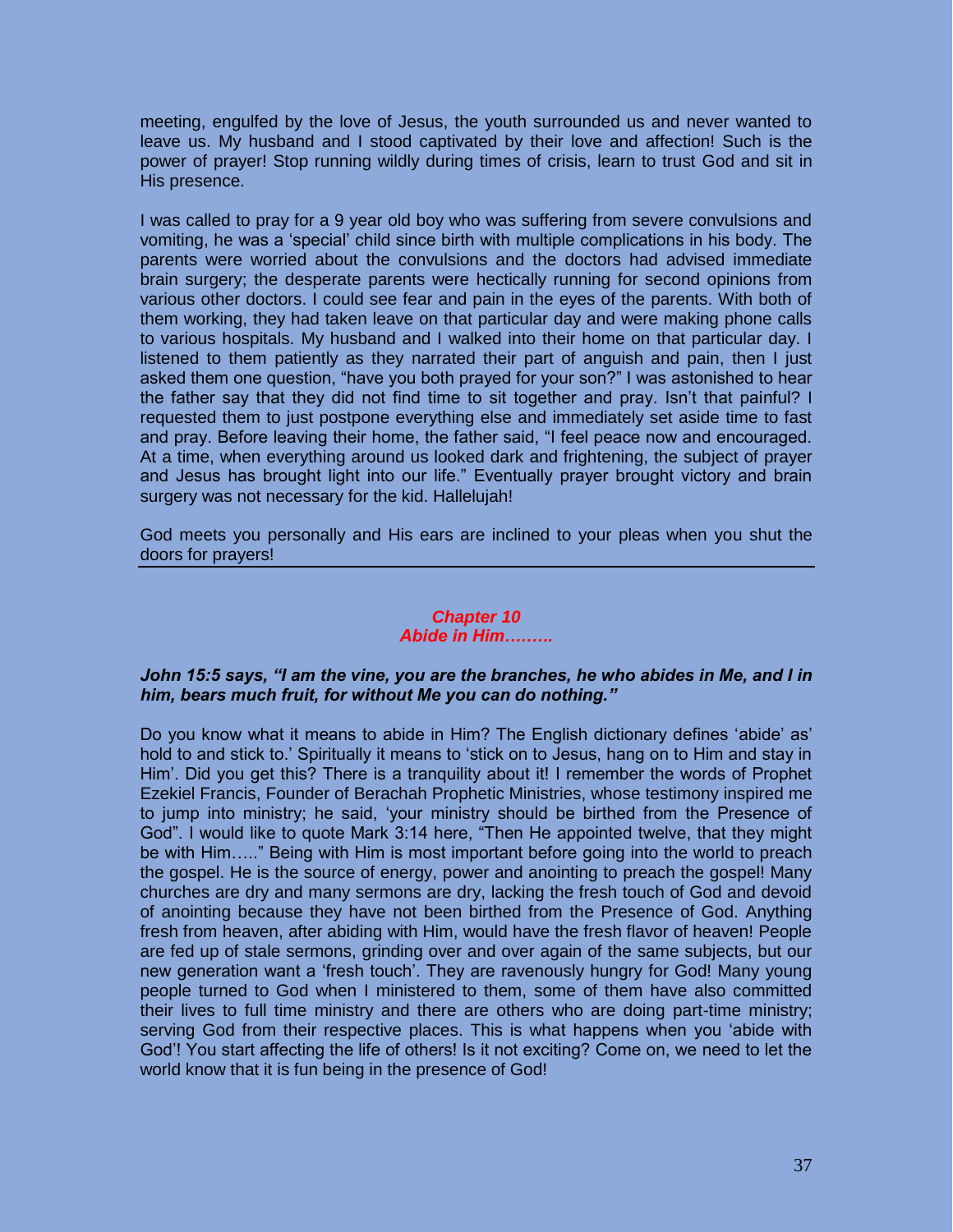meeting, engulfed by the love of Jesus, the youth surrounded us and never wanted to leave us. My husband and I stood captivated by their love and affection! Such is the power of prayer! Stop running wildly during times of crisis, learn to trust God and sit in His presence.

I was called to pray for a 9 year old boy who was suffering from severe convulsions and vomiting, he was a 'special' child since birth with multiple complications in his body. The parents were worried about the convulsions and the doctors had advised immediate brain surgery; the desperate parents were hectically running for second opinions from various other doctors. I could see fear and pain in the eyes of the parents. With both of them working, they had taken leave on that particular day and were making phone calls to various hospitals. My husband and I walked into their home on that particular day. I listened to them patiently as they narrated their part of anguish and pain, then I just asked them one question, "have you both prayed for your son?" I was astonished to hear the father say that they did not find time to sit together and pray. Isn't that painful? I requested them to just postpone everything else and immediately set aside time to fast and pray. Before leaving their home, the father said, "I feel peace now and encouraged. At a time, when everything around us looked dark and frightening, the subject of prayer and Jesus has brought light into our life." Eventually prayer brought victory and brain surgery was not necessary for the kid. Hallelujah!

God meets you personally and His ears are inclined to your pleas when you shut the doors for prayers!

---

## *Chapter 10*
## *Abide in Him………*

***John 15:5 says, "I am the vine, you are the branches, he who abides in Me, and I in him, bears much fruit, for without Me you can do nothing."***

Do you know what it means to abide in Him? The English dictionary defines 'abide' as' hold to and stick to.' Spiritually it means to 'stick on to Jesus, hang on to Him and stay in Him'. Did you get this? There is a tranquility about it! I remember the words of Prophet Ezekiel Francis, Founder of Berachah Prophetic Ministries, whose testimony inspired me to jump into ministry; he said, 'your ministry should be birthed from the Presence of God". I would like to quote Mark 3:14 here, "Then He appointed twelve, that they might be with Him….." Being with Him is most important before going into the world to preach the gospel. He is the source of energy, power and anointing to preach the gospel! Many churches are dry and many sermons are dry, lacking the fresh touch of God and devoid of anointing because they have not been birthed from the Presence of God. Anything fresh from heaven, after abiding with Him, would have the fresh flavor of heaven! People are fed up of stale sermons, grinding over and over again of the same subjects, but our new generation want a 'fresh touch'. They are ravenously hungry for God! Many young people turned to God when I ministered to them, some of them have also committed their lives to full time ministry and there are others who are doing part-time ministry; serving God from their respective places. This is what happens when you 'abide with God'! You start affecting the life of others! Is it not exciting? Come on, we need to let the world know that it is fun being in the presence of God!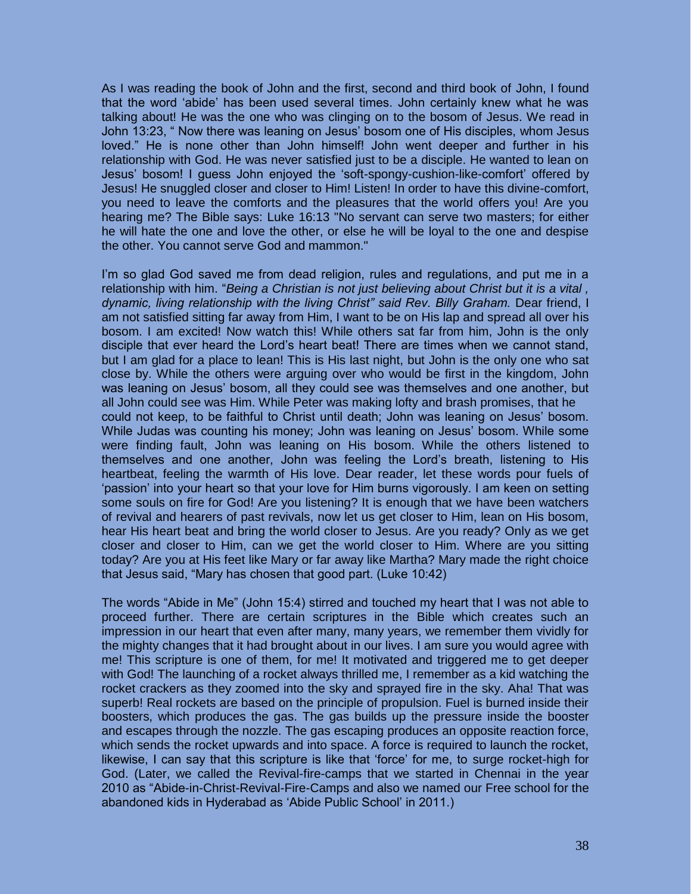As I was reading the book of John and the first, second and third book of John, I found that the word 'abide' has been used several times. John certainly knew what he was talking about! He was the one who was clinging on to the bosom of Jesus. We read in John 13:23, " Now there was leaning on Jesus' bosom one of His disciples, whom Jesus loved." He is none other than John himself! John went deeper and further in his relationship with God. He was never satisfied just to be a disciple. He wanted to lean on Jesus' bosom! I guess John enjoyed the 'soft-spongy-cushion-like-comfort' offered by Jesus! He snuggled closer and closer to Him! Listen! In order to have this divine-comfort, you need to leave the comforts and the pleasures that the world offers you! Are you hearing me? The Bible says: Luke 16:13 "No servant can serve two masters; for either he will hate the one and love the other, or else he will be loyal to the one and despise the other. You cannot serve God and mammon."

I'm so glad God saved me from dead religion, rules and regulations, and put me in a relationship with him. "*Being a Christian is not just believing about Christ but it is a vital , dynamic, living relationship with the living Christ" said Rev. Billy Graham.* Dear friend, I am not satisfied sitting far away from Him, I want to be on His lap and spread all over his bosom. I am excited! Now watch this! While others sat far from him, John is the only disciple that ever heard the Lord's heart beat! There are times when we cannot stand, but I am glad for a place to lean! This is His last night, but John is the only one who sat close by. While the others were arguing over who would be first in the kingdom, John was leaning on Jesus' bosom, all they could see was themselves and one another, but all John could see was Him. While Peter was making lofty and brash promises, that he could not keep, to be faithful to Christ until death; John was leaning on Jesus' bosom. While Judas was counting his money; John was leaning on Jesus' bosom. While some were finding fault, John was leaning on His bosom. While the others listened to themselves and one another, John was feeling the Lord's breath, listening to His heartbeat, feeling the warmth of His love. Dear reader, let these words pour fuels of 'passion' into your heart so that your love for Him burns vigorously. I am keen on setting some souls on fire for God! Are you listening? It is enough that we have been watchers of revival and hearers of past revivals, now let us get closer to Him, lean on His bosom, hear His heart beat and bring the world closer to Jesus. Are you ready? Only as we get closer and closer to Him, can we get the world closer to Him. Where are you sitting today? Are you at His feet like Mary or far away like Martha? Mary made the right choice that Jesus said, "Mary has chosen that good part. (Luke 10:42)

The words "Abide in Me" (John 15:4) stirred and touched my heart that I was not able to proceed further. There are certain scriptures in the Bible which creates such an impression in our heart that even after many, many years, we remember them vividly for the mighty changes that it had brought about in our lives. I am sure you would agree with me! This scripture is one of them, for me! It motivated and triggered me to get deeper with God! The launching of a rocket always thrilled me, I remember as a kid watching the rocket crackers as they zoomed into the sky and sprayed fire in the sky. Aha! That was superb! Real rockets are based on the principle of propulsion. Fuel is burned inside their boosters, which produces the gas. The gas builds up the pressure inside the booster and escapes through the nozzle. The gas escaping produces an opposite reaction force, which sends the rocket upwards and into space. A force is required to launch the rocket, likewise, I can say that this scripture is like that 'force' for me, to surge rocket-high for God. (Later, we called the Revival-fire-camps that we started in Chennai in the year 2010 as "Abide-in-Christ-Revival-Fire-Camps and also we named our Free school for the abandoned kids in Hyderabad as 'Abide Public School' in 2011.)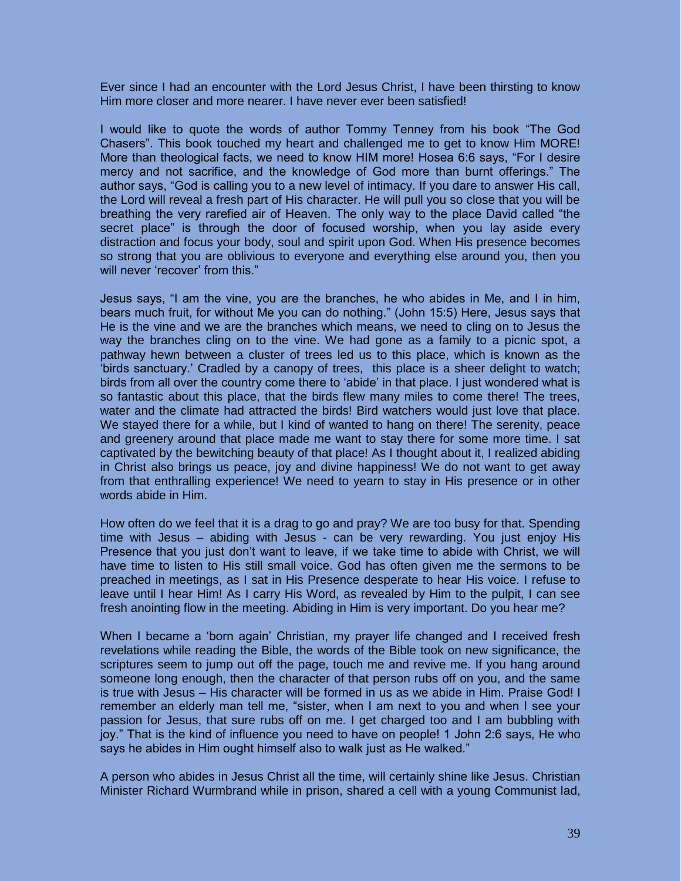Ever since I had an encounter with the Lord Jesus Christ, I have been thirsting to know Him more closer and more nearer. I have never ever been satisfied!

I would like to quote the words of author Tommy Tenney from his book "The God Chasers". This book touched my heart and challenged me to get to know Him MORE! More than theological facts, we need to know HIM more! Hosea 6:6 says, "For I desire mercy and not sacrifice, and the knowledge of God more than burnt offerings." The author says, "God is calling you to a new level of intimacy. If you dare to answer His call, the Lord will reveal a fresh part of His character. He will pull you so close that you will be breathing the very rarefied air of Heaven. The only way to the place David called "the secret place" is through the door of focused worship, when you lay aside every distraction and focus your body, soul and spirit upon God. When His presence becomes so strong that you are oblivious to everyone and everything else around you, then you will never 'recover' from this."

Jesus says, "I am the vine, you are the branches, he who abides in Me, and I in him, bears much fruit, for without Me you can do nothing." (John 15:5) Here, Jesus says that He is the vine and we are the branches which means, we need to cling on to Jesus the way the branches cling on to the vine. We had gone as a family to a picnic spot, a pathway hewn between a cluster of trees led us to this place, which is known as the 'birds sanctuary.' Cradled by a canopy of trees, this place is a sheer delight to watch; birds from all over the country come there to 'abide' in that place. I just wondered what is so fantastic about this place, that the birds flew many miles to come there! The trees, water and the climate had attracted the birds! Bird watchers would just love that place. We stayed there for a while, but I kind of wanted to hang on there! The serenity, peace and greenery around that place made me want to stay there for some more time. I sat captivated by the bewitching beauty of that place! As I thought about it, I realized abiding in Christ also brings us peace, joy and divine happiness! We do not want to get away from that enthralling experience! We need to yearn to stay in His presence or in other words abide in Him.

How often do we feel that it is a drag to go and pray? We are too busy for that. Spending time with Jesus – abiding with Jesus - can be very rewarding. You just enjoy His Presence that you just don't want to leave, if we take time to abide with Christ, we will have time to listen to His still small voice. God has often given me the sermons to be preached in meetings, as I sat in His Presence desperate to hear His voice. I refuse to leave until I hear Him! As I carry His Word, as revealed by Him to the pulpit, I can see fresh anointing flow in the meeting. Abiding in Him is very important. Do you hear me?

When I became a 'born again' Christian, my prayer life changed and I received fresh revelations while reading the Bible, the words of the Bible took on new significance, the scriptures seem to jump out off the page, touch me and revive me. If you hang around someone long enough, then the character of that person rubs off on you, and the same is true with Jesus – His character will be formed in us as we abide in Him. Praise God! I remember an elderly man tell me, "sister, when I am next to you and when I see your passion for Jesus, that sure rubs off on me. I get charged too and I am bubbling with joy." That is the kind of influence you need to have on people! 1 John 2:6 says, He who says he abides in Him ought himself also to walk just as He walked."

A person who abides in Jesus Christ all the time, will certainly shine like Jesus. Christian Minister Richard Wurmbrand while in prison, shared a cell with a young Communist lad,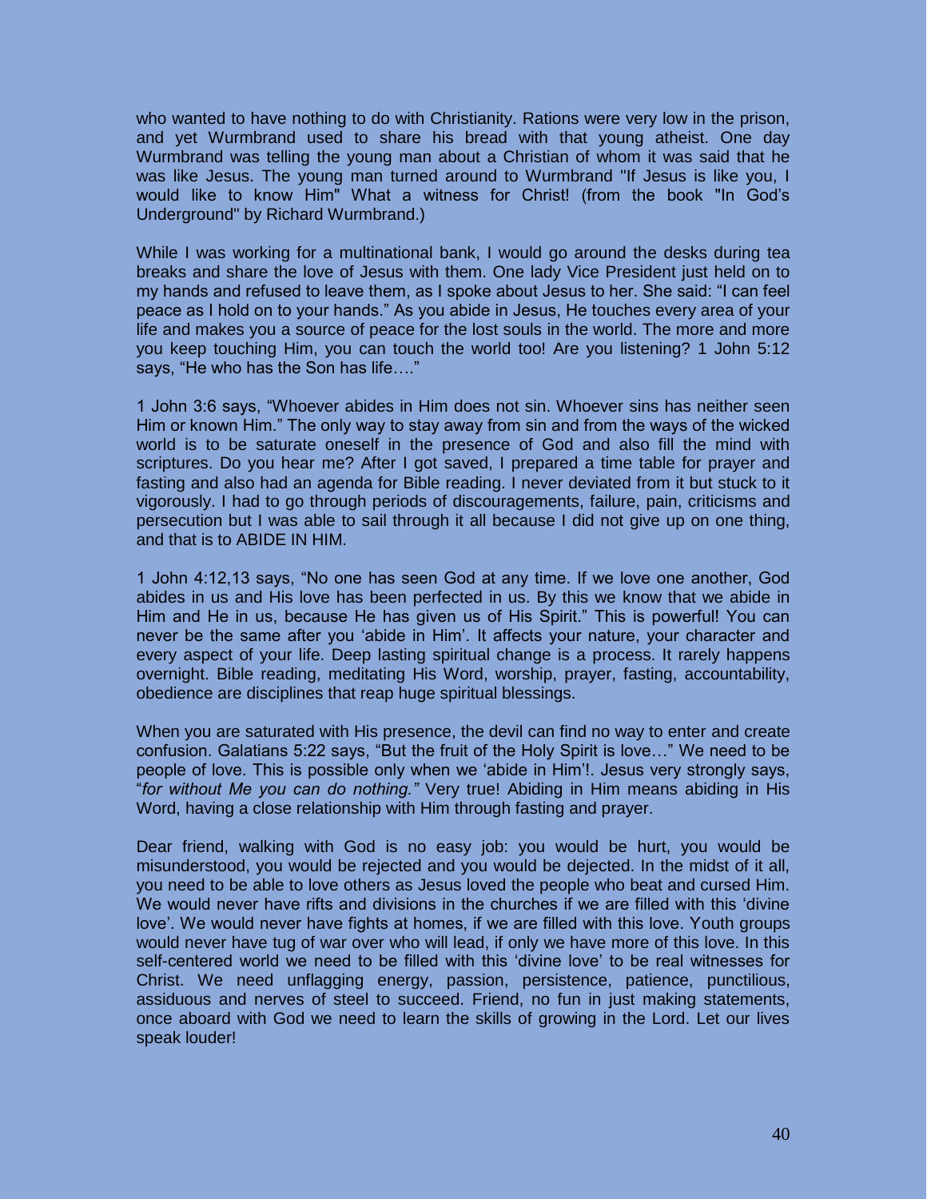who wanted to have nothing to do with Christianity. Rations were very low in the prison, and yet Wurmbrand used to share his bread with that young atheist. One day Wurmbrand was telling the young man about a Christian of whom it was said that he was like Jesus. The young man turned around to Wurmbrand "If Jesus is like you, I would like to know Him" What a witness for Christ! (from the book "In God's Underground" by Richard Wurmbrand.)

While I was working for a multinational bank, I would go around the desks during tea breaks and share the love of Jesus with them. One lady Vice President just held on to my hands and refused to leave them, as I spoke about Jesus to her. She said: "I can feel peace as I hold on to your hands." As you abide in Jesus, He touches every area of your life and makes you a source of peace for the lost souls in the world. The more and more you keep touching Him, you can touch the world too! Are you listening? 1 John 5:12 says, "He who has the Son has life…."

1 John 3:6 says, "Whoever abides in Him does not sin. Whoever sins has neither seen Him or known Him." The only way to stay away from sin and from the ways of the wicked world is to be saturate oneself in the presence of God and also fill the mind with scriptures. Do you hear me? After I got saved, I prepared a time table for prayer and fasting and also had an agenda for Bible reading. I never deviated from it but stuck to it vigorously. I had to go through periods of discouragements, failure, pain, criticisms and persecution but I was able to sail through it all because I did not give up on one thing, and that is to ABIDE IN HIM.

1 John 4:12,13 says, "No one has seen God at any time. If we love one another, God abides in us and His love has been perfected in us. By this we know that we abide in Him and He in us, because He has given us of His Spirit." This is powerful! You can never be the same after you 'abide in Him'. It affects your nature, your character and every aspect of your life. Deep lasting spiritual change is a process. It rarely happens overnight. Bible reading, meditating His Word, worship, prayer, fasting, accountability, obedience are disciplines that reap huge spiritual blessings.

When you are saturated with His presence, the devil can find no way to enter and create confusion. Galatians 5:22 says, "But the fruit of the Holy Spirit is love…" We need to be people of love. This is possible only when we 'abide in Him'!. Jesus very strongly says, "*for without Me you can do nothing."* Very true! Abiding in Him means abiding in His Word, having a close relationship with Him through fasting and prayer.

Dear friend, walking with God is no easy job: you would be hurt, you would be misunderstood, you would be rejected and you would be dejected. In the midst of it all, you need to be able to love others as Jesus loved the people who beat and cursed Him. We would never have rifts and divisions in the churches if we are filled with this 'divine love'. We would never have fights at homes, if we are filled with this love. Youth groups would never have tug of war over who will lead, if only we have more of this love. In this self-centered world we need to be filled with this 'divine love' to be real witnesses for Christ. We need unflagging energy, passion, persistence, patience, punctilious, assiduous and nerves of steel to succeed. Friend, no fun in just making statements, once aboard with God we need to learn the skills of growing in the Lord. Let our lives speak louder!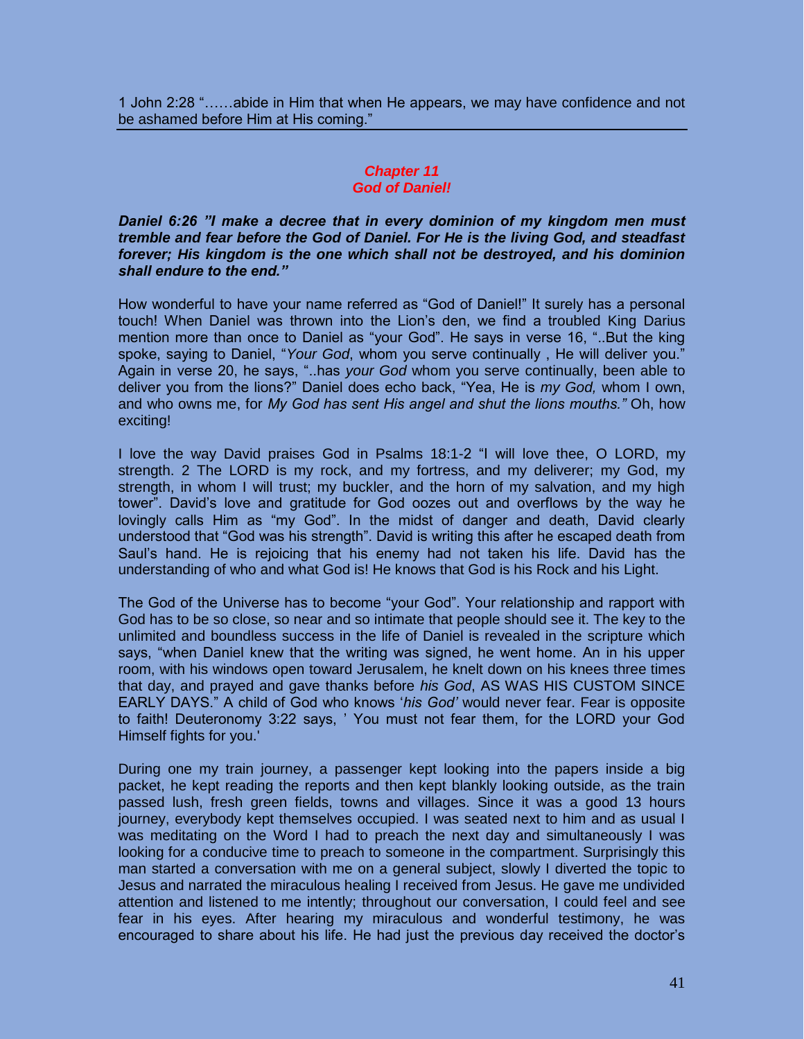1 John 2:28 "……abide in Him that when He appears, we may have confidence and not be ashamed before Him at His coming."

## *Chapter 11*
## *God of Daniel!*

***Daniel 6:26 "I make a decree that in every dominion of my kingdom men must tremble and fear before the God of Daniel. For He is the living God, and steadfast forever; His kingdom is the one which shall not be destroyed, and his dominion shall endure to the end."***

How wonderful to have your name referred as "God of Daniel!" It surely has a personal touch! When Daniel was thrown into the Lion's den, we find a troubled King Darius mention more than once to Daniel as "your God". He says in verse 16, "..But the king spoke, saying to Daniel, "*Your God*, whom you serve continually , He will deliver you." Again in verse 20, he says, "..has *your God* whom you serve continually, been able to deliver you from the lions?" Daniel does echo back, "Yea, He is *my God,* whom I own, and who owns me, for *My God has sent His angel and shut the lions mouths."* Oh, how exciting!

I love the way David praises God in Psalms 18:1-2 "I will love thee, O LORD, my strength. 2 The LORD is my rock, and my fortress, and my deliverer; my God, my strength, in whom I will trust; my buckler, and the horn of my salvation, and my high tower". David's love and gratitude for God oozes out and overflows by the way he lovingly calls Him as "my God". In the midst of danger and death, David clearly understood that "God was his strength". David is writing this after he escaped death from Saul's hand. He is rejoicing that his enemy had not taken his life. David has the understanding of who and what God is! He knows that God is his Rock and his Light.

The God of the Universe has to become "your God". Your relationship and rapport with God has to be so close, so near and so intimate that people should see it. The key to the unlimited and boundless success in the life of Daniel is revealed in the scripture which says, "when Daniel knew that the writing was signed, he went home. An in his upper room, with his windows open toward Jerusalem, he knelt down on his knees three times that day, and prayed and gave thanks before *his God*, AS WAS HIS CUSTOM SINCE EARLY DAYS." A child of God who knows '*his God'* would never fear. Fear is opposite to faith! Deuteronomy 3:22 says, ' You must not fear them, for the LORD your God Himself fights for you.'

During one my train journey, a passenger kept looking into the papers inside a big packet, he kept reading the reports and then kept blankly looking outside, as the train passed lush, fresh green fields, towns and villages. Since it was a good 13 hours journey, everybody kept themselves occupied. I was seated next to him and as usual I was meditating on the Word I had to preach the next day and simultaneously I was looking for a conducive time to preach to someone in the compartment. Surprisingly this man started a conversation with me on a general subject, slowly I diverted the topic to Jesus and narrated the miraculous healing I received from Jesus. He gave me undivided attention and listened to me intently; throughout our conversation, I could feel and see fear in his eyes. After hearing my miraculous and wonderful testimony, he was encouraged to share about his life. He had just the previous day received the doctor's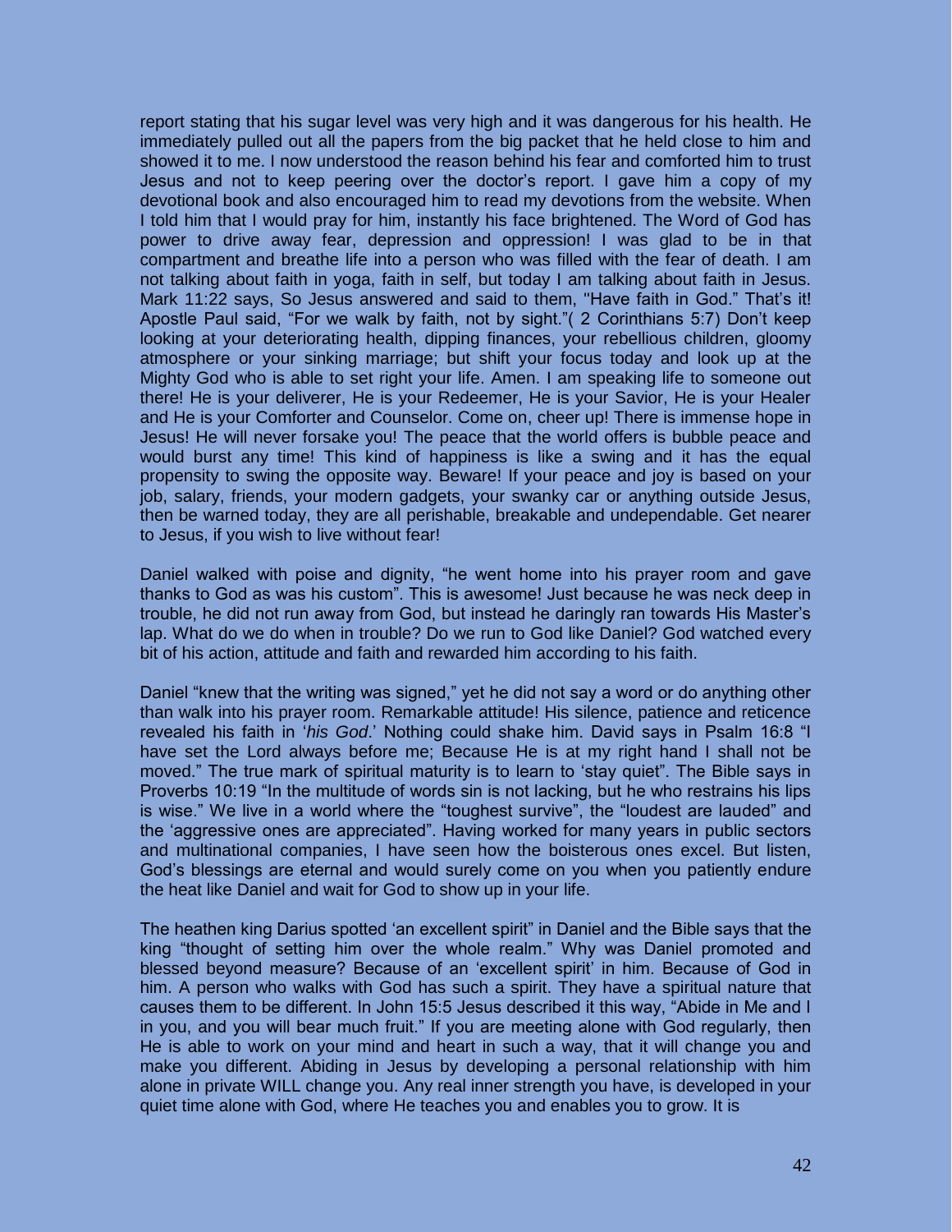report stating that his sugar level was very high and it was dangerous for his health. He immediately pulled out all the papers from the big packet that he held close to him and showed it to me. I now understood the reason behind his fear and comforted him to trust Jesus and not to keep peering over the doctor's report. I gave him a copy of my devotional book and also encouraged him to read my devotions from the website. When I told him that I would pray for him, instantly his face brightened. The Word of God has power to drive away fear, depression and oppression! I was glad to be in that compartment and breathe life into a person who was filled with the fear of death. I am not talking about faith in yoga, faith in self, but today I am talking about faith in Jesus. Mark 11:22 says, So Jesus answered and said to them, "Have faith in God." That's it! Apostle Paul said, "For we walk by faith, not by sight."( 2 Corinthians 5:7) Don't keep looking at your deteriorating health, dipping finances, your rebellious children, gloomy atmosphere or your sinking marriage; but shift your focus today and look up at the Mighty God who is able to set right your life. Amen. I am speaking life to someone out there! He is your deliverer, He is your Redeemer, He is your Savior, He is your Healer and He is your Comforter and Counselor. Come on, cheer up! There is immense hope in Jesus! He will never forsake you! The peace that the world offers is bubble peace and would burst any time! This kind of happiness is like a swing and it has the equal propensity to swing the opposite way. Beware! If your peace and joy is based on your job, salary, friends, your modern gadgets, your swanky car or anything outside Jesus, then be warned today, they are all perishable, breakable and undependable. Get nearer to Jesus, if you wish to live without fear!

Daniel walked with poise and dignity, "he went home into his prayer room and gave thanks to God as was his custom". This is awesome! Just because he was neck deep in trouble, he did not run away from God, but instead he daringly ran towards His Master's lap. What do we do when in trouble? Do we run to God like Daniel? God watched every bit of his action, attitude and faith and rewarded him according to his faith.

Daniel "knew that the writing was signed," yet he did not say a word or do anything other than walk into his prayer room. Remarkable attitude! His silence, patience and reticence revealed his faith in '*his God*.' Nothing could shake him. David says in Psalm 16:8 "I have set the Lord always before me; Because He is at my right hand I shall not be moved." The true mark of spiritual maturity is to learn to 'stay quiet". The Bible says in Proverbs 10:19 "In the multitude of words sin is not lacking, but he who restrains his lips is wise." We live in a world where the "toughest survive", the "loudest are lauded" and the 'aggressive ones are appreciated". Having worked for many years in public sectors and multinational companies, I have seen how the boisterous ones excel. But listen, God's blessings are eternal and would surely come on you when you patiently endure the heat like Daniel and wait for God to show up in your life.

The heathen king Darius spotted 'an excellent spirit" in Daniel and the Bible says that the king "thought of setting him over the whole realm." Why was Daniel promoted and blessed beyond measure? Because of an 'excellent spirit' in him. Because of God in him. A person who walks with God has such a spirit. They have a spiritual nature that causes them to be different. In John 15:5 Jesus described it this way, "Abide in Me and I in you, and you will bear much fruit." If you are meeting alone with God regularly, then He is able to work on your mind and heart in such a way, that it will change you and make you different. Abiding in Jesus by developing a personal relationship with him alone in private WILL change you. Any real inner strength you have, is developed in your quiet time alone with God, where He teaches you and enables you to grow. It is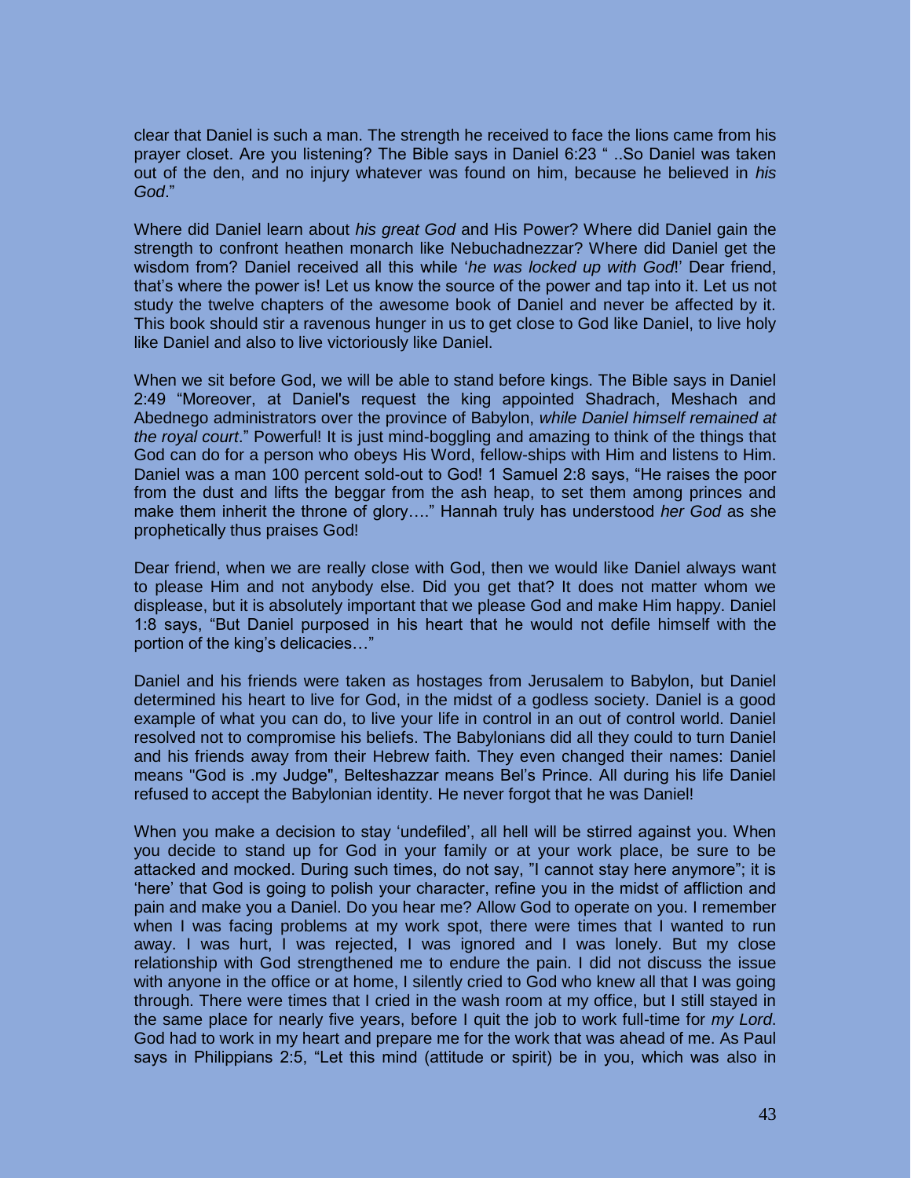clear that Daniel is such a man. The strength he received to face the lions came from his prayer closet. Are you listening? The Bible says in Daniel 6:23 " ..So Daniel was taken out of the den, and no injury whatever was found on him, because he believed in *his God*."

Where did Daniel learn about *his great God* and His Power? Where did Daniel gain the strength to confront heathen monarch like Nebuchadnezzar? Where did Daniel get the wisdom from? Daniel received all this while '*he was locked up with God*!' Dear friend, that's where the power is! Let us know the source of the power and tap into it. Let us not study the twelve chapters of the awesome book of Daniel and never be affected by it. This book should stir a ravenous hunger in us to get close to God like Daniel, to live holy like Daniel and also to live victoriously like Daniel.

When we sit before God, we will be able to stand before kings. The Bible says in Daniel 2:49 "Moreover, at Daniel's request the king appointed Shadrach, Meshach and Abednego administrators over the province of Babylon, *while Daniel himself remained at the royal court*." Powerful! It is just mind-boggling and amazing to think of the things that God can do for a person who obeys His Word, fellow-ships with Him and listens to Him. Daniel was a man 100 percent sold-out to God! 1 Samuel 2:8 says, "He raises the poor from the dust and lifts the beggar from the ash heap, to set them among princes and make them inherit the throne of glory…." Hannah truly has understood *her God* as she prophetically thus praises God!

Dear friend, when we are really close with God, then we would like Daniel always want to please Him and not anybody else. Did you get that? It does not matter whom we displease, but it is absolutely important that we please God and make Him happy. Daniel 1:8 says, "But Daniel purposed in his heart that he would not defile himself with the portion of the king's delicacies…"

Daniel and his friends were taken as hostages from Jerusalem to Babylon, but Daniel determined his heart to live for God, in the midst of a godless society. Daniel is a good example of what you can do, to live your life in control in an out of control world. Daniel resolved not to compromise his beliefs. The Babylonians did all they could to turn Daniel and his friends away from their Hebrew faith. They even changed their names: Daniel means "God is .my Judge", Belteshazzar means Bel's Prince. All during his life Daniel refused to accept the Babylonian identity. He never forgot that he was Daniel!

When you make a decision to stay 'undefiled', all hell will be stirred against you. When you decide to stand up for God in your family or at your work place, be sure to be attacked and mocked. During such times, do not say, "I cannot stay here anymore"; it is 'here' that God is going to polish your character, refine you in the midst of affliction and pain and make you a Daniel. Do you hear me? Allow God to operate on you. I remember when I was facing problems at my work spot, there were times that I wanted to run away. I was hurt, I was rejected, I was ignored and I was lonely. But my close relationship with God strengthened me to endure the pain. I did not discuss the issue with anyone in the office or at home, I silently cried to God who knew all that I was going through. There were times that I cried in the wash room at my office, but I still stayed in the same place for nearly five years, before I quit the job to work full-time for *my Lord*. God had to work in my heart and prepare me for the work that was ahead of me. As Paul says in Philippians 2:5, "Let this mind (attitude or spirit) be in you, which was also in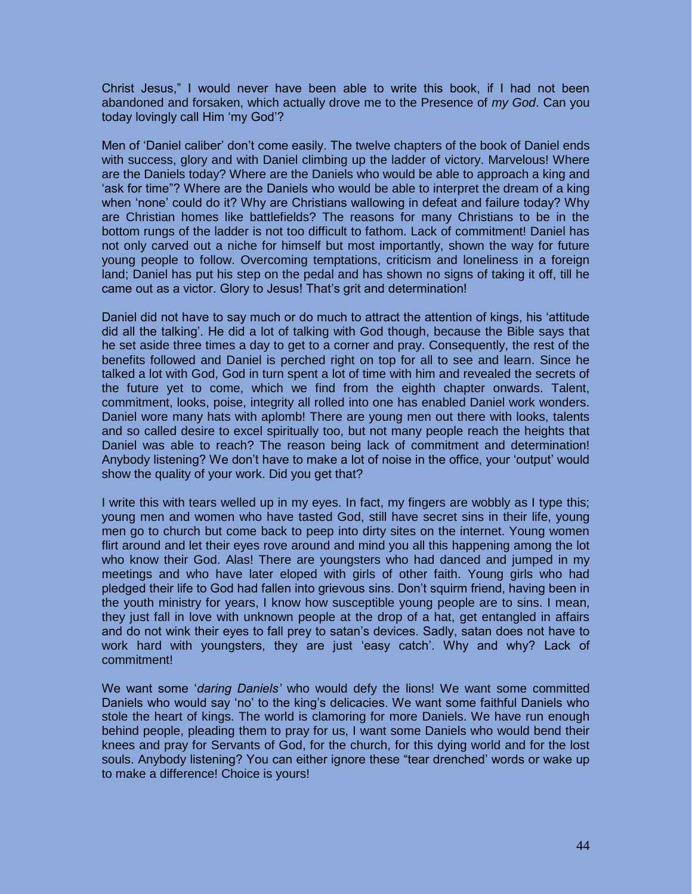Christ Jesus," I would never have been able to write this book, if I had not been abandoned and forsaken, which actually drove me to the Presence of *my God*. Can you today lovingly call Him 'my God'?

Men of 'Daniel caliber' don't come easily. The twelve chapters of the book of Daniel ends with success, glory and with Daniel climbing up the ladder of victory. Marvelous! Where are the Daniels today? Where are the Daniels who would be able to approach a king and 'ask for time"? Where are the Daniels who would be able to interpret the dream of a king when 'none' could do it? Why are Christians wallowing in defeat and failure today? Why are Christian homes like battlefields? The reasons for many Christians to be in the bottom rungs of the ladder is not too difficult to fathom. Lack of commitment! Daniel has not only carved out a niche for himself but most importantly, shown the way for future young people to follow. Overcoming temptations, criticism and loneliness in a foreign land; Daniel has put his step on the pedal and has shown no signs of taking it off, till he came out as a victor. Glory to Jesus! That's grit and determination!

Daniel did not have to say much or do much to attract the attention of kings, his 'attitude did all the talking'. He did a lot of talking with God though, because the Bible says that he set aside three times a day to get to a corner and pray. Consequently, the rest of the benefits followed and Daniel is perched right on top for all to see and learn. Since he talked a lot with God, God in turn spent a lot of time with him and revealed the secrets of the future yet to come, which we find from the eighth chapter onwards. Talent, commitment, looks, poise, integrity all rolled into one has enabled Daniel work wonders. Daniel wore many hats with aplomb! There are young men out there with looks, talents and so called desire to excel spiritually too, but not many people reach the heights that Daniel was able to reach? The reason being lack of commitment and determination! Anybody listening? We don't have to make a lot of noise in the office, your 'output' would show the quality of your work. Did you get that?

I write this with tears welled up in my eyes. In fact, my fingers are wobbly as I type this; young men and women who have tasted God, still have secret sins in their life, young men go to church but come back to peep into dirty sites on the internet. Young women flirt around and let their eyes rove around and mind you all this happening among the lot who know their God. Alas! There are youngsters who had danced and jumped in my meetings and who have later eloped with girls of other faith. Young girls who had pledged their life to God had fallen into grievous sins. Don't squirm friend, having been in the youth ministry for years, I know how susceptible young people are to sins. I mean, they just fall in love with unknown people at the drop of a hat, get entangled in affairs and do not wink their eyes to fall prey to satan's devices. Sadly, satan does not have to work hard with youngsters, they are just 'easy catch'. Why and why? Lack of commitment!

We want some '*daring Daniels'* who would defy the lions! We want some committed Daniels who would say 'no' to the king's delicacies. We want some faithful Daniels who stole the heart of kings. The world is clamoring for more Daniels. We have run enough behind people, pleading them to pray for us, I want some Daniels who would bend their knees and pray for Servants of God, for the church, for this dying world and for the lost souls. Anybody listening? You can either ignore these "tear drenched' words or wake up to make a difference! Choice is yours!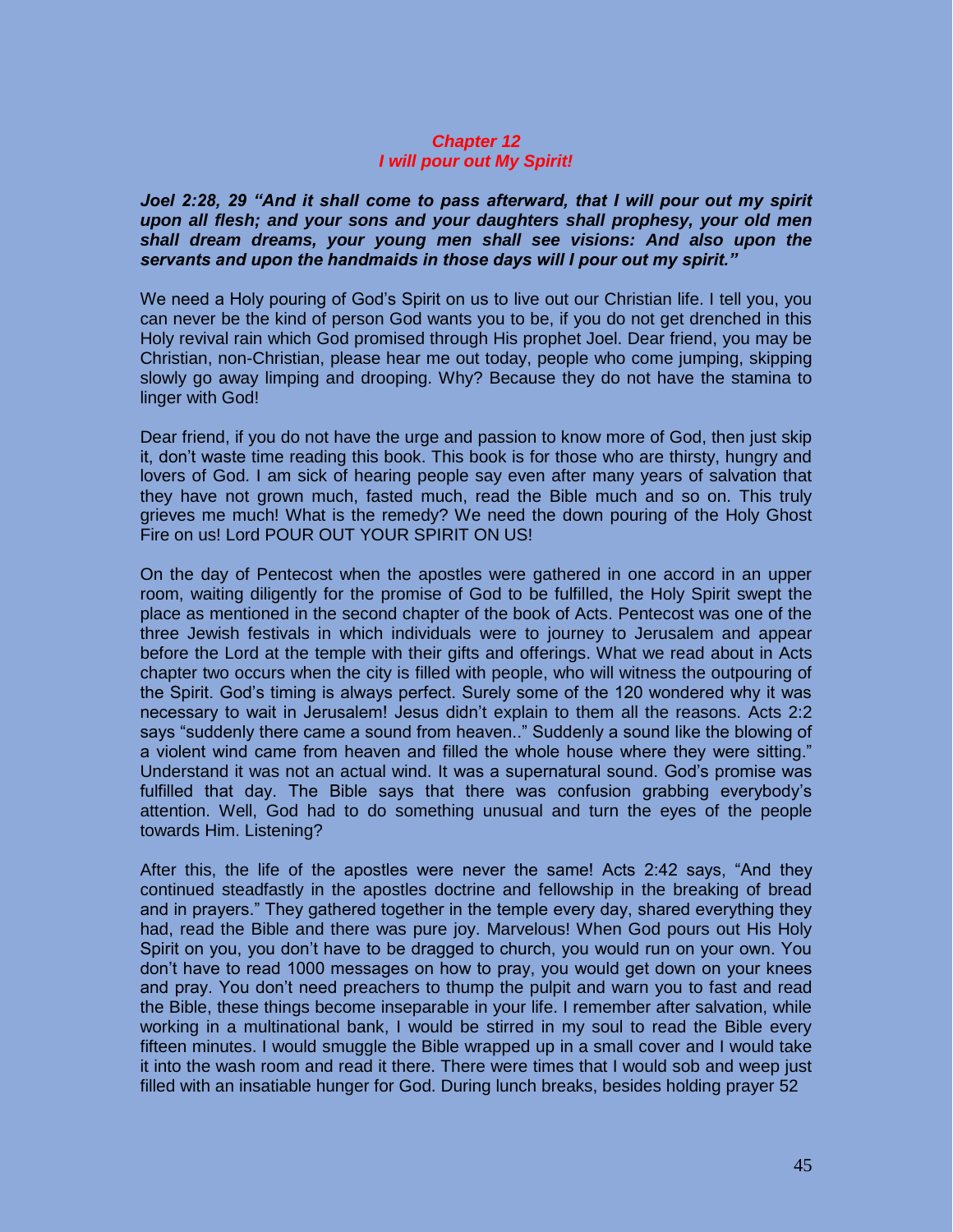## *Chapter 12*
## *I will pour out My Spirit!*

***Joel 2:28, 29 "And it shall come to pass afterward, that I will pour out my spirit upon all flesh; and your sons and your daughters shall prophesy, your old men shall dream dreams, your young men shall see visions: And also upon the servants and upon the handmaids in those days will I pour out my spirit."***

We need a Holy pouring of God's Spirit on us to live out our Christian life. I tell you, you can never be the kind of person God wants you to be, if you do not get drenched in this Holy revival rain which God promised through His prophet Joel. Dear friend, you may be Christian, non-Christian, please hear me out today, people who come jumping, skipping slowly go away limping and drooping. Why? Because they do not have the stamina to linger with God!

Dear friend, if you do not have the urge and passion to know more of God, then just skip it, don't waste time reading this book. This book is for those who are thirsty, hungry and lovers of God. I am sick of hearing people say even after many years of salvation that they have not grown much, fasted much, read the Bible much and so on. This truly grieves me much! What is the remedy? We need the down pouring of the Holy Ghost Fire on us! Lord POUR OUT YOUR SPIRIT ON US!

On the day of Pentecost when the apostles were gathered in one accord in an upper room, waiting diligently for the promise of God to be fulfilled, the Holy Spirit swept the place as mentioned in the second chapter of the book of Acts. Pentecost was one of the three Jewish festivals in which individuals were to journey to Jerusalem and appear before the Lord at the temple with their gifts and offerings. What we read about in Acts chapter two occurs when the city is filled with people, who will witness the outpouring of the Spirit. God's timing is always perfect. Surely some of the 120 wondered why it was necessary to wait in Jerusalem! Jesus didn't explain to them all the reasons. Acts 2:2 says "suddenly there came a sound from heaven.." Suddenly a sound like the blowing of a violent wind came from heaven and filled the whole house where they were sitting." Understand it was not an actual wind. It was a supernatural sound. God's promise was fulfilled that day. The Bible says that there was confusion grabbing everybody's attention. Well, God had to do something unusual and turn the eyes of the people towards Him. Listening?

After this, the life of the apostles were never the same! Acts 2:42 says, "And they continued steadfastly in the apostles doctrine and fellowship in the breaking of bread and in prayers." They gathered together in the temple every day, shared everything they had, read the Bible and there was pure joy. Marvelous! When God pours out His Holy Spirit on you, you don't have to be dragged to church, you would run on your own. You don't have to read 1000 messages on how to pray, you would get down on your knees and pray. You don't need preachers to thump the pulpit and warn you to fast and read the Bible, these things become inseparable in your life. I remember after salvation, while working in a multinational bank, I would be stirred in my soul to read the Bible every fifteen minutes. I would smuggle the Bible wrapped up in a small cover and I would take it into the wash room and read it there. There were times that I would sob and weep just filled with an insatiable hunger for God. During lunch breaks, besides holding prayer 52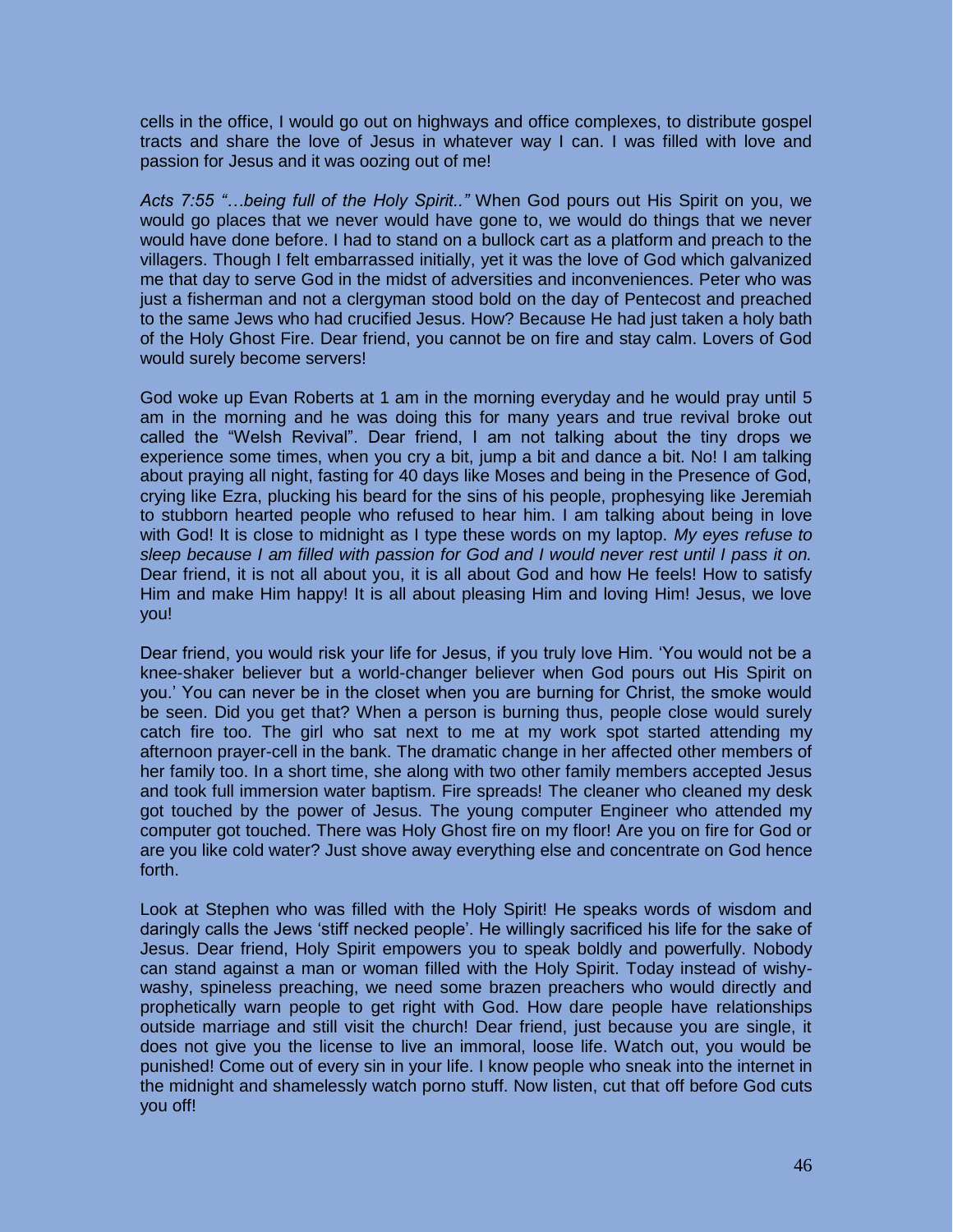cells in the office, I would go out on highways and office complexes, to distribute gospel tracts and share the love of Jesus in whatever way I can. I was filled with love and passion for Jesus and it was oozing out of me!

*Acts 7:55 "…being full of the Holy Spirit.."* When God pours out His Spirit on you, we would go places that we never would have gone to, we would do things that we never would have done before. I had to stand on a bullock cart as a platform and preach to the villagers. Though I felt embarrassed initially, yet it was the love of God which galvanized me that day to serve God in the midst of adversities and inconveniences. Peter who was just a fisherman and not a clergyman stood bold on the day of Pentecost and preached to the same Jews who had crucified Jesus. How? Because He had just taken a holy bath of the Holy Ghost Fire. Dear friend, you cannot be on fire and stay calm. Lovers of God would surely become servers!

God woke up Evan Roberts at 1 am in the morning everyday and he would pray until 5 am in the morning and he was doing this for many years and true revival broke out called the "Welsh Revival". Dear friend, I am not talking about the tiny drops we experience some times, when you cry a bit, jump a bit and dance a bit. No! I am talking about praying all night, fasting for 40 days like Moses and being in the Presence of God, crying like Ezra, plucking his beard for the sins of his people, prophesying like Jeremiah to stubborn hearted people who refused to hear him. I am talking about being in love with God! It is close to midnight as I type these words on my laptop. *My eyes refuse to sleep because I am filled with passion for God and I would never rest until I pass it on.* Dear friend, it is not all about you, it is all about God and how He feels! How to satisfy Him and make Him happy! It is all about pleasing Him and loving Him! Jesus, we love you!

Dear friend, you would risk your life for Jesus, if you truly love Him. 'You would not be a knee-shaker believer but a world-changer believer when God pours out His Spirit on you.' You can never be in the closet when you are burning for Christ, the smoke would be seen. Did you get that? When a person is burning thus, people close would surely catch fire too. The girl who sat next to me at my work spot started attending my afternoon prayer-cell in the bank. The dramatic change in her affected other members of her family too. In a short time, she along with two other family members accepted Jesus and took full immersion water baptism. Fire spreads! The cleaner who cleaned my desk got touched by the power of Jesus. The young computer Engineer who attended my computer got touched. There was Holy Ghost fire on my floor! Are you on fire for God or are you like cold water? Just shove away everything else and concentrate on God hence forth.

Look at Stephen who was filled with the Holy Spirit! He speaks words of wisdom and daringly calls the Jews 'stiff necked people'. He willingly sacrificed his life for the sake of Jesus. Dear friend, Holy Spirit empowers you to speak boldly and powerfully. Nobody can stand against a man or woman filled with the Holy Spirit. Today instead of wishy-washy, spineless preaching, we need some brazen preachers who would directly and prophetically warn people to get right with God. How dare people have relationships outside marriage and still visit the church! Dear friend, just because you are single, it does not give you the license to live an immoral, loose life. Watch out, you would be punished! Come out of every sin in your life. I know people who sneak into the internet in the midnight and shamelessly watch porno stuff. Now listen, cut that off before God cuts you off!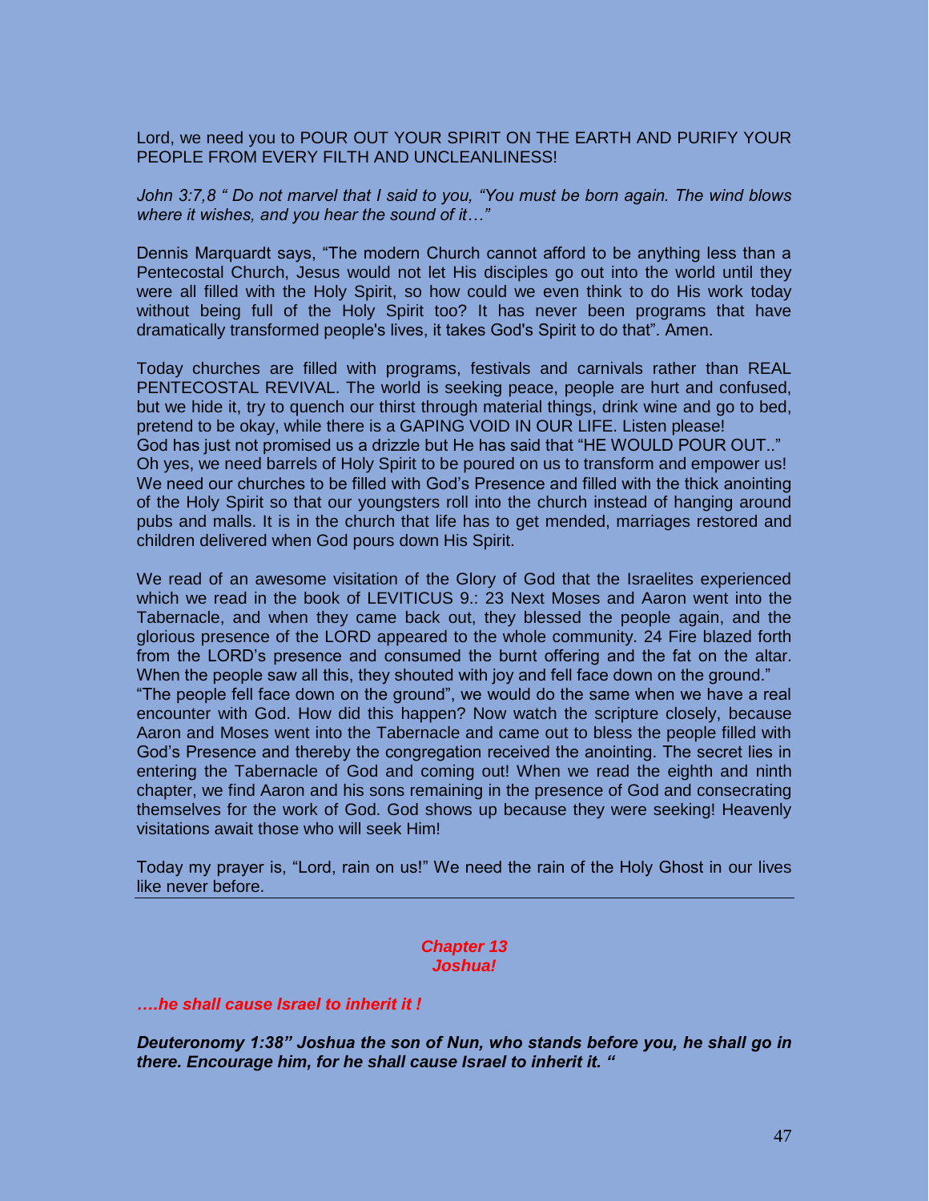Lord, we need you to POUR OUT YOUR SPIRIT ON THE EARTH AND PURIFY YOUR PEOPLE FROM EVERY FILTH AND UNCLEANLINESS!

*John 3:7,8 " Do not marvel that I said to you, "You must be born again. The wind blows where it wishes, and you hear the sound of it…"*

Dennis Marquardt says, "The modern Church cannot afford to be anything less than a Pentecostal Church, Jesus would not let His disciples go out into the world until they were all filled with the Holy Spirit, so how could we even think to do His work today without being full of the Holy Spirit too? It has never been programs that have dramatically transformed people's lives, it takes God's Spirit to do that". Amen.

Today churches are filled with programs, festivals and carnivals rather than REAL PENTECOSTAL REVIVAL. The world is seeking peace, people are hurt and confused, but we hide it, try to quench our thirst through material things, drink wine and go to bed, pretend to be okay, while there is a GAPING VOID IN OUR LIFE. Listen please!
God has just not promised us a drizzle but He has said that "HE WOULD POUR OUT.."
Oh yes, we need barrels of Holy Spirit to be poured on us to transform and empower us! We need our churches to be filled with God's Presence and filled with the thick anointing of the Holy Spirit so that our youngsters roll into the church instead of hanging around pubs and malls. It is in the church that life has to get mended, marriages restored and children delivered when God pours down His Spirit.

We read of an awesome visitation of the Glory of God that the Israelites experienced which we read in the book of LEVITICUS 9.: 23 Next Moses and Aaron went into the Tabernacle, and when they came back out, they blessed the people again, and the glorious presence of the LORD appeared to the whole community. 24 Fire blazed forth from the LORD's presence and consumed the burnt offering and the fat on the altar. When the people saw all this, they shouted with joy and fell face down on the ground."
"The people fell face down on the ground", we would do the same when we have a real encounter with God. How did this happen? Now watch the scripture closely, because Aaron and Moses went into the Tabernacle and came out to bless the people filled with God's Presence and thereby the congregation received the anointing. The secret lies in entering the Tabernacle of God and coming out! When we read the eighth and ninth chapter, we find Aaron and his sons remaining in the presence of God and consecrating themselves for the work of God. God shows up because they were seeking! Heavenly visitations await those who will seek Him!

Today my prayer is, "Lord, rain on us!" We need the rain of the Holy Ghost in our lives like never before.

---

## *Chapter 13*
## *Joshua!*

***….he shall cause Israel to inherit it !***

***Deuteronomy 1:38" Joshua the son of Nun, who stands before you, he shall go in there. Encourage him, for he shall cause Israel to inherit it. "***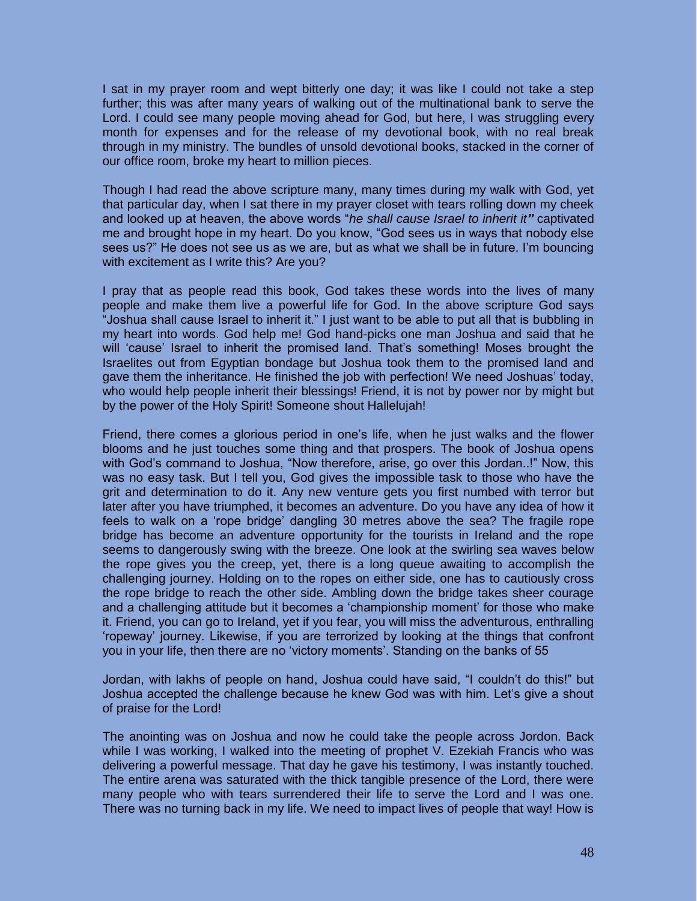I sat in my prayer room and wept bitterly one day; it was like I could not take a step further; this was after many years of walking out of the multinational bank to serve the Lord. I could see many people moving ahead for God, but here, I was struggling every month for expenses and for the release of my devotional book, with no real break through in my ministry. The bundles of unsold devotional books, stacked in the corner of our office room, broke my heart to million pieces.

Though I had read the above scripture many, many times during my walk with God, yet that particular day, when I sat there in my prayer closet with tears rolling down my cheek and looked up at heaven, the above words "*he shall cause Israel to inherit it"* captivated me and brought hope in my heart. Do you know, "God sees us in ways that nobody else sees us?" He does not see us as we are, but as what we shall be in future. I'm bouncing with excitement as I write this? Are you?

I pray that as people read this book, God takes these words into the lives of many people and make them live a powerful life for God. In the above scripture God says "Joshua shall cause Israel to inherit it." I just want to be able to put all that is bubbling in my heart into words. God help me! God hand-picks one man Joshua and said that he will 'cause' Israel to inherit the promised land. That's something! Moses brought the Israelites out from Egyptian bondage but Joshua took them to the promised land and gave them the inheritance. He finished the job with perfection! We need Joshuas' today, who would help people inherit their blessings! Friend, it is not by power nor by might but by the power of the Holy Spirit! Someone shout Hallelujah!

Friend, there comes a glorious period in one's life, when he just walks and the flower blooms and he just touches some thing and that prospers. The book of Joshua opens with God's command to Joshua, "Now therefore, arise, go over this Jordan..!" Now, this was no easy task. But I tell you, God gives the impossible task to those who have the grit and determination to do it. Any new venture gets you first numbed with terror but later after you have triumphed, it becomes an adventure. Do you have any idea of how it feels to walk on a 'rope bridge' dangling 30 metres above the sea? The fragile rope bridge has become an adventure opportunity for the tourists in Ireland and the rope seems to dangerously swing with the breeze. One look at the swirling sea waves below the rope gives you the creep, yet, there is a long queue awaiting to accomplish the challenging journey. Holding on to the ropes on either side, one has to cautiously cross the rope bridge to reach the other side. Ambling down the bridge takes sheer courage and a challenging attitude but it becomes a 'championship moment' for those who make it. Friend, you can go to Ireland, yet if you fear, you will miss the adventurous, enthralling 'ropeway' journey. Likewise, if you are terrorized by looking at the things that confront you in your life, then there are no 'victory moments'. Standing on the banks of Jordan, with lakhs of people on hand, Joshua could have said, "I couldn't do this!" but Joshua accepted the challenge because he knew God was with him. Let's give a shout of praise for the Lord!

The anointing was on Joshua and now he could take the people across Jordon. Back while I was working, I walked into the meeting of prophet V. Ezekiah Francis who was delivering a powerful message. That day he gave his testimony, I was instantly touched. The entire arena was saturated with the thick tangible presence of the Lord, there were many people who with tears surrendered their life to serve the Lord and I was one. There was no turning back in my life. We need to impact lives of people that way! How is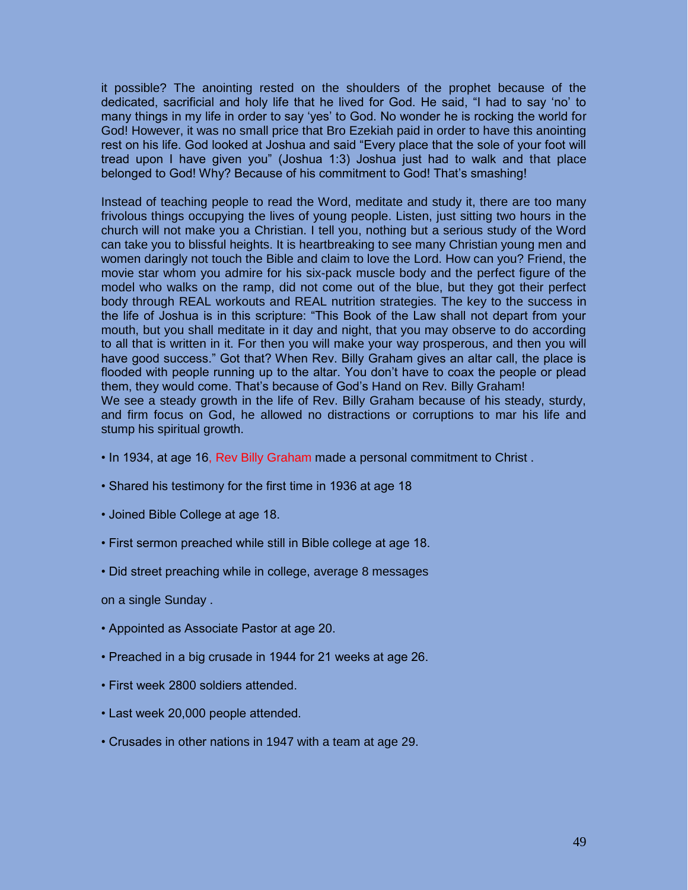it possible? The anointing rested on the shoulders of the prophet because of the dedicated, sacrificial and holy life that he lived for God. He said, "I had to say 'no' to many things in my life in order to say 'yes' to God. No wonder he is rocking the world for God! However, it was no small price that Bro Ezekiah paid in order to have this anointing rest on his life. God looked at Joshua and said "Every place that the sole of your foot will tread upon I have given you" (Joshua 1:3) Joshua just had to walk and that place belonged to God! Why? Because of his commitment to God! That's smashing!

Instead of teaching people to read the Word, meditate and study it, there are too many frivolous things occupying the lives of young people. Listen, just sitting two hours in the church will not make you a Christian. I tell you, nothing but a serious study of the Word can take you to blissful heights. It is heartbreaking to see many Christian young men and women daringly not touch the Bible and claim to love the Lord. How can you? Friend, the movie star whom you admire for his six-pack muscle body and the perfect figure of the model who walks on the ramp, did not come out of the blue, but they got their perfect body through REAL workouts and REAL nutrition strategies. The key to the success in the life of Joshua is in this scripture: "This Book of the Law shall not depart from your mouth, but you shall meditate in it day and night, that you may observe to do according to all that is written in it. For then you will make your way prosperous, and then you will have good success." Got that? When Rev. Billy Graham gives an altar call, the place is flooded with people running up to the altar. You don't have to coax the people or plead them, they would come. That's because of God's Hand on Rev. Billy Graham!
We see a steady growth in the life of Rev. Billy Graham because of his steady, sturdy, and firm focus on God, he allowed no distractions or corruptions to mar his life and stump his spiritual growth.

- In 1934, at age 16, Rev Billy Graham made a personal commitment to Christ .
- Shared his testimony for the first time in 1936 at age 18
- Joined Bible College at age 18.
- First sermon preached while still in Bible college at age 18.
- Did street preaching while in college, average 8 messages

on a single Sunday .

- Appointed as Associate Pastor at age 20.
- Preached in a big crusade in 1944 for 21 weeks at age 26.
- First week 2800 soldiers attended.
- Last week 20,000 people attended.
- Crusades in other nations in 1947 with a team at age 29.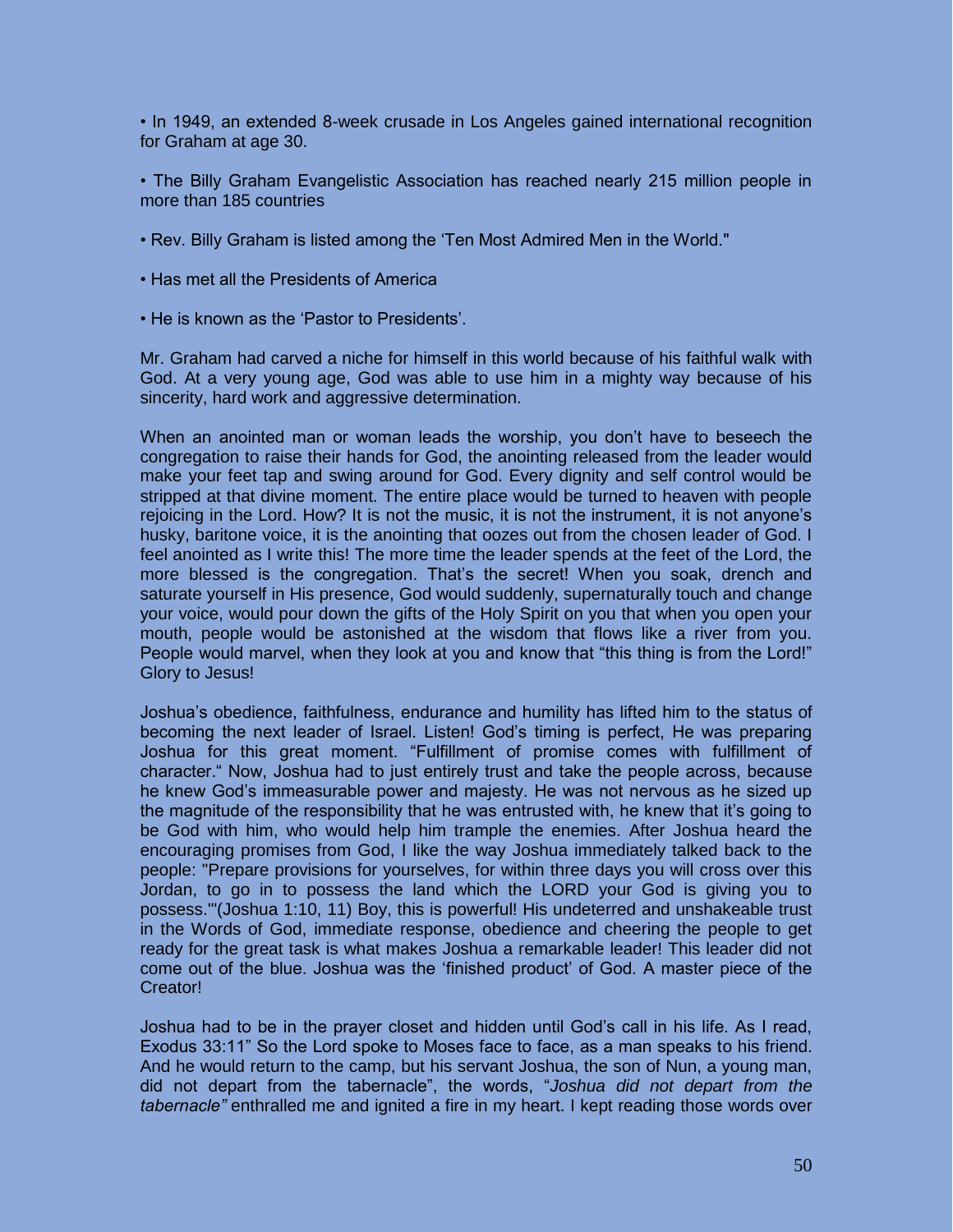• In 1949, an extended 8-week crusade in Los Angeles gained international recognition for Graham at age 30.

• The Billy Graham Evangelistic Association has reached nearly 215 million people in more than 185 countries

• Rev. Billy Graham is listed among the 'Ten Most Admired Men in the World."

• Has met all the Presidents of America

• He is known as the 'Pastor to Presidents'.

Mr. Graham had carved a niche for himself in this world because of his faithful walk with God. At a very young age, God was able to use him in a mighty way because of his sincerity, hard work and aggressive determination.

When an anointed man or woman leads the worship, you don't have to beseech the congregation to raise their hands for God, the anointing released from the leader would make your feet tap and swing around for God. Every dignity and self control would be stripped at that divine moment. The entire place would be turned to heaven with people rejoicing in the Lord. How? It is not the music, it is not the instrument, it is not anyone's husky, baritone voice, it is the anointing that oozes out from the chosen leader of God. I feel anointed as I write this! The more time the leader spends at the feet of the Lord, the more blessed is the congregation. That's the secret! When you soak, drench and saturate yourself in His presence, God would suddenly, supernaturally touch and change your voice, would pour down the gifts of the Holy Spirit on you that when you open your mouth, people would be astonished at the wisdom that flows like a river from you. People would marvel, when they look at you and know that "this thing is from the Lord!" Glory to Jesus!

Joshua's obedience, faithfulness, endurance and humility has lifted him to the status of becoming the next leader of Israel. Listen! God's timing is perfect, He was preparing Joshua for this great moment. "Fulfillment of promise comes with fulfillment of character." Now, Joshua had to just entirely trust and take the people across, because he knew God's immeasurable power and majesty. He was not nervous as he sized up the magnitude of the responsibility that he was entrusted with, he knew that it's going to be God with him, who would help him trample the enemies. After Joshua heard the encouraging promises from God, I like the way Joshua immediately talked back to the people: "Prepare provisions for yourselves, for within three days you will cross over this Jordan, to go in to possess the land which the LORD your God is giving you to possess.'"(Joshua 1:10, 11) Boy, this is powerful! His undeterred and unshakeable trust in the Words of God, immediate response, obedience and cheering the people to get ready for the great task is what makes Joshua a remarkable leader! This leader did not come out of the blue. Joshua was the 'finished product' of God. A master piece of the Creator!

Joshua had to be in the prayer closet and hidden until God's call in his life. As I read, Exodus 33:11" So the Lord spoke to Moses face to face, as a man speaks to his friend. And he would return to the camp, but his servant Joshua, the son of Nun, a young man, did not depart from the tabernacle", the words, "*Joshua did not depart from the tabernacle"* enthralled me and ignited a fire in my heart. I kept reading those words over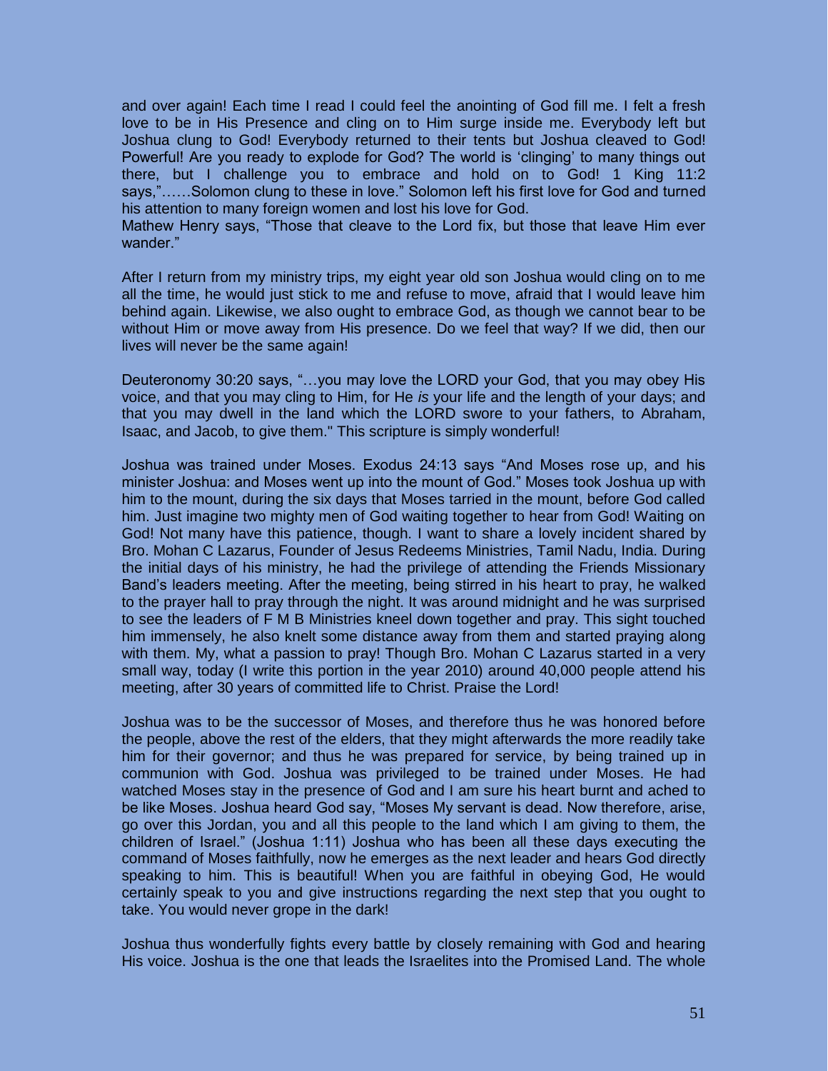and over again! Each time I read I could feel the anointing of God fill me. I felt a fresh love to be in His Presence and cling on to Him surge inside me. Everybody left but Joshua clung to God! Everybody returned to their tents but Joshua cleaved to God! Powerful! Are you ready to explode for God? The world is 'clinging' to many things out there, but I challenge you to embrace and hold on to God! 1 King 11:2 says,"……Solomon clung to these in love." Solomon left his first love for God and turned his attention to many foreign women and lost his love for God.
Mathew Henry says, "Those that cleave to the Lord fix, but those that leave Him ever wander."

After I return from my ministry trips, my eight year old son Joshua would cling on to me all the time, he would just stick to me and refuse to move, afraid that I would leave him behind again. Likewise, we also ought to embrace God, as though we cannot bear to be without Him or move away from His presence. Do we feel that way? If we did, then our lives will never be the same again!

Deuteronomy 30:20 says, "…you may love the LORD your God, that you may obey His voice, and that you may cling to Him, for He *is* your life and the length of your days; and that you may dwell in the land which the LORD swore to your fathers, to Abraham, Isaac, and Jacob, to give them." This scripture is simply wonderful!

Joshua was trained under Moses. Exodus 24:13 says "And Moses rose up, and his minister Joshua: and Moses went up into the mount of God." Moses took Joshua up with him to the mount, during the six days that Moses tarried in the mount, before God called him. Just imagine two mighty men of God waiting together to hear from God! Waiting on God! Not many have this patience, though. I want to share a lovely incident shared by Bro. Mohan C Lazarus, Founder of Jesus Redeems Ministries, Tamil Nadu, India. During the initial days of his ministry, he had the privilege of attending the Friends Missionary Band's leaders meeting. After the meeting, being stirred in his heart to pray, he walked to the prayer hall to pray through the night. It was around midnight and he was surprised to see the leaders of F M B Ministries kneel down together and pray. This sight touched him immensely, he also knelt some distance away from them and started praying along with them. My, what a passion to pray! Though Bro. Mohan C Lazarus started in a very small way, today (I write this portion in the year 2010) around 40,000 people attend his meeting, after 30 years of committed life to Christ. Praise the Lord!

Joshua was to be the successor of Moses, and therefore thus he was honored before the people, above the rest of the elders, that they might afterwards the more readily take him for their governor; and thus he was prepared for service, by being trained up in communion with God. Joshua was privileged to be trained under Moses. He had watched Moses stay in the presence of God and I am sure his heart burnt and ached to be like Moses. Joshua heard God say, "Moses My servant is dead. Now therefore, arise, go over this Jordan, you and all this people to the land which I am giving to them, the children of Israel." (Joshua 1:11) Joshua who has been all these days executing the command of Moses faithfully, now he emerges as the next leader and hears God directly speaking to him. This is beautiful! When you are faithful in obeying God, He would certainly speak to you and give instructions regarding the next step that you ought to take. You would never grope in the dark!

Joshua thus wonderfully fights every battle by closely remaining with God and hearing His voice. Joshua is the one that leads the Israelites into the Promised Land. The whole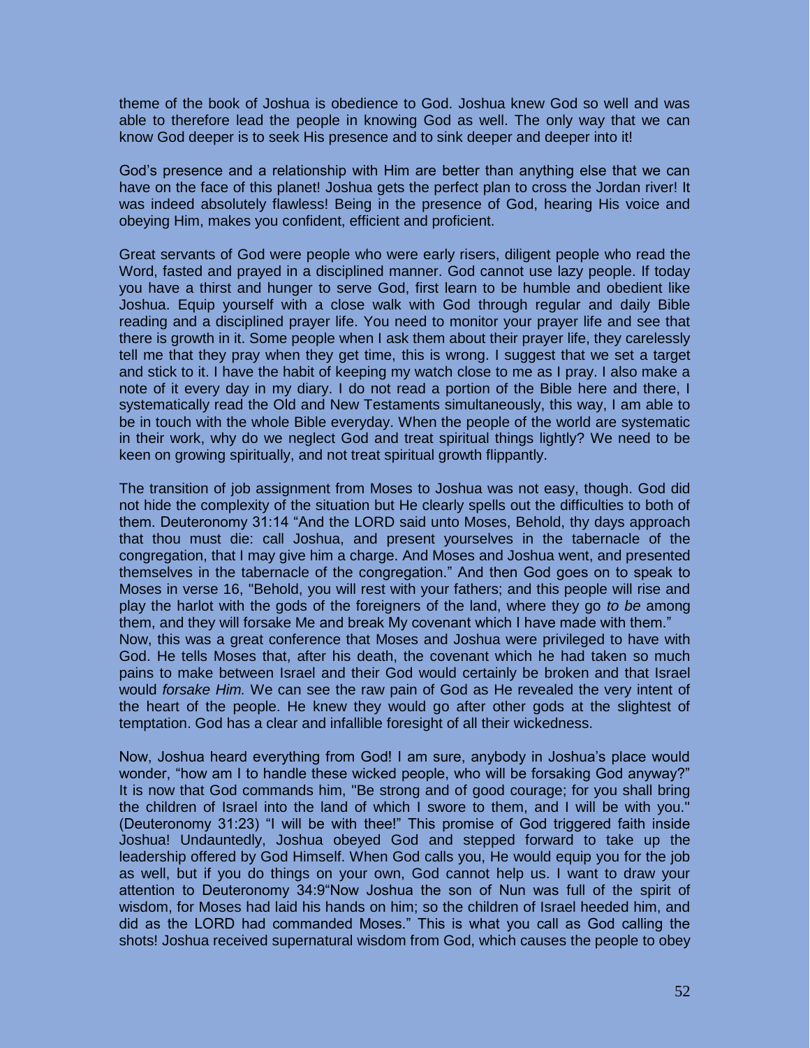theme of the book of Joshua is obedience to God. Joshua knew God so well and was able to therefore lead the people in knowing God as well. The only way that we can know God deeper is to seek His presence and to sink deeper and deeper into it!

God's presence and a relationship with Him are better than anything else that we can have on the face of this planet! Joshua gets the perfect plan to cross the Jordan river! It was indeed absolutely flawless! Being in the presence of God, hearing His voice and obeying Him, makes you confident, efficient and proficient.

Great servants of God were people who were early risers, diligent people who read the Word, fasted and prayed in a disciplined manner. God cannot use lazy people. If today you have a thirst and hunger to serve God, first learn to be humble and obedient like Joshua. Equip yourself with a close walk with God through regular and daily Bible reading and a disciplined prayer life. You need to monitor your prayer life and see that there is growth in it. Some people when I ask them about their prayer life, they carelessly tell me that they pray when they get time, this is wrong. I suggest that we set a target and stick to it. I have the habit of keeping my watch close to me as I pray. I also make a note of it every day in my diary. I do not read a portion of the Bible here and there, I systematically read the Old and New Testaments simultaneously, this way, I am able to be in touch with the whole Bible everyday. When the people of the world are systematic in their work, why do we neglect God and treat spiritual things lightly? We need to be keen on growing spiritually, and not treat spiritual growth flippantly.

The transition of job assignment from Moses to Joshua was not easy, though. God did not hide the complexity of the situation but He clearly spells out the difficulties to both of them. Deuteronomy 31:14 "And the LORD said unto Moses, Behold, thy days approach that thou must die: call Joshua, and present yourselves in the tabernacle of the congregation, that I may give him a charge. And Moses and Joshua went, and presented themselves in the tabernacle of the congregation." And then God goes on to speak to Moses in verse 16, "Behold, you will rest with your fathers; and this people will rise and play the harlot with the gods of the foreigners of the land, where they go *to be* among them, and they will forsake Me and break My covenant which I have made with them."
Now, this was a great conference that Moses and Joshua were privileged to have with God. He tells Moses that, after his death, the covenant which he had taken so much pains to make between Israel and their God would certainly be broken and that Israel would *forsake Him.* We can see the raw pain of God as He revealed the very intent of the heart of the people. He knew they would go after other gods at the slightest of temptation. God has a clear and infallible foresight of all their wickedness.

Now, Joshua heard everything from God! I am sure, anybody in Joshua's place would wonder, "how am I to handle these wicked people, who will be forsaking God anyway?" It is now that God commands him, "Be strong and of good courage; for you shall bring the children of Israel into the land of which I swore to them, and I will be with you." (Deuteronomy 31:23) "I will be with thee!" This promise of God triggered faith inside Joshua! Undauntedly, Joshua obeyed God and stepped forward to take up the leadership offered by God Himself. When God calls you, He would equip you for the job as well, but if you do things on your own, God cannot help us. I want to draw your attention to Deuteronomy 34:9"Now Joshua the son of Nun was full of the spirit of wisdom, for Moses had laid his hands on him; so the children of Israel heeded him, and did as the LORD had commanded Moses." This is what you call as God calling the shots! Joshua received supernatural wisdom from God, which causes the people to obey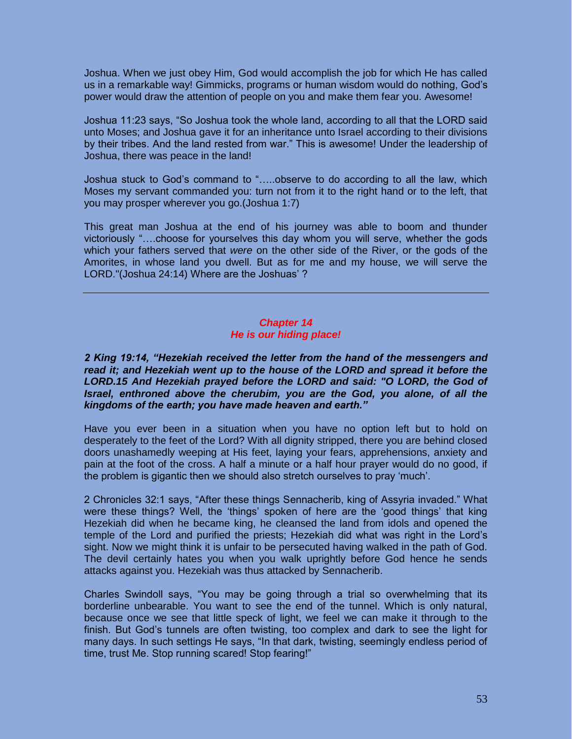Joshua. When we just obey Him, God would accomplish the job for which He has called us in a remarkable way! Gimmicks, programs or human wisdom would do nothing, God's power would draw the attention of people on you and make them fear you. Awesome!

Joshua 11:23 says, "So Joshua took the whole land, according to all that the LORD said unto Moses; and Joshua gave it for an inheritance unto Israel according to their divisions by their tribes. And the land rested from war." This is awesome! Under the leadership of Joshua, there was peace in the land!

Joshua stuck to God's command to "…..observe to do according to all the law, which Moses my servant commanded you: turn not from it to the right hand or to the left, that you may prosper wherever you go.(Joshua 1:7)

This great man Joshua at the end of his journey was able to boom and thunder victoriously "….choose for yourselves this day whom you will serve, whether the gods which your fathers served that *were* on the other side of the River, or the gods of the Amorites, in whose land you dwell. But as for me and my house, we will serve the LORD."(Joshua 24:14) Where are the Joshuas' ?

---

## *Chapter 14*
## *He is our hiding place!*

***2 King 19:14, "Hezekiah received the letter from the hand of the messengers and read it; and Hezekiah went up to the house of the LORD and spread it before the LORD.15 And Hezekiah prayed before the LORD and said: "O LORD, the God of Israel, enthroned above the cherubim, you are the God, you alone, of all the kingdoms of the earth; you have made heaven and earth."***

Have you ever been in a situation when you have no option left but to hold on desperately to the feet of the Lord? With all dignity stripped, there you are behind closed doors unashamedly weeping at His feet, laying your fears, apprehensions, anxiety and pain at the foot of the cross. A half a minute or a half hour prayer would do no good, if the problem is gigantic then we should also stretch ourselves to pray 'much'.

2 Chronicles 32:1 says, "After these things Sennacherib, king of Assyria invaded." What were these things? Well, the 'things' spoken of here are the 'good things' that king Hezekiah did when he became king, he cleansed the land from idols and opened the temple of the Lord and purified the priests; Hezekiah did what was right in the Lord's sight. Now we might think it is unfair to be persecuted having walked in the path of God. The devil certainly hates you when you walk uprightly before God hence he sends attacks against you. Hezekiah was thus attacked by Sennacherib.

Charles Swindoll says, "You may be going through a trial so overwhelming that its borderline unbearable. You want to see the end of the tunnel. Which is only natural, because once we see that little speck of light, we feel we can make it through to the finish. But God's tunnels are often twisting, too complex and dark to see the light for many days. In such settings He says, "In that dark, twisting, seemingly endless period of time, trust Me. Stop running scared! Stop fearing!"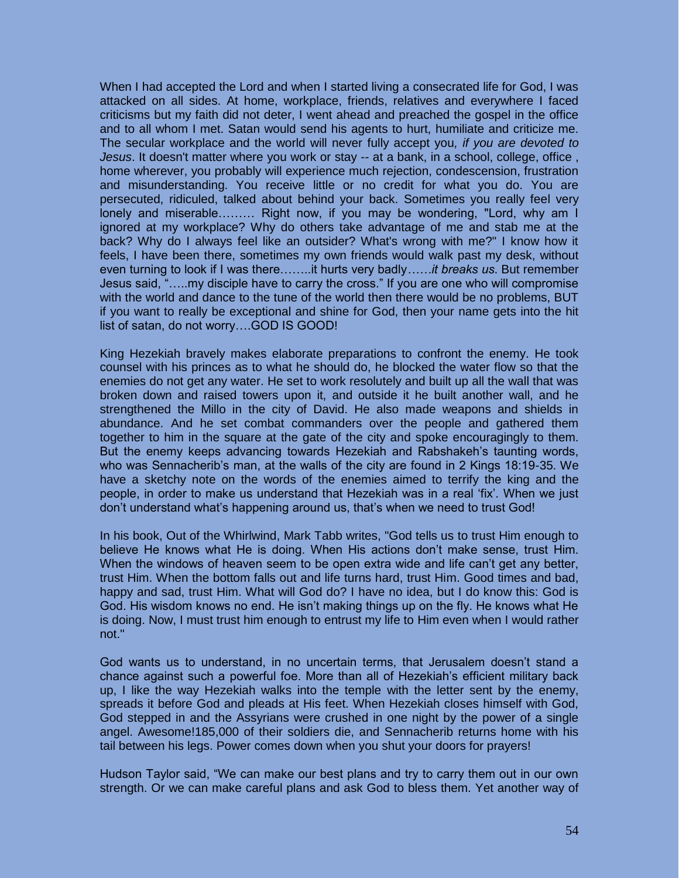When I had accepted the Lord and when I started living a consecrated life for God, I was attacked on all sides. At home, workplace, friends, relatives and everywhere I faced criticisms but my faith did not deter, I went ahead and preached the gospel in the office and to all whom I met. Satan would send his agents to hurt, humiliate and criticize me. The secular workplace and the world will never fully accept you*, if you are devoted to Jesus*. It doesn't matter where you work or stay -- at a bank, in a school, college, office , home wherever, you probably will experience much rejection, condescension, frustration and misunderstanding. You receive little or no credit for what you do. You are persecuted, ridiculed, talked about behind your back. Sometimes you really feel very lonely and miserable……… Right now, if you may be wondering, "Lord, why am I ignored at my workplace? Why do others take advantage of me and stab me at the back? Why do I always feel like an outsider? What's wrong with me?" I know how it feels, I have been there, sometimes my own friends would walk past my desk, without even turning to look if I was there……..it hurts very badly……*it breaks us*. But remember Jesus said, "…..my disciple have to carry the cross." If you are one who will compromise with the world and dance to the tune of the world then there would be no problems, BUT if you want to really be exceptional and shine for God, then your name gets into the hit list of satan, do not worry….GOD IS GOOD!

King Hezekiah bravely makes elaborate preparations to confront the enemy. He took counsel with his princes as to what he should do, he blocked the water flow so that the enemies do not get any water. He set to work resolutely and built up all the wall that was broken down and raised towers upon it, and outside it he built another wall, and he strengthened the Millo in the city of David. He also made weapons and shields in abundance. And he set combat commanders over the people and gathered them together to him in the square at the gate of the city and spoke encouragingly to them. But the enemy keeps advancing towards Hezekiah and Rabshakeh's taunting words, who was Sennacherib's man, at the walls of the city are found in 2 Kings 18:19-35. We have a sketchy note on the words of the enemies aimed to terrify the king and the people, in order to make us understand that Hezekiah was in a real 'fix'. When we just don't understand what's happening around us, that's when we need to trust God!

In his book, Out of the Whirlwind, Mark Tabb writes, "God tells us to trust Him enough to believe He knows what He is doing. When His actions don't make sense, trust Him. When the windows of heaven seem to be open extra wide and life can't get any better, trust Him. When the bottom falls out and life turns hard, trust Him. Good times and bad, happy and sad, trust Him. What will God do? I have no idea, but I do know this: God is God. His wisdom knows no end. He isn't making things up on the fly. He knows what He is doing. Now, I must trust him enough to entrust my life to Him even when I would rather not."

God wants us to understand, in no uncertain terms, that Jerusalem doesn't stand a chance against such a powerful foe. More than all of Hezekiah's efficient military back up, I like the way Hezekiah walks into the temple with the letter sent by the enemy, spreads it before God and pleads at His feet. When Hezekiah closes himself with God, God stepped in and the Assyrians were crushed in one night by the power of a single angel. Awesome!185,000 of their soldiers die, and Sennacherib returns home with his tail between his legs. Power comes down when you shut your doors for prayers!

Hudson Taylor said, "We can make our best plans and try to carry them out in our own strength. Or we can make careful plans and ask God to bless them. Yet another way of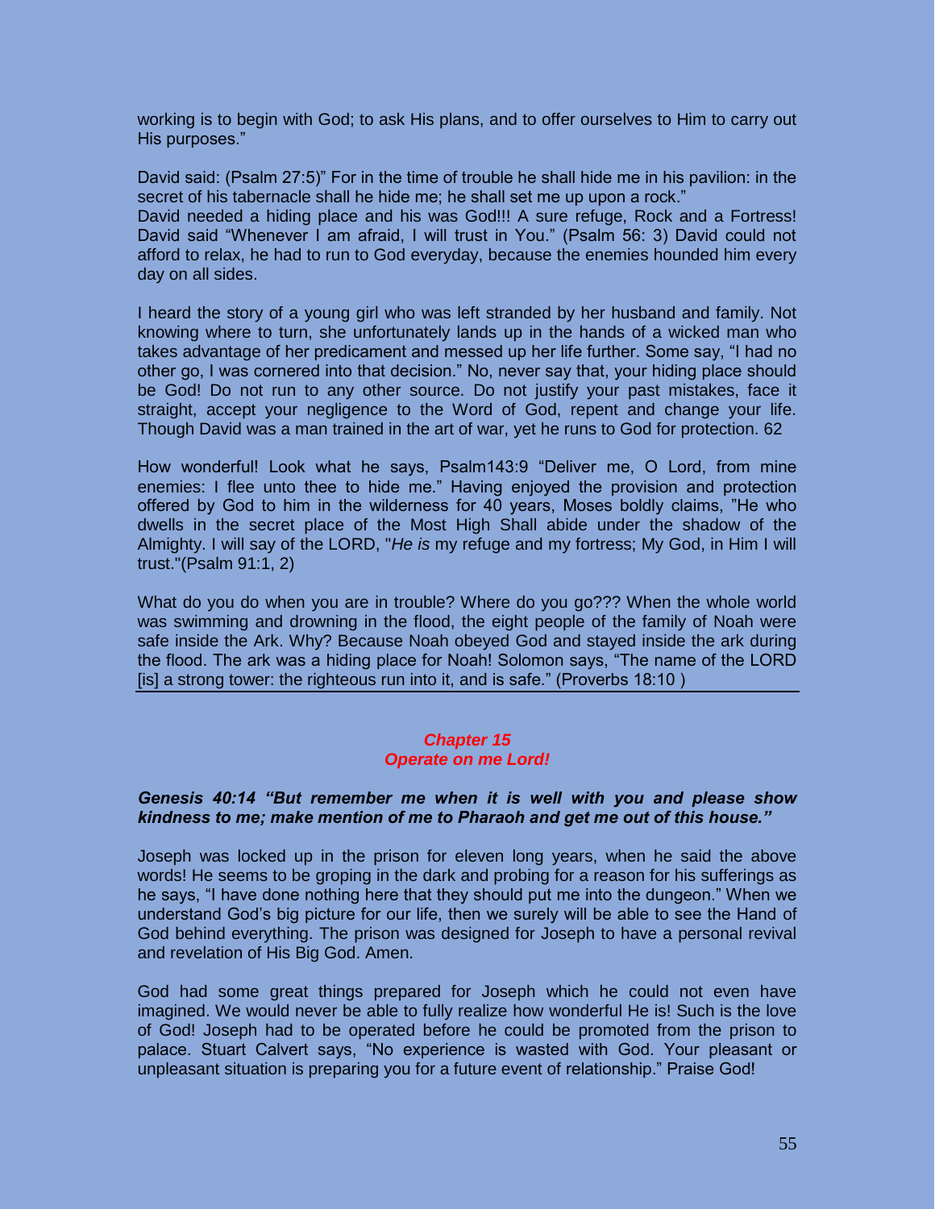working is to begin with God; to ask His plans, and to offer ourselves to Him to carry out His purposes."

David said: (Psalm 27:5)" For in the time of trouble he shall hide me in his pavilion: in the secret of his tabernacle shall he hide me; he shall set me up upon a rock."
David needed a hiding place and his was God!!! A sure refuge, Rock and a Fortress! David said "Whenever I am afraid, I will trust in You." (Psalm 56: 3) David could not afford to relax, he had to run to God everyday, because the enemies hounded him every day on all sides.

I heard the story of a young girl who was left stranded by her husband and family. Not knowing where to turn, she unfortunately lands up in the hands of a wicked man who takes advantage of her predicament and messed up her life further. Some say, "I had no other go, I was cornered into that decision." No, never say that, your hiding place should be God! Do not run to any other source. Do not justify your past mistakes, face it straight, accept your negligence to the Word of God, repent and change your life. Though David was a man trained in the art of war, yet he runs to God for protection. 62

How wonderful! Look what he says, Psalm143:9 "Deliver me, O Lord, from mine enemies: I flee unto thee to hide me." Having enjoyed the provision and protection offered by God to him in the wilderness for 40 years, Moses boldly claims, "He who dwells in the secret place of the Most High Shall abide under the shadow of the Almighty. I will say of the LORD, "*He is* my refuge and my fortress; My God, in Him I will trust."(Psalm 91:1, 2)

What do you do when you are in trouble? Where do you go??? When the whole world was swimming and drowning in the flood, the eight people of the family of Noah were safe inside the Ark. Why? Because Noah obeyed God and stayed inside the ark during the flood. The ark was a hiding place for Noah! Solomon says, "The name of the LORD [is] a strong tower: the righteous run into it, and is safe." (Proverbs 18:10 )

---

## *Chapter 15*
## *Operate on me Lord!*

***Genesis 40:14 "But remember me when it is well with you and please show kindness to me; make mention of me to Pharaoh and get me out of this house."***

Joseph was locked up in the prison for eleven long years, when he said the above words! He seems to be groping in the dark and probing for a reason for his sufferings as he says, "I have done nothing here that they should put me into the dungeon." When we understand God's big picture for our life, then we surely will be able to see the Hand of God behind everything. The prison was designed for Joseph to have a personal revival and revelation of His Big God. Amen.

God had some great things prepared for Joseph which he could not even have imagined. We would never be able to fully realize how wonderful He is! Such is the love of God! Joseph had to be operated before he could be promoted from the prison to palace. Stuart Calvert says, "No experience is wasted with God. Your pleasant or unpleasant situation is preparing you for a future event of relationship." Praise God!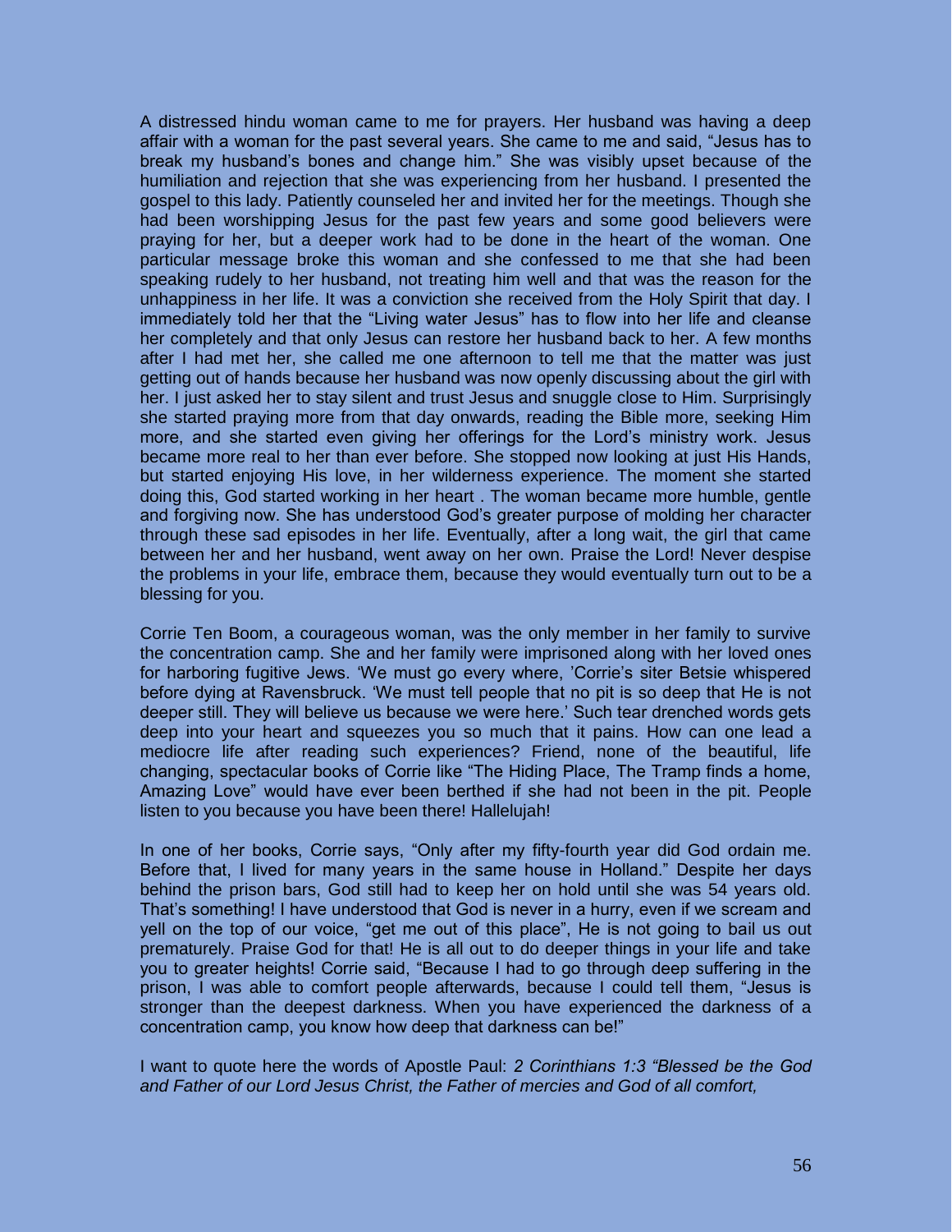A distressed hindu woman came to me for prayers. Her husband was having a deep affair with a woman for the past several years. She came to me and said, “Jesus has to break my husband's bones and change him.” She was visibly upset because of the humiliation and rejection that she was experiencing from her husband. I presented the gospel to this lady. Patiently counseled her and invited her for the meetings. Though she had been worshipping Jesus for the past few years and some good believers were praying for her, but a deeper work had to be done in the heart of the woman. One particular message broke this woman and she confessed to me that she had been speaking rudely to her husband, not treating him well and that was the reason for the unhappiness in her life. It was a conviction she received from the Holy Spirit that day. I immediately told her that the “Living water Jesus” has to flow into her life and cleanse her completely and that only Jesus can restore her husband back to her. A few months after I had met her, she called me one afternoon to tell me that the matter was just getting out of hands because her husband was now openly discussing about the girl with her. I just asked her to stay silent and trust Jesus and snuggle close to Him. Surprisingly she started praying more from that day onwards, reading the Bible more, seeking Him more, and she started even giving her offerings for the Lord's ministry work. Jesus became more real to her than ever before. She stopped now looking at just His Hands, but started enjoying His love, in her wilderness experience. The moment she started doing this, God started working in her heart . The woman became more humble, gentle and forgiving now. She has understood God's greater purpose of molding her character through these sad episodes in her life. Eventually, after a long wait, the girl that came between her and her husband, went away on her own. Praise the Lord! Never despise the problems in your life, embrace them, because they would eventually turn out to be a blessing for you.

Corrie Ten Boom, a courageous woman, was the only member in her family to survive the concentration camp. She and her family were imprisoned along with her loved ones for harboring fugitive Jews. ‘We must go every where, ’Corrie's siter Betsie whispered before dying at Ravensbruck. ‘We must tell people that no pit is so deep that He is not deeper still. They will believe us because we were here.’ Such tear drenched words gets deep into your heart and squeezes you so much that it pains. How can one lead a mediocre life after reading such experiences? Friend, none of the beautiful, life changing, spectacular books of Corrie like “The Hiding Place, The Tramp finds a home, Amazing Love” would have ever been berthed if she had not been in the pit. People listen to you because you have been there! Hallelujah!

In one of her books, Corrie says, “Only after my fifty-fourth year did God ordain me. Before that, I lived for many years in the same house in Holland.” Despite her days behind the prison bars, God still had to keep her on hold until she was 54 years old. That's something! I have understood that God is never in a hurry, even if we scream and yell on the top of our voice, “get me out of this place”, He is not going to bail us out prematurely. Praise God for that! He is all out to do deeper things in your life and take you to greater heights! Corrie said, “Because I had to go through deep suffering in the prison, I was able to comfort people afterwards, because I could tell them, “Jesus is stronger than the deepest darkness. When you have experienced the darkness of a concentration camp, you know how deep that darkness can be!”

I want to quote here the words of Apostle Paul: *2 Corinthians 1:3 “Blessed be the God and Father of our Lord Jesus Christ, the Father of mercies and God of all comfort,*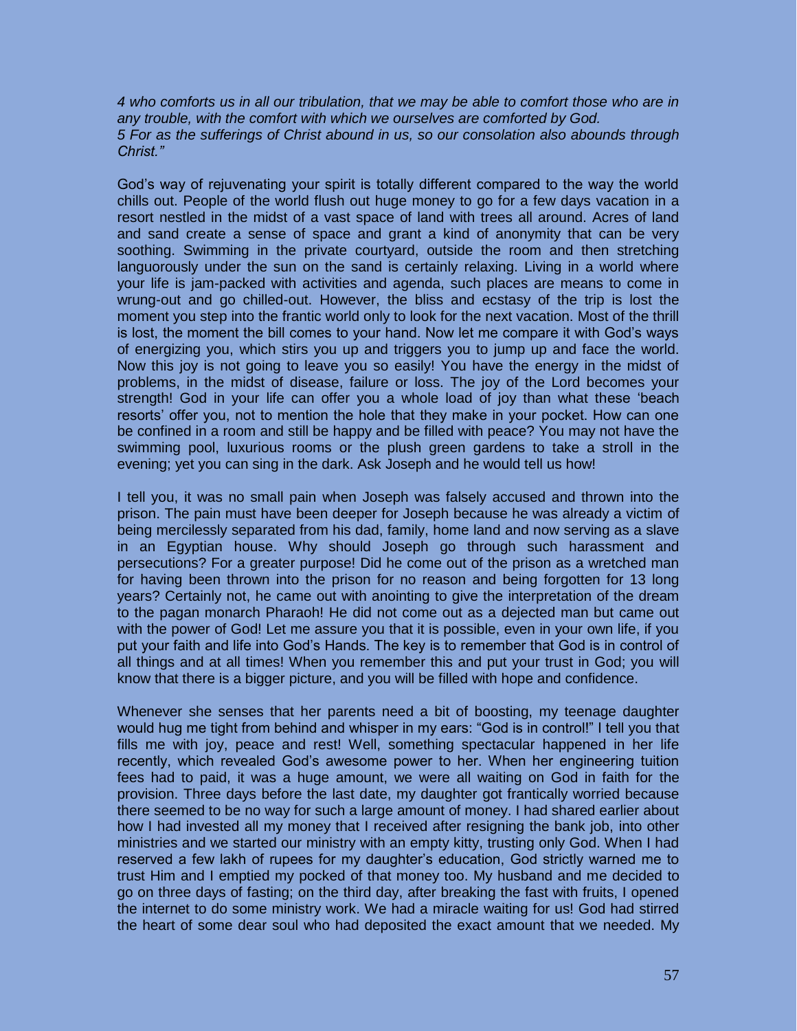*4 who comforts us in all our tribulation, that we may be able to comfort those who are in any trouble, with the comfort with which we ourselves are comforted by God.*
*5 For as the sufferings of Christ abound in us, so our consolation also abounds through Christ."*

God's way of rejuvenating your spirit is totally different compared to the way the world chills out. People of the world flush out huge money to go for a few days vacation in a resort nestled in the midst of a vast space of land with trees all around. Acres of land and sand create a sense of space and grant a kind of anonymity that can be very soothing. Swimming in the private courtyard, outside the room and then stretching languorously under the sun on the sand is certainly relaxing. Living in a world where your life is jam-packed with activities and agenda, such places are means to come in wrung-out and go chilled-out. However, the bliss and ecstasy of the trip is lost the moment you step into the frantic world only to look for the next vacation. Most of the thrill is lost, the moment the bill comes to your hand. Now let me compare it with God's ways of energizing you, which stirs you up and triggers you to jump up and face the world. Now this joy is not going to leave you so easily! You have the energy in the midst of problems, in the midst of disease, failure or loss. The joy of the Lord becomes your strength! God in your life can offer you a whole load of joy than what these 'beach resorts' offer you, not to mention the hole that they make in your pocket. How can one be confined in a room and still be happy and be filled with peace? You may not have the swimming pool, luxurious rooms or the plush green gardens to take a stroll in the evening; yet you can sing in the dark. Ask Joseph and he would tell us how!

I tell you, it was no small pain when Joseph was falsely accused and thrown into the prison. The pain must have been deeper for Joseph because he was already a victim of being mercilessly separated from his dad, family, home land and now serving as a slave in an Egyptian house. Why should Joseph go through such harassment and persecutions? For a greater purpose! Did he come out of the prison as a wretched man for having been thrown into the prison for no reason and being forgotten for 13 long years? Certainly not, he came out with anointing to give the interpretation of the dream to the pagan monarch Pharaoh! He did not come out as a dejected man but came out with the power of God! Let me assure you that it is possible, even in your own life, if you put your faith and life into God's Hands. The key is to remember that God is in control of all things and at all times! When you remember this and put your trust in God; you will know that there is a bigger picture, and you will be filled with hope and confidence.

Whenever she senses that her parents need a bit of boosting, my teenage daughter would hug me tight from behind and whisper in my ears: "God is in control!" I tell you that fills me with joy, peace and rest! Well, something spectacular happened in her life recently, which revealed God's awesome power to her. When her engineering tuition fees had to paid, it was a huge amount, we were all waiting on God in faith for the provision. Three days before the last date, my daughter got frantically worried because there seemed to be no way for such a large amount of money. I had shared earlier about how I had invested all my money that I received after resigning the bank job, into other ministries and we started our ministry with an empty kitty, trusting only God. When I had reserved a few lakh of rupees for my daughter's education, God strictly warned me to trust Him and I emptied my pocked of that money too. My husband and me decided to go on three days of fasting; on the third day, after breaking the fast with fruits, I opened the internet to do some ministry work. We had a miracle waiting for us! God had stirred the heart of some dear soul who had deposited the exact amount that we needed. My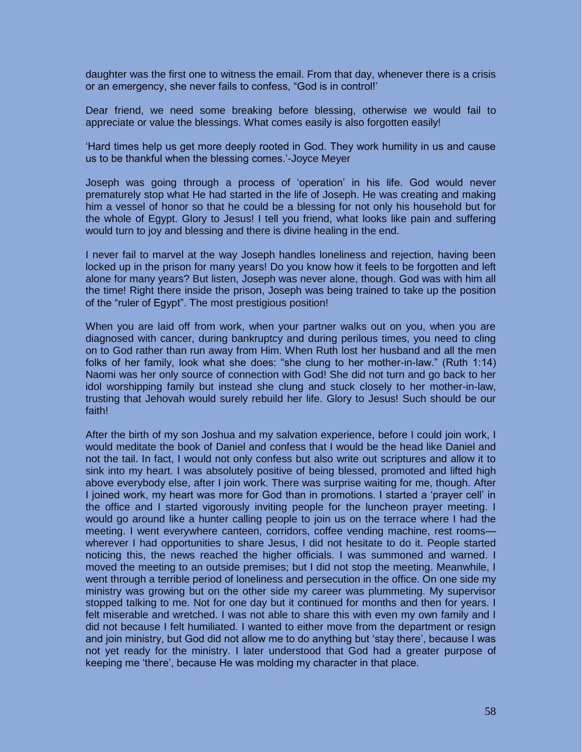daughter was the first one to witness the email. From that day, whenever there is a crisis or an emergency, she never fails to confess, "God is in control!'

Dear friend, we need some breaking before blessing, otherwise we would fail to appreciate or value the blessings. What comes easily is also forgotten easily!

'Hard times help us get more deeply rooted in God. They work humility in us and cause us to be thankful when the blessing comes.'-Joyce Meyer

Joseph was going through a process of 'operation' in his life. God would never prematurely stop what He had started in the life of Joseph. He was creating and making him a vessel of honor so that he could be a blessing for not only his household but for the whole of Egypt. Glory to Jesus! I tell you friend, what looks like pain and suffering would turn to joy and blessing and there is divine healing in the end.

I never fail to marvel at the way Joseph handles loneliness and rejection, having been locked up in the prison for many years! Do you know how it feels to be forgotten and left alone for many years? But listen, Joseph was never alone, though. God was with him all the time! Right there inside the prison, Joseph was being trained to take up the position of the "ruler of Egypt". The most prestigious position!

When you are laid off from work, when your partner walks out on you, when you are diagnosed with cancer, during bankruptcy and during perilous times, you need to cling on to God rather than run away from Him. When Ruth lost her husband and all the men folks of her family, look what she does: "she clung to her mother-in-law." (Ruth 1:14) Naomi was her only source of connection with God! She did not turn and go back to her idol worshipping family but instead she clung and stuck closely to her mother-in-law, trusting that Jehovah would surely rebuild her life. Glory to Jesus! Such should be our faith!

After the birth of my son Joshua and my salvation experience, before I could join work, I would meditate the book of Daniel and confess that I would be the head like Daniel and not the tail. In fact, I would not only confess but also write out scriptures and allow it to sink into my heart. I was absolutely positive of being blessed, promoted and lifted high above everybody else, after I join work. There was surprise waiting for me, though. After I joined work, my heart was more for God than in promotions. I started a 'prayer cell' in the office and I started vigorously inviting people for the luncheon prayer meeting. I would go around like a hunter calling people to join us on the terrace where I had the meeting. I went everywhere canteen, corridors, coffee vending machine, rest rooms—wherever I had opportunities to share Jesus, I did not hesitate to do it. People started noticing this, the news reached the higher officials. I was summoned and warned. I moved the meeting to an outside premises; but I did not stop the meeting. Meanwhile, I went through a terrible period of loneliness and persecution in the office. On one side my ministry was growing but on the other side my career was plummeting. My supervisor stopped talking to me. Not for one day but it continued for months and then for years. I felt miserable and wretched. I was not able to share this with even my own family and I did not because I felt humiliated. I wanted to either move from the department or resign and join ministry, but God did not allow me to do anything but 'stay there', because I was not yet ready for the ministry. I later understood that God had a greater purpose of keeping me 'there', because He was molding my character in that place.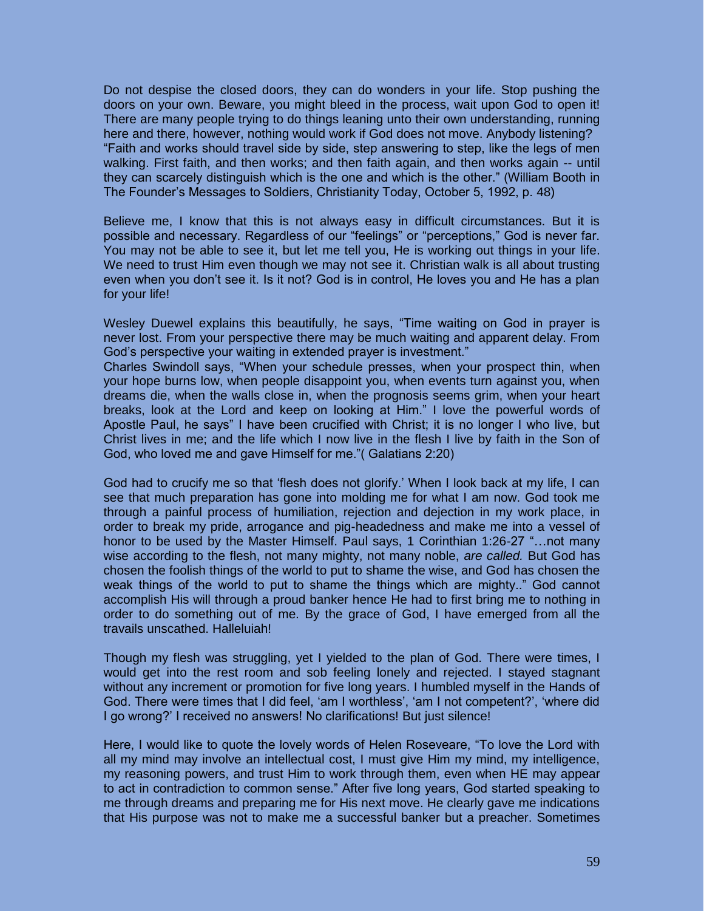Do not despise the closed doors, they can do wonders in your life. Stop pushing the doors on your own. Beware, you might bleed in the process, wait upon God to open it! There are many people trying to do things leaning unto their own understanding, running here and there, however, nothing would work if God does not move. Anybody listening? "Faith and works should travel side by side, step answering to step, like the legs of men walking. First faith, and then works; and then faith again, and then works again -- until they can scarcely distinguish which is the one and which is the other." (William Booth in The Founder's Messages to Soldiers, Christianity Today, October 5, 1992, p. 48)

Believe me, I know that this is not always easy in difficult circumstances. But it is possible and necessary. Regardless of our "feelings" or "perceptions," God is never far. You may not be able to see it, but let me tell you, He is working out things in your life. We need to trust Him even though we may not see it. Christian walk is all about trusting even when you don't see it. Is it not? God is in control, He loves you and He has a plan for your life!

Wesley Duewel explains this beautifully, he says, "Time waiting on God in prayer is never lost. From your perspective there may be much waiting and apparent delay. From God's perspective your waiting in extended prayer is investment."
Charles Swindoll says, "When your schedule presses, when your prospect thin, when your hope burns low, when people disappoint you, when events turn against you, when dreams die, when the walls close in, when the prognosis seems grim, when your heart breaks, look at the Lord and keep on looking at Him." I love the powerful words of Apostle Paul, he says" I have been crucified with Christ; it is no longer I who live, but Christ lives in me; and the life which I now live in the flesh I live by faith in the Son of God, who loved me and gave Himself for me."( Galatians 2:20)

God had to crucify me so that 'flesh does not glorify.' When I look back at my life, I can see that much preparation has gone into molding me for what I am now. God took me through a painful process of humiliation, rejection and dejection in my work place, in order to break my pride, arrogance and pig-headedness and make me into a vessel of honor to be used by the Master Himself. Paul says, 1 Corinthian 1:26-27 "…not many wise according to the flesh, not many mighty, not many noble, *are called.* But God has chosen the foolish things of the world to put to shame the wise, and God has chosen the weak things of the world to put to shame the things which are mighty.." God cannot accomplish His will through a proud banker hence He had to first bring me to nothing in order to do something out of me. By the grace of God, I have emerged from all the travails unscathed. Halleluiah!

Though my flesh was struggling, yet I yielded to the plan of God. There were times, I would get into the rest room and sob feeling lonely and rejected. I stayed stagnant without any increment or promotion for five long years. I humbled myself in the Hands of God. There were times that I did feel, 'am I worthless', 'am I not competent?', 'where did I go wrong?' I received no answers! No clarifications! But just silence!

Here, I would like to quote the lovely words of Helen Roseveare, "To love the Lord with all my mind may involve an intellectual cost, I must give Him my mind, my intelligence, my reasoning powers, and trust Him to work through them, even when HE may appear to act in contradiction to common sense." After five long years, God started speaking to me through dreams and preparing me for His next move. He clearly gave me indications that His purpose was not to make me a successful banker but a preacher. Sometimes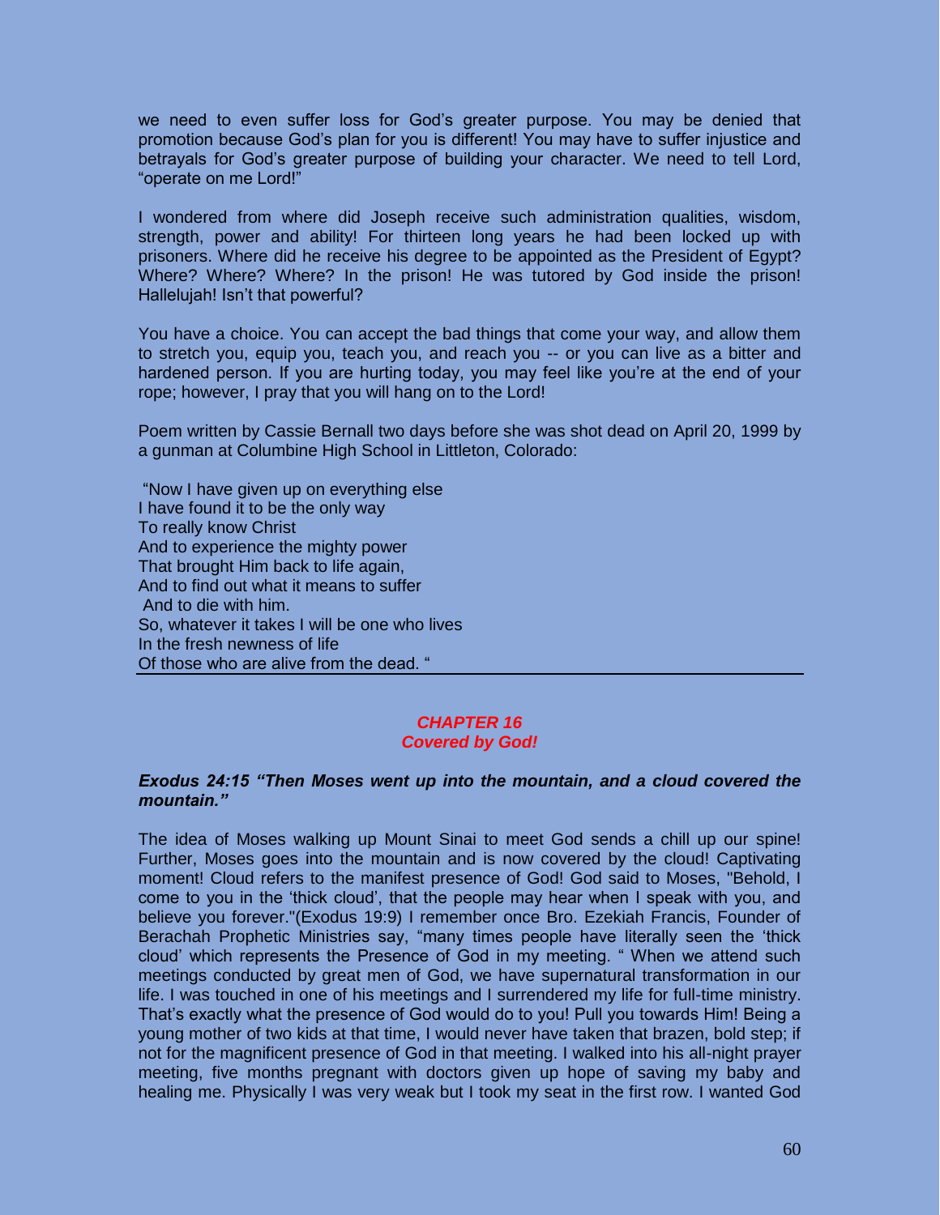we need to even suffer loss for God's greater purpose. You may be denied that promotion because God's plan for you is different! You may have to suffer injustice and betrayals for God's greater purpose of building your character. We need to tell Lord, "operate on me Lord!"

I wondered from where did Joseph receive such administration qualities, wisdom, strength, power and ability! For thirteen long years he had been locked up with prisoners. Where did he receive his degree to be appointed as the President of Egypt? Where? Where? Where? In the prison! He was tutored by God inside the prison! Hallelujah! Isn't that powerful?

You have a choice. You can accept the bad things that come your way, and allow them to stretch you, equip you, teach you, and reach you -- or you can live as a bitter and hardened person. If you are hurting today, you may feel like you're at the end of your rope; however, I pray that you will hang on to the Lord!

Poem written by Cassie Bernall two days before she was shot dead on April 20, 1999 by a gunman at Columbine High School in Littleton, Colorado:

"Now I have given up on everything else
I have found it to be the only way
To really know Christ
And to experience the mighty power
That brought Him back to life again,
And to find out what it means to suffer
And to die with him.
So, whatever it takes I will be one who lives
In the fresh newness of life
Of those who are alive from the dead. "

---

## *CHAPTER 16*
## *Covered by God!*

***Exodus 24:15 "Then Moses went up into the mountain, and a cloud covered the mountain."***

The idea of Moses walking up Mount Sinai to meet God sends a chill up our spine! Further, Moses goes into the mountain and is now covered by the cloud! Captivating moment! Cloud refers to the manifest presence of God! God said to Moses, "Behold, I come to you in the 'thick cloud', that the people may hear when I speak with you, and believe you forever."(Exodus 19:9) I remember once Bro. Ezekiah Francis, Founder of Berachah Prophetic Ministries say, "many times people have literally seen the 'thick cloud' which represents the Presence of God in my meeting. " When we attend such meetings conducted by great men of God, we have supernatural transformation in our life. I was touched in one of his meetings and I surrendered my life for full-time ministry. That's exactly what the presence of God would do to you! Pull you towards Him! Being a young mother of two kids at that time, I would never have taken that brazen, bold step; if not for the magnificent presence of God in that meeting. I walked into his all-night prayer meeting, five months pregnant with doctors given up hope of saving my baby and healing me. Physically I was very weak but I took my seat in the first row. I wanted God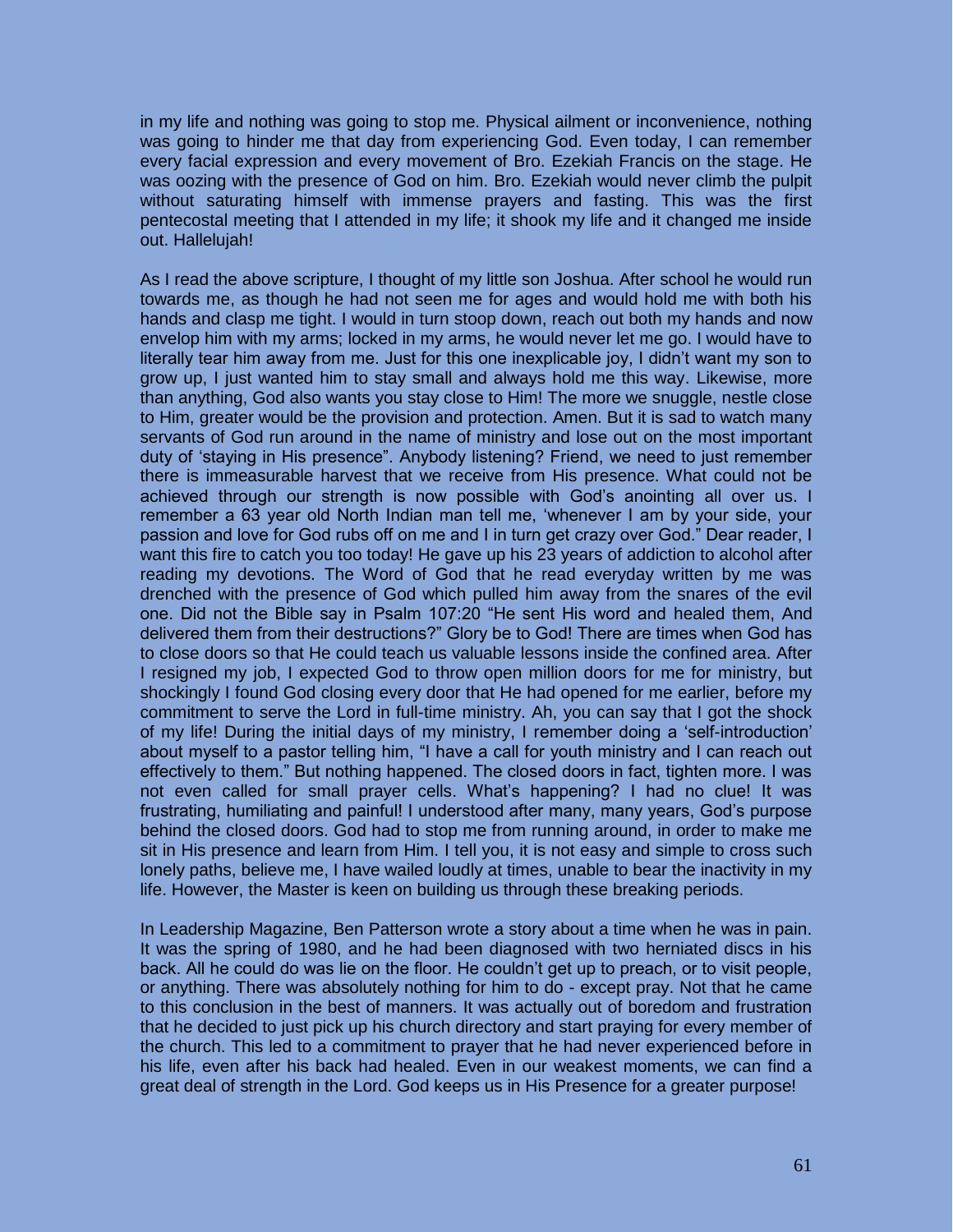in my life and nothing was going to stop me. Physical ailment or inconvenience, nothing was going to hinder me that day from experiencing God. Even today, I can remember every facial expression and every movement of Bro. Ezekiah Francis on the stage. He was oozing with the presence of God on him. Bro. Ezekiah would never climb the pulpit without saturating himself with immense prayers and fasting. This was the first pentecostal meeting that I attended in my life; it shook my life and it changed me inside out. Hallelujah!

As I read the above scripture, I thought of my little son Joshua. After school he would run towards me, as though he had not seen me for ages and would hold me with both his hands and clasp me tight. I would in turn stoop down, reach out both my hands and now envelop him with my arms; locked in my arms, he would never let me go. I would have to literally tear him away from me. Just for this one inexplicable joy, I didn't want my son to grow up, I just wanted him to stay small and always hold me this way. Likewise, more than anything, God also wants you stay close to Him! The more we snuggle, nestle close to Him, greater would be the provision and protection. Amen. But it is sad to watch many servants of God run around in the name of ministry and lose out on the most important duty of 'staying in His presence". Anybody listening? Friend, we need to just remember there is immeasurable harvest that we receive from His presence. What could not be achieved through our strength is now possible with God's anointing all over us. I remember a 63 year old North Indian man tell me, 'whenever I am by your side, your passion and love for God rubs off on me and I in turn get crazy over God." Dear reader, I want this fire to catch you too today! He gave up his 23 years of addiction to alcohol after reading my devotions. The Word of God that he read everyday written by me was drenched with the presence of God which pulled him away from the snares of the evil one. Did not the Bible say in Psalm 107:20 "He sent His word and healed them, And delivered them from their destructions?" Glory be to God! There are times when God has to close doors so that He could teach us valuable lessons inside the confined area. After I resigned my job, I expected God to throw open million doors for me for ministry, but shockingly I found God closing every door that He had opened for me earlier, before my commitment to serve the Lord in full-time ministry. Ah, you can say that I got the shock of my life! During the initial days of my ministry, I remember doing a 'self-introduction' about myself to a pastor telling him, "I have a call for youth ministry and I can reach out effectively to them." But nothing happened. The closed doors in fact, tighten more. I was not even called for small prayer cells. What's happening? I had no clue! It was frustrating, humiliating and painful! I understood after many, many years, God's purpose behind the closed doors. God had to stop me from running around, in order to make me sit in His presence and learn from Him. I tell you, it is not easy and simple to cross such lonely paths, believe me, I have wailed loudly at times, unable to bear the inactivity in my life. However, the Master is keen on building us through these breaking periods.

In Leadership Magazine, Ben Patterson wrote a story about a time when he was in pain. It was the spring of 1980, and he had been diagnosed with two herniated discs in his back. All he could do was lie on the floor. He couldn't get up to preach, or to visit people, or anything. There was absolutely nothing for him to do - except pray. Not that he came to this conclusion in the best of manners. It was actually out of boredom and frustration that he decided to just pick up his church directory and start praying for every member of the church. This led to a commitment to prayer that he had never experienced before in his life, even after his back had healed. Even in our weakest moments, we can find a great deal of strength in the Lord. God keeps us in His Presence for a greater purpose!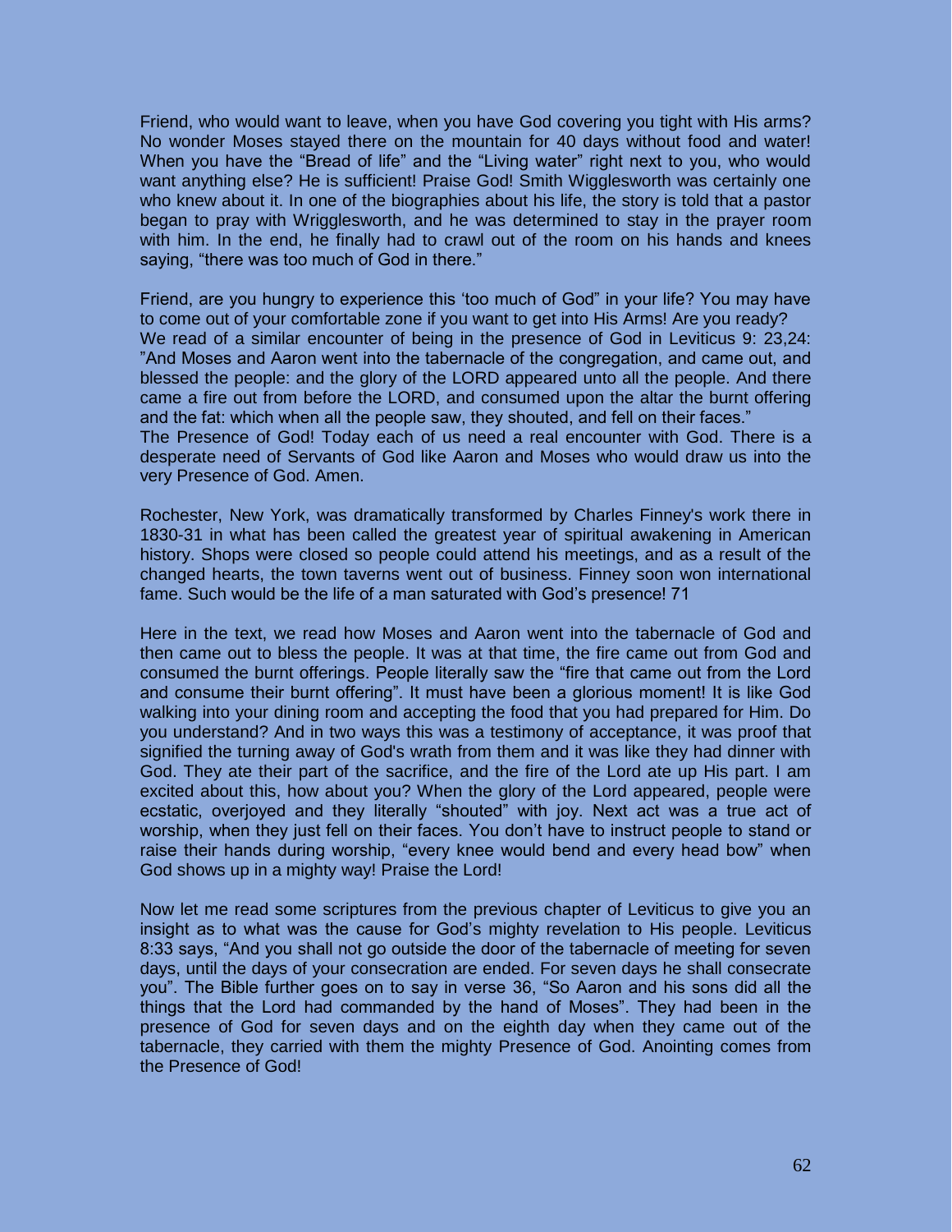Friend, who would want to leave, when you have God covering you tight with His arms? No wonder Moses stayed there on the mountain for 40 days without food and water! When you have the "Bread of life" and the "Living water" right next to you, who would want anything else? He is sufficient! Praise God! Smith Wigglesworth was certainly one who knew about it. In one of the biographies about his life, the story is told that a pastor began to pray with Wrigglesworth, and he was determined to stay in the prayer room with him. In the end, he finally had to crawl out of the room on his hands and knees saying, "there was too much of God in there."

Friend, are you hungry to experience this 'too much of God" in your life? You may have to come out of your comfortable zone if you want to get into His Arms! Are you ready? We read of a similar encounter of being in the presence of God in Leviticus 9: 23,24: "And Moses and Aaron went into the tabernacle of the congregation, and came out, and blessed the people: and the glory of the LORD appeared unto all the people. And there came a fire out from before the LORD, and consumed upon the altar the burnt offering and the fat: which when all the people saw, they shouted, and fell on their faces."
The Presence of God! Today each of us need a real encounter with God. There is a desperate need of Servants of God like Aaron and Moses who would draw us into the very Presence of God. Amen.

Rochester, New York, was dramatically transformed by Charles Finney's work there in 1830-31 in what has been called the greatest year of spiritual awakening in American history. Shops were closed so people could attend his meetings, and as a result of the changed hearts, the town taverns went out of business. Finney soon won international fame. Such would be the life of a man saturated with God's presence! 71

Here in the text, we read how Moses and Aaron went into the tabernacle of God and then came out to bless the people. It was at that time, the fire came out from God and consumed the burnt offerings. People literally saw the "fire that came out from the Lord and consume their burnt offering". It must have been a glorious moment! It is like God walking into your dining room and accepting the food that you had prepared for Him. Do you understand? And in two ways this was a testimony of acceptance, it was proof that signified the turning away of God's wrath from them and it was like they had dinner with God. They ate their part of the sacrifice, and the fire of the Lord ate up His part. I am excited about this, how about you? When the glory of the Lord appeared, people were ecstatic, overjoyed and they literally "shouted" with joy. Next act was a true act of worship, when they just fell on their faces. You don't have to instruct people to stand or raise their hands during worship, "every knee would bend and every head bow" when God shows up in a mighty way! Praise the Lord!

Now let me read some scriptures from the previous chapter of Leviticus to give you an insight as to what was the cause for God's mighty revelation to His people. Leviticus 8:33 says, "And you shall not go outside the door of the tabernacle of meeting for seven days, until the days of your consecration are ended. For seven days he shall consecrate you". The Bible further goes on to say in verse 36, "So Aaron and his sons did all the things that the Lord had commanded by the hand of Moses". They had been in the presence of God for seven days and on the eighth day when they came out of the tabernacle, they carried with them the mighty Presence of God. Anointing comes from the Presence of God!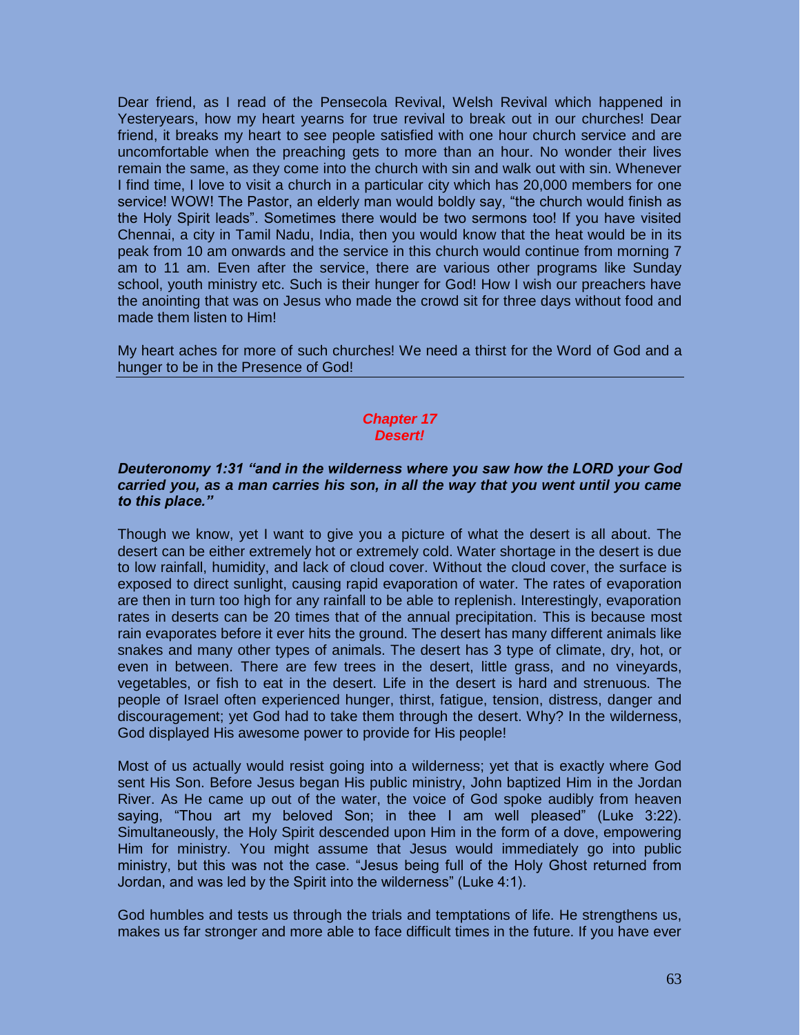Dear friend, as I read of the Pensecola Revival, Welsh Revival which happened in Yesteryears, how my heart yearns for true revival to break out in our churches! Dear friend, it breaks my heart to see people satisfied with one hour church service and are uncomfortable when the preaching gets to more than an hour. No wonder their lives remain the same, as they come into the church with sin and walk out with sin. Whenever I find time, I love to visit a church in a particular city which has 20,000 members for one service! WOW! The Pastor, an elderly man would boldly say, “the church would finish as the Holy Spirit leads”. Sometimes there would be two sermons too! If you have visited Chennai, a city in Tamil Nadu, India, then you would know that the heat would be in its peak from 10 am onwards and the service in this church would continue from morning 7 am to 11 am. Even after the service, there are various other programs like Sunday school, youth ministry etc. Such is their hunger for God! How I wish our preachers have the anointing that was on Jesus who made the crowd sit for three days without food and made them listen to Him!

My heart aches for more of such churches! We need a thirst for the Word of God and a hunger to be in the Presence of God!

## *Chapter 17*
## *Desert!*

***Deuteronomy 1:31 “and in the wilderness where you saw how the LORD your God carried you, as a man carries his son, in all the way that you went until you came to this place.”***

Though we know, yet I want to give you a picture of what the desert is all about. The desert can be either extremely hot or extremely cold. Water shortage in the desert is due to low rainfall, humidity, and lack of cloud cover. Without the cloud cover, the surface is exposed to direct sunlight, causing rapid evaporation of water. The rates of evaporation are then in turn too high for any rainfall to be able to replenish. Interestingly, evaporation rates in deserts can be 20 times that of the annual precipitation. This is because most rain evaporates before it ever hits the ground. The desert has many different animals like snakes and many other types of animals. The desert has 3 type of climate, dry, hot, or even in between. There are few trees in the desert, little grass, and no vineyards, vegetables, or fish to eat in the desert. Life in the desert is hard and strenuous. The people of Israel often experienced hunger, thirst, fatigue, tension, distress, danger and discouragement; yet God had to take them through the desert. Why? In the wilderness, God displayed His awesome power to provide for His people!

Most of us actually would resist going into a wilderness; yet that is exactly where God sent His Son. Before Jesus began His public ministry, John baptized Him in the Jordan River. As He came up out of the water, the voice of God spoke audibly from heaven saying, “Thou art my beloved Son; in thee I am well pleased” (Luke 3:22). Simultaneously, the Holy Spirit descended upon Him in the form of a dove, empowering Him for ministry. You might assume that Jesus would immediately go into public ministry, but this was not the case. “Jesus being full of the Holy Ghost returned from Jordan, and was led by the Spirit into the wilderness” (Luke 4:1).

God humbles and tests us through the trials and temptations of life. He strengthens us, makes us far stronger and more able to face difficult times in the future. If you have ever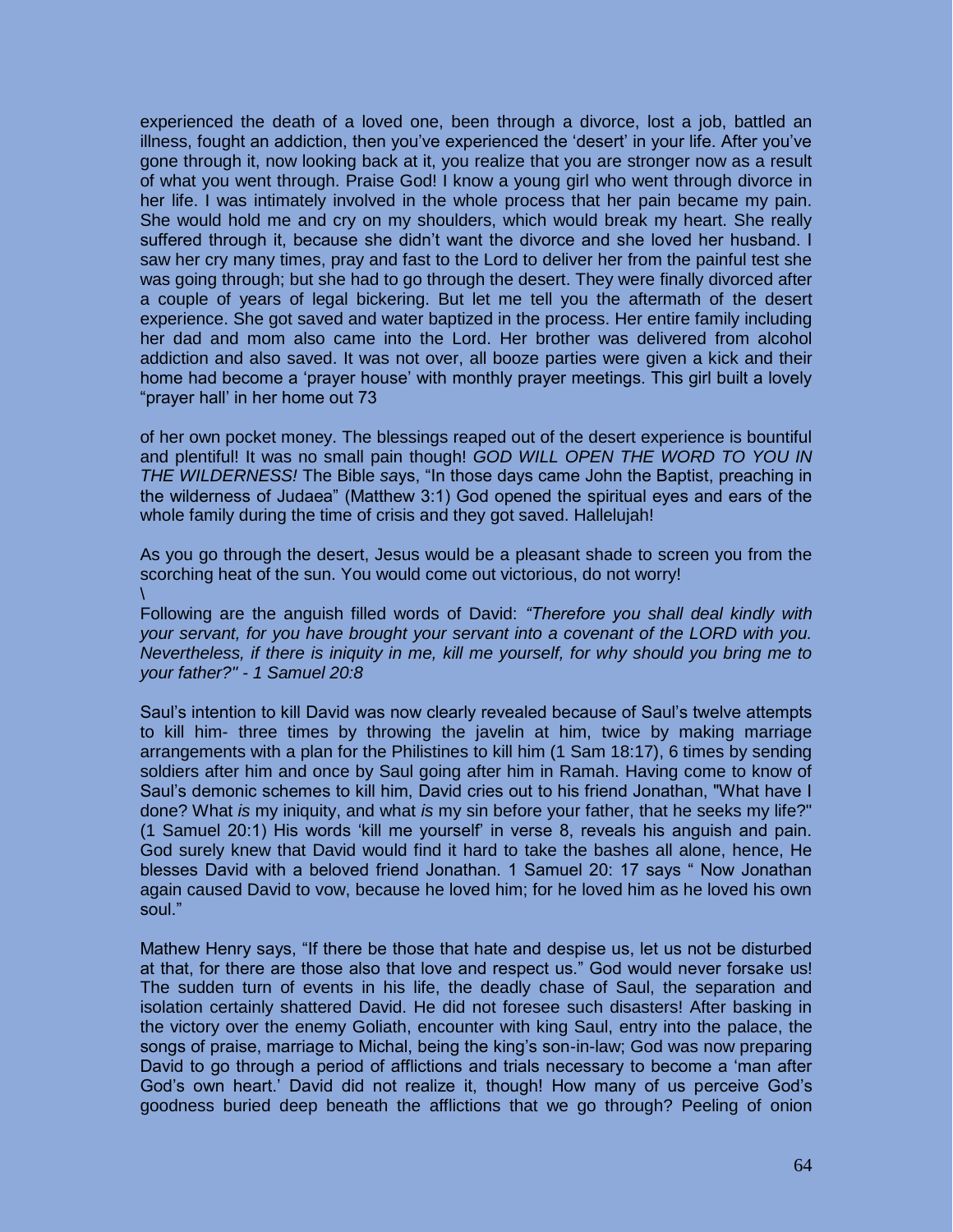experienced the death of a loved one, been through a divorce, lost a job, battled an illness, fought an addiction, then you've experienced the 'desert' in your life. After you've gone through it, now looking back at it, you realize that you are stronger now as a result of what you went through. Praise God! I know a young girl who went through divorce in her life. I was intimately involved in the whole process that her pain became my pain. She would hold me and cry on my shoulders, which would break my heart. She really suffered through it, because she didn't want the divorce and she loved her husband. I saw her cry many times, pray and fast to the Lord to deliver her from the painful test she was going through; but she had to go through the desert. They were finally divorced after a couple of years of legal bickering. But let me tell you the aftermath of the desert experience. She got saved and water baptized in the process. Her entire family including her dad and mom also came into the Lord. Her brother was delivered from alcohol addiction and also saved. It was not over, all booze parties were given a kick and their home had become a 'prayer house' with monthly prayer meetings. This girl built a lovely "prayer hall' in her home out 73

of her own pocket money. The blessings reaped out of the desert experience is bountiful and plentiful! It was no small pain though! *GOD WILL OPEN THE WORD TO YOU IN THE WILDERNESS!* The Bible says, "In those days came John the Baptist, preaching in the wilderness of Judaea" (Matthew 3:1) God opened the spiritual eyes and ears of the whole family during the time of crisis and they got saved. Hallelujah!

As you go through the desert, Jesus would be a pleasant shade to screen you from the scorching heat of the sun. You would come out victorious, do not worry!
\
Following are the anguish filled words of David: *"Therefore you shall deal kindly with your servant, for you have brought your servant into a covenant of the LORD with you. Nevertheless, if there is iniquity in me, kill me yourself, for why should you bring me to your father?" - 1 Samuel 20:8*

Saul's intention to kill David was now clearly revealed because of Saul's twelve attempts to kill him- three times by throwing the javelin at him, twice by making marriage arrangements with a plan for the Philistines to kill him (1 Sam 18:17), 6 times by sending soldiers after him and once by Saul going after him in Ramah. Having come to know of Saul's demonic schemes to kill him, David cries out to his friend Jonathan, "What have I done? What *is* my iniquity, and what *is* my sin before your father, that he seeks my life?" (1 Samuel 20:1) His words 'kill me yourself' in verse 8, reveals his anguish and pain. God surely knew that David would find it hard to take the bashes all alone, hence, He blesses David with a beloved friend Jonathan. 1 Samuel 20: 17 says " Now Jonathan again caused David to vow, because he loved him; for he loved him as he loved his own soul."

Mathew Henry says, "If there be those that hate and despise us, let us not be disturbed at that, for there are those also that love and respect us." God would never forsake us! The sudden turn of events in his life, the deadly chase of Saul, the separation and isolation certainly shattered David. He did not foresee such disasters! After basking in the victory over the enemy Goliath, encounter with king Saul, entry into the palace, the songs of praise, marriage to Michal, being the king's son-in-law; God was now preparing David to go through a period of afflictions and trials necessary to become a 'man after God's own heart.' David did not realize it, though! How many of us perceive God's goodness buried deep beneath the afflictions that we go through? Peeling of onion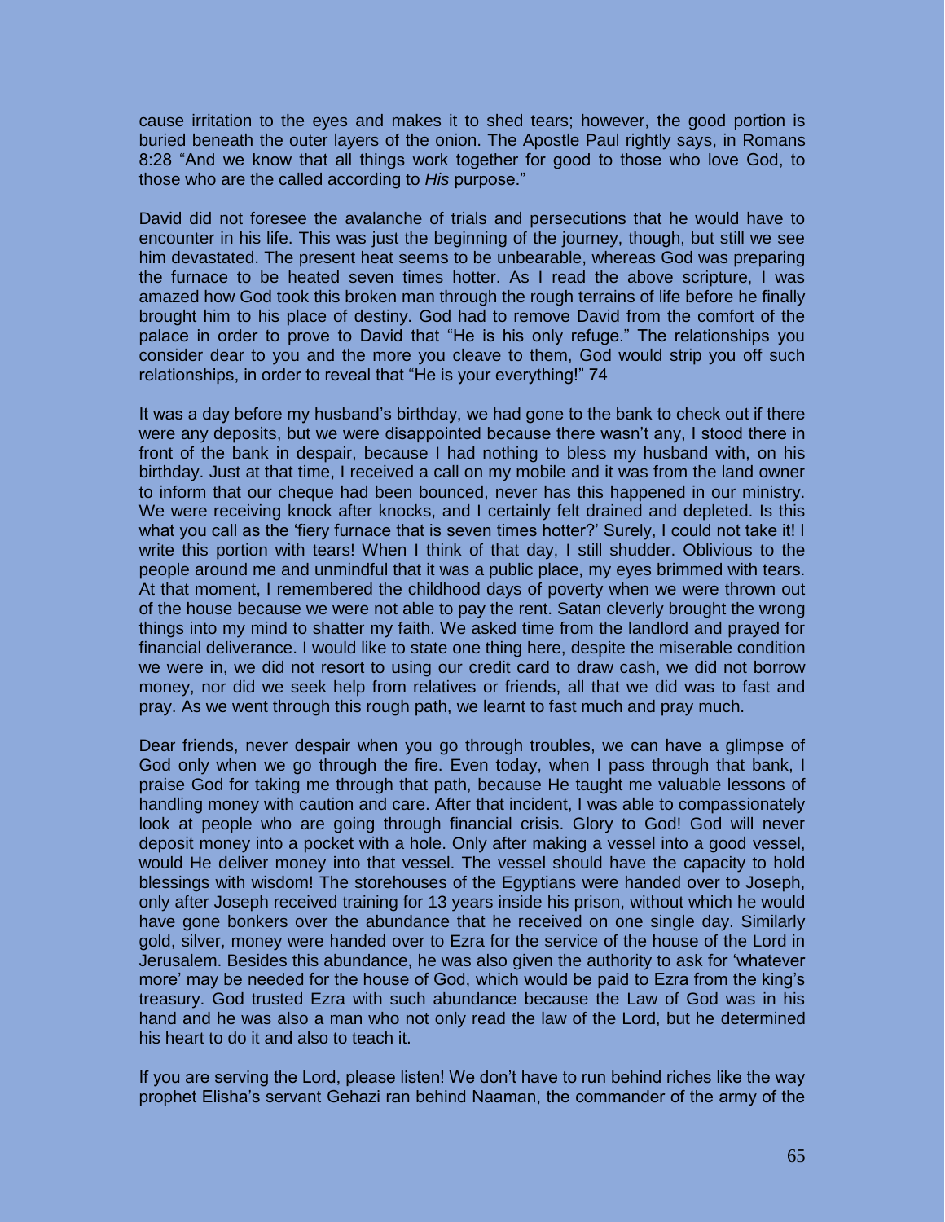cause irritation to the eyes and makes it to shed tears; however, the good portion is buried beneath the outer layers of the onion. The Apostle Paul rightly says, in Romans 8:28 "And we know that all things work together for good to those who love God, to those who are the called according to *His* purpose."

David did not foresee the avalanche of trials and persecutions that he would have to encounter in his life. This was just the beginning of the journey, though, but still we see him devastated. The present heat seems to be unbearable, whereas God was preparing the furnace to be heated seven times hotter. As I read the above scripture, I was amazed how God took this broken man through the rough terrains of life before he finally brought him to his place of destiny. God had to remove David from the comfort of the palace in order to prove to David that "He is his only refuge." The relationships you consider dear to you and the more you cleave to them, God would strip you off such relationships, in order to reveal that "He is your everything!" 74

It was a day before my husband's birthday, we had gone to the bank to check out if there were any deposits, but we were disappointed because there wasn't any, I stood there in front of the bank in despair, because I had nothing to bless my husband with, on his birthday. Just at that time, I received a call on my mobile and it was from the land owner to inform that our cheque had been bounced, never has this happened in our ministry. We were receiving knock after knocks, and I certainly felt drained and depleted. Is this what you call as the 'fiery furnace that is seven times hotter?' Surely, I could not take it! I write this portion with tears! When I think of that day, I still shudder. Oblivious to the people around me and unmindful that it was a public place, my eyes brimmed with tears. At that moment, I remembered the childhood days of poverty when we were thrown out of the house because we were not able to pay the rent. Satan cleverly brought the wrong things into my mind to shatter my faith. We asked time from the landlord and prayed for financial deliverance. I would like to state one thing here, despite the miserable condition we were in, we did not resort to using our credit card to draw cash, we did not borrow money, nor did we seek help from relatives or friends, all that we did was to fast and pray. As we went through this rough path, we learnt to fast much and pray much.

Dear friends, never despair when you go through troubles, we can have a glimpse of God only when we go through the fire. Even today, when I pass through that bank, I praise God for taking me through that path, because He taught me valuable lessons of handling money with caution and care. After that incident, I was able to compassionately look at people who are going through financial crisis. Glory to God! God will never deposit money into a pocket with a hole. Only after making a vessel into a good vessel, would He deliver money into that vessel. The vessel should have the capacity to hold blessings with wisdom! The storehouses of the Egyptians were handed over to Joseph, only after Joseph received training for 13 years inside his prison, without which he would have gone bonkers over the abundance that he received on one single day. Similarly gold, silver, money were handed over to Ezra for the service of the house of the Lord in Jerusalem. Besides this abundance, he was also given the authority to ask for 'whatever more' may be needed for the house of God, which would be paid to Ezra from the king's treasury. God trusted Ezra with such abundance because the Law of God was in his hand and he was also a man who not only read the law of the Lord, but he determined his heart to do it and also to teach it.

If you are serving the Lord, please listen! We don't have to run behind riches like the way prophet Elisha's servant Gehazi ran behind Naaman, the commander of the army of the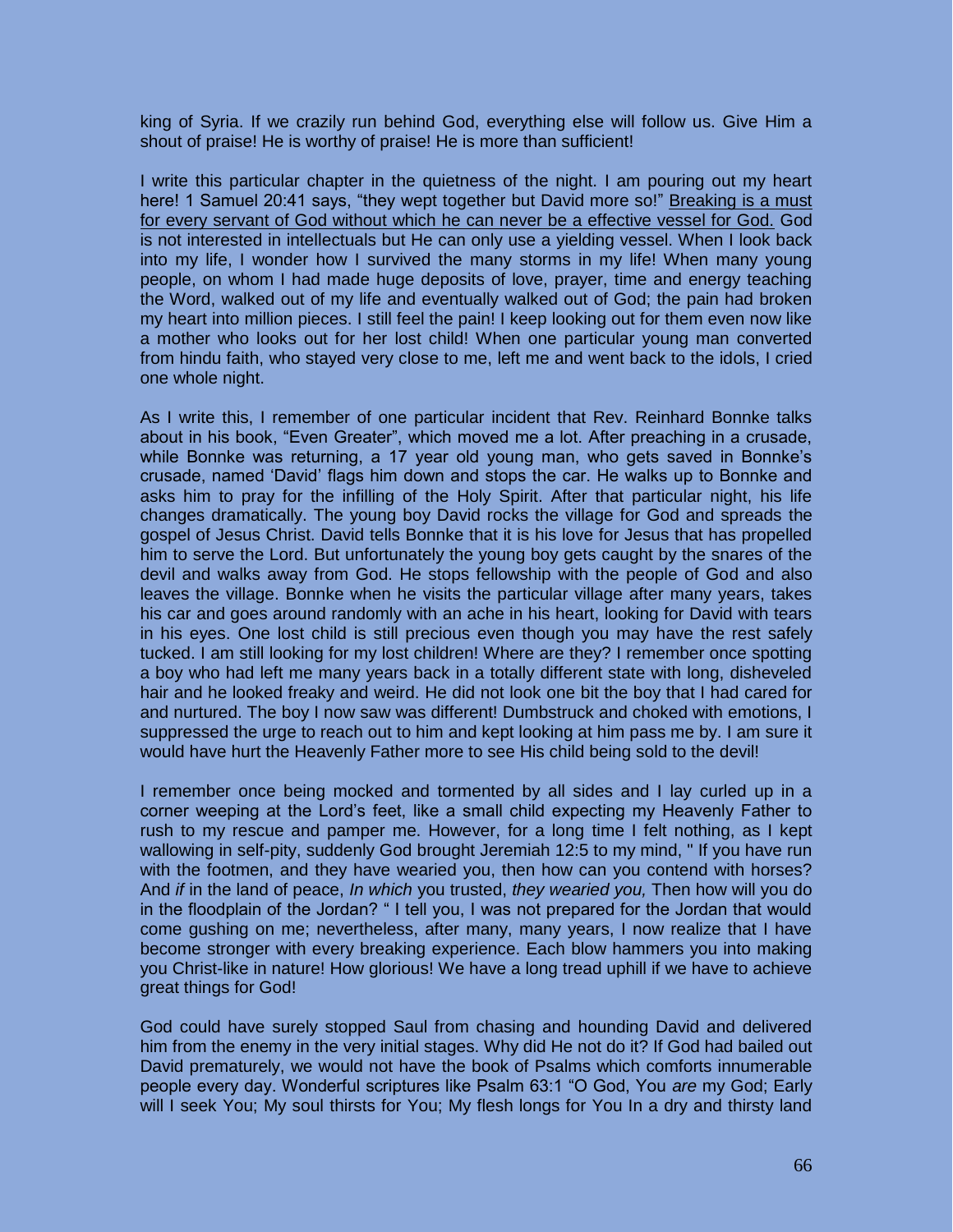king of Syria. If we crazily run behind God, everything else will follow us. Give Him a shout of praise! He is worthy of praise! He is more than sufficient!

I write this particular chapter in the quietness of the night. I am pouring out my heart here! 1 Samuel 20:41 says, "they wept together but David more so!" <u>Breaking is a must for every servant of God without which he can never be a effective vessel for God.</u> God is not interested in intellectuals but He can only use a yielding vessel. When I look back into my life, I wonder how I survived the many storms in my life! When many young people, on whom I had made huge deposits of love, prayer, time and energy teaching the Word, walked out of my life and eventually walked out of God; the pain had broken my heart into million pieces. I still feel the pain! I keep looking out for them even now like a mother who looks out for her lost child! When one particular young man converted from hindu faith, who stayed very close to me, left me and went back to the idols, I cried one whole night.

As I write this, I remember of one particular incident that Rev. Reinhard Bonnke talks about in his book, "Even Greater", which moved me a lot. After preaching in a crusade, while Bonnke was returning, a 17 year old young man, who gets saved in Bonnke's crusade, named 'David' flags him down and stops the car. He walks up to Bonnke and asks him to pray for the infilling of the Holy Spirit. After that particular night, his life changes dramatically. The young boy David rocks the village for God and spreads the gospel of Jesus Christ. David tells Bonnke that it is his love for Jesus that has propelled him to serve the Lord. But unfortunately the young boy gets caught by the snares of the devil and walks away from God. He stops fellowship with the people of God and also leaves the village. Bonnke when he visits the particular village after many years, takes his car and goes around randomly with an ache in his heart, looking for David with tears in his eyes. One lost child is still precious even though you may have the rest safely tucked. I am still looking for my lost children! Where are they? I remember once spotting a boy who had left me many years back in a totally different state with long, disheveled hair and he looked freaky and weird. He did not look one bit the boy that I had cared for and nurtured. The boy I now saw was different! Dumbstruck and choked with emotions, I suppressed the urge to reach out to him and kept looking at him pass me by. I am sure it would have hurt the Heavenly Father more to see His child being sold to the devil!

I remember once being mocked and tormented by all sides and I lay curled up in a corner weeping at the Lord's feet, like a small child expecting my Heavenly Father to rush to my rescue and pamper me. However, for a long time I felt nothing, as I kept wallowing in self-pity, suddenly God brought Jeremiah 12:5 to my mind, " If you have run with the footmen, and they have wearied you, then how can you contend with horses? And *if* in the land of peace, *In which* you trusted, *they wearied you,* Then how will you do in the floodplain of the Jordan? " I tell you, I was not prepared for the Jordan that would come gushing on me; nevertheless, after many, many years, I now realize that I have become stronger with every breaking experience. Each blow hammers you into making you Christ-like in nature! How glorious! We have a long tread uphill if we have to achieve great things for God!

God could have surely stopped Saul from chasing and hounding David and delivered him from the enemy in the very initial stages. Why did He not do it? If God had bailed out David prematurely, we would not have the book of Psalms which comforts innumerable people every day. Wonderful scriptures like Psalm 63:1 "O God, You *are* my God; Early will I seek You; My soul thirsts for You; My flesh longs for You In a dry and thirsty land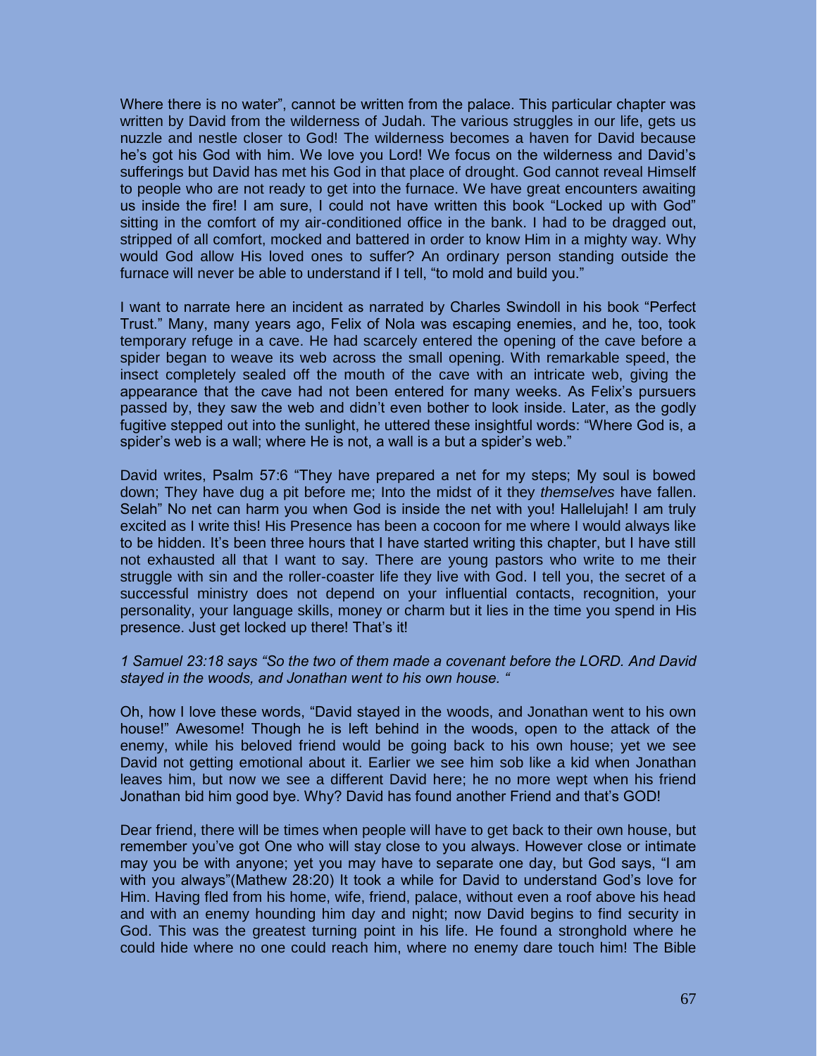Where there is no water", cannot be written from the palace. This particular chapter was written by David from the wilderness of Judah. The various struggles in our life, gets us nuzzle and nestle closer to God! The wilderness becomes a haven for David because he's got his God with him. We love you Lord! We focus on the wilderness and David's sufferings but David has met his God in that place of drought. God cannot reveal Himself to people who are not ready to get into the furnace. We have great encounters awaiting us inside the fire! I am sure, I could not have written this book "Locked up with God" sitting in the comfort of my air-conditioned office in the bank. I had to be dragged out, stripped of all comfort, mocked and battered in order to know Him in a mighty way. Why would God allow His loved ones to suffer? An ordinary person standing outside the furnace will never be able to understand if I tell, "to mold and build you."

I want to narrate here an incident as narrated by Charles Swindoll in his book "Perfect Trust." Many, many years ago, Felix of Nola was escaping enemies, and he, too, took temporary refuge in a cave. He had scarcely entered the opening of the cave before a spider began to weave its web across the small opening. With remarkable speed, the insect completely sealed off the mouth of the cave with an intricate web, giving the appearance that the cave had not been entered for many weeks. As Felix's pursuers passed by, they saw the web and didn't even bother to look inside. Later, as the godly fugitive stepped out into the sunlight, he uttered these insightful words: "Where God is, a spider's web is a wall; where He is not, a wall is a but a spider's web."

David writes, Psalm 57:6 "They have prepared a net for my steps; My soul is bowed down; They have dug a pit before me; Into the midst of it they *themselves* have fallen. Selah" No net can harm you when God is inside the net with you! Hallelujah! I am truly excited as I write this! His Presence has been a cocoon for me where I would always like to be hidden. It's been three hours that I have started writing this chapter, but I have still not exhausted all that I want to say. There are young pastors who write to me their struggle with sin and the roller-coaster life they live with God. I tell you, the secret of a successful ministry does not depend on your influential contacts, recognition, your personality, your language skills, money or charm but it lies in the time you spend in His presence. Just get locked up there! That's it!

*1 Samuel 23:18 says "So the two of them made a covenant before the LORD. And David stayed in the woods, and Jonathan went to his own house. "*

Oh, how I love these words, "David stayed in the woods, and Jonathan went to his own house!" Awesome! Though he is left behind in the woods, open to the attack of the enemy, while his beloved friend would be going back to his own house; yet we see David not getting emotional about it. Earlier we see him sob like a kid when Jonathan leaves him, but now we see a different David here; he no more wept when his friend Jonathan bid him good bye. Why? David has found another Friend and that's GOD!

Dear friend, there will be times when people will have to get back to their own house, but remember you've got One who will stay close to you always. However close or intimate may you be with anyone; yet you may have to separate one day, but God says, "I am with you always"(Mathew 28:20) It took a while for David to understand God's love for Him. Having fled from his home, wife, friend, palace, without even a roof above his head and with an enemy hounding him day and night; now David begins to find security in God. This was the greatest turning point in his life. He found a stronghold where he could hide where no one could reach him, where no enemy dare touch him! The Bible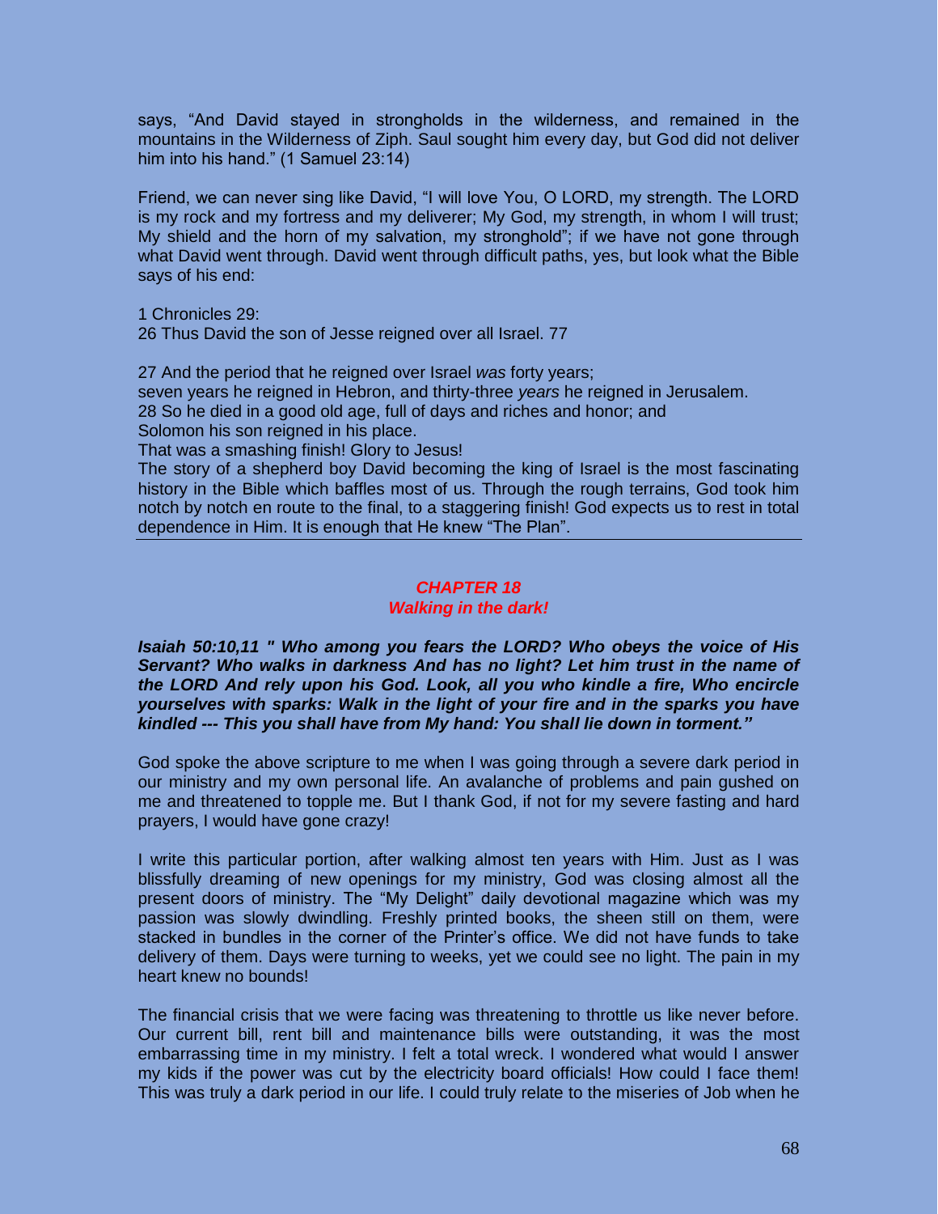says, "And David stayed in strongholds in the wilderness, and remained in the mountains in the Wilderness of Ziph. Saul sought him every day, but God did not deliver him into his hand." (1 Samuel 23:14)

Friend, we can never sing like David, "I will love You, O LORD, my strength. The LORD is my rock and my fortress and my deliverer; My God, my strength, in whom I will trust; My shield and the horn of my salvation, my stronghold"; if we have not gone through what David went through. David went through difficult paths, yes, but look what the Bible says of his end:

1 Chronicles 29:
26 Thus David the son of Jesse reigned over all Israel. 77

27 And the period that he reigned over Israel *was* forty years;
seven years he reigned in Hebron, and thirty-three *years* he reigned in Jerusalem.
28 So he died in a good old age, full of days and riches and honor; and
Solomon his son reigned in his place.
That was a smashing finish! Glory to Jesus!
The story of a shepherd boy David becoming the king of Israel is the most fascinating history in the Bible which baffles most of us. Through the rough terrains, God took him notch by notch en route to the final, to a staggering finish! God expects us to rest in total dependence in Him. It is enough that He knew "The Plan".

---

## *CHAPTER 18*
## *Walking in the dark!*

***Isaiah 50:10,11 " Who among you fears the LORD? Who obeys the voice of His Servant? Who walks in darkness And has no light? Let him trust in the name of the LORD And rely upon his God. Look, all you who kindle a fire, Who encircle yourselves with sparks: Walk in the light of your fire and in the sparks you have kindled --- This you shall have from My hand: You shall lie down in torment."***

God spoke the above scripture to me when I was going through a severe dark period in our ministry and my own personal life. An avalanche of problems and pain gushed on me and threatened to topple me. But I thank God, if not for my severe fasting and hard prayers, I would have gone crazy!

I write this particular portion, after walking almost ten years with Him. Just as I was blissfully dreaming of new openings for my ministry, God was closing almost all the present doors of ministry. The "My Delight" daily devotional magazine which was my passion was slowly dwindling. Freshly printed books, the sheen still on them, were stacked in bundles in the corner of the Printer's office. We did not have funds to take delivery of them. Days were turning to weeks, yet we could see no light. The pain in my heart knew no bounds!

The financial crisis that we were facing was threatening to throttle us like never before. Our current bill, rent bill and maintenance bills were outstanding, it was the most embarrassing time in my ministry. I felt a total wreck. I wondered what would I answer my kids if the power was cut by the electricity board officials! How could I face them! This was truly a dark period in our life. I could truly relate to the miseries of Job when he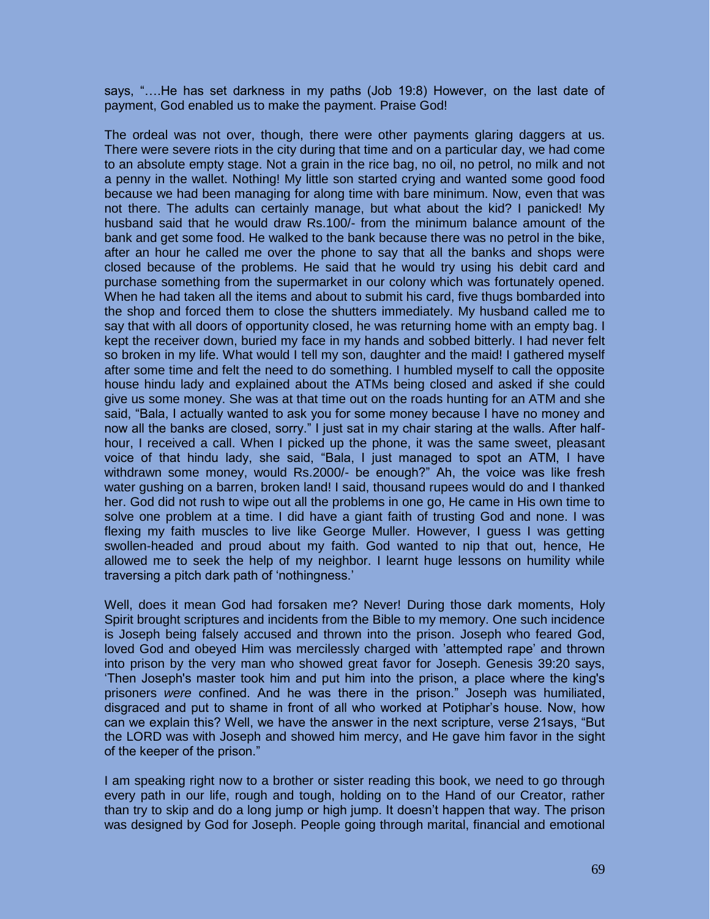says, "….He has set darkness in my paths (Job 19:8) However, on the last date of payment, God enabled us to make the payment. Praise God!

The ordeal was not over, though, there were other payments glaring daggers at us. There were severe riots in the city during that time and on a particular day, we had come to an absolute empty stage. Not a grain in the rice bag, no oil, no petrol, no milk and not a penny in the wallet. Nothing! My little son started crying and wanted some good food because we had been managing for along time with bare minimum. Now, even that was not there. The adults can certainly manage, but what about the kid? I panicked! My husband said that he would draw Rs.100/- from the minimum balance amount of the bank and get some food. He walked to the bank because there was no petrol in the bike, after an hour he called me over the phone to say that all the banks and shops were closed because of the problems. He said that he would try using his debit card and purchase something from the supermarket in our colony which was fortunately opened. When he had taken all the items and about to submit his card, five thugs bombarded into the shop and forced them to close the shutters immediately. My husband called me to say that with all doors of opportunity closed, he was returning home with an empty bag. I kept the receiver down, buried my face in my hands and sobbed bitterly. I had never felt so broken in my life. What would I tell my son, daughter and the maid! I gathered myself after some time and felt the need to do something. I humbled myself to call the opposite house hindu lady and explained about the ATMs being closed and asked if she could give us some money. She was at that time out on the roads hunting for an ATM and she said, "Bala, I actually wanted to ask you for some money because I have no money and now all the banks are closed, sorry." I just sat in my chair staring at the walls. After half-hour, I received a call. When I picked up the phone, it was the same sweet, pleasant voice of that hindu lady, she said, "Bala, I just managed to spot an ATM, I have withdrawn some money, would Rs.2000/- be enough?" Ah, the voice was like fresh water gushing on a barren, broken land! I said, thousand rupees would do and I thanked her. God did not rush to wipe out all the problems in one go, He came in His own time to solve one problem at a time. I did have a giant faith of trusting God and none. I was flexing my faith muscles to live like George Muller. However, I guess I was getting swollen-headed and proud about my faith. God wanted to nip that out, hence, He allowed me to seek the help of my neighbor. I learnt huge lessons on humility while traversing a pitch dark path of 'nothingness.'

Well, does it mean God had forsaken me? Never! During those dark moments, Holy Spirit brought scriptures and incidents from the Bible to my memory. One such incidence is Joseph being falsely accused and thrown into the prison. Joseph who feared God, loved God and obeyed Him was mercilessly charged with 'attempted rape' and thrown into prison by the very man who showed great favor for Joseph. Genesis 39:20 says, 'Then Joseph's master took him and put him into the prison, a place where the king's prisoners *were* confined. And he was there in the prison." Joseph was humiliated, disgraced and put to shame in front of all who worked at Potiphar's house. Now, how can we explain this? Well, we have the answer in the next scripture, verse 21says, "But the LORD was with Joseph and showed him mercy, and He gave him favor in the sight of the keeper of the prison."

I am speaking right now to a brother or sister reading this book, we need to go through every path in our life, rough and tough, holding on to the Hand of our Creator, rather than try to skip and do a long jump or high jump. It doesn't happen that way. The prison was designed by God for Joseph. People going through marital, financial and emotional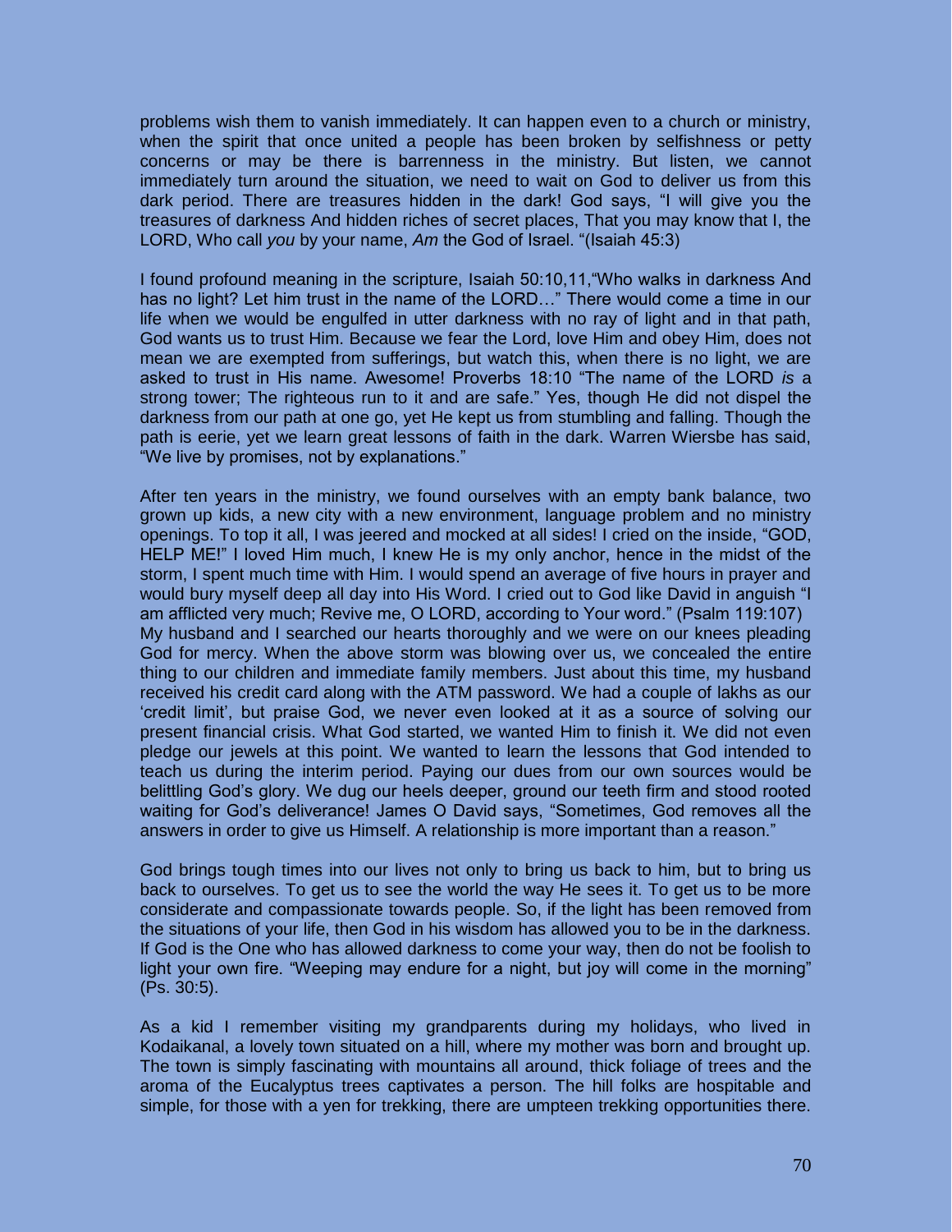problems wish them to vanish immediately. It can happen even to a church or ministry, when the spirit that once united a people has been broken by selfishness or petty concerns or may be there is barrenness in the ministry. But listen, we cannot immediately turn around the situation, we need to wait on God to deliver us from this dark period. There are treasures hidden in the dark! God says, "I will give you the treasures of darkness And hidden riches of secret places, That you may know that I, the LORD, Who call *you* by your name, *Am* the God of Israel. "(Isaiah 45:3)

I found profound meaning in the scripture, Isaiah 50:10,11,"Who walks in darkness And has no light? Let him trust in the name of the LORD…" There would come a time in our life when we would be engulfed in utter darkness with no ray of light and in that path, God wants us to trust Him. Because we fear the Lord, love Him and obey Him, does not mean we are exempted from sufferings, but watch this, when there is no light, we are asked to trust in His name. Awesome! Proverbs 18:10 "The name of the LORD *is* a strong tower; The righteous run to it and are safe." Yes, though He did not dispel the darkness from our path at one go, yet He kept us from stumbling and falling. Though the path is eerie, yet we learn great lessons of faith in the dark. Warren Wiersbe has said, "We live by promises, not by explanations."

After ten years in the ministry, we found ourselves with an empty bank balance, two grown up kids, a new city with a new environment, language problem and no ministry openings. To top it all, I was jeered and mocked at all sides! I cried on the inside, "GOD, HELP ME!" I loved Him much, I knew He is my only anchor, hence in the midst of the storm, I spent much time with Him. I would spend an average of five hours in prayer and would bury myself deep all day into His Word. I cried out to God like David in anguish "I am afflicted very much; Revive me, O LORD, according to Your word." (Psalm 119:107) My husband and I searched our hearts thoroughly and we were on our knees pleading God for mercy. When the above storm was blowing over us, we concealed the entire thing to our children and immediate family members. Just about this time, my husband received his credit card along with the ATM password. We had a couple of lakhs as our 'credit limit', but praise God, we never even looked at it as a source of solving our present financial crisis. What God started, we wanted Him to finish it. We did not even pledge our jewels at this point. We wanted to learn the lessons that God intended to teach us during the interim period. Paying our dues from our own sources would be belittling God's glory. We dug our heels deeper, ground our teeth firm and stood rooted waiting for God's deliverance! James O David says, "Sometimes, God removes all the answers in order to give us Himself. A relationship is more important than a reason."

God brings tough times into our lives not only to bring us back to him, but to bring us back to ourselves. To get us to see the world the way He sees it. To get us to be more considerate and compassionate towards people. So, if the light has been removed from the situations of your life, then God in his wisdom has allowed you to be in the darkness. If God is the One who has allowed darkness to come your way, then do not be foolish to light your own fire. "Weeping may endure for a night, but joy will come in the morning" (Ps. 30:5).

As a kid I remember visiting my grandparents during my holidays, who lived in Kodaikanal, a lovely town situated on a hill, where my mother was born and brought up. The town is simply fascinating with mountains all around, thick foliage of trees and the aroma of the Eucalyptus trees captivates a person. The hill folks are hospitable and simple, for those with a yen for trekking, there are umpteen trekking opportunities there.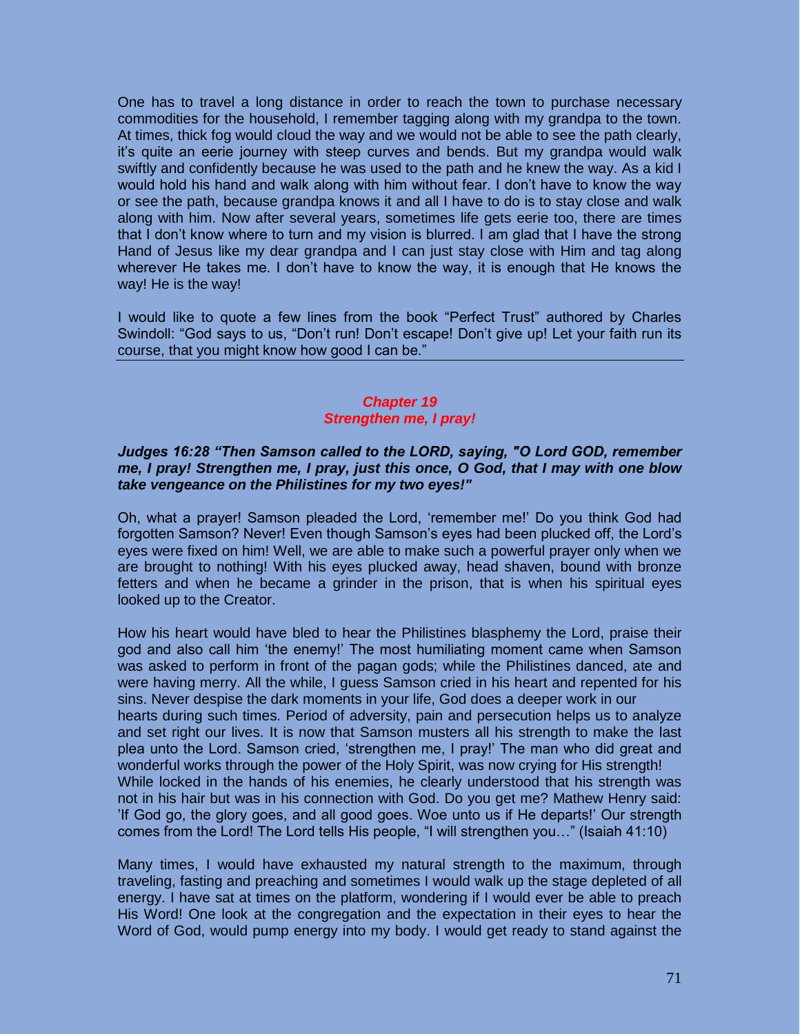One has to travel a long distance in order to reach the town to purchase necessary commodities for the household, I remember tagging along with my grandpa to the town. At times, thick fog would cloud the way and we would not be able to see the path clearly, it's quite an eerie journey with steep curves and bends. But my grandpa would walk swiftly and confidently because he was used to the path and he knew the way. As a kid I would hold his hand and walk along with him without fear. I don't have to know the way or see the path, because grandpa knows it and all I have to do is to stay close and walk along with him. Now after several years, sometimes life gets eerie too, there are times that I don't know where to turn and my vision is blurred. I am glad that I have the strong Hand of Jesus like my dear grandpa and I can just stay close with Him and tag along wherever He takes me. I don't have to know the way, it is enough that He knows the way! He is the way!

I would like to quote a few lines from the book "Perfect Trust" authored by Charles Swindoll: "God says to us, "Don't run! Don't escape! Don't give up! Let your faith run its course, that you might know how good I can be."

---

## *Chapter 19*
## *Strengthen me, I pray!*

***Judges 16:28 "Then Samson called to the LORD, saying, "O Lord GOD, remember me, I pray! Strengthen me, I pray, just this once, O God, that I may with one blow take vengeance on the Philistines for my two eyes!"***

Oh, what a prayer! Samson pleaded the Lord, 'remember me!' Do you think God had forgotten Samson? Never! Even though Samson's eyes had been plucked off, the Lord's eyes were fixed on him! Well, we are able to make such a powerful prayer only when we are brought to nothing! With his eyes plucked away, head shaven, bound with bronze fetters and when he became a grinder in the prison, that is when his spiritual eyes looked up to the Creator.

How his heart would have bled to hear the Philistines blasphemy the Lord, praise their god and also call him 'the enemy!' The most humiliating moment came when Samson was asked to perform in front of the pagan gods; while the Philistines danced, ate and were having merry. All the while, I guess Samson cried in his heart and repented for his sins. Never despise the dark moments in your life, God does a deeper work in our hearts during such times. Period of adversity, pain and persecution helps us to analyze and set right our lives. It is now that Samson musters all his strength to make the last plea unto the Lord. Samson cried, 'strengthen me, I pray!' The man who did great and wonderful works through the power of the Holy Spirit, was now crying for His strength! While locked in the hands of his enemies, he clearly understood that his strength was not in his hair but was in his connection with God. Do you get me? Mathew Henry said: 'If God go, the glory goes, and all good goes. Woe unto us if He departs!' Our strength comes from the Lord! The Lord tells His people, "I will strengthen you…" (Isaiah 41:10)

Many times, I would have exhausted my natural strength to the maximum, through traveling, fasting and preaching and sometimes I would walk up the stage depleted of all energy. I have sat at times on the platform, wondering if I would ever be able to preach His Word! One look at the congregation and the expectation in their eyes to hear the Word of God, would pump energy into my body. I would get ready to stand against the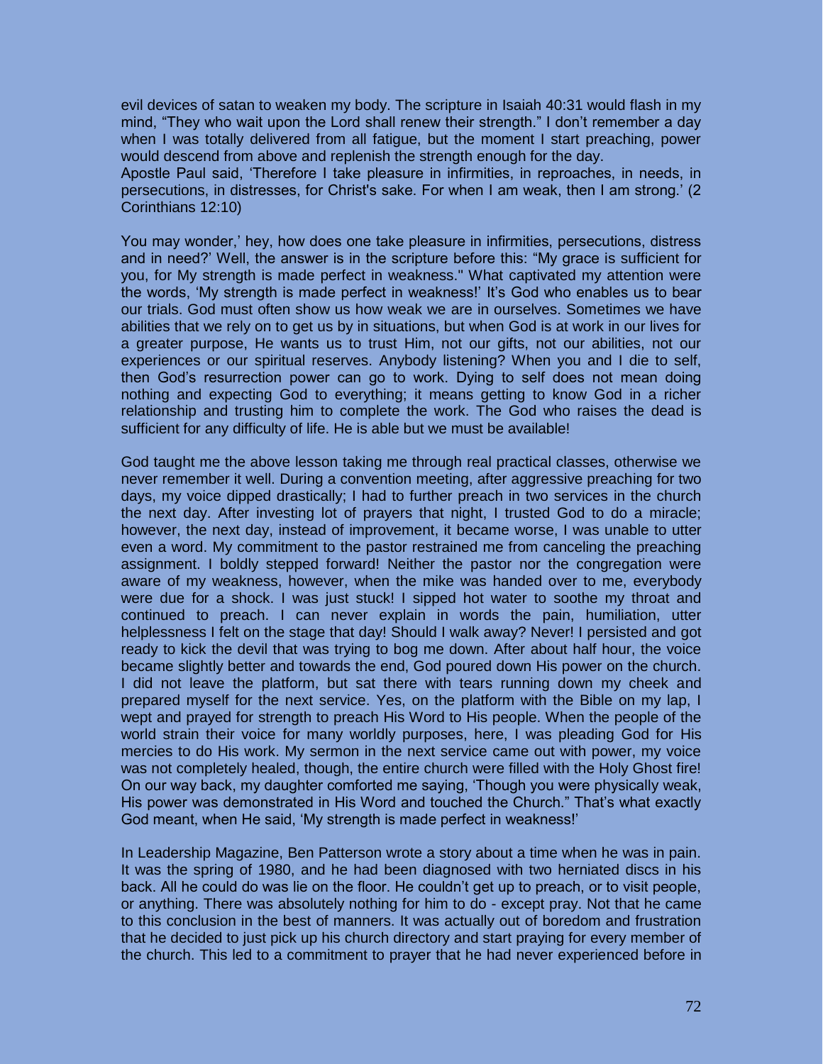evil devices of satan to weaken my body. The scripture in Isaiah 40:31 would flash in my mind, “They who wait upon the Lord shall renew their strength.” I don’t remember a day when I was totally delivered from all fatigue, but the moment I start preaching, power would descend from above and replenish the strength enough for the day.
Apostle Paul said, ‘Therefore I take pleasure in infirmities, in reproaches, in needs, in persecutions, in distresses, for Christ's sake. For when I am weak, then I am strong.’ (2 Corinthians 12:10)

You may wonder,’ hey, how does one take pleasure in infirmities, persecutions, distress and in need?’ Well, the answer is in the scripture before this: “My grace is sufficient for you, for My strength is made perfect in weakness." What captivated my attention were the words, ‘My strength is made perfect in weakness!’ It’s God who enables us to bear our trials. God must often show us how weak we are in ourselves. Sometimes we have abilities that we rely on to get us by in situations, but when God is at work in our lives for a greater purpose, He wants us to trust Him, not our gifts, not our abilities, not our experiences or our spiritual reserves. Anybody listening? When you and I die to self, then God’s resurrection power can go to work. Dying to self does not mean doing nothing and expecting God to everything; it means getting to know God in a richer relationship and trusting him to complete the work. The God who raises the dead is sufficient for any difficulty of life. He is able but we must be available!

God taught me the above lesson taking me through real practical classes, otherwise we never remember it well. During a convention meeting, after aggressive preaching for two days, my voice dipped drastically; I had to further preach in two services in the church the next day. After investing lot of prayers that night, I trusted God to do a miracle; however, the next day, instead of improvement, it became worse, I was unable to utter even a word. My commitment to the pastor restrained me from canceling the preaching assignment. I boldly stepped forward! Neither the pastor nor the congregation were aware of my weakness, however, when the mike was handed over to me, everybody were due for a shock. I was just stuck! I sipped hot water to soothe my throat and continued to preach. I can never explain in words the pain, humiliation, utter helplessness I felt on the stage that day! Should I walk away? Never! I persisted and got ready to kick the devil that was trying to bog me down. After about half hour, the voice became slightly better and towards the end, God poured down His power on the church. I did not leave the platform, but sat there with tears running down my cheek and prepared myself for the next service. Yes, on the platform with the Bible on my lap, I wept and prayed for strength to preach His Word to His people. When the people of the world strain their voice for many worldly purposes, here, I was pleading God for His mercies to do His work. My sermon in the next service came out with power, my voice was not completely healed, though, the entire church were filled with the Holy Ghost fire! On our way back, my daughter comforted me saying, ‘Though you were physically weak, His power was demonstrated in His Word and touched the Church.” That’s what exactly God meant, when He said, ‘My strength is made perfect in weakness!’

In Leadership Magazine, Ben Patterson wrote a story about a time when he was in pain. It was the spring of 1980, and he had been diagnosed with two herniated discs in his back. All he could do was lie on the floor. He couldn’t get up to preach, or to visit people, or anything. There was absolutely nothing for him to do - except pray. Not that he came to this conclusion in the best of manners. It was actually out of boredom and frustration that he decided to just pick up his church directory and start praying for every member of the church. This led to a commitment to prayer that he had never experienced before in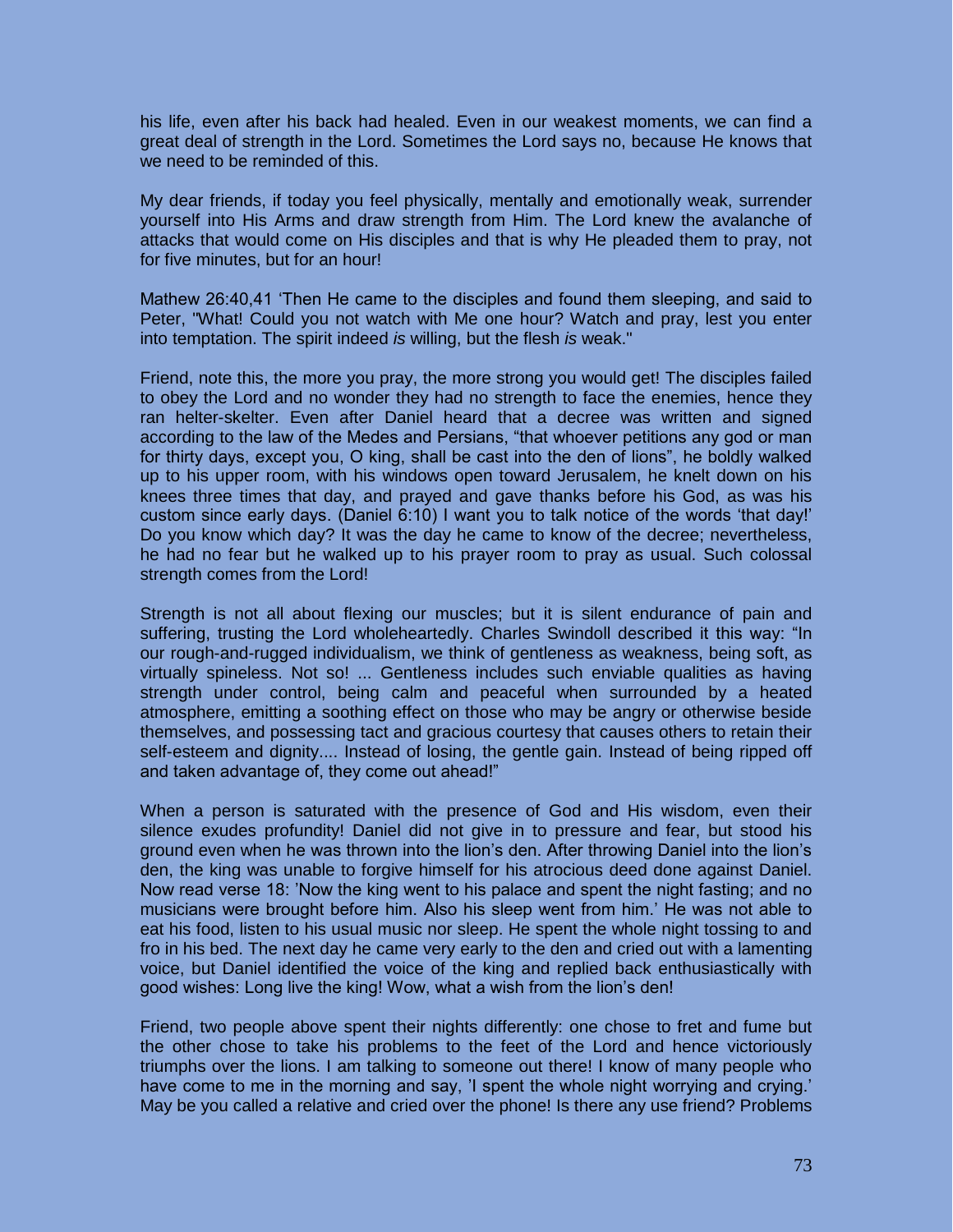his life, even after his back had healed. Even in our weakest moments, we can find a great deal of strength in the Lord. Sometimes the Lord says no, because He knows that we need to be reminded of this.

My dear friends, if today you feel physically, mentally and emotionally weak, surrender yourself into His Arms and draw strength from Him. The Lord knew the avalanche of attacks that would come on His disciples and that is why He pleaded them to pray, not for five minutes, but for an hour!

Mathew 26:40,41 'Then He came to the disciples and found them sleeping, and said to Peter, "What! Could you not watch with Me one hour? Watch and pray, lest you enter into temptation. The spirit indeed *is* willing, but the flesh *is* weak."

Friend, note this, the more you pray, the more strong you would get! The disciples failed to obey the Lord and no wonder they had no strength to face the enemies, hence they ran helter-skelter. Even after Daniel heard that a decree was written and signed according to the law of the Medes and Persians, "that whoever petitions any god or man for thirty days, except you, O king, shall be cast into the den of lions", he boldly walked up to his upper room, with his windows open toward Jerusalem, he knelt down on his knees three times that day, and prayed and gave thanks before his God, as was his custom since early days. (Daniel 6:10) I want you to talk notice of the words 'that day!' Do you know which day? It was the day he came to know of the decree; nevertheless, he had no fear but he walked up to his prayer room to pray as usual. Such colossal strength comes from the Lord!

Strength is not all about flexing our muscles; but it is silent endurance of pain and suffering, trusting the Lord wholeheartedly. Charles Swindoll described it this way: "In our rough-and-rugged individualism, we think of gentleness as weakness, being soft, as virtually spineless. Not so! ... Gentleness includes such enviable qualities as having strength under control, being calm and peaceful when surrounded by a heated atmosphere, emitting a soothing effect on those who may be angry or otherwise beside themselves, and possessing tact and gracious courtesy that causes others to retain their self-esteem and dignity.... Instead of losing, the gentle gain. Instead of being ripped off and taken advantage of, they come out ahead!"

When a person is saturated with the presence of God and His wisdom, even their silence exudes profundity! Daniel did not give in to pressure and fear, but stood his ground even when he was thrown into the lion's den. After throwing Daniel into the lion's den, the king was unable to forgive himself for his atrocious deed done against Daniel. Now read verse 18: 'Now the king went to his palace and spent the night fasting; and no musicians were brought before him. Also his sleep went from him.' He was not able to eat his food, listen to his usual music nor sleep. He spent the whole night tossing to and fro in his bed. The next day he came very early to the den and cried out with a lamenting voice, but Daniel identified the voice of the king and replied back enthusiastically with good wishes: Long live the king! Wow, what a wish from the lion's den!

Friend, two people above spent their nights differently: one chose to fret and fume but the other chose to take his problems to the feet of the Lord and hence victoriously triumphs over the lions. I am talking to someone out there! I know of many people who have come to me in the morning and say, 'I spent the whole night worrying and crying.' May be you called a relative and cried over the phone! Is there any use friend? Problems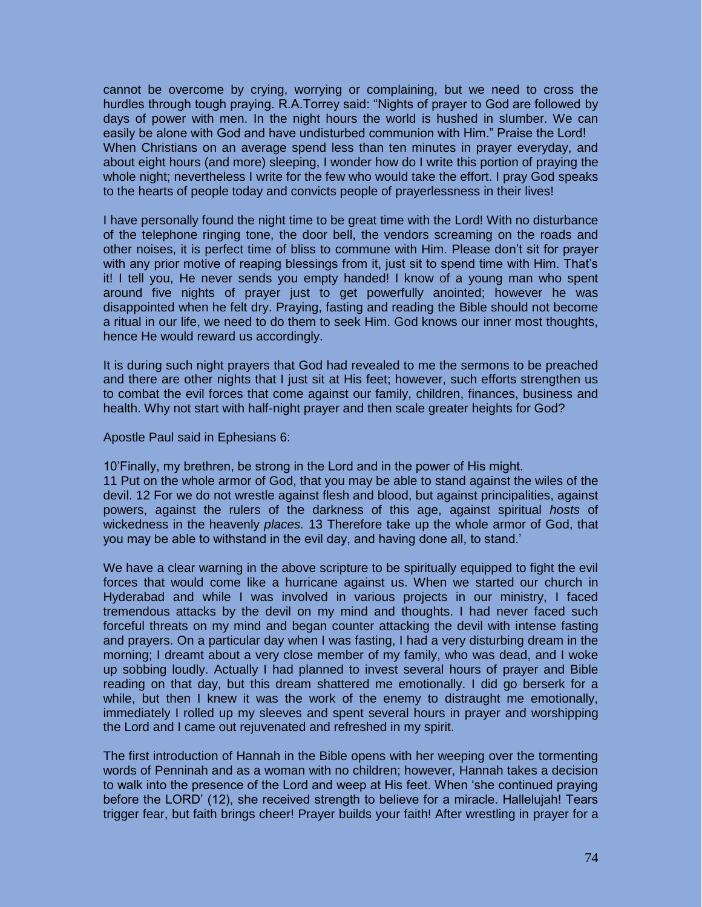cannot be overcome by crying, worrying or complaining, but we need to cross the hurdles through tough praying. R.A.Torrey said: "Nights of prayer to God are followed by days of power with men. In the night hours the world is hushed in slumber. We can easily be alone with God and have undisturbed communion with Him." Praise the Lord! When Christians on an average spend less than ten minutes in prayer everyday, and about eight hours (and more) sleeping, I wonder how do I write this portion of praying the whole night; nevertheless I write for the few who would take the effort. I pray God speaks to the hearts of people today and convicts people of prayerlessness in their lives!

I have personally found the night time to be great time with the Lord! With no disturbance of the telephone ringing tone, the door bell, the vendors screaming on the roads and other noises, it is perfect time of bliss to commune with Him. Please don't sit for prayer with any prior motive of reaping blessings from it, just sit to spend time with Him. That's it! I tell you, He never sends you empty handed! I know of a young man who spent around five nights of prayer just to get powerfully anointed; however he was disappointed when he felt dry. Praying, fasting and reading the Bible should not become a ritual in our life, we need to do them to seek Him. God knows our inner most thoughts, hence He would reward us accordingly.

It is during such night prayers that God had revealed to me the sermons to be preached and there are other nights that I just sit at His feet; however, such efforts strengthen us to combat the evil forces that come against our family, children, finances, business and health. Why not start with half-night prayer and then scale greater heights for God?

Apostle Paul said in Ephesians 6:

10'Finally, my brethren, be strong in the Lord and in the power of His might.
11 Put on the whole armor of God, that you may be able to stand against the wiles of the devil. 12 For we do not wrestle against flesh and blood, but against principalities, against powers, against the rulers of the darkness of this age, against spiritual *hosts* of wickedness in the heavenly *places.* 13 Therefore take up the whole armor of God, that you may be able to withstand in the evil day, and having done all, to stand.'

We have a clear warning in the above scripture to be spiritually equipped to fight the evil forces that would come like a hurricane against us. When we started our church in Hyderabad and while I was involved in various projects in our ministry, I faced tremendous attacks by the devil on my mind and thoughts. I had never faced such forceful threats on my mind and began counter attacking the devil with intense fasting and prayers. On a particular day when I was fasting, I had a very disturbing dream in the morning; I dreamt about a very close member of my family, who was dead, and I woke up sobbing loudly. Actually I had planned to invest several hours of prayer and Bible reading on that day, but this dream shattered me emotionally. I did go berserk for a while, but then I knew it was the work of the enemy to distraught me emotionally, immediately I rolled up my sleeves and spent several hours in prayer and worshipping the Lord and I came out rejuvenated and refreshed in my spirit.

The first introduction of Hannah in the Bible opens with her weeping over the tormenting words of Penninah and as a woman with no children; however, Hannah takes a decision to walk into the presence of the Lord and weep at His feet. When 'she continued praying before the LORD' (12), she received strength to believe for a miracle. Hallelujah! Tears trigger fear, but faith brings cheer! Prayer builds your faith! After wrestling in prayer for a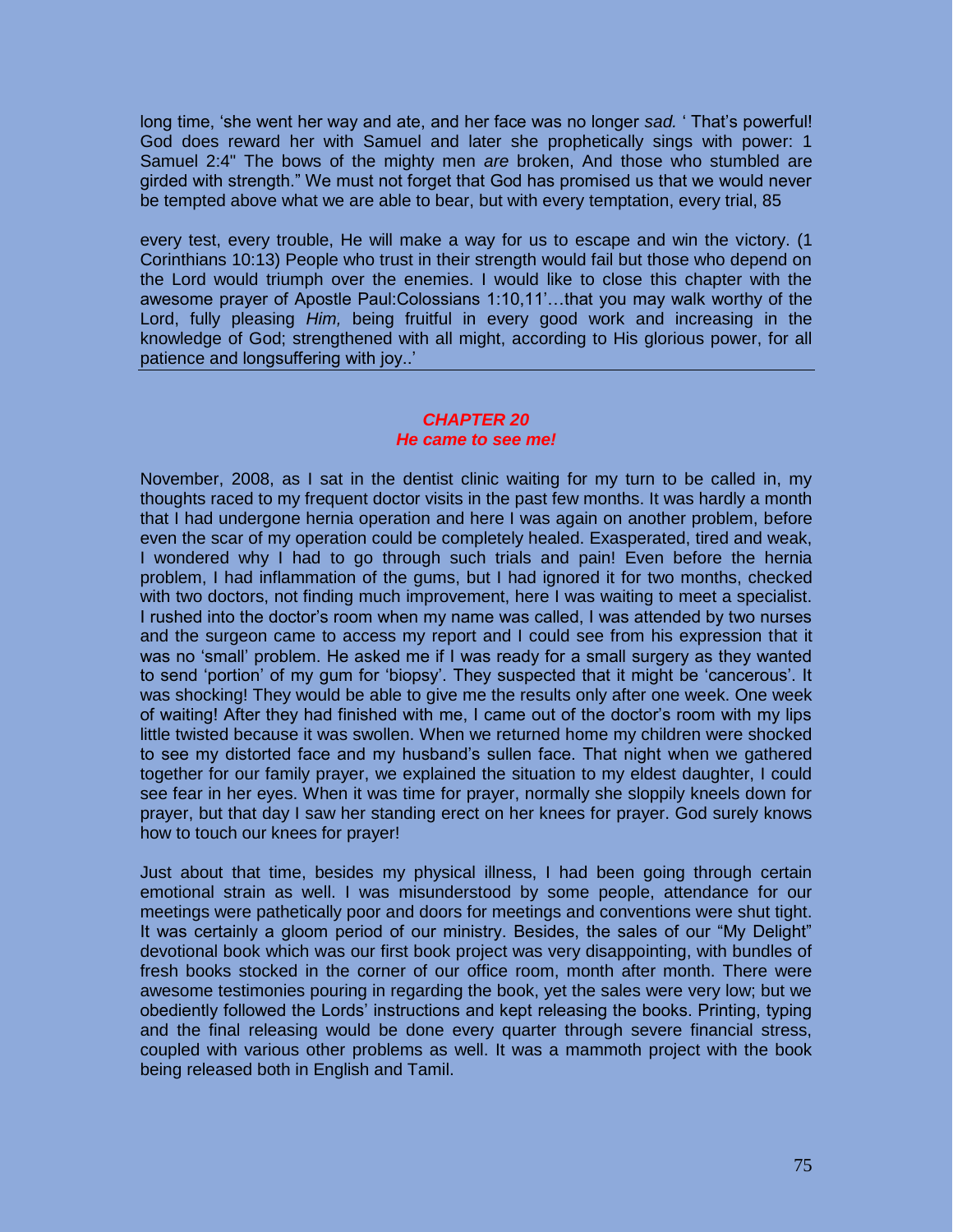long time, 'she went her way and ate, and her face was no longer *sad.* ' That's powerful! God does reward her with Samuel and later she prophetically sings with power: 1 Samuel 2:4" The bows of the mighty men *are* broken, And those who stumbled are girded with strength." We must not forget that God has promised us that we would never be tempted above what we are able to bear, but with every temptation, every trial, 85

every test, every trouble, He will make a way for us to escape and win the victory. (1 Corinthians 10:13) People who trust in their strength would fail but those who depend on the Lord would triumph over the enemies. I would like to close this chapter with the awesome prayer of Apostle Paul:Colossians 1:10,11'…that you may walk worthy of the Lord, fully pleasing *Him,* being fruitful in every good work and increasing in the knowledge of God; strengthened with all might, according to His glorious power, for all patience and longsuffering with joy..'

## *CHAPTER 20*
## *He came to see me!*

November, 2008, as I sat in the dentist clinic waiting for my turn to be called in, my thoughts raced to my frequent doctor visits in the past few months. It was hardly a month that I had undergone hernia operation and here I was again on another problem, before even the scar of my operation could be completely healed. Exasperated, tired and weak, I wondered why I had to go through such trials and pain! Even before the hernia problem, I had inflammation of the gums, but I had ignored it for two months, checked with two doctors, not finding much improvement, here I was waiting to meet a specialist. I rushed into the doctor's room when my name was called, I was attended by two nurses and the surgeon came to access my report and I could see from his expression that it was no 'small' problem. He asked me if I was ready for a small surgery as they wanted to send 'portion' of my gum for 'biopsy'. They suspected that it might be 'cancerous'. It was shocking! They would be able to give me the results only after one week. One week of waiting! After they had finished with me, I came out of the doctor's room with my lips little twisted because it was swollen. When we returned home my children were shocked to see my distorted face and my husband's sullen face. That night when we gathered together for our family prayer, we explained the situation to my eldest daughter, I could see fear in her eyes. When it was time for prayer, normally she sloppily kneels down for prayer, but that day I saw her standing erect on her knees for prayer. God surely knows how to touch our knees for prayer!

Just about that time, besides my physical illness, I had been going through certain emotional strain as well. I was misunderstood by some people, attendance for our meetings were pathetically poor and doors for meetings and conventions were shut tight. It was certainly a gloom period of our ministry. Besides, the sales of our "My Delight" devotional book which was our first book project was very disappointing, with bundles of fresh books stocked in the corner of our office room, month after month. There were awesome testimonies pouring in regarding the book, yet the sales were very low; but we obediently followed the Lords' instructions and kept releasing the books. Printing, typing and the final releasing would be done every quarter through severe financial stress, coupled with various other problems as well. It was a mammoth project with the book being released both in English and Tamil.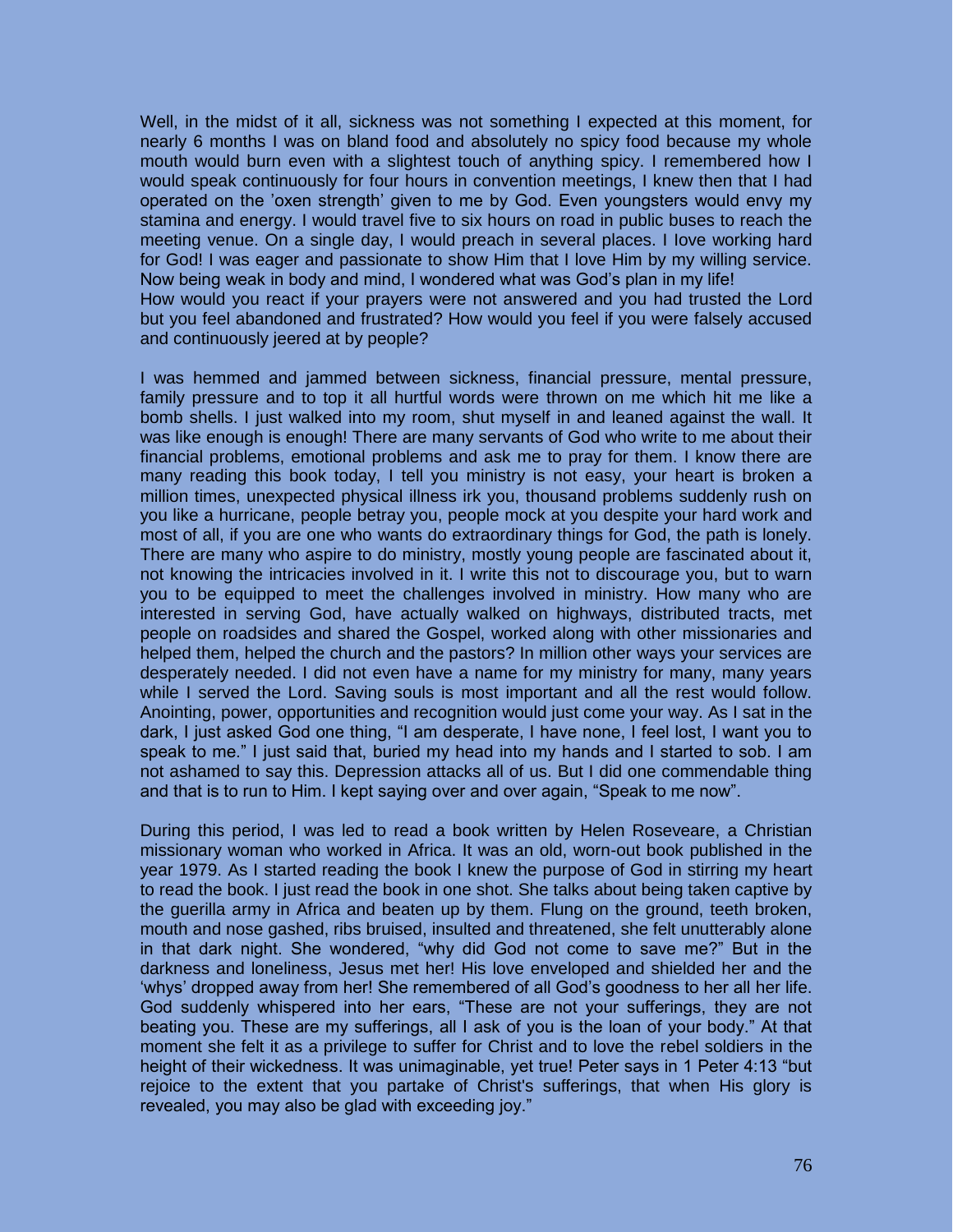Well, in the midst of it all, sickness was not something I expected at this moment, for nearly 6 months I was on bland food and absolutely no spicy food because my whole mouth would burn even with a slightest touch of anything spicy. I remembered how I would speak continuously for four hours in convention meetings, I knew then that I had operated on the 'oxen strength' given to me by God. Even youngsters would envy my stamina and energy. I would travel five to six hours on road in public buses to reach the meeting venue. On a single day, I would preach in several places. I love working hard for God! I was eager and passionate to show Him that I love Him by my willing service. Now being weak in body and mind, I wondered what was God's plan in my life!
How would you react if your prayers were not answered and you had trusted the Lord but you feel abandoned and frustrated? How would you feel if you were falsely accused and continuously jeered at by people?

I was hemmed and jammed between sickness, financial pressure, mental pressure, family pressure and to top it all hurtful words were thrown on me which hit me like a bomb shells. I just walked into my room, shut myself in and leaned against the wall. It was like enough is enough! There are many servants of God who write to me about their financial problems, emotional problems and ask me to pray for them. I know there are many reading this book today, I tell you ministry is not easy, your heart is broken a million times, unexpected physical illness irk you, thousand problems suddenly rush on you like a hurricane, people betray you, people mock at you despite your hard work and most of all, if you are one who wants do extraordinary things for God, the path is lonely. There are many who aspire to do ministry, mostly young people are fascinated about it, not knowing the intricacies involved in it. I write this not to discourage you, but to warn you to be equipped to meet the challenges involved in ministry. How many who are interested in serving God, have actually walked on highways, distributed tracts, met people on roadsides and shared the Gospel, worked along with other missionaries and helped them, helped the church and the pastors? In million other ways your services are desperately needed. I did not even have a name for my ministry for many, many years while I served the Lord. Saving souls is most important and all the rest would follow. Anointing, power, opportunities and recognition would just come your way. As I sat in the dark, I just asked God one thing, "I am desperate, I have none, I feel lost, I want you to speak to me." I just said that, buried my head into my hands and I started to sob. I am not ashamed to say this. Depression attacks all of us. But I did one commendable thing and that is to run to Him. I kept saying over and over again, "Speak to me now".

During this period, I was led to read a book written by Helen Roseveare, a Christian missionary woman who worked in Africa. It was an old, worn-out book published in the year 1979. As I started reading the book I knew the purpose of God in stirring my heart to read the book. I just read the book in one shot. She talks about being taken captive by the guerilla army in Africa and beaten up by them. Flung on the ground, teeth broken, mouth and nose gashed, ribs bruised, insulted and threatened, she felt unutterably alone in that dark night. She wondered, "why did God not come to save me?" But in the darkness and loneliness, Jesus met her! His love enveloped and shielded her and the 'whys' dropped away from her! She remembered of all God's goodness to her all her life. God suddenly whispered into her ears, "These are not your sufferings, they are not beating you. These are my sufferings, all I ask of you is the loan of your body." At that moment she felt it as a privilege to suffer for Christ and to love the rebel soldiers in the height of their wickedness. It was unimaginable, yet true! Peter says in 1 Peter 4:13 "but rejoice to the extent that you partake of Christ's sufferings, that when His glory is revealed, you may also be glad with exceeding joy."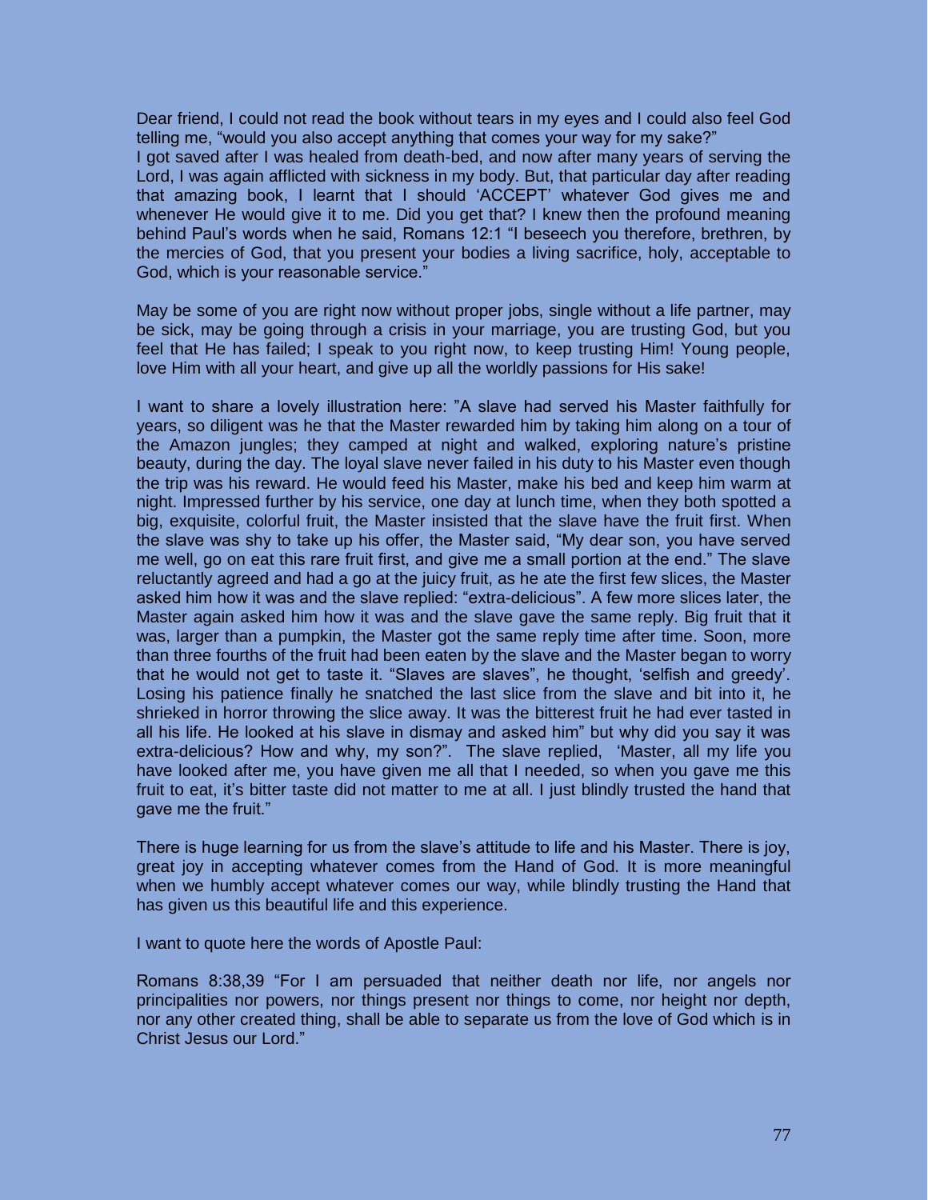Dear friend, I could not read the book without tears in my eyes and I could also feel God telling me, “would you also accept anything that comes your way for my sake?”
I got saved after I was healed from death-bed, and now after many years of serving the Lord, I was again afflicted with sickness in my body. But, that particular day after reading that amazing book, I learnt that I should ‘ACCEPT’ whatever God gives me and whenever He would give it to me. Did you get that? I knew then the profound meaning behind Paul’s words when he said, Romans 12:1 “I beseech you therefore, brethren, by the mercies of God, that you present your bodies a living sacrifice, holy, acceptable to God, which is your reasonable service.”

May be some of you are right now without proper jobs, single without a life partner, may be sick, may be going through a crisis in your marriage, you are trusting God, but you feel that He has failed; I speak to you right now, to keep trusting Him! Young people, love Him with all your heart, and give up all the worldly passions for His sake!

I want to share a lovely illustration here: ”A slave had served his Master faithfully for years, so diligent was he that the Master rewarded him by taking him along on a tour of the Amazon jungles; they camped at night and walked, exploring nature’s pristine beauty, during the day. The loyal slave never failed in his duty to his Master even though the trip was his reward. He would feed his Master, make his bed and keep him warm at night. Impressed further by his service, one day at lunch time, when they both spotted a big, exquisite, colorful fruit, the Master insisted that the slave have the fruit first. When the slave was shy to take up his offer, the Master said, “My dear son, you have served me well, go on eat this rare fruit first, and give me a small portion at the end.” The slave reluctantly agreed and had a go at the juicy fruit, as he ate the first few slices, the Master asked him how it was and the slave replied: “extra-delicious”. A few more slices later, the Master again asked him how it was and the slave gave the same reply. Big fruit that it was, larger than a pumpkin, the Master got the same reply time after time. Soon, more than three fourths of the fruit had been eaten by the slave and the Master began to worry that he would not get to taste it. “Slaves are slaves”, he thought, ‘selfish and greedy’. Losing his patience finally he snatched the last slice from the slave and bit into it, he shrieked in horror throwing the slice away. It was the bitterest fruit he had ever tasted in all his life. He looked at his slave in dismay and asked him” but why did you say it was extra-delicious? How and why, my son?”. The slave replied, ‘Master, all my life you have looked after me, you have given me all that I needed, so when you gave me this fruit to eat, it’s bitter taste did not matter to me at all. I just blindly trusted the hand that gave me the fruit.”

There is huge learning for us from the slave’s attitude to life and his Master. There is joy, great joy in accepting whatever comes from the Hand of God. It is more meaningful when we humbly accept whatever comes our way, while blindly trusting the Hand that has given us this beautiful life and this experience.

I want to quote here the words of Apostle Paul:

Romans 8:38,39 “For I am persuaded that neither death nor life, nor angels nor principalities nor powers, nor things present nor things to come, nor height nor depth, nor any other created thing, shall be able to separate us from the love of God which is in Christ Jesus our Lord.”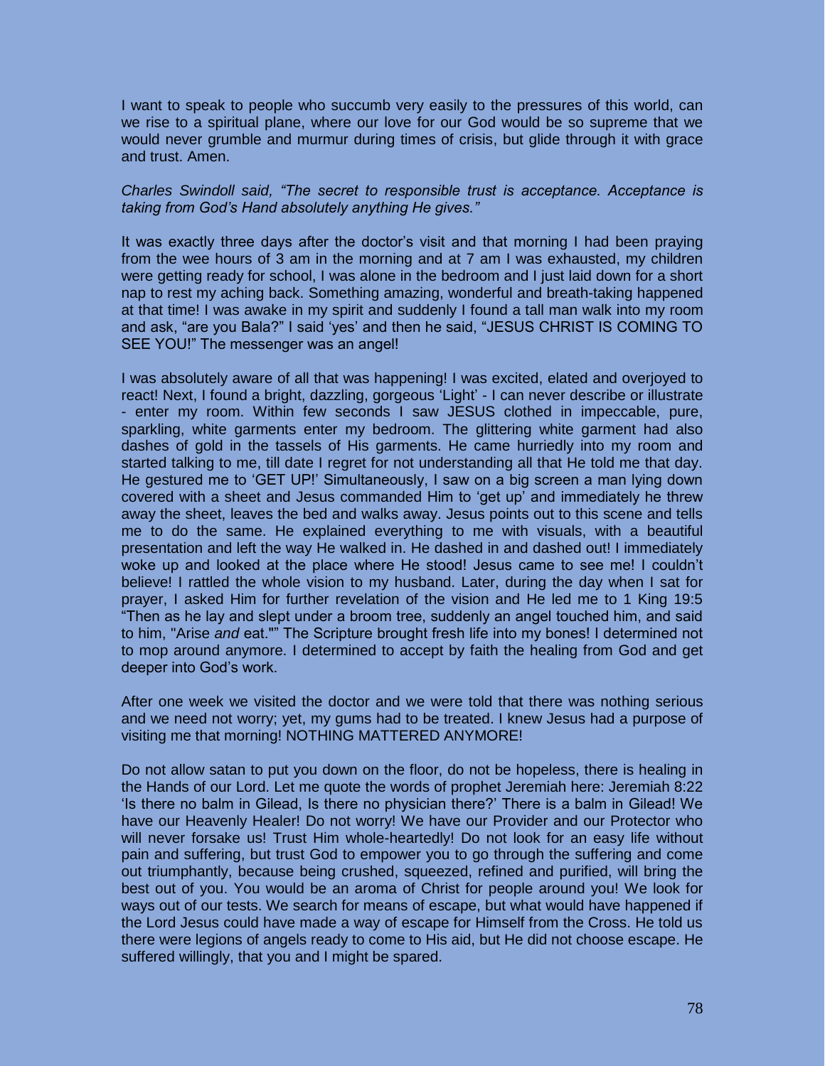I want to speak to people who succumb very easily to the pressures of this world, can we rise to a spiritual plane, where our love for our God would be so supreme that we would never grumble and murmur during times of crisis, but glide through it with grace and trust. Amen.

*Charles Swindoll said, "The secret to responsible trust is acceptance. Acceptance is taking from God's Hand absolutely anything He gives."*

It was exactly three days after the doctor's visit and that morning I had been praying from the wee hours of 3 am in the morning and at 7 am I was exhausted, my children were getting ready for school, I was alone in the bedroom and I just laid down for a short nap to rest my aching back. Something amazing, wonderful and breath-taking happened at that time! I was awake in my spirit and suddenly I found a tall man walk into my room and ask, "are you Bala?" I said 'yes' and then he said, "JESUS CHRIST IS COMING TO SEE YOU!" The messenger was an angel!

I was absolutely aware of all that was happening! I was excited, elated and overjoyed to react! Next, I found a bright, dazzling, gorgeous 'Light' - I can never describe or illustrate - enter my room. Within few seconds I saw JESUS clothed in impeccable, pure, sparkling, white garments enter my bedroom. The glittering white garment had also dashes of gold in the tassels of His garments. He came hurriedly into my room and started talking to me, till date I regret for not understanding all that He told me that day. He gestured me to 'GET UP!' Simultaneously, I saw on a big screen a man lying down covered with a sheet and Jesus commanded Him to 'get up' and immediately he threw away the sheet, leaves the bed and walks away. Jesus points out to this scene and tells me to do the same. He explained everything to me with visuals, with a beautiful presentation and left the way He walked in. He dashed in and dashed out! I immediately woke up and looked at the place where He stood! Jesus came to see me! I couldn't believe! I rattled the whole vision to my husband. Later, during the day when I sat for prayer, I asked Him for further revelation of the vision and He led me to 1 King 19:5 "Then as he lay and slept under a broom tree, suddenly an angel touched him, and said to him, "Arise *and* eat."" The Scripture brought fresh life into my bones! I determined not to mop around anymore. I determined to accept by faith the healing from God and get deeper into God's work.

After one week we visited the doctor and we were told that there was nothing serious and we need not worry; yet, my gums had to be treated. I knew Jesus had a purpose of visiting me that morning! NOTHING MATTERED ANYMORE!

Do not allow satan to put you down on the floor, do not be hopeless, there is healing in the Hands of our Lord. Let me quote the words of prophet Jeremiah here: Jeremiah 8:22 'Is there no balm in Gilead, Is there no physician there?' There is a balm in Gilead! We have our Heavenly Healer! Do not worry! We have our Provider and our Protector who will never forsake us! Trust Him whole-heartedly! Do not look for an easy life without pain and suffering, but trust God to empower you to go through the suffering and come out triumphantly, because being crushed, squeezed, refined and purified, will bring the best out of you. You would be an aroma of Christ for people around you! We look for ways out of our tests. We search for means of escape, but what would have happened if the Lord Jesus could have made a way of escape for Himself from the Cross. He told us there were legions of angels ready to come to His aid, but He did not choose escape. He suffered willingly, that you and I might be spared.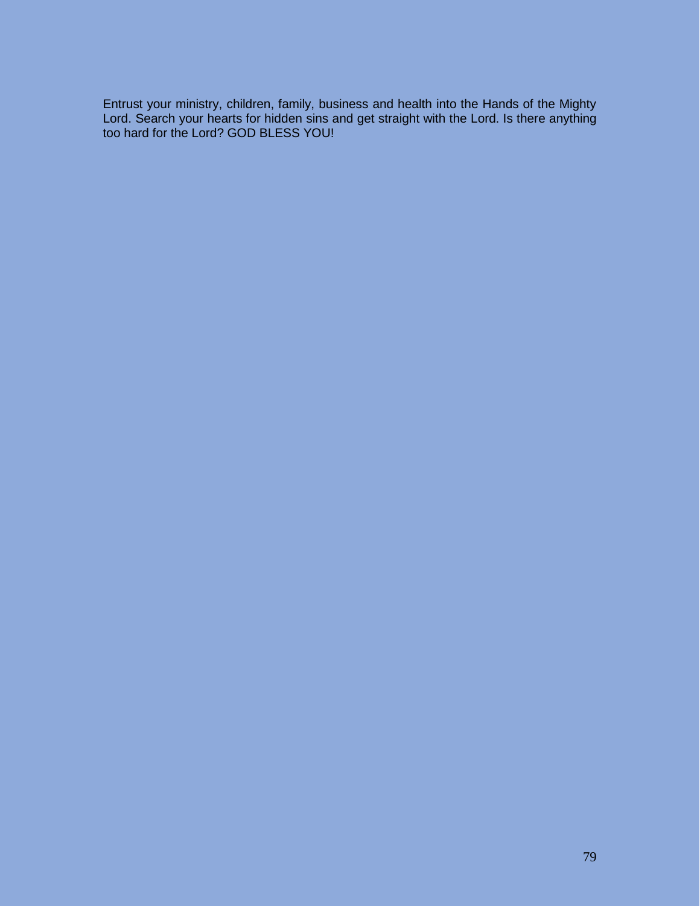Entrust your ministry, children, family, business and health into the Hands of the Mighty Lord. Search your hearts for hidden sins and get straight with the Lord. Is there anything too hard for the Lord? GOD BLESS YOU!